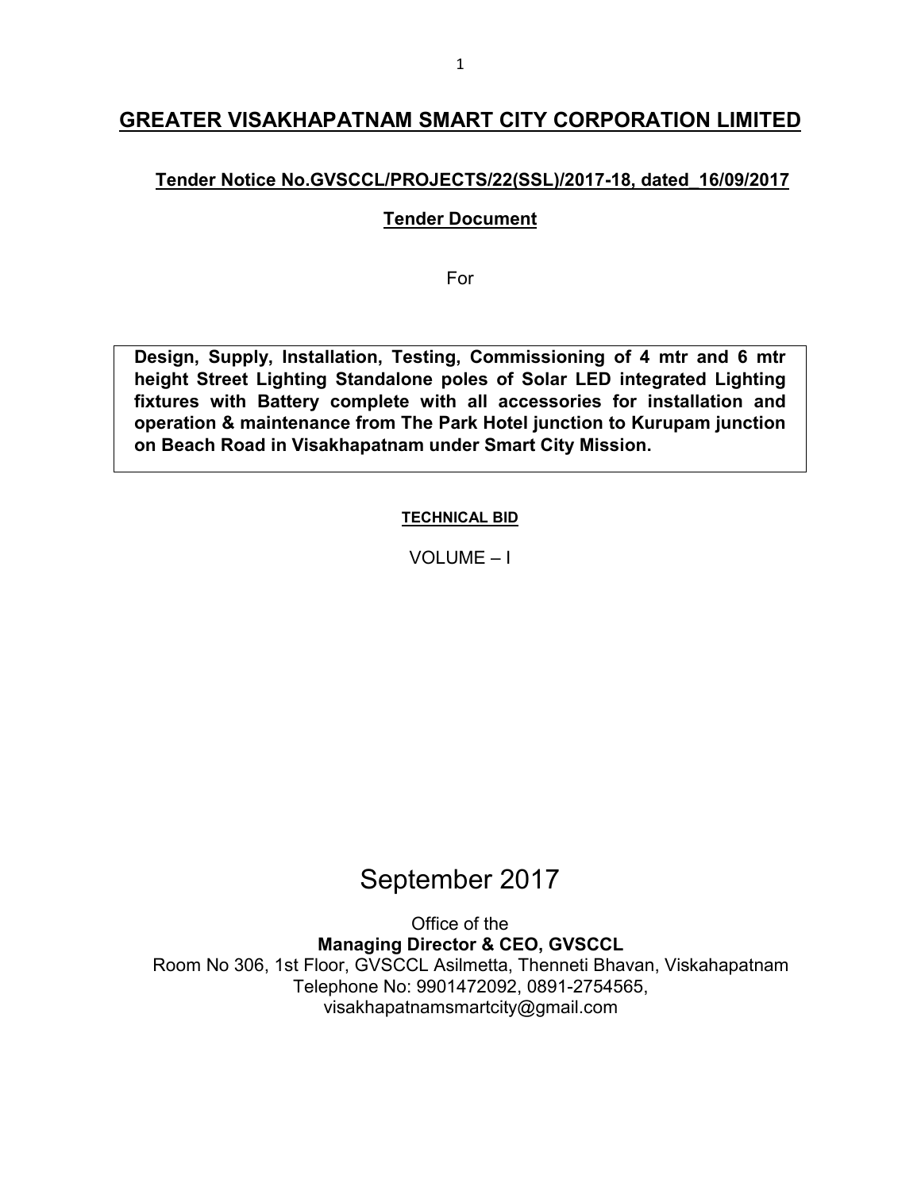# GREATER VISAKHAPATNAM SMART CITY CORPORATION LIMITED

**Tender Notice No.GVSCCL/PROJECTS/22(SSL)/2017-18, dated_16/09/2017**

**Tender Document**

For

**Design, Supply, Installation, Testing, Commissioning of 4 mtr and 6 mtr height Street Lighting Standalone poles of Solar LED integrated Lighting fixtures with Battery complete with all accessories for installation and operation & maintenance from The Park Hotel junction to Kurupam junction on Beach Road in Visakhapatnam under Smart City Mission.**

**TECHNICAL BID**

VOLUME – I

September 2017

Office of the
**Managing Director & CEO, GVSCCL**
Room No 306, 1st Floor, GVSCCL Asilmetta, Thenneti Bhavan, Viskahapatnam
Telephone No: 9901472092, 0891-2754565,
visakhapatnamsmartcity@gmail.com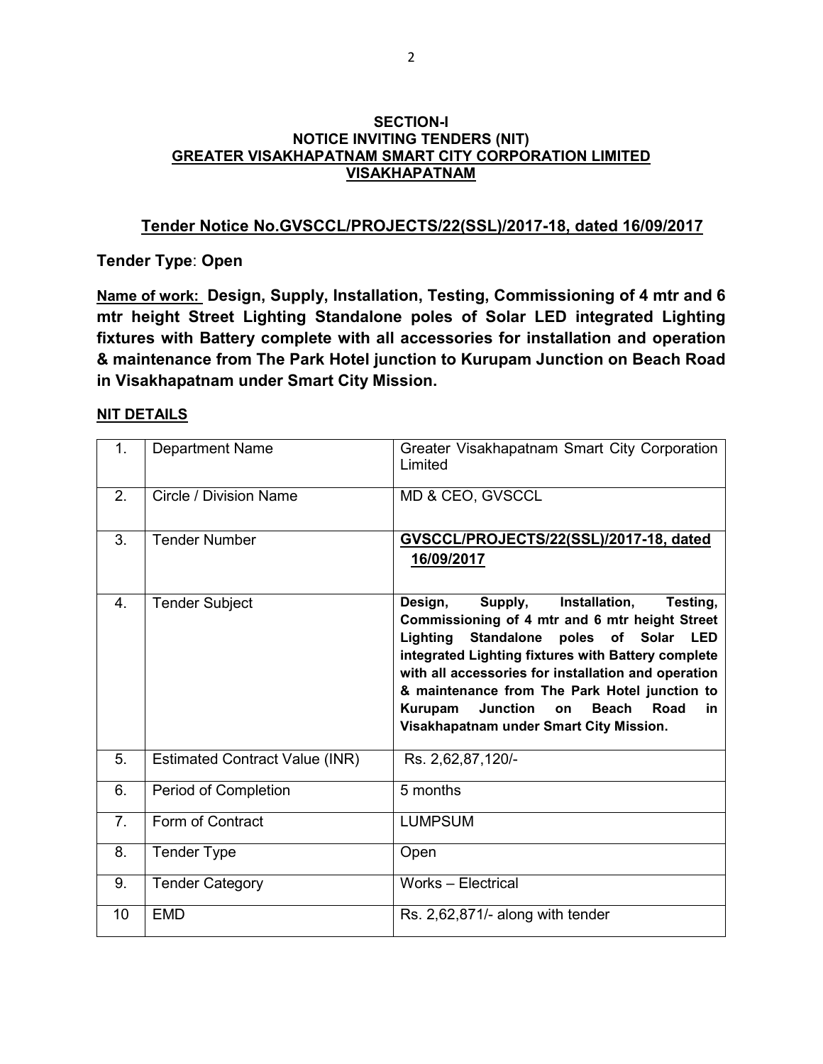**SECTION-I**
**NOTICE INVITING TENDERS (NIT)**
**GREATER VISAKHAPATNAM SMART CITY CORPORATION LIMITED**
**VISAKHAPATNAM**

## Tender Notice No.GVSCCL/PROJECTS/22(SSL)/2017-18, dated 16/09/2017

**Tender Type**: **Open**

**Name of work:** **Design, Supply, Installation, Testing, Commissioning of 4 mtr and 6 mtr height Street Lighting Standalone poles of Solar LED integrated Lighting fixtures with Battery complete with all accessories for installation and operation & maintenance from The Park Hotel junction to Kurupam Junction on Beach Road in Visakhapatnam under Smart City Mission.**

**NIT DETAILS**

| | | |
|---|---|---|
| 1. | Department Name | Greater Visakhapatnam Smart City Corporation Limited |
| 2. | Circle / Division Name | MD & CEO, GVSCCL |
| 3. | Tender Number | **GVSCCL/PROJECTS/22(SSL)/2017-18, dated 16/09/2017** |
| 4. | Tender Subject | **Design, Supply, Installation, Testing, Commissioning of 4 mtr and 6 mtr height Street Lighting Standalone poles of Solar LED integrated Lighting fixtures with Battery complete with all accessories for installation and operation & maintenance from The Park Hotel junction to Kurupam Junction on Beach Road in Visakhapatnam under Smart City Mission.** |
| 5. | Estimated Contract Value (INR) | Rs. 2,62,87,120/- |
| 6. | Period of Completion | 5 months |
| 7. | Form of Contract | LUMPSUM |
| 8. | Tender Type | Open |
| 9. | Tender Category | Works – Electrical |
| 10 | EMD | Rs. 2,62,871/- along with tender |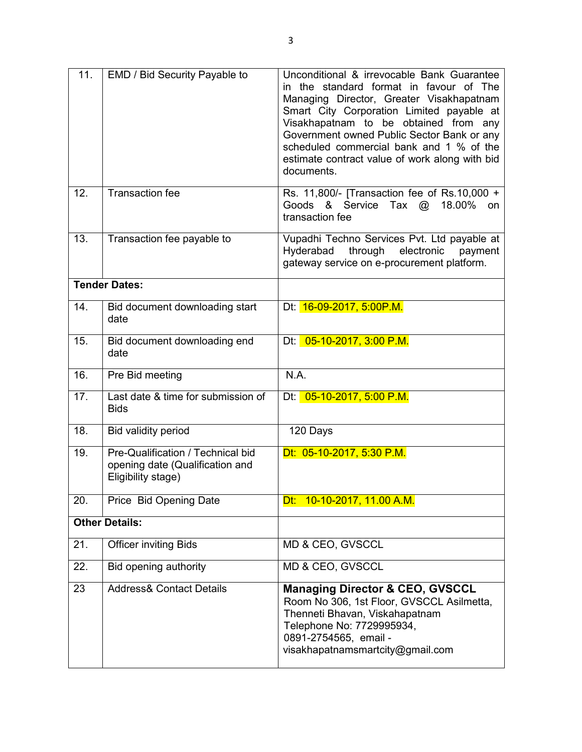| | | |
|---|---|---|
| 11. | EMD / Bid Security Payable to | Unconditional & irrevocable Bank Guarantee in the standard format in favour of The Managing Director, Greater Visakhapatnam Smart City Corporation Limited payable at Visakhapatnam to be obtained from any Government owned Public Sector Bank or any scheduled commercial bank and 1 % of the estimate contract value of work along with bid documents. |
| 12. | Transaction fee | Rs. 11,800/- [Transaction fee of Rs.10,000 + Goods & Service Tax @ 18.00% on transaction fee |
| 13. | Transaction fee payable to | Vupadhi Techno Services Pvt. Ltd payable at Hyderabad through electronic payment gateway service on e-procurement platform. |
| **Tender Dates:** | | |
| 14. | Bid document downloading start date | Dt: 16-09-2017, 5:00P.M. |
| 15. | Bid document downloading end date | Dt: 05-10-2017, 3:00 P.M. |
| 16. | Pre Bid meeting | N.A. |
| 17. | Last date & time for submission of Bids | Dt: 05-10-2017, 5:00 P.M. |
| 18. | Bid validity period | 120 Days |
| 19. | Pre-Qualification / Technical bid opening date (Qualification and Eligibility stage) | Dt: 05-10-2017, 5:30 P.M. |
| 20. | Price Bid Opening Date | Dt: 10-10-2017, 11.00 A.M. |
| **Other Details:** | | |
| 21. | Officer inviting Bids | MD & CEO, GVSCCL |
| 22. | Bid opening authority | MD & CEO, GVSCCL |
| 23 | Address& Contact Details | **Managing Director & CEO, GVSCCL** Room No 306, 1st Floor, GVSCCL Asilmetta, Thenneti Bhavan, Viskahapatnam Telephone No: 7729995934, 0891-2754565, email - visakhapatnamsmartcity@gmail.com |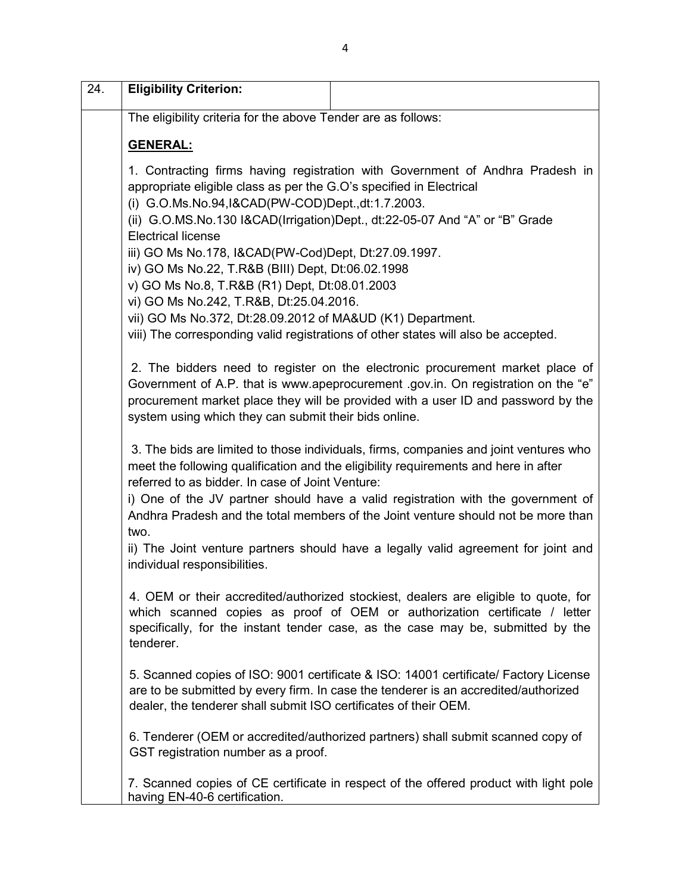| 24. | **Eligibility Criterion:** | |
|---|---|---|

The eligibility criteria for the above Tender are as follows:

**GENERAL:**

1. Contracting firms having registration with Government of Andhra Pradesh in appropriate eligible class as per the G.O's specified in Electrical
(i) G.O.Ms.No.94,I&CAD(PW-COD)Dept.,dt:1.7.2003.
(ii) G.O.MS.No.130 I&CAD(Irrigation)Dept., dt:22-05-07 And "A" or "B" Grade Electrical license
iii) GO Ms No.178, I&CAD(PW-Cod)Dept, Dt:27.09.1997.
iv) GO Ms No.22, T.R&B (BIII) Dept, Dt:06.02.1998
v) GO Ms No.8, T.R&B (R1) Dept, Dt:08.01.2003
vi) GO Ms No.242, T.R&B, Dt:25.04.2016.
vii) GO Ms No.372, Dt:28.09.2012 of MA&UD (K1) Department.
viii) The corresponding valid registrations of other states will also be accepted.

2. The bidders need to register on the electronic procurement market place of Government of A.P. that is www.apeprocurement .gov.in. On registration on the "e" procurement market place they will be provided with a user ID and password by the system using which they can submit their bids online.

3. The bids are limited to those individuals, firms, companies and joint ventures who meet the following qualification and the eligibility requirements and here in after referred to as bidder. In case of Joint Venture:
i) One of the JV partner should have a valid registration with the government of Andhra Pradesh and the total members of the Joint venture should not be more than two.
ii) The Joint venture partners should have a legally valid agreement for joint and individual responsibilities.

4. OEM or their accredited/authorized stockiest, dealers are eligible to quote, for which scanned copies as proof of OEM or authorization certificate / letter specifically, for the instant tender case, as the case may be, submitted by the tenderer.

5. Scanned copies of ISO: 9001 certificate & ISO: 14001 certificate/ Factory License are to be submitted by every firm. In case the tenderer is an accredited/authorized dealer, the tenderer shall submit ISO certificates of their OEM.

6. Tenderer (OEM or accredited/authorized partners) shall submit scanned copy of GST registration number as a proof.

7. Scanned copies of CE certificate in respect of the offered product with light pole having EN-40-6 certification.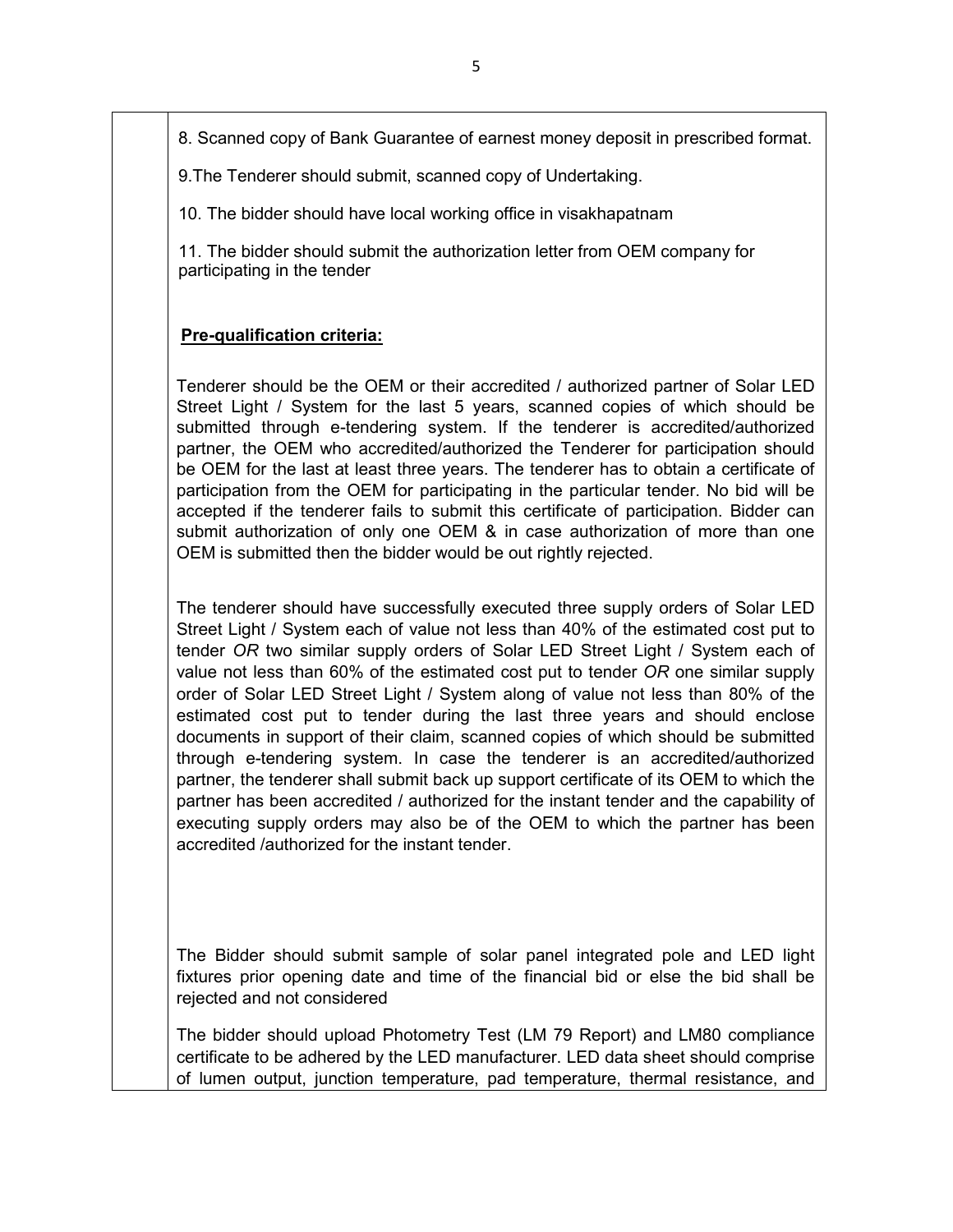8. Scanned copy of Bank Guarantee of earnest money deposit in prescribed format.

9.The Tenderer should submit, scanned copy of Undertaking.

10. The bidder should have local working office in visakhapatnam

11. The bidder should submit the authorization letter from OEM company for participating in the tender

**Pre-qualification criteria:**

Tenderer should be the OEM or their accredited / authorized partner of Solar LED Street Light / System for the last 5 years, scanned copies of which should be submitted through e-tendering system. If the tenderer is accredited/authorized partner, the OEM who accredited/authorized the Tenderer for participation should be OEM for the last at least three years. The tenderer has to obtain a certificate of participation from the OEM for participating in the particular tender. No bid will be accepted if the tenderer fails to submit this certificate of participation. Bidder can submit authorization of only one OEM & in case authorization of more than one OEM is submitted then the bidder would be out rightly rejected.

The tenderer should have successfully executed three supply orders of Solar LED Street Light / System each of value not less than 40% of the estimated cost put to tender *OR* two similar supply orders of Solar LED Street Light / System each of value not less than 60% of the estimated cost put to tender *OR* one similar supply order of Solar LED Street Light / System along of value not less than 80% of the estimated cost put to tender during the last three years and should enclose documents in support of their claim, scanned copies of which should be submitted through e-tendering system. In case the tenderer is an accredited/authorized partner, the tenderer shall submit back up support certificate of its OEM to which the partner has been accredited / authorized for the instant tender and the capability of executing supply orders may also be of the OEM to which the partner has been accredited /authorized for the instant tender.

The Bidder should submit sample of solar panel integrated pole and LED light fixtures prior opening date and time of the financial bid or else the bid shall be rejected and not considered

The bidder should upload Photometry Test (LM 79 Report) and LM80 compliance certificate to be adhered by the LED manufacturer. LED data sheet should comprise of lumen output, junction temperature, pad temperature, thermal resistance, and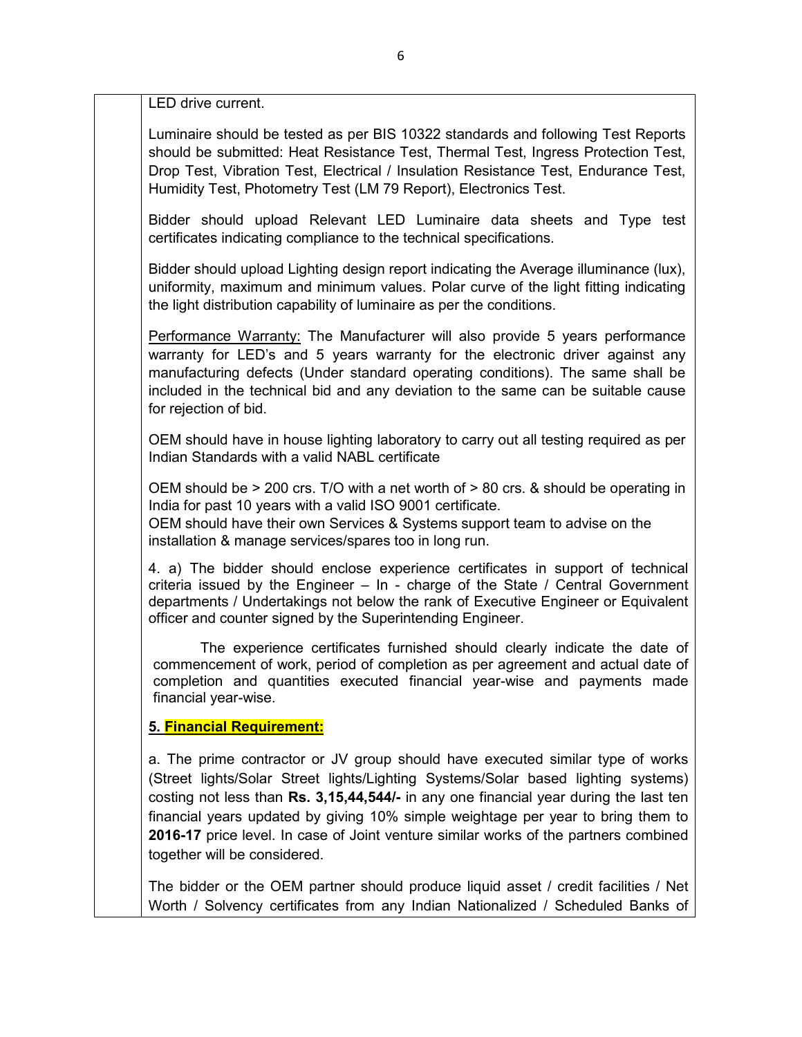LED drive current.

Luminaire should be tested as per BIS 10322 standards and following Test Reports should be submitted: Heat Resistance Test, Thermal Test, Ingress Protection Test, Drop Test, Vibration Test, Electrical / Insulation Resistance Test, Endurance Test, Humidity Test, Photometry Test (LM 79 Report), Electronics Test.

Bidder should upload Relevant LED Luminaire data sheets and Type test certificates indicating compliance to the technical specifications.

Bidder should upload Lighting design report indicating the Average illuminance (lux), uniformity, maximum and minimum values. Polar curve of the light fitting indicating the light distribution capability of luminaire as per the conditions.

Performance Warranty: The Manufacturer will also provide 5 years performance warranty for LED's and 5 years warranty for the electronic driver against any manufacturing defects (Under standard operating conditions). The same shall be included in the technical bid and any deviation to the same can be suitable cause for rejection of bid.

OEM should have in house lighting laboratory to carry out all testing required as per Indian Standards with a valid NABL certificate

OEM should be > 200 crs. T/O with a net worth of > 80 crs. & should be operating in India for past 10 years with a valid ISO 9001 certificate.
OEM should have their own Services & Systems support team to advise on the installation & manage services/spares too in long run.

4. a) The bidder should enclose experience certificates in support of technical criteria issued by the Engineer – In - charge of the State / Central Government departments / Undertakings not below the rank of Executive Engineer or Equivalent officer and counter signed by the Superintending Engineer.

The experience certificates furnished should clearly indicate the date of commencement of work, period of completion as per agreement and actual date of completion and quantities executed financial year-wise and payments made financial year-wise.

**5. Financial Requirement:**

a. The prime contractor or JV group should have executed similar type of works (Street lights/Solar Street lights/Lighting Systems/Solar based lighting systems) costing not less than **Rs. 3,15,44,544/-** in any one financial year during the last ten financial years updated by giving 10% simple weightage per year to bring them to **2016-17** price level. In case of Joint venture similar works of the partners combined together will be considered.

The bidder or the OEM partner should produce liquid asset / credit facilities / Net Worth / Solvency certificates from any Indian Nationalized / Scheduled Banks of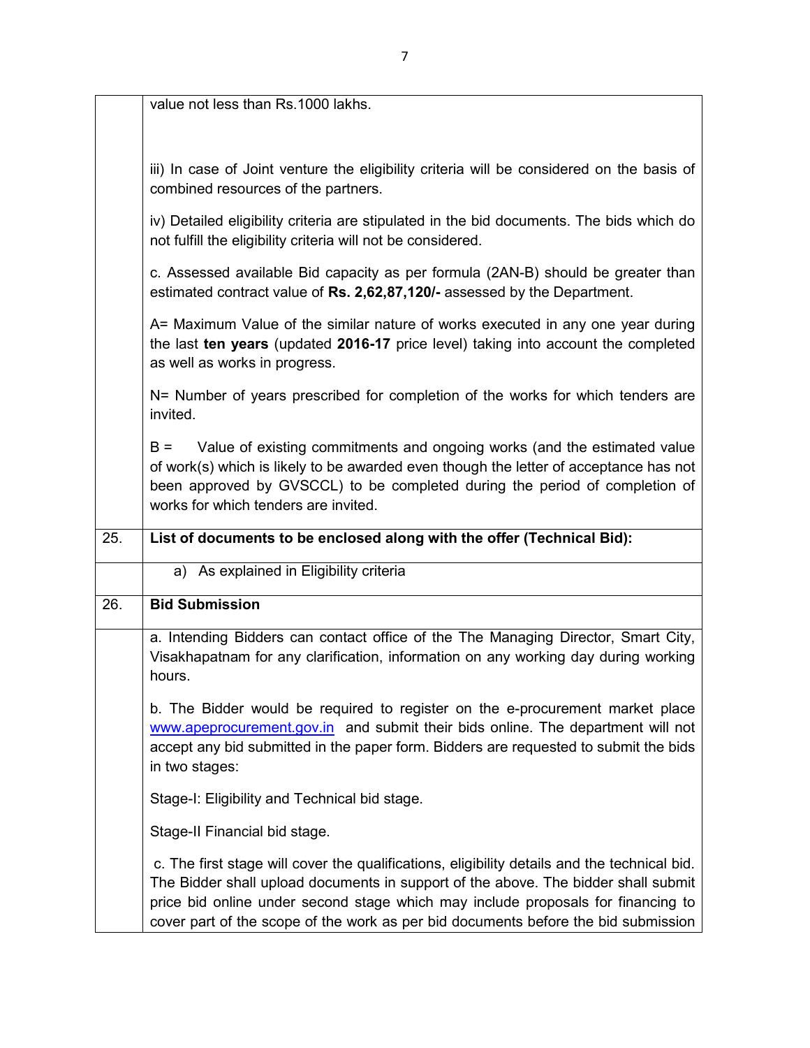| | |
|---|---|
| | value not less than Rs.1000 lakhs.<br><br>iii) In case of Joint venture the eligibility criteria will be considered on the basis of combined resources of the partners.<br><br>iv) Detailed eligibility criteria are stipulated in the bid documents. The bids which do not fulfill the eligibility criteria will not be considered.<br><br>c. Assessed available Bid capacity as per formula (2AN-B) should be greater than estimated contract value of **Rs. 2,62,87,120/-** assessed by the Department.<br><br>A= Maximum Value of the similar nature of works executed in any one year during the last **ten years** (updated **2016-17** price level) taking into account the completed as well as works in progress.<br><br>N= Number of years prescribed for completion of the works for which tenders are invited.<br><br>B = Value of existing commitments and ongoing works (and the estimated value of work(s) which is likely to be awarded even though the letter of acceptance has not been approved by GVSCCL) to be completed during the period of completion of works for which tenders are invited. |
| 25. | **List of documents to be enclosed along with the offer (Technical Bid):** |
| | a) As explained in Eligibility criteria |
| 26. | **Bid Submission** |
| | a. Intending Bidders can contact office of the The Managing Director, Smart City, Visakhapatnam for any clarification, information on any working day during working hours.<br><br>b. The Bidder would be required to register on the e-procurement market place www.apeprocurement.gov.in and submit their bids online. The department will not accept any bid submitted in the paper form. Bidders are requested to submit the bids in two stages:<br><br>Stage-I: Eligibility and Technical bid stage.<br><br>Stage-II Financial bid stage.<br><br>c. The first stage will cover the qualifications, eligibility details and the technical bid. The Bidder shall upload documents in support of the above. The bidder shall submit price bid online under second stage which may include proposals for financing to cover part of the scope of the work as per bid documents before the bid submission |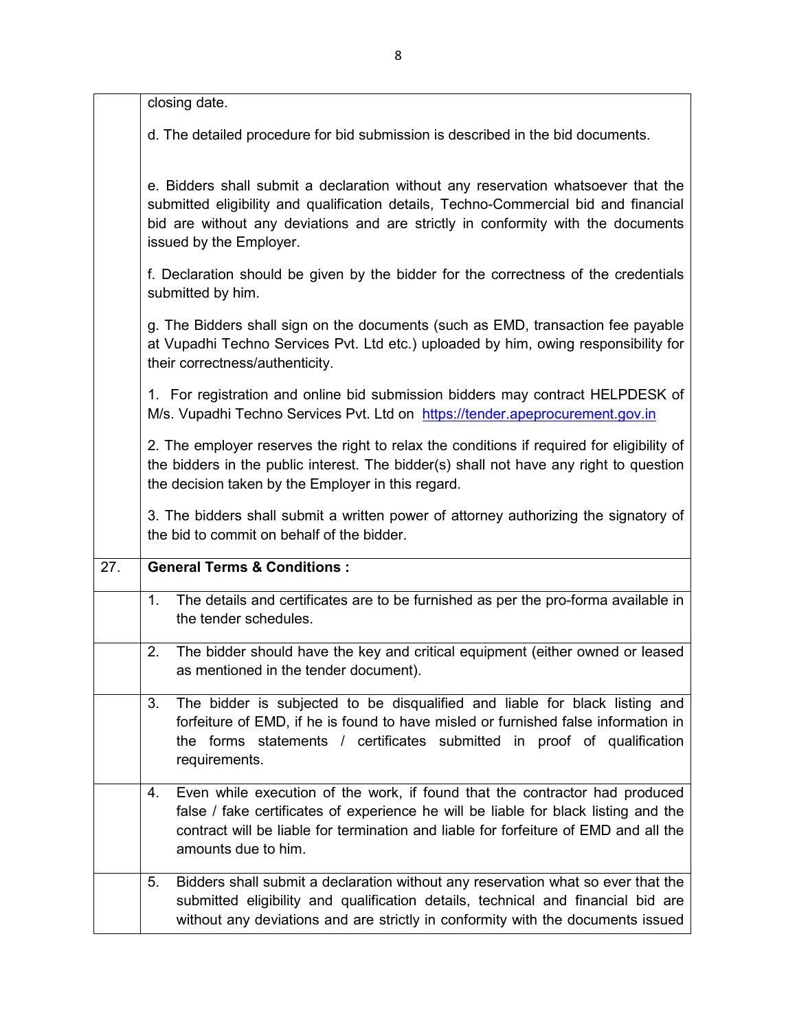| | |
|---|---|
| | closing date.<br><br>d. The detailed procedure for bid submission is described in the bid documents.<br><br>e. Bidders shall submit a declaration without any reservation whatsoever that the submitted eligibility and qualification details, Techno-Commercial bid and financial bid are without any deviations and are strictly in conformity with the documents issued by the Employer.<br><br>f. Declaration should be given by the bidder for the correctness of the credentials submitted by him.<br><br>g. The Bidders shall sign on the documents (such as EMD, transaction fee payable at Vupadhi Techno Services Pvt. Ltd etc.) uploaded by him, owing responsibility for their correctness/authenticity.<br><br>1. For registration and online bid submission bidders may contract HELPDESK of M/s. Vupadhi Techno Services Pvt. Ltd on https://tender.apeprocurement.gov.in<br><br>2. The employer reserves the right to relax the conditions if required for eligibility of the bidders in the public interest. The bidder(s) shall not have any right to question the decision taken by the Employer in this regard.<br><br>3. The bidders shall submit a written power of attorney authorizing the signatory of the bid to commit on behalf of the bidder. |
| 27. | **General Terms & Conditions :** |
| | 1. The details and certificates are to be furnished as per the pro-forma available in the tender schedules. |
| | 2. The bidder should have the key and critical equipment (either owned or leased as mentioned in the tender document). |
| | 3. The bidder is subjected to be disqualified and liable for black listing and forfeiture of EMD, if he is found to have misled or furnished false information in the forms statements / certificates submitted in proof of qualification requirements. |
| | 4. Even while execution of the work, if found that the contractor had produced false / fake certificates of experience he will be liable for black listing and the contract will be liable for termination and liable for forfeiture of EMD and all the amounts due to him. |
| | 5. Bidders shall submit a declaration without any reservation what so ever that the submitted eligibility and qualification details, technical and financial bid are without any deviations and are strictly in conformity with the documents issued |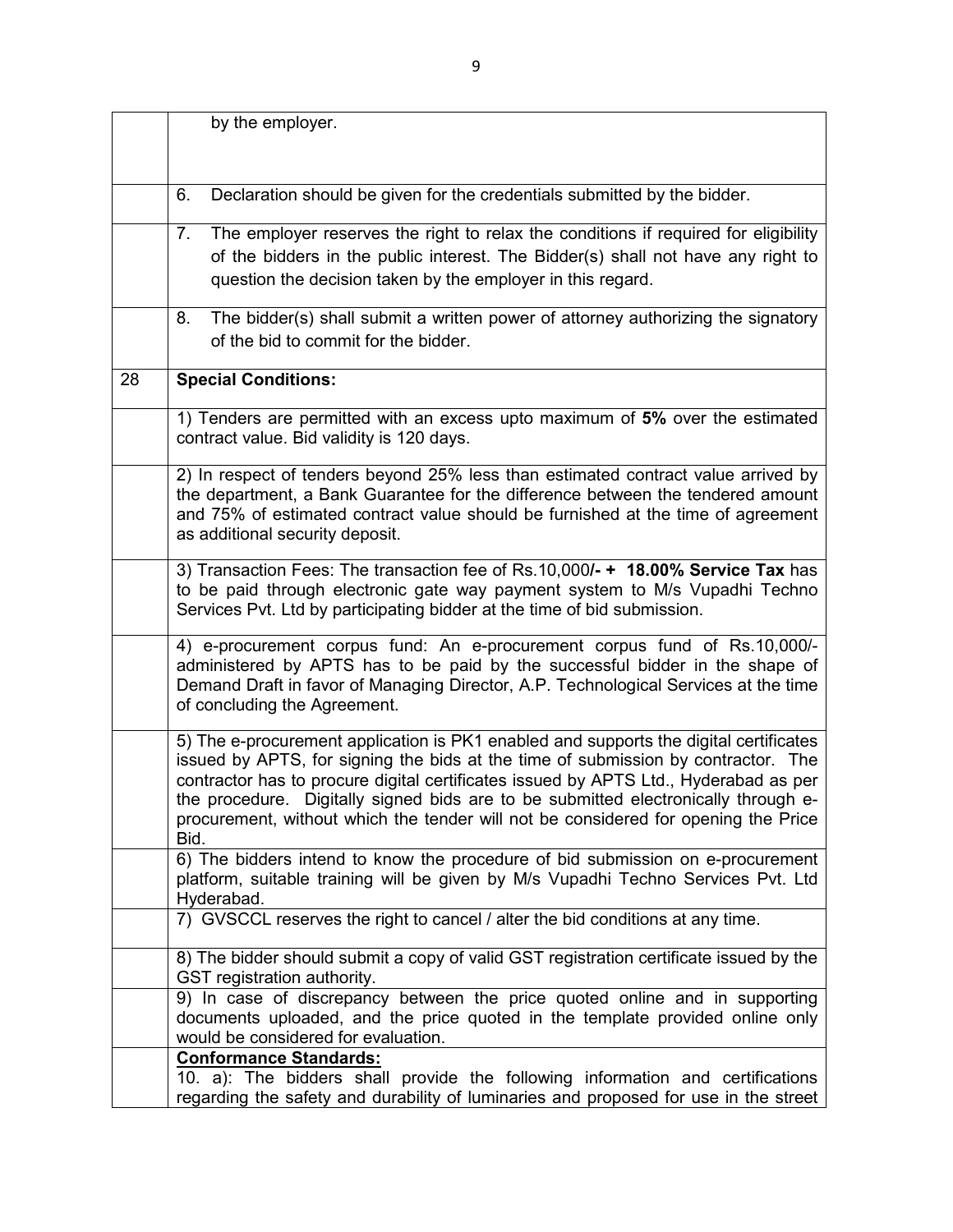| | |
|---|---|
| | by the employer. |
| | 6. Declaration should be given for the credentials submitted by the bidder. |
| | 7. The employer reserves the right to relax the conditions if required for eligibility of the bidders in the public interest. The Bidder(s) shall not have any right to question the decision taken by the employer in this regard. |
| | 8. The bidder(s) shall submit a written power of attorney authorizing the signatory of the bid to commit for the bidder. |
| 28 | **Special Conditions:** |
| | 1) Tenders are permitted with an excess upto maximum of **5%** over the estimated contract value. Bid validity is 120 days. |
| | 2) In respect of tenders beyond 25% less than estimated contract value arrived by the department, a Bank Guarantee for the difference between the tendered amount and 75% of estimated contract value should be furnished at the time of agreement as additional security deposit. |
| | 3) Transaction Fees: The transaction fee of Rs.10,000**/- + 18.00% Service Tax** has to be paid through electronic gate way payment system to M/s Vupadhi Techno Services Pvt. Ltd by participating bidder at the time of bid submission. |
| | 4) e-procurement corpus fund: An e-procurement corpus fund of Rs.10,000/- administered by APTS has to be paid by the successful bidder in the shape of Demand Draft in favor of Managing Director, A.P. Technological Services at the time of concluding the Agreement. |
| | 5) The e-procurement application is PK1 enabled and supports the digital certificates issued by APTS, for signing the bids at the time of submission by contractor. The contractor has to procure digital certificates issued by APTS Ltd., Hyderabad as per the procedure. Digitally signed bids are to be submitted electronically through e-procurement, without which the tender will not be considered for opening the Price Bid. |
| | 6) The bidders intend to know the procedure of bid submission on e-procurement platform, suitable training will be given by M/s Vupadhi Techno Services Pvt. Ltd Hyderabad. |
| | 7) GVSCCL reserves the right to cancel / alter the bid conditions at any time. |
| | 8) The bidder should submit a copy of valid GST registration certificate issued by the GST registration authority. |
| | 9) In case of discrepancy between the price quoted online and in supporting documents uploaded, and the price quoted in the template provided online only would be considered for evaluation. |
| | **Conformance Standards:**<br>10. a): The bidders shall provide the following information and certifications regarding the safety and durability of luminaries and proposed for use in the street |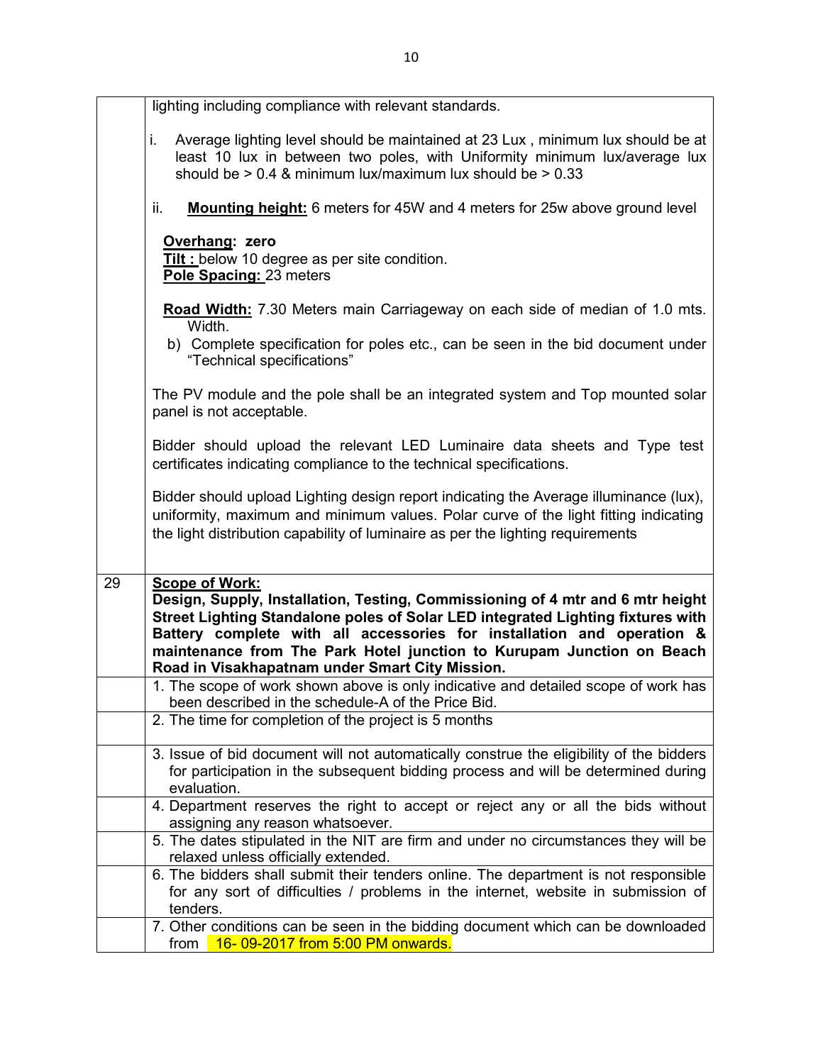| | |
|---|---|
| | lighting including compliance with relevant standards.<br><br>i. Average lighting level should be maintained at 23 Lux , minimum lux should be at least 10 lux in between two poles, with Uniformity minimum lux/average lux should be > 0.4 & minimum lux/maximum lux should be > 0.33<br><br>ii. **Mounting height:** 6 meters for 45W and 4 meters for 25w above ground level<br><br>**Overhang: zero**<br>**Tilt :** below 10 degree as per site condition.<br>**Pole Spacing:** 23 meters<br><br>**Road Width:** 7.30 Meters main Carriageway on each side of median of 1.0 mts. Width.<br>b) Complete specification for poles etc., can be seen in the bid document under "Technical specifications"<br><br>The PV module and the pole shall be an integrated system and Top mounted solar panel is not acceptable.<br><br>Bidder should upload the relevant LED Luminaire data sheets and Type test certificates indicating compliance to the technical specifications.<br><br>Bidder should upload Lighting design report indicating the Average illuminance (lux), uniformity, maximum and minimum values. Polar curve of the light fitting indicating the light distribution capability of luminaire as per the lighting requirements |
| 29 | **Scope of Work:**<br>**Design, Supply, Installation, Testing, Commissioning of 4 mtr and 6 mtr height Street Lighting Standalone poles of Solar LED integrated Lighting fixtures with Battery complete with all accessories for installation and operation & maintenance from The Park Hotel junction to Kurupam Junction on Beach Road in Visakhapatnam under Smart City Mission.** |
| | 1. The scope of work shown above is only indicative and detailed scope of work has been described in the schedule-A of the Price Bid. |
| | 2. The time for completion of the project is 5 months |
| | 3. Issue of bid document will not automatically construe the eligibility of the bidders for participation in the subsequent bidding process and will be determined during evaluation. |
| | 4. Department reserves the right to accept or reject any or all the bids without assigning any reason whatsoever. |
| | 5. The dates stipulated in the NIT are firm and under no circumstances they will be relaxed unless officially extended. |
| | 6. The bidders shall submit their tenders online. The department is not responsible for any sort of difficulties / problems in the internet, website in submission of tenders. |
| | 7. Other conditions can be seen in the bidding document which can be downloaded from 16- 09-2017 from 5:00 PM onwards. |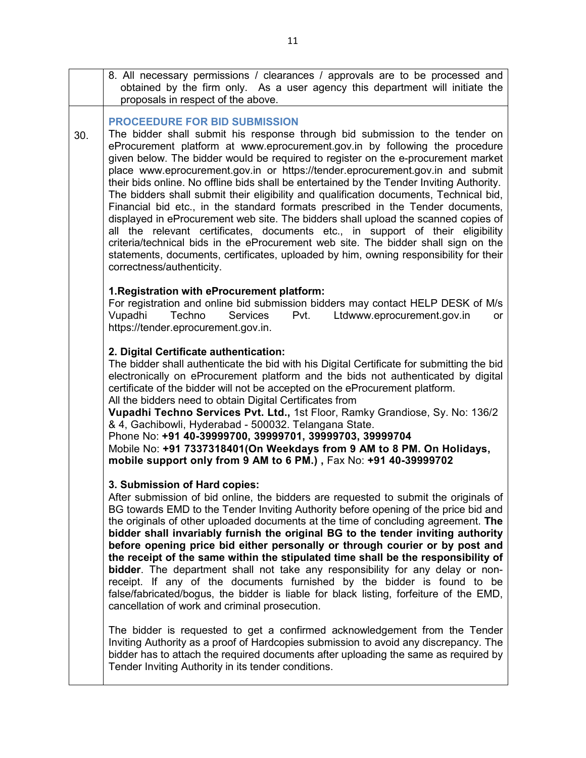| | |
|---|---|
| | 8. All necessary permissions / clearances / approvals are to be processed and obtained by the firm only. As a user agency this department will initiate the proposals in respect of the above. |
| 30. | **PROCEEDURE FOR BID SUBMISSION**<br>The bidder shall submit his response through bid submission to the tender on eProcurement platform at www.eprocurement.gov.in by following the procedure given below. The bidder would be required to register on the e-procurement market place www.eprocurement.gov.in or https://tender.eprocurement.gov.in and submit their bids online. No offline bids shall be entertained by the Tender Inviting Authority. The bidders shall submit their eligibility and qualification documents, Technical bid, Financial bid etc., in the standard formats prescribed in the Tender documents, displayed in eProcurement web site. The bidders shall upload the scanned copies of all the relevant certificates, documents etc., in support of their eligibility criteria/technical bids in the eProcurement web site. The bidder shall sign on the statements, documents, certificates, uploaded by him, owning responsibility for their correctness/authenticity.<br><br>**1.Registration with eProcurement platform:**<br>For registration and online bid submission bidders may contact HELP DESK of M/s Vupadhi Techno Services Pvt. Ltdwww.eprocurement.gov.in or https://tender.eprocurement.gov.in.<br><br>**2. Digital Certificate authentication:**<br>The bidder shall authenticate the bid with his Digital Certificate for submitting the bid electronically on eProcurement platform and the bids not authenticated by digital certificate of the bidder will not be accepted on the eProcurement platform.<br>All the bidders need to obtain Digital Certificates from<br>**Vupadhi Techno Services Pvt. Ltd.,** 1st Floor, Ramky Grandiose, Sy. No: 136/2 & 4, Gachibowli, Hyderabad - 500032. Telangana State.<br>Phone No: **+91 40-39999700, 39999701, 39999703, 39999704**<br>Mobile No: **+91 7337318401(On Weekdays from 9 AM to 8 PM. On Holidays, mobile support only from 9 AM to 6 PM.) ,** Fax No: **+91 40-39999702**<br><br>**3. Submission of Hard copies:**<br>After submission of bid online, the bidders are requested to submit the originals of BG towards EMD to the Tender Inviting Authority before opening of the price bid and the originals of other uploaded documents at the time of concluding agreement. **The bidder shall invariably furnish the original BG to the tender inviting authority before opening price bid either personally or through courier or by post and the receipt of the same within the stipulated time shall be the responsibility of bidder**. The department shall not take any responsibility for any delay or non-receipt. If any of the documents furnished by the bidder is found to be false/fabricated/bogus, the bidder is liable for black listing, forfeiture of the EMD, cancellation of work and criminal prosecution.<br><br>The bidder is requested to get a confirmed acknowledgement from the Tender Inviting Authority as a proof of Hardcopies submission to avoid any discrepancy. The bidder has to attach the required documents after uploading the same as required by Tender Inviting Authority in its tender conditions. |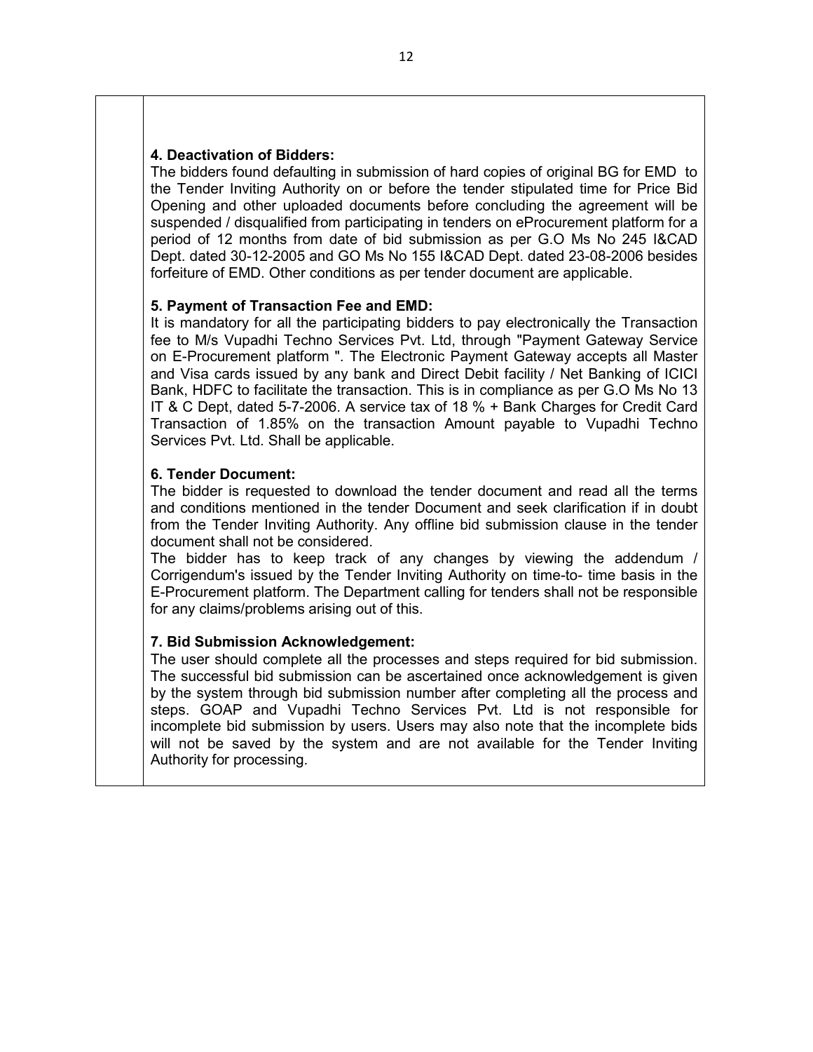**4. Deactivation of Bidders:**

The bidders found defaulting in submission of hard copies of original BG for EMD to the Tender Inviting Authority on or before the tender stipulated time for Price Bid Opening and other uploaded documents before concluding the agreement will be suspended / disqualified from participating in tenders on eProcurement platform for a period of 12 months from date of bid submission as per G.O Ms No 245 I&CAD Dept. dated 30-12-2005 and GO Ms No 155 I&CAD Dept. dated 23-08-2006 besides forfeiture of EMD. Other conditions as per tender document are applicable.

**5. Payment of Transaction Fee and EMD:**

It is mandatory for all the participating bidders to pay electronically the Transaction fee to M/s Vupadhi Techno Services Pvt. Ltd, through "Payment Gateway Service on E-Procurement platform ". The Electronic Payment Gateway accepts all Master and Visa cards issued by any bank and Direct Debit facility / Net Banking of ICICI Bank, HDFC to facilitate the transaction. This is in compliance as per G.O Ms No 13 IT & C Dept, dated 5-7-2006. A service tax of 18 % + Bank Charges for Credit Card Transaction of 1.85% on the transaction Amount payable to Vupadhi Techno Services Pvt. Ltd. Shall be applicable.

**6. Tender Document:**

The bidder is requested to download the tender document and read all the terms and conditions mentioned in the tender Document and seek clarification if in doubt from the Tender Inviting Authority. Any offline bid submission clause in the tender document shall not be considered.

The bidder has to keep track of any changes by viewing the addendum / Corrigendum's issued by the Tender Inviting Authority on time-to- time basis in the E-Procurement platform. The Department calling for tenders shall not be responsible for any claims/problems arising out of this.

**7. Bid Submission Acknowledgement:**

The user should complete all the processes and steps required for bid submission. The successful bid submission can be ascertained once acknowledgement is given by the system through bid submission number after completing all the process and steps. GOAP and Vupadhi Techno Services Pvt. Ltd is not responsible for incomplete bid submission by users. Users may also note that the incomplete bids will not be saved by the system and are not available for the Tender Inviting Authority for processing.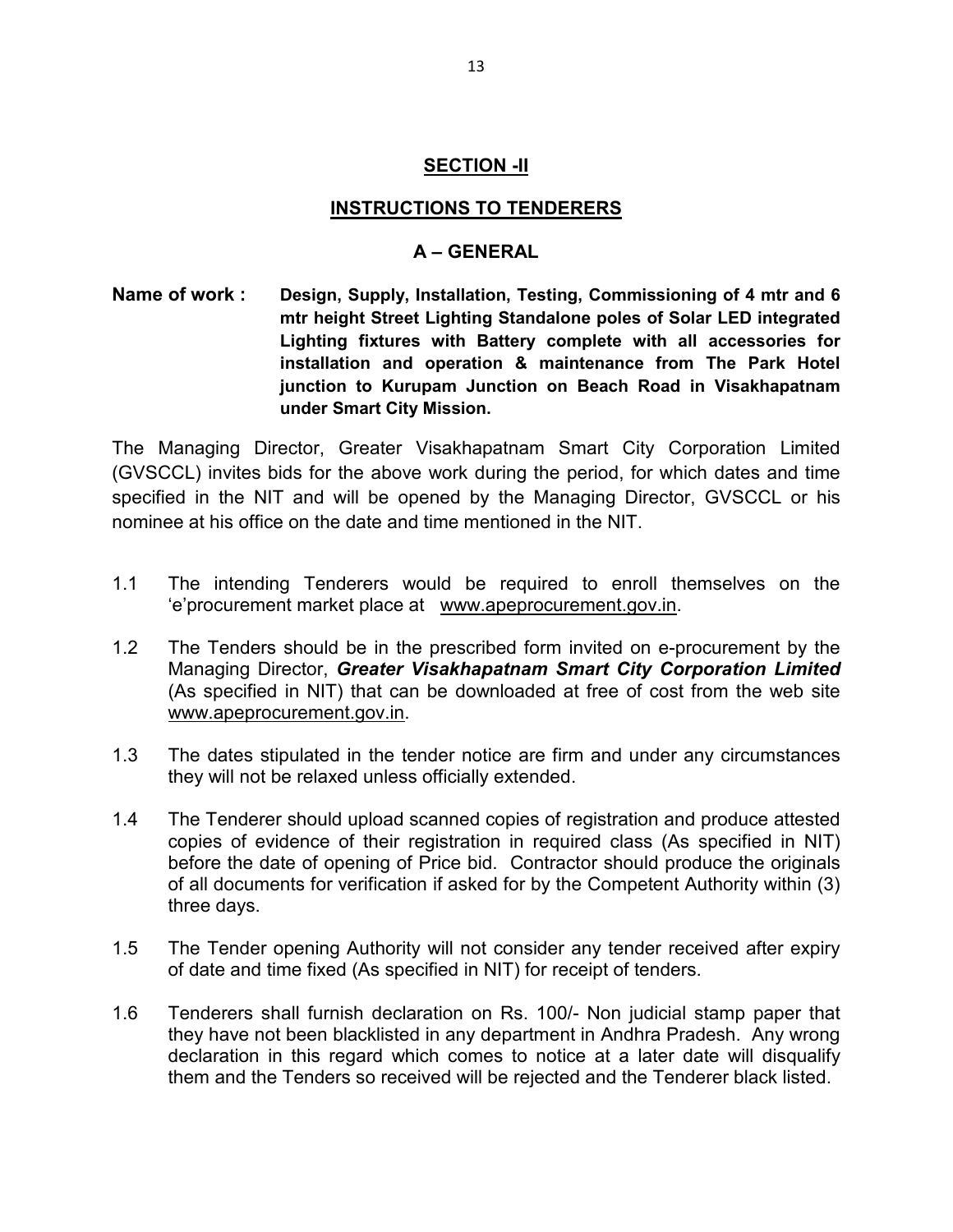## SECTION -II

## INSTRUCTIONS TO TENDERERS

### A – GENERAL

**Name of work :** **Design, Supply, Installation, Testing, Commissioning of 4 mtr and 6 mtr height Street Lighting Standalone poles of Solar LED integrated Lighting fixtures with Battery complete with all accessories for installation and operation & maintenance from The Park Hotel junction to Kurupam Junction on Beach Road in Visakhapatnam under Smart City Mission.**

The Managing Director, Greater Visakhapatnam Smart City Corporation Limited (GVSCCL) invites bids for the above work during the period, for which dates and time specified in the NIT and will be opened by the Managing Director, GVSCCL or his nominee at his office on the date and time mentioned in the NIT.

1.1 The intending Tenderers would be required to enroll themselves on the 'e'procurement market place at www.apeprocurement.gov.in.

1.2 The Tenders should be in the prescribed form invited on e-procurement by the Managing Director, ***Greater Visakhapatnam Smart City Corporation Limited*** (As specified in NIT) that can be downloaded at free of cost from the web site www.apeprocurement.gov.in.

1.3 The dates stipulated in the tender notice are firm and under any circumstances they will not be relaxed unless officially extended.

1.4 The Tenderer should upload scanned copies of registration and produce attested copies of evidence of their registration in required class (As specified in NIT) before the date of opening of Price bid. Contractor should produce the originals of all documents for verification if asked for by the Competent Authority within (3) three days.

1.5 The Tender opening Authority will not consider any tender received after expiry of date and time fixed (As specified in NIT) for receipt of tenders.

1.6 Tenderers shall furnish declaration on Rs. 100/- Non judicial stamp paper that they have not been blacklisted in any department in Andhra Pradesh. Any wrong declaration in this regard which comes to notice at a later date will disqualify them and the Tenders so received will be rejected and the Tenderer black listed.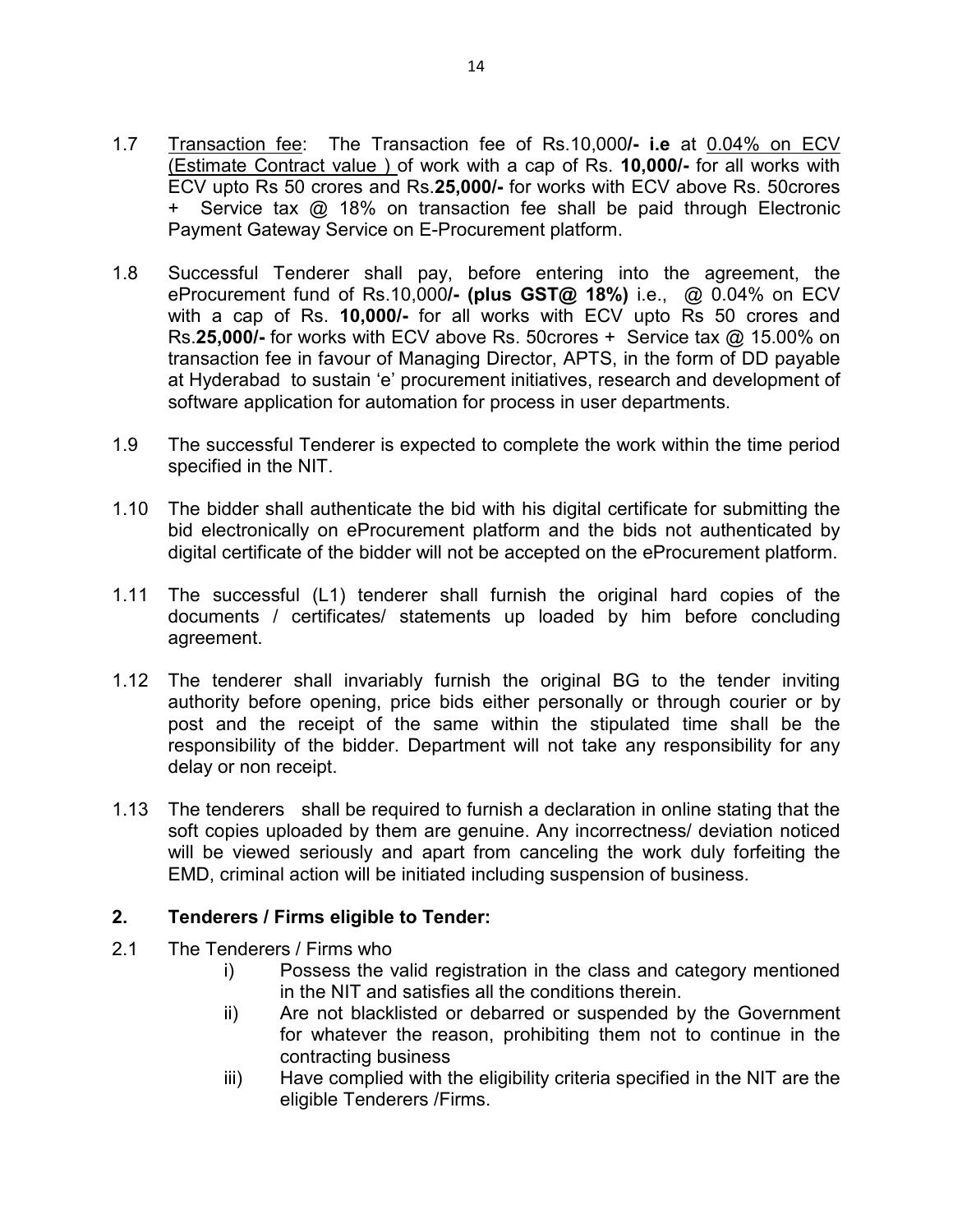1.7 <u>Transaction fee</u>: The Transaction fee of Rs.10,000**/- i.e** at <u>0.04% on ECV (Estimate Contract value )</u> of work with a cap of Rs. **10,000/-** for all works with ECV upto Rs 50 crores and Rs.**25,000/-** for works with ECV above Rs. 50crores + Service tax @ 18% on transaction fee shall be paid through Electronic Payment Gateway Service on E-Procurement platform.

1.8 Successful Tenderer shall pay, before entering into the agreement, the eProcurement fund of Rs.10,000**/- (plus GST@ 18%)** i.e., @ 0.04% on ECV with a cap of Rs. **10,000/-** for all works with ECV upto Rs 50 crores and Rs.**25,000/-** for works with ECV above Rs. 50crores + Service tax @ 15.00% on transaction fee in favour of Managing Director, APTS, in the form of DD payable at Hyderabad to sustain 'e' procurement initiatives, research and development of software application for automation for process in user departments.

1.9 The successful Tenderer is expected to complete the work within the time period specified in the NIT.

1.10 The bidder shall authenticate the bid with his digital certificate for submitting the bid electronically on eProcurement platform and the bids not authenticated by digital certificate of the bidder will not be accepted on the eProcurement platform.

1.11 The successful (L1) tenderer shall furnish the original hard copies of the documents / certificates/ statements up loaded by him before concluding agreement.

1.12 The tenderer shall invariably furnish the original BG to the tender inviting authority before opening, price bids either personally or through courier or by post and the receipt of the same within the stipulated time shall be the responsibility of the bidder. Department will not take any responsibility for any delay or non receipt.

1.13 The tenderers shall be required to furnish a declaration in online stating that the soft copies uploaded by them are genuine. Any incorrectness/ deviation noticed will be viewed seriously and apart from canceling the work duly forfeiting the EMD, criminal action will be initiated including suspension of business.

## 2. Tenderers / Firms eligible to Tender:

2.1 The Tenderers / Firms who

- i) Possess the valid registration in the class and category mentioned in the NIT and satisfies all the conditions therein.
- ii) Are not blacklisted or debarred or suspended by the Government for whatever the reason, prohibiting them not to continue in the contracting business
- iii) Have complied with the eligibility criteria specified in the NIT are the eligible Tenderers /Firms.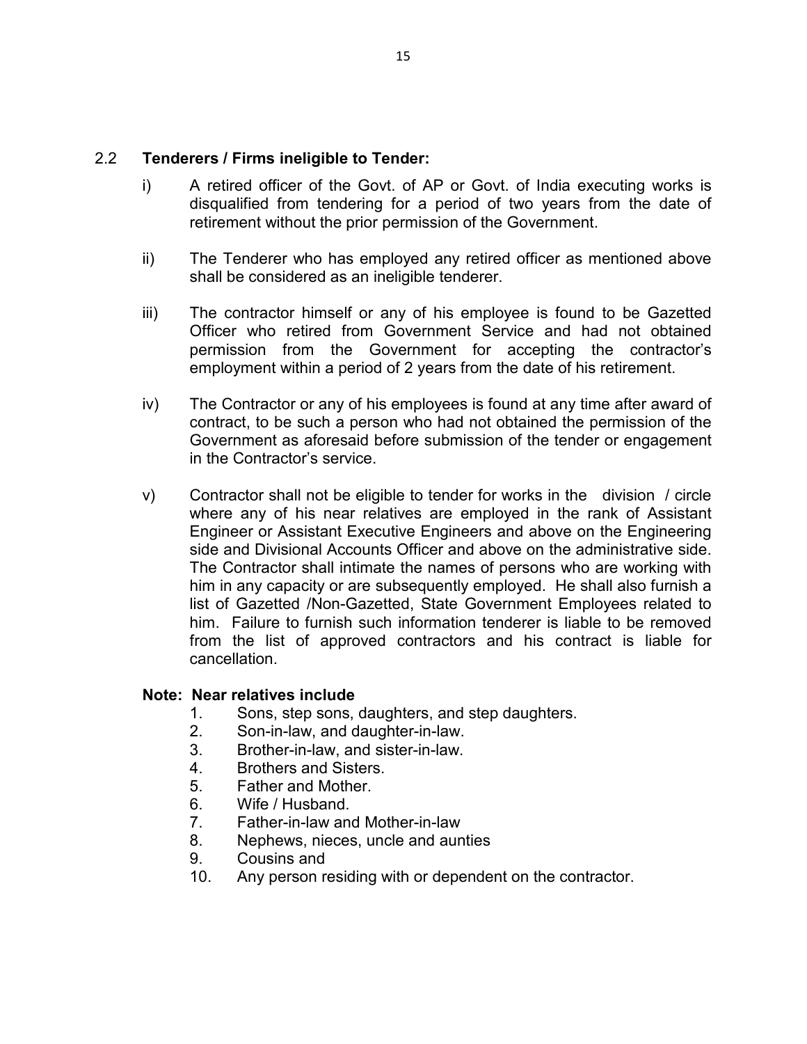## 2.2 **Tenderers / Firms ineligible to Tender:**

i) A retired officer of the Govt. of AP or Govt. of India executing works is disqualified from tendering for a period of two years from the date of retirement without the prior permission of the Government.

ii) The Tenderer who has employed any retired officer as mentioned above shall be considered as an ineligible tenderer.

iii) The contractor himself or any of his employee is found to be Gazetted Officer who retired from Government Service and had not obtained permission from the Government for accepting the contractor's employment within a period of 2 years from the date of his retirement.

iv) The Contractor or any of his employees is found at any time after award of contract, to be such a person who had not obtained the permission of the Government as aforesaid before submission of the tender or engagement in the Contractor's service.

v) Contractor shall not be eligible to tender for works in the division / circle where any of his near relatives are employed in the rank of Assistant Engineer or Assistant Executive Engineers and above on the Engineering side and Divisional Accounts Officer and above on the administrative side. The Contractor shall intimate the names of persons who are working with him in any capacity or are subsequently employed. He shall also furnish a list of Gazetted /Non-Gazetted, State Government Employees related to him. Failure to furnish such information tenderer is liable to be removed from the list of approved contractors and his contract is liable for cancellation.

**Note: Near relatives include**

1. Sons, step sons, daughters, and step daughters.
2. Son-in-law, and daughter-in-law.
3. Brother-in-law, and sister-in-law.
4. Brothers and Sisters.
5. Father and Mother.
6. Wife / Husband.
7. Father-in-law and Mother-in-law
8. Nephews, nieces, uncle and aunties
9. Cousins and
10. Any person residing with or dependent on the contractor.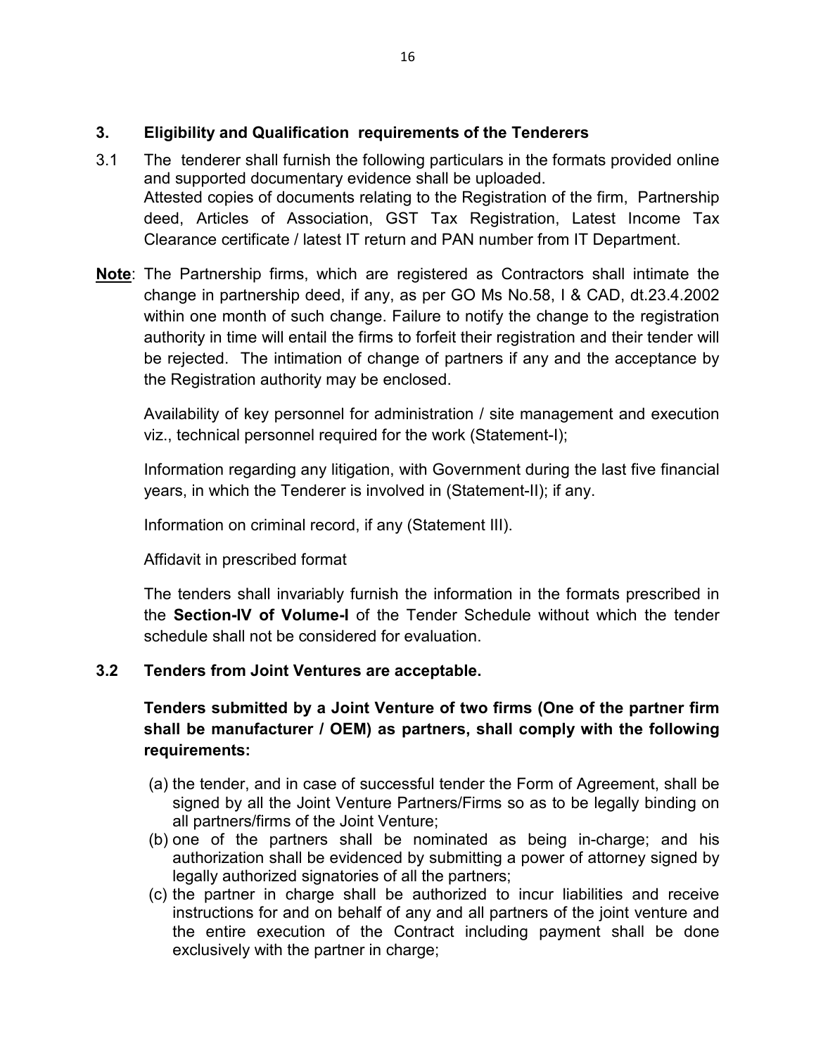## 3. Eligibility and Qualification requirements of the Tenderers

3.1 The tenderer shall furnish the following particulars in the formats provided online and supported documentary evidence shall be uploaded.
Attested copies of documents relating to the Registration of the firm, Partnership deed, Articles of Association, GST Tax Registration, Latest Income Tax Clearance certificate / latest IT return and PAN number from IT Department.

**Note**: The Partnership firms, which are registered as Contractors shall intimate the change in partnership deed, if any, as per GO Ms No.58, I & CAD, dt.23.4.2002 within one month of such change. Failure to notify the change to the registration authority in time will entail the firms to forfeit their registration and their tender will be rejected. The intimation of change of partners if any and the acceptance by the Registration authority may be enclosed.

Availability of key personnel for administration / site management and execution viz., technical personnel required for the work (Statement-I);

Information regarding any litigation, with Government during the last five financial years, in which the Tenderer is involved in (Statement-II); if any.

Information on criminal record, if any (Statement III).

Affidavit in prescribed format

The tenders shall invariably furnish the information in the formats prescribed in the **Section-IV of Volume-I** of the Tender Schedule without which the tender schedule shall not be considered for evaluation.

### 3.2 Tenders from Joint Ventures are acceptable.

**Tenders submitted by a Joint Venture of two firms (One of the partner firm shall be manufacturer / OEM) as partners, shall comply with the following requirements:**

(a) the tender, and in case of successful tender the Form of Agreement, shall be signed by all the Joint Venture Partners/Firms so as to be legally binding on all partners/firms of the Joint Venture;

(b) one of the partners shall be nominated as being in-charge; and his authorization shall be evidenced by submitting a power of attorney signed by legally authorized signatories of all the partners;

(c) the partner in charge shall be authorized to incur liabilities and receive instructions for and on behalf of any and all partners of the joint venture and the entire execution of the Contract including payment shall be done exclusively with the partner in charge;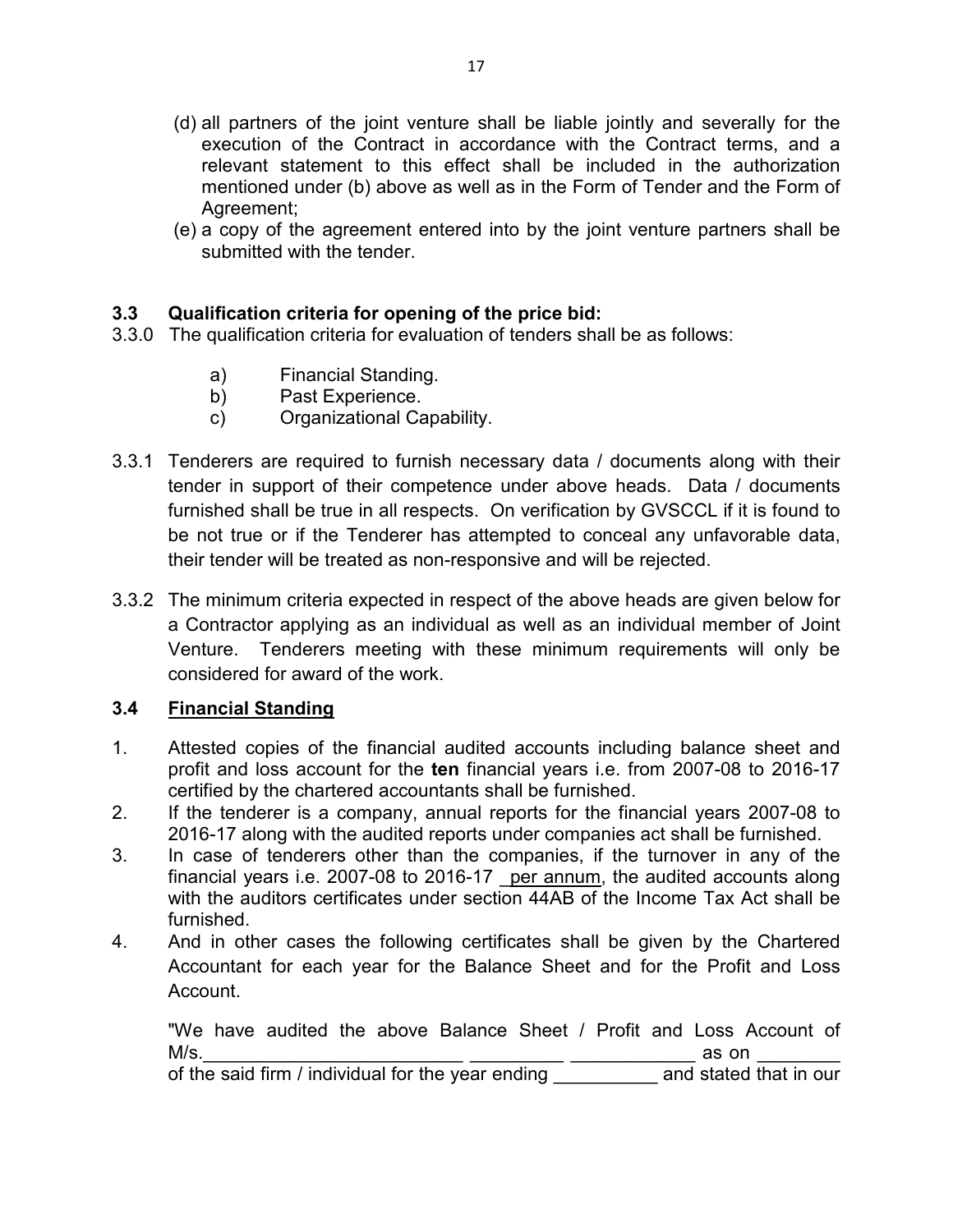(d) all partners of the joint venture shall be liable jointly and severally for the execution of the Contract in accordance with the Contract terms, and a relevant statement to this effect shall be included in the authorization mentioned under (b) above as well as in the Form of Tender and the Form of Agreement;

(e) a copy of the agreement entered into by the joint venture partners shall be submitted with the tender.

### 3.3 Qualification criteria for opening of the price bid:

3.3.0 The qualification criteria for evaluation of tenders shall be as follows:

a) Financial Standing.
b) Past Experience.
c) Organizational Capability.

3.3.1 Tenderers are required to furnish necessary data / documents along with their tender in support of their competence under above heads. Data / documents furnished shall be true in all respects. On verification by GVSCCL if it is found to be not true or if the Tenderer has attempted to conceal any unfavorable data, their tender will be treated as non-responsive and will be rejected.

3.3.2 The minimum criteria expected in respect of the above heads are given below for a Contractor applying as an individual as well as an individual member of Joint Venture. Tenderers meeting with these minimum requirements will only be considered for award of the work.

### 3.4 Financial Standing

1. Attested copies of the financial audited accounts including balance sheet and profit and loss account for the **ten** financial years i.e. from 2007-08 to 2016-17 certified by the chartered accountants shall be furnished.
2. If the tenderer is a company, annual reports for the financial years 2007-08 to 2016-17 along with the audited reports under companies act shall be furnished.
3. In case of tenderers other than the companies, if the turnover in any of the financial years i.e. 2007-08 to 2016-17 _per annum, the audited accounts along with the auditors certificates under section 44AB of the Income Tax Act shall be furnished.
4. And in other cases the following certificates shall be given by the Chartered Accountant for each year for the Balance Sheet and for the Profit and Loss Account.

"We have audited the above Balance Sheet / Profit and Loss Account of M/s.________________________ _________ ____________ as on ________ of the said firm / individual for the year ending __________ and stated that in our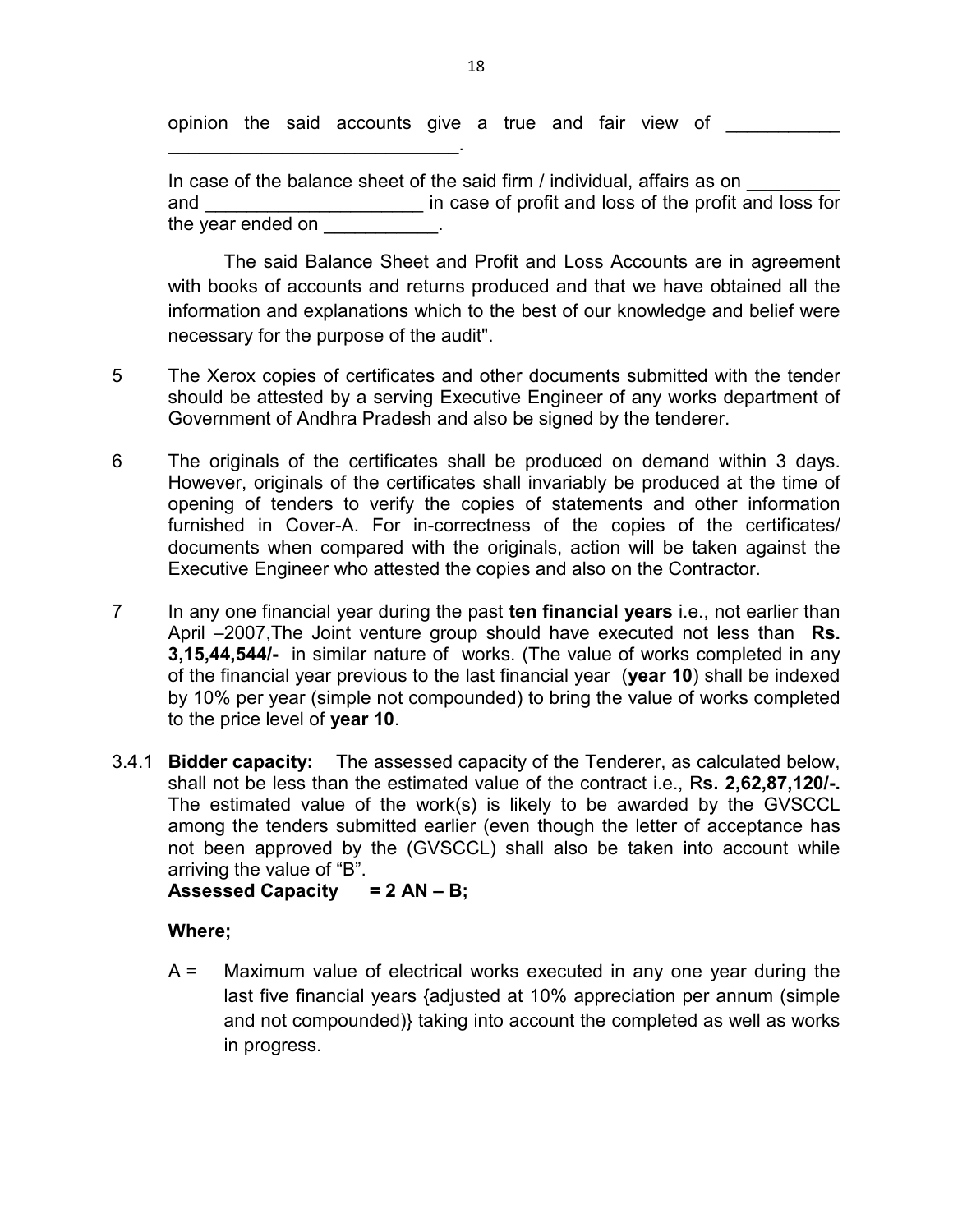opinion the said accounts give a true and fair view of ___________ ____________________________.

In case of the balance sheet of the said firm / individual, affairs as on _________ and _____________________ in case of profit and loss of the profit and loss for the year ended on ___________.

The said Balance Sheet and Profit and Loss Accounts are in agreement with books of accounts and returns produced and that we have obtained all the information and explanations which to the best of our knowledge and belief were necessary for the purpose of the audit".

5 The Xerox copies of certificates and other documents submitted with the tender should be attested by a serving Executive Engineer of any works department of Government of Andhra Pradesh and also be signed by the tenderer.

6 The originals of the certificates shall be produced on demand within 3 days. However, originals of the certificates shall invariably be produced at the time of opening of tenders to verify the copies of statements and other information furnished in Cover-A. For in-correctness of the copies of the certificates/ documents when compared with the originals, action will be taken against the Executive Engineer who attested the copies and also on the Contractor.

7 In any one financial year during the past **ten financial years** i.e., not earlier than April –2007,The Joint venture group should have executed not less than **Rs. 3,15,44,544/-** in similar nature of works. (The value of works completed in any of the financial year previous to the last financial year (**year 10**) shall be indexed by 10% per year (simple not compounded) to bring the value of works completed to the price level of **year 10**.

3.4.1 **Bidder capacity:** The assessed capacity of the Tenderer, as calculated below, shall not be less than the estimated value of the contract i.e., R**s. 2,62,87,120/-.** The estimated value of the work(s) is likely to be awarded by the GVSCCL among the tenders submitted earlier (even though the letter of acceptance has not been approved by the (GVSCCL) shall also be taken into account while arriving the value of "B".

**Assessed Capacity = 2 AN – B;**

**Where;**

A = Maximum value of electrical works executed in any one year during the last five financial years {adjusted at 10% appreciation per annum (simple and not compounded)} taking into account the completed as well as works in progress.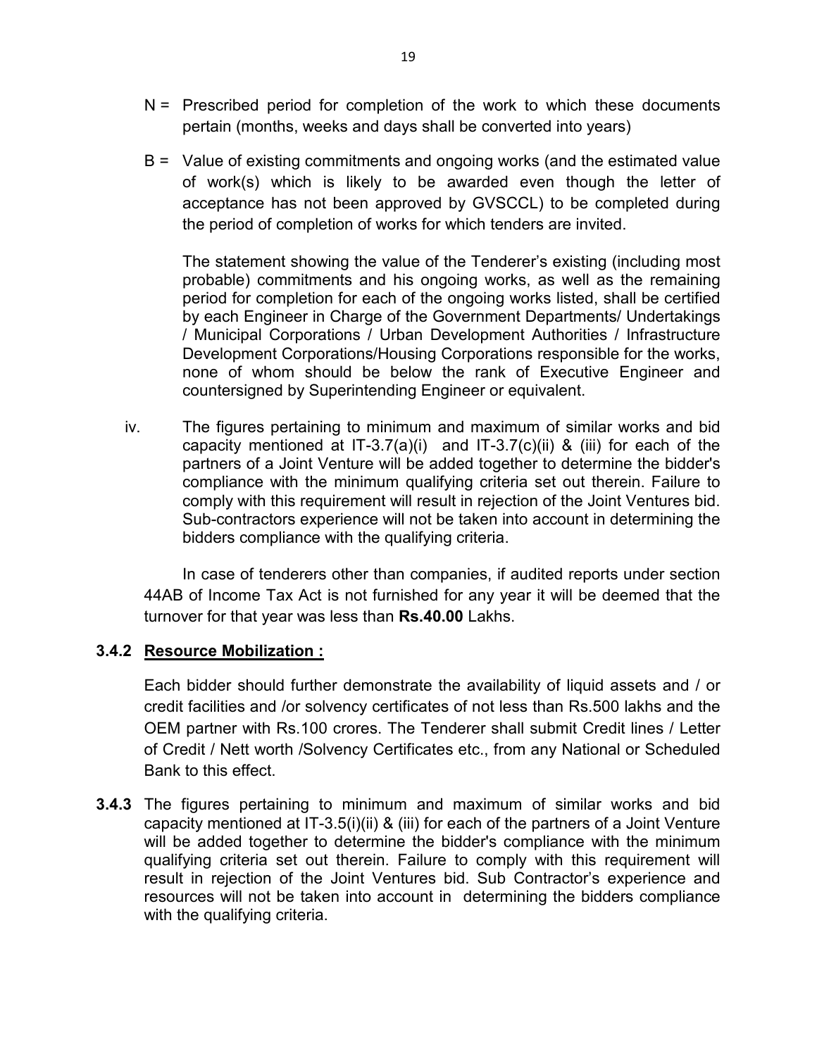N = Prescribed period for completion of the work to which these documents pertain (months, weeks and days shall be converted into years)

B = Value of existing commitments and ongoing works (and the estimated value of work(s) which is likely to be awarded even though the letter of acceptance has not been approved by GVSCCL) to be completed during the period of completion of works for which tenders are invited.

The statement showing the value of the Tenderer's existing (including most probable) commitments and his ongoing works, as well as the remaining period for completion for each of the ongoing works listed, shall be certified by each Engineer in Charge of the Government Departments/ Undertakings / Municipal Corporations / Urban Development Authorities / Infrastructure Development Corporations/Housing Corporations responsible for the works, none of whom should be below the rank of Executive Engineer and countersigned by Superintending Engineer or equivalent.

iv. The figures pertaining to minimum and maximum of similar works and bid capacity mentioned at IT-3.7(a)(i) and IT-3.7(c)(ii) & (iii) for each of the partners of a Joint Venture will be added together to determine the bidder's compliance with the minimum qualifying criteria set out therein. Failure to comply with this requirement will result in rejection of the Joint Ventures bid. Sub-contractors experience will not be taken into account in determining the bidders compliance with the qualifying criteria.

In case of tenderers other than companies, if audited reports under section 44AB of Income Tax Act is not furnished for any year it will be deemed that the turnover for that year was less than **Rs.40.00** Lakhs.

### 3.4.2 Resource Mobilization :

Each bidder should further demonstrate the availability of liquid assets and / or credit facilities and /or solvency certificates of not less than Rs.500 lakhs and the OEM partner with Rs.100 crores. The Tenderer shall submit Credit lines / Letter of Credit / Nett worth /Solvency Certificates etc., from any National or Scheduled Bank to this effect.

**3.4.3** The figures pertaining to minimum and maximum of similar works and bid capacity mentioned at IT-3.5(i)(ii) & (iii) for each of the partners of a Joint Venture will be added together to determine the bidder's compliance with the minimum qualifying criteria set out therein. Failure to comply with this requirement will result in rejection of the Joint Ventures bid. Sub Contractor's experience and resources will not be taken into account in determining the bidders compliance with the qualifying criteria.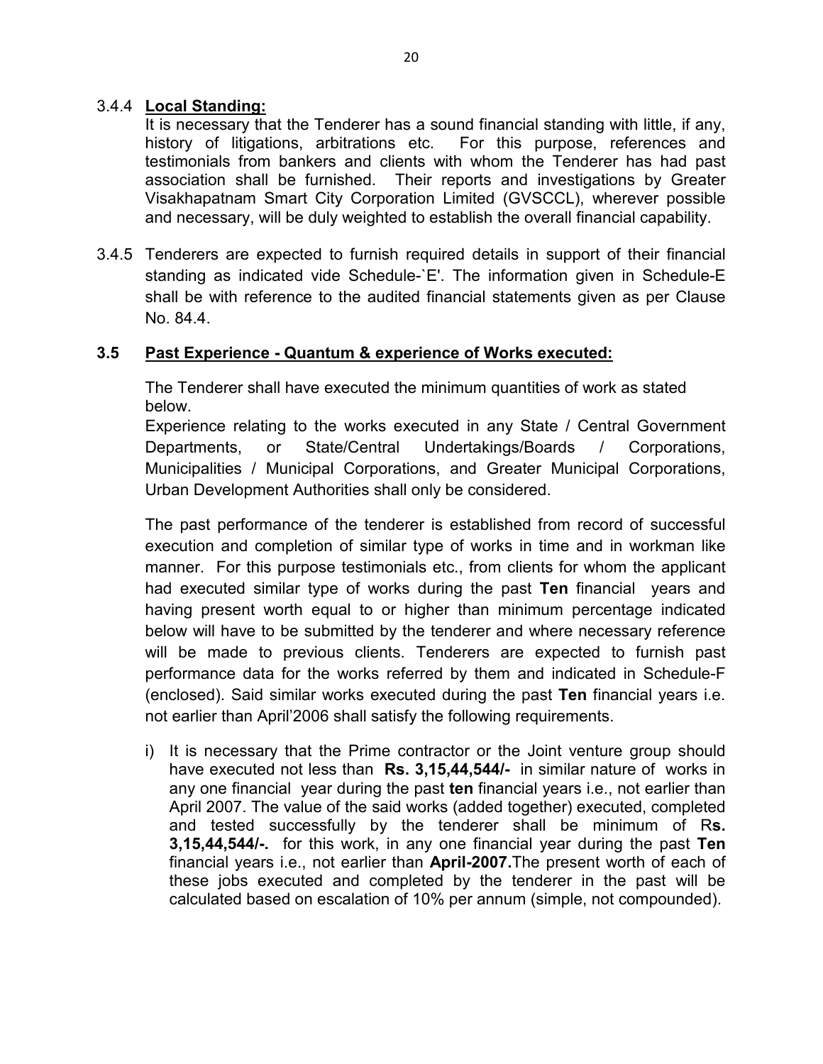3.4.4 **Local Standing:**

It is necessary that the Tenderer has a sound financial standing with little, if any, history of litigations, arbitrations etc. For this purpose, references and testimonials from bankers and clients with whom the Tenderer has had past association shall be furnished. Their reports and investigations by Greater Visakhapatnam Smart City Corporation Limited (GVSCCL), wherever possible and necessary, will be duly weighted to establish the overall financial capability.

3.4.5 Tenderers are expected to furnish required details in support of their financial standing as indicated vide Schedule-`E'. The information given in Schedule-E shall be with reference to the audited financial statements given as per Clause No. 84.4.

### 3.5 Past Experience - Quantum & experience of Works executed:

The Tenderer shall have executed the minimum quantities of work as stated below.

Experience relating to the works executed in any State / Central Government Departments, or State/Central Undertakings/Boards / Corporations, Municipalities / Municipal Corporations, and Greater Municipal Corporations, Urban Development Authorities shall only be considered.

The past performance of the tenderer is established from record of successful execution and completion of similar type of works in time and in workman like manner. For this purpose testimonials etc., from clients for whom the applicant had executed similar type of works during the past **Ten** financial years and having present worth equal to or higher than minimum percentage indicated below will have to be submitted by the tenderer and where necessary reference will be made to previous clients. Tenderers are expected to furnish past performance data for the works referred by them and indicated in Schedule-F (enclosed). Said similar works executed during the past **Ten** financial years i.e. not earlier than April'2006 shall satisfy the following requirements.

i) It is necessary that the Prime contractor or the Joint venture group should have executed not less than **Rs. 3,15,44,544/-** in similar nature of works in any one financial year during the past **ten** financial years i.e., not earlier than April 2007. The value of the said works (added together) executed, completed and tested successfully by the tenderer shall be minimum of R**s. 3,15,44,544/-.** for this work, in any one financial year during the past **Ten** financial years i.e., not earlier than **April-2007.** The present worth of each of these jobs executed and completed by the tenderer in the past will be calculated based on escalation of 10% per annum (simple, not compounded).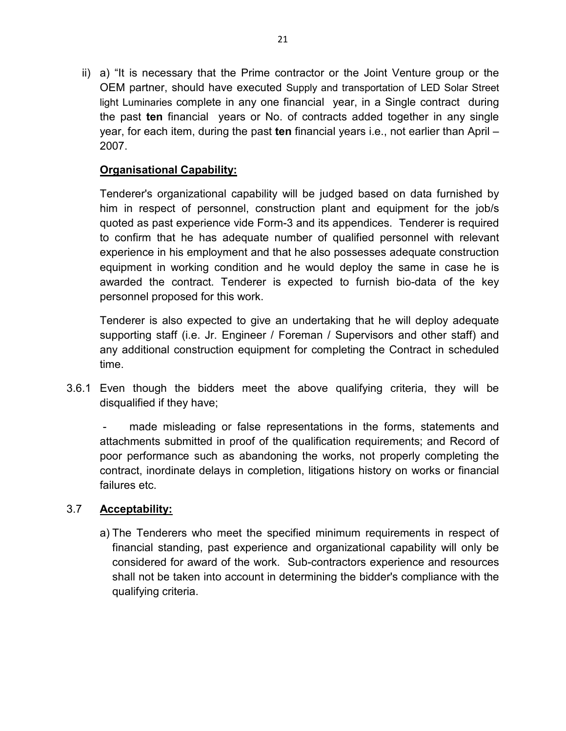ii) a) "It is necessary that the Prime contractor or the Joint Venture group or the OEM partner, should have executed Supply and transportation of LED Solar Street light Luminaries complete in any one financial year, in a Single contract during the past **ten** financial years or No. of contracts added together in any single year, for each item, during the past **ten** financial years i.e., not earlier than April – 2007.

**Organisational Capability:**

Tenderer's organizational capability will be judged based on data furnished by him in respect of personnel, construction plant and equipment for the job/s quoted as past experience vide Form-3 and its appendices. Tenderer is required to confirm that he has adequate number of qualified personnel with relevant experience in his employment and that he also possesses adequate construction equipment in working condition and he would deploy the same in case he is awarded the contract. Tenderer is expected to furnish bio-data of the key personnel proposed for this work.

Tenderer is also expected to give an undertaking that he will deploy adequate supporting staff (i.e. Jr. Engineer / Foreman / Supervisors and other staff) and any additional construction equipment for completing the Contract in scheduled time.

3.6.1 Even though the bidders meet the above qualifying criteria, they will be disqualified if they have;

- made misleading or false representations in the forms, statements and attachments submitted in proof of the qualification requirements; and Record of poor performance such as abandoning the works, not properly completing the contract, inordinate delays in completion, litigations history on works or financial failures etc.

3.7 **Acceptability:**

a) The Tenderers who meet the specified minimum requirements in respect of financial standing, past experience and organizational capability will only be considered for award of the work. Sub-contractors experience and resources shall not be taken into account in determining the bidder's compliance with the qualifying criteria.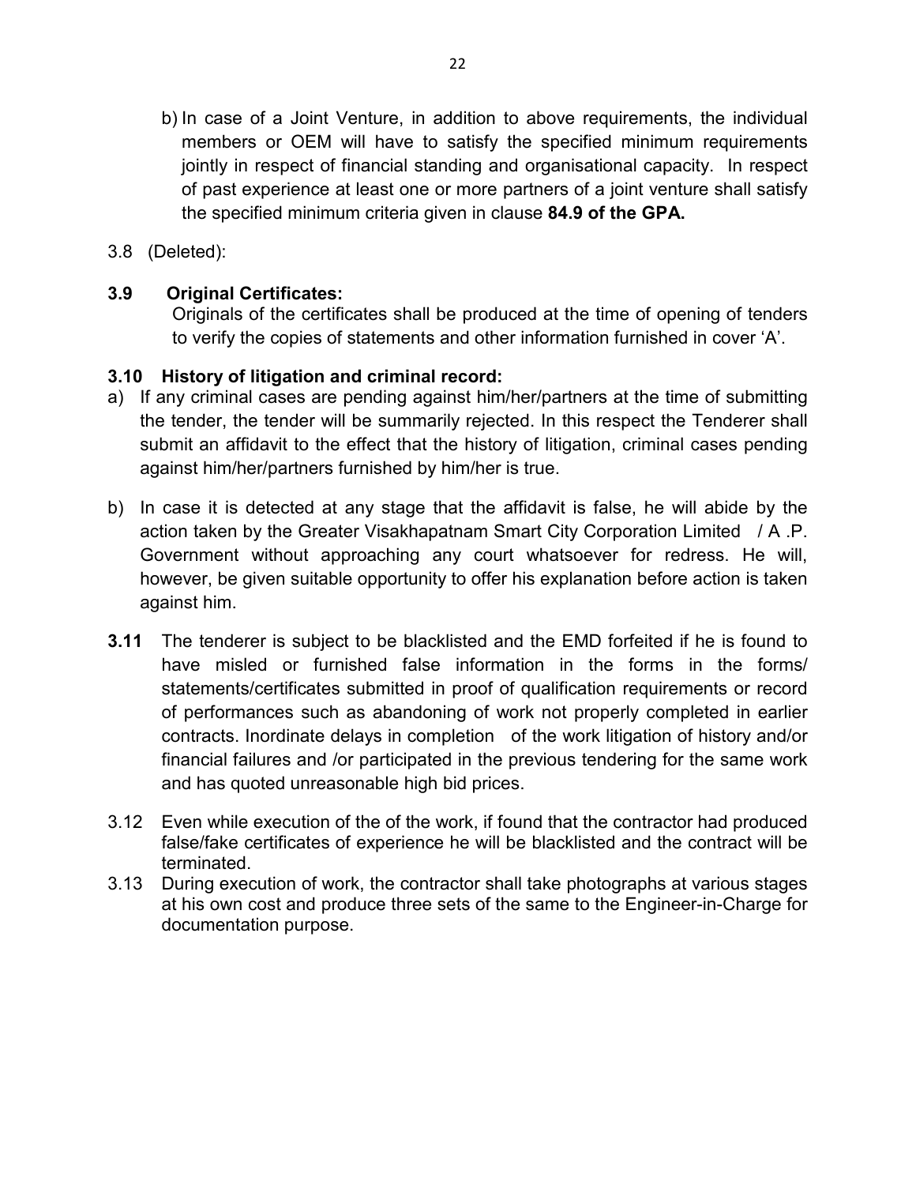b) In case of a Joint Venture, in addition to above requirements, the individual members or OEM will have to satisfy the specified minimum requirements jointly in respect of financial standing and organisational capacity. In respect of past experience at least one or more partners of a joint venture shall satisfy the specified minimum criteria given in clause **84.9 of the GPA.**

3.8 (Deleted):

**3.9 Original Certificates:**

Originals of the certificates shall be produced at the time of opening of tenders to verify the copies of statements and other information furnished in cover 'A'.

**3.10 History of litigation and criminal record:**

a) If any criminal cases are pending against him/her/partners at the time of submitting the tender, the tender will be summarily rejected. In this respect the Tenderer shall submit an affidavit to the effect that the history of litigation, criminal cases pending against him/her/partners furnished by him/her is true.

b) In case it is detected at any stage that the affidavit is false, he will abide by the action taken by the Greater Visakhapatnam Smart City Corporation Limited / A .P. Government without approaching any court whatsoever for redress. He will, however, be given suitable opportunity to offer his explanation before action is taken against him.

**3.11** The tenderer is subject to be blacklisted and the EMD forfeited if he is found to have misled or furnished false information in the forms in the forms/ statements/certificates submitted in proof of qualification requirements or record of performances such as abandoning of work not properly completed in earlier contracts. Inordinate delays in completion of the work litigation of history and/or financial failures and /or participated in the previous tendering for the same work and has quoted unreasonable high bid prices.

3.12 Even while execution of the of the work, if found that the contractor had produced false/fake certificates of experience he will be blacklisted and the contract will be terminated.

3.13 During execution of work, the contractor shall take photographs at various stages at his own cost and produce three sets of the same to the Engineer-in-Charge for documentation purpose.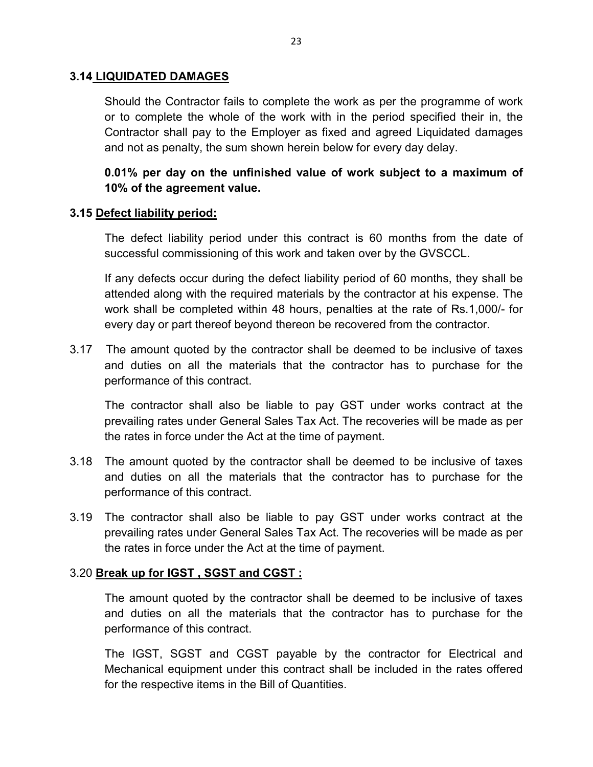### 3.14 LIQUIDATED DAMAGES

Should the Contractor fails to complete the work as per the programme of work or to complete the whole of the work with in the period specified their in, the Contractor shall pay to the Employer as fixed and agreed Liquidated damages and not as penalty, the sum shown herein below for every day delay.

**0.01% per day on the unfinished value of work subject to a maximum of 10% of the agreement value.**

### 3.15 Defect liability period:

The defect liability period under this contract is 60 months from the date of successful commissioning of this work and taken over by the GVSCCL.

If any defects occur during the defect liability period of 60 months, they shall be attended along with the required materials by the contractor at his expense. The work shall be completed within 48 hours, penalties at the rate of Rs.1,000/- for every day or part thereof beyond thereon be recovered from the contractor.

3.17 The amount quoted by the contractor shall be deemed to be inclusive of taxes and duties on all the materials that the contractor has to purchase for the performance of this contract.

The contractor shall also be liable to pay GST under works contract at the prevailing rates under General Sales Tax Act. The recoveries will be made as per the rates in force under the Act at the time of payment.

3.18 The amount quoted by the contractor shall be deemed to be inclusive of taxes and duties on all the materials that the contractor has to purchase for the performance of this contract.

3.19 The contractor shall also be liable to pay GST under works contract at the prevailing rates under General Sales Tax Act. The recoveries will be made as per the rates in force under the Act at the time of payment.

### 3.20 Break up for IGST , SGST and CGST :

The amount quoted by the contractor shall be deemed to be inclusive of taxes and duties on all the materials that the contractor has to purchase for the performance of this contract.

The IGST, SGST and CGST payable by the contractor for Electrical and Mechanical equipment under this contract shall be included in the rates offered for the respective items in the Bill of Quantities.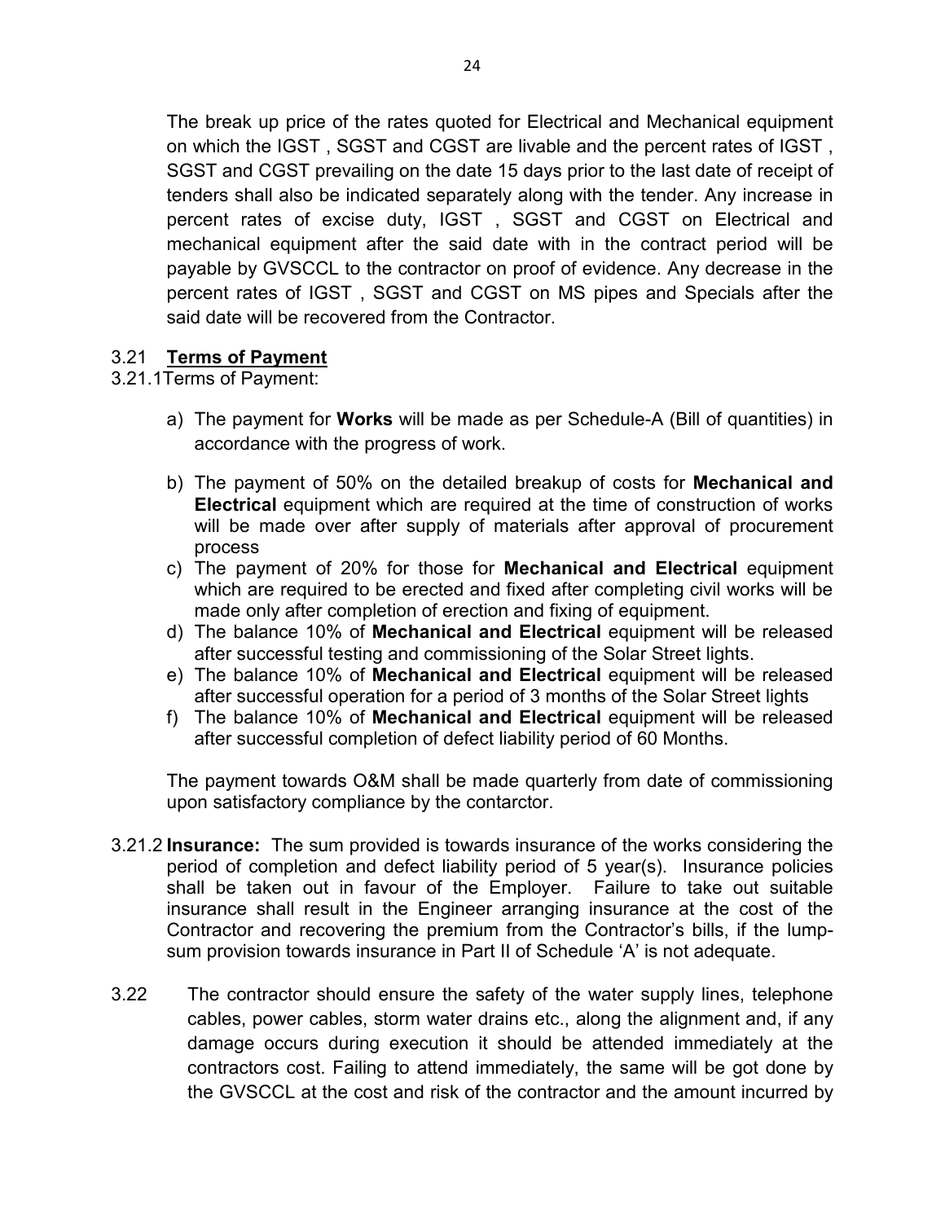The break up price of the rates quoted for Electrical and Mechanical equipment on which the IGST , SGST and CGST are livable and the percent rates of IGST , SGST and CGST prevailing on the date 15 days prior to the last date of receipt of tenders shall also be indicated separately along with the tender. Any increase in percent rates of excise duty, IGST , SGST and CGST on Electrical and mechanical equipment after the said date with in the contract period will be payable by GVSCCL to the contractor on proof of evidence. Any decrease in the percent rates of IGST , SGST and CGST on MS pipes and Specials after the said date will be recovered from the Contractor.

3.21 **Terms of Payment**

3.21.1Terms of Payment:

a) The payment for **Works** will be made as per Schedule-A (Bill of quantities) in accordance with the progress of work.

b) The payment of 50% on the detailed breakup of costs for **Mechanical and Electrical** equipment which are required at the time of construction of works will be made over after supply of materials after approval of procurement process

c) The payment of 20% for those for **Mechanical and Electrical** equipment which are required to be erected and fixed after completing civil works will be made only after completion of erection and fixing of equipment.

d) The balance 10% of **Mechanical and Electrical** equipment will be released after successful testing and commissioning of the Solar Street lights.

e) The balance 10% of **Mechanical and Electrical** equipment will be released after successful operation for a period of 3 months of the Solar Street lights

f) The balance 10% of **Mechanical and Electrical** equipment will be released after successful completion of defect liability period of 60 Months.

The payment towards O&M shall be made quarterly from date of commissioning upon satisfactory compliance by the contarctor.

3.21.2 **Insurance:** The sum provided is towards insurance of the works considering the period of completion and defect liability period of 5 year(s). Insurance policies shall be taken out in favour of the Employer. Failure to take out suitable insurance shall result in the Engineer arranging insurance at the cost of the Contractor and recovering the premium from the Contractor's bills, if the lump-sum provision towards insurance in Part II of Schedule 'A' is not adequate.

3.22 The contractor should ensure the safety of the water supply lines, telephone cables, power cables, storm water drains etc., along the alignment and, if any damage occurs during execution it should be attended immediately at the contractors cost. Failing to attend immediately, the same will be got done by the GVSCCL at the cost and risk of the contractor and the amount incurred by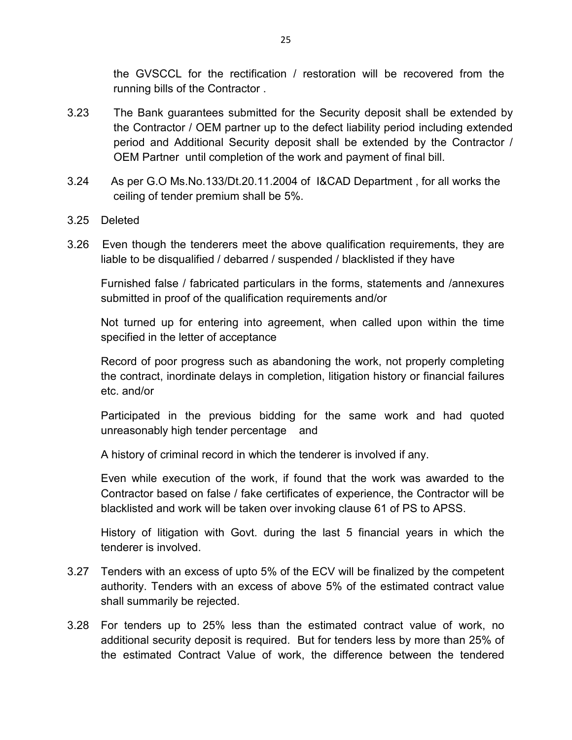the GVSCCL for the rectification / restoration will be recovered from the running bills of the Contractor .

3.23 The Bank guarantees submitted for the Security deposit shall be extended by the Contractor / OEM partner up to the defect liability period including extended period and Additional Security deposit shall be extended by the Contractor / OEM Partner until completion of the work and payment of final bill.

3.24 As per G.O Ms.No.133/Dt.20.11.2004 of I&CAD Department , for all works the ceiling of tender premium shall be 5%.

3.25 Deleted

3.26 Even though the tenderers meet the above qualification requirements, they are liable to be disqualified / debarred / suspended / blacklisted if they have

Furnished false / fabricated particulars in the forms, statements and /annexures submitted in proof of the qualification requirements and/or

Not turned up for entering into agreement, when called upon within the time specified in the letter of acceptance

Record of poor progress such as abandoning the work, not properly completing the contract, inordinate delays in completion, litigation history or financial failures etc. and/or

Participated in the previous bidding for the same work and had quoted unreasonably high tender percentage and

A history of criminal record in which the tenderer is involved if any.

Even while execution of the work, if found that the work was awarded to the Contractor based on false / fake certificates of experience, the Contractor will be blacklisted and work will be taken over invoking clause 61 of PS to APSS.

History of litigation with Govt. during the last 5 financial years in which the tenderer is involved.

3.27 Tenders with an excess of upto 5% of the ECV will be finalized by the competent authority. Tenders with an excess of above 5% of the estimated contract value shall summarily be rejected.

3.28 For tenders up to 25% less than the estimated contract value of work, no additional security deposit is required. But for tenders less by more than 25% of the estimated Contract Value of work, the difference between the tendered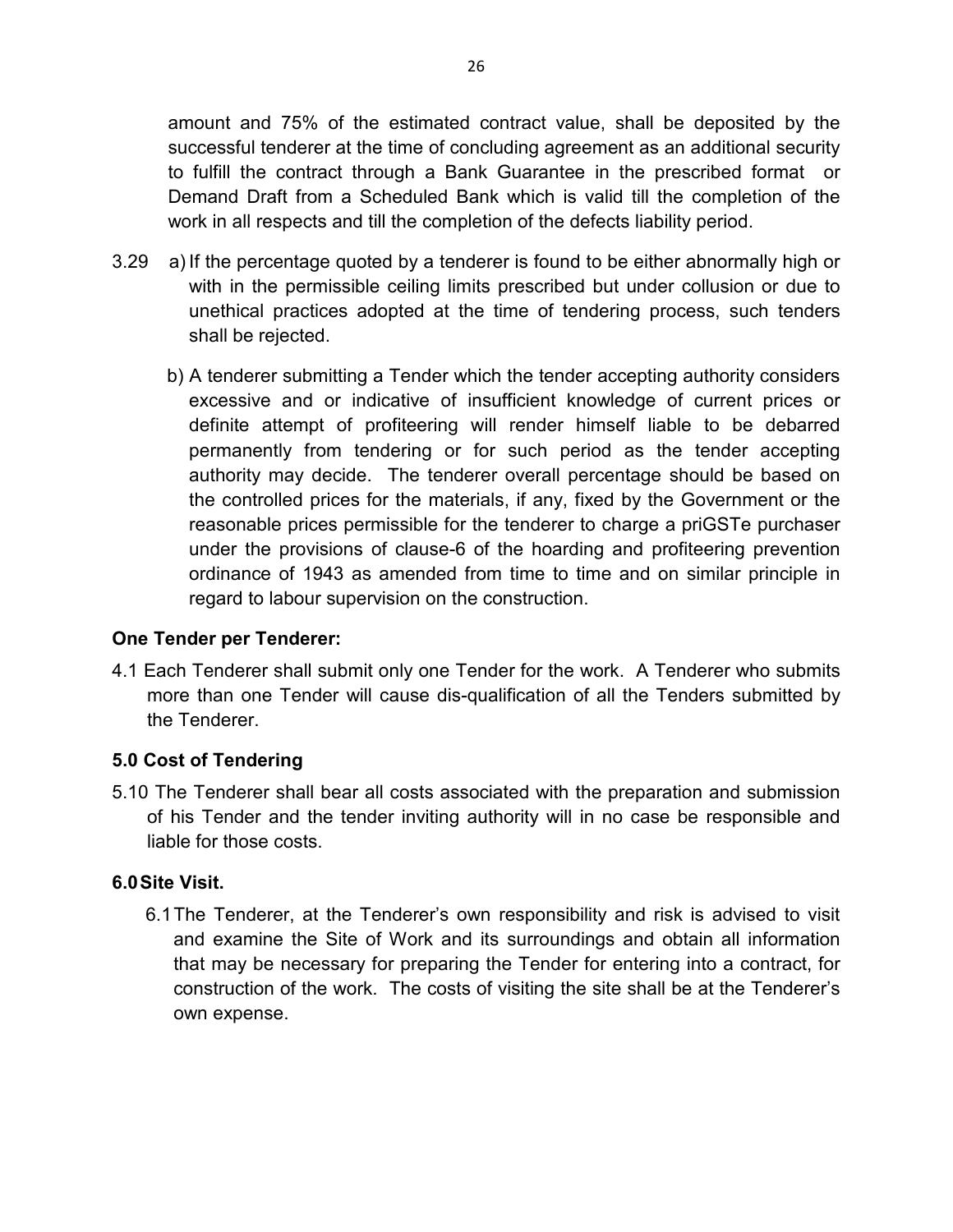amount and 75% of the estimated contract value, shall be deposited by the successful tenderer at the time of concluding agreement as an additional security to fulfill the contract through a Bank Guarantee in the prescribed format or Demand Draft from a Scheduled Bank which is valid till the completion of the work in all respects and till the completion of the defects liability period.

3.29 a) If the percentage quoted by a tenderer is found to be either abnormally high or with in the permissible ceiling limits prescribed but under collusion or due to unethical practices adopted at the time of tendering process, such tenders shall be rejected.

b) A tenderer submitting a Tender which the tender accepting authority considers excessive and or indicative of insufficient knowledge of current prices or definite attempt of profiteering will render himself liable to be debarred permanently from tendering or for such period as the tender accepting authority may decide. The tenderer overall percentage should be based on the controlled prices for the materials, if any, fixed by the Government or the reasonable prices permissible for the tenderer to charge a priGSTe purchaser under the provisions of clause-6 of the hoarding and profiteering prevention ordinance of 1943 as amended from time to time and on similar principle in regard to labour supervision on the construction.

**One Tender per Tenderer:**

4.1 Each Tenderer shall submit only one Tender for the work. A Tenderer who submits more than one Tender will cause dis-qualification of all the Tenders submitted by the Tenderer.

**5.0 Cost of Tendering**

5.10 The Tenderer shall bear all costs associated with the preparation and submission of his Tender and the tender inviting authority will in no case be responsible and liable for those costs.

**6.0 Site Visit.**

6.1 The Tenderer, at the Tenderer's own responsibility and risk is advised to visit and examine the Site of Work and its surroundings and obtain all information that may be necessary for preparing the Tender for entering into a contract, for construction of the work. The costs of visiting the site shall be at the Tenderer's own expense.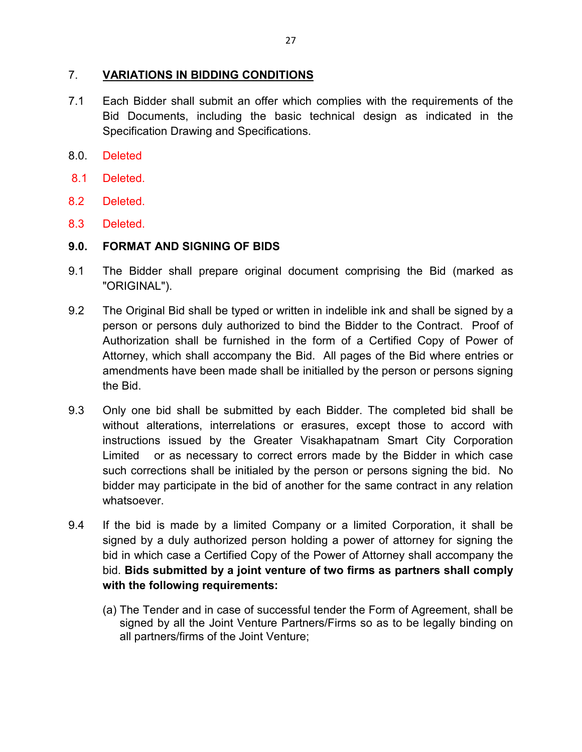## 7. VARIATIONS IN BIDDING CONDITIONS

7.1 Each Bidder shall submit an offer which complies with the requirements of the Bid Documents, including the basic technical design as indicated in the Specification Drawing and Specifications.

8.0. Deleted

8.1 Deleted.

8.2 Deleted.

8.3 Deleted.

## 9.0. FORMAT AND SIGNING OF BIDS

9.1 The Bidder shall prepare original document comprising the Bid (marked as "ORIGINAL").

9.2 The Original Bid shall be typed or written in indelible ink and shall be signed by a person or persons duly authorized to bind the Bidder to the Contract. Proof of Authorization shall be furnished in the form of a Certified Copy of Power of Attorney, which shall accompany the Bid. All pages of the Bid where entries or amendments have been made shall be initialled by the person or persons signing the Bid.

9.3 Only one bid shall be submitted by each Bidder. The completed bid shall be without alterations, interrelations or erasures, except those to accord with instructions issued by the Greater Visakhapatnam Smart City Corporation Limited or as necessary to correct errors made by the Bidder in which case such corrections shall be initialed by the person or persons signing the bid. No bidder may participate in the bid of another for the same contract in any relation whatsoever.

9.4 If the bid is made by a limited Company or a limited Corporation, it shall be signed by a duly authorized person holding a power of attorney for signing the bid in which case a Certified Copy of the Power of Attorney shall accompany the bid. **Bids submitted by a joint venture of two firms as partners shall comply with the following requirements:**

(a) The Tender and in case of successful tender the Form of Agreement, shall be signed by all the Joint Venture Partners/Firms so as to be legally binding on all partners/firms of the Joint Venture;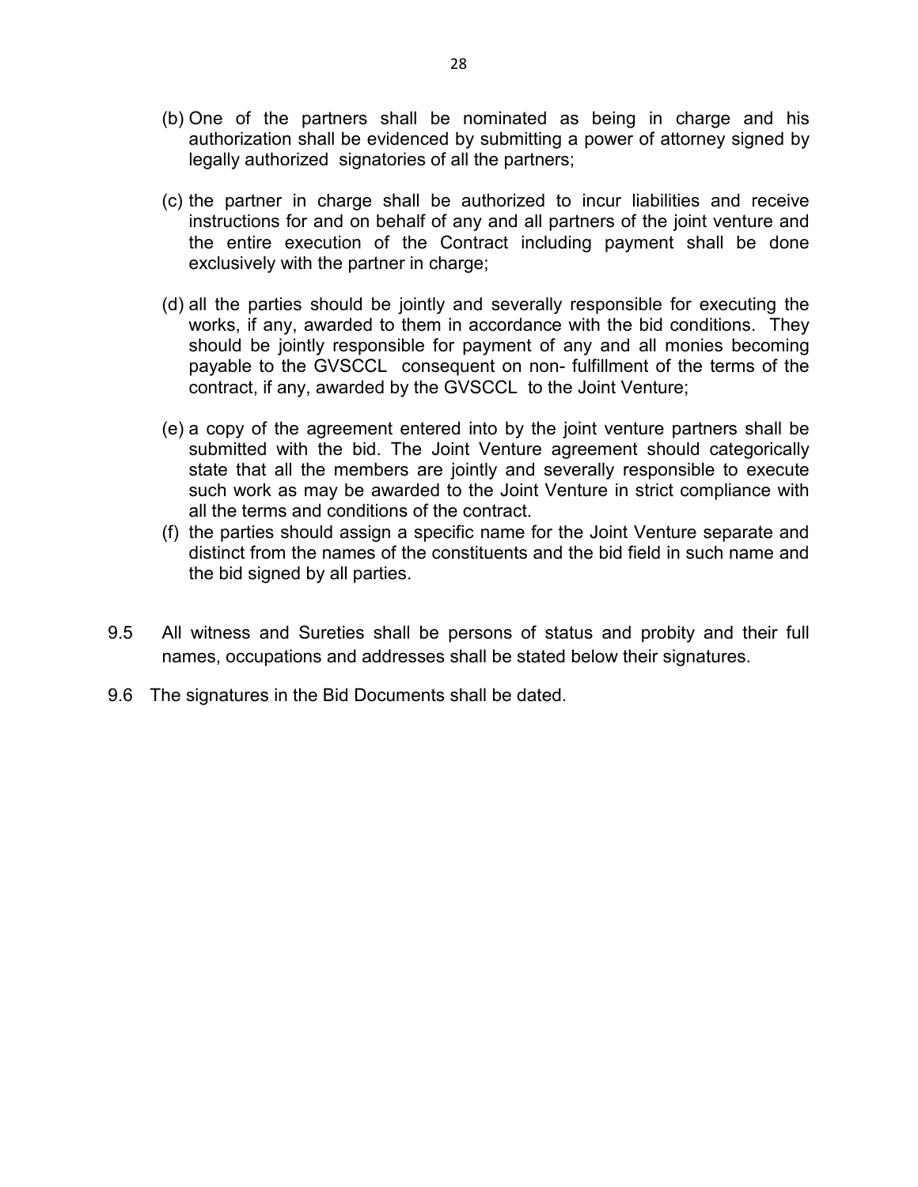(b) One of the partners shall be nominated as being in charge and his authorization shall be evidenced by submitting a power of attorney signed by legally authorized signatories of all the partners;

(c) the partner in charge shall be authorized to incur liabilities and receive instructions for and on behalf of any and all partners of the joint venture and the entire execution of the Contract including payment shall be done exclusively with the partner in charge;

(d) all the parties should be jointly and severally responsible for executing the works, if any, awarded to them in accordance with the bid conditions. They should be jointly responsible for payment of any and all monies becoming payable to the GVSCCL consequent on non- fulfillment of the terms of the contract, if any, awarded by the GVSCCL to the Joint Venture;

(e) a copy of the agreement entered into by the joint venture partners shall be submitted with the bid. The Joint Venture agreement should categorically state that all the members are jointly and severally responsible to execute such work as may be awarded to the Joint Venture in strict compliance with all the terms and conditions of the contract.

(f) the parties should assign a specific name for the Joint Venture separate and distinct from the names of the constituents and the bid field in such name and the bid signed by all parties.

9.5 All witness and Sureties shall be persons of status and probity and their full names, occupations and addresses shall be stated below their signatures.

9.6 The signatures in the Bid Documents shall be dated.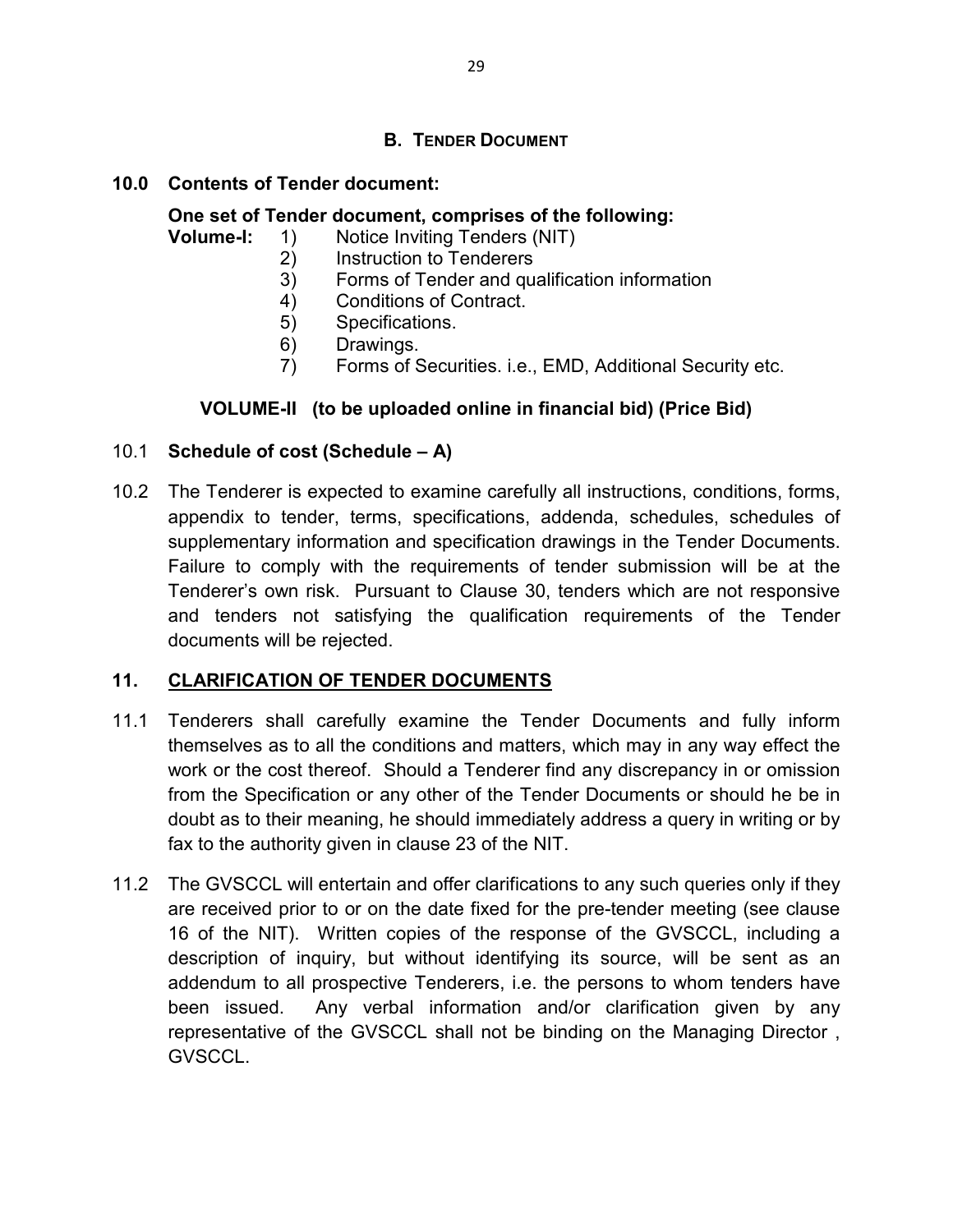## B. Tender Document

### 10.0 Contents of Tender document:

**One set of Tender document, comprises of the following:**

**Volume-I:**
1) Notice Inviting Tenders (NIT)
2) Instruction to Tenderers
3) Forms of Tender and qualification information
4) Conditions of Contract.
5) Specifications.
6) Drawings.
7) Forms of Securities. i.e., EMD, Additional Security etc.

**VOLUME-II (to be uploaded online in financial bid) (Price Bid)**

10.1 **Schedule of cost (Schedule – A)**

10.2 The Tenderer is expected to examine carefully all instructions, conditions, forms, appendix to tender, terms, specifications, addenda, schedules, schedules of supplementary information and specification drawings in the Tender Documents. Failure to comply with the requirements of tender submission will be at the Tenderer's own risk. Pursuant to Clause 30, tenders which are not responsive and tenders not satisfying the qualification requirements of the Tender documents will be rejected.

### 11. CLARIFICATION OF TENDER DOCUMENTS

11.1 Tenderers shall carefully examine the Tender Documents and fully inform themselves as to all the conditions and matters, which may in any way effect the work or the cost thereof. Should a Tenderer find any discrepancy in or omission from the Specification or any other of the Tender Documents or should he be in doubt as to their meaning, he should immediately address a query in writing or by fax to the authority given in clause 23 of the NIT.

11.2 The GVSCCL will entertain and offer clarifications to any such queries only if they are received prior to or on the date fixed for the pre-tender meeting (see clause 16 of the NIT). Written copies of the response of the GVSCCL, including a description of inquiry, but without identifying its source, will be sent as an addendum to all prospective Tenderers, i.e. the persons to whom tenders have been issued. Any verbal information and/or clarification given by any representative of the GVSCCL shall not be binding on the Managing Director , GVSCCL.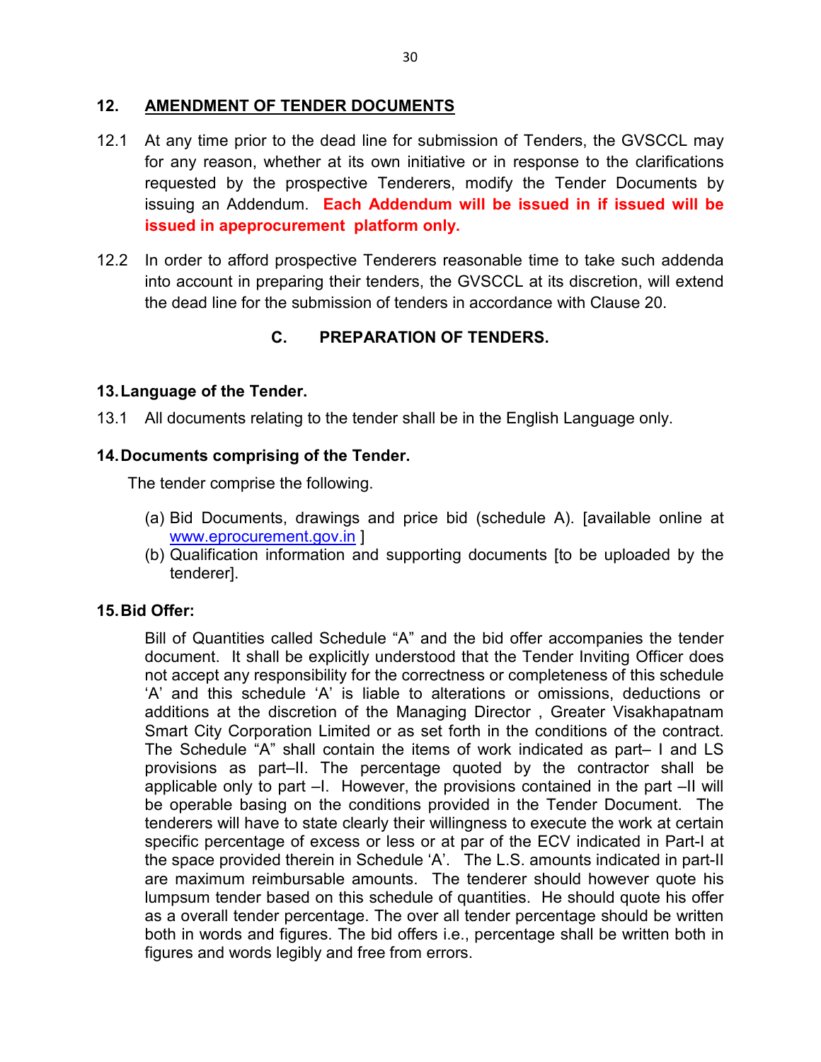## 12. AMENDMENT OF TENDER DOCUMENTS

12.1 At any time prior to the dead line for submission of Tenders, the GVSCCL may for any reason, whether at its own initiative or in response to the clarifications requested by the prospective Tenderers, modify the Tender Documents by issuing an Addendum. **Each Addendum will be issued in if issued will be issued in apeprocurement platform only.**

12.2 In order to afford prospective Tenderers reasonable time to take such addenda into account in preparing their tenders, the GVSCCL at its discretion, will extend the dead line for the submission of tenders in accordance with Clause 20.

## C. PREPARATION OF TENDERS.

### 13. Language of the Tender.

13.1 All documents relating to the tender shall be in the English Language only.

### 14. Documents comprising of the Tender.

The tender comprise the following.

(a) Bid Documents, drawings and price bid (schedule A). [available online at www.eprocurement.gov.in ]

(b) Qualification information and supporting documents [to be uploaded by the tenderer].

### 15. Bid Offer:

Bill of Quantities called Schedule "A" and the bid offer accompanies the tender document. It shall be explicitly understood that the Tender Inviting Officer does not accept any responsibility for the correctness or completeness of this schedule 'A' and this schedule 'A' is liable to alterations or omissions, deductions or additions at the discretion of the Managing Director , Greater Visakhapatnam Smart City Corporation Limited or as set forth in the conditions of the contract. The Schedule "A" shall contain the items of work indicated as part– I and LS provisions as part–II. The percentage quoted by the contractor shall be applicable only to part –I. However, the provisions contained in the part –II will be operable basing on the conditions provided in the Tender Document. The tenderers will have to state clearly their willingness to execute the work at certain specific percentage of excess or less or at par of the ECV indicated in Part-I at the space provided therein in Schedule 'A'. The L.S. amounts indicated in part-II are maximum reimbursable amounts. The tenderer should however quote his lumpsum tender based on this schedule of quantities. He should quote his offer as a overall tender percentage. The over all tender percentage should be written both in words and figures. The bid offers i.e., percentage shall be written both in figures and words legibly and free from errors.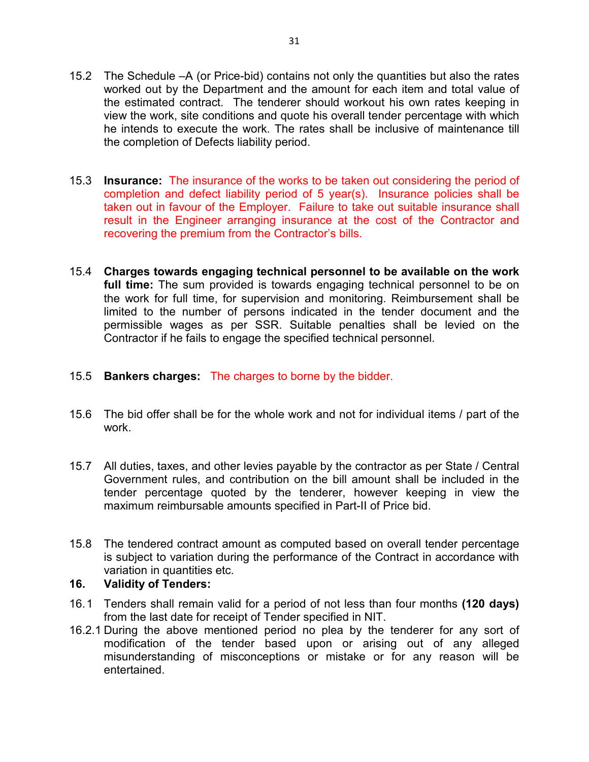15.2 The Schedule –A (or Price-bid) contains not only the quantities but also the rates worked out by the Department and the amount for each item and total value of the estimated contract. The tenderer should workout his own rates keeping in view the work, site conditions and quote his overall tender percentage with which he intends to execute the work. The rates shall be inclusive of maintenance till the completion of Defects liability period.

15.3 **Insurance:** The insurance of the works to be taken out considering the period of completion and defect liability period of 5 year(s). Insurance policies shall be taken out in favour of the Employer. Failure to take out suitable insurance shall result in the Engineer arranging insurance at the cost of the Contractor and recovering the premium from the Contractor's bills.

15.4 **Charges towards engaging technical personnel to be available on the work full time:** The sum provided is towards engaging technical personnel to be on the work for full time, for supervision and monitoring. Reimbursement shall be limited to the number of persons indicated in the tender document and the permissible wages as per SSR. Suitable penalties shall be levied on the Contractor if he fails to engage the specified technical personnel.

15.5 **Bankers charges:** The charges to borne by the bidder.

15.6 The bid offer shall be for the whole work and not for individual items / part of the work.

15.7 All duties, taxes, and other levies payable by the contractor as per State / Central Government rules, and contribution on the bill amount shall be included in the tender percentage quoted by the tenderer, however keeping in view the maximum reimbursable amounts specified in Part-II of Price bid.

15.8 The tendered contract amount as computed based on overall tender percentage is subject to variation during the performance of the Contract in accordance with variation in quantities etc.

**16. Validity of Tenders:**

16.1 Tenders shall remain valid for a period of not less than four months **(120 days)** from the last date for receipt of Tender specified in NIT.

16.2.1 During the above mentioned period no plea by the tenderer for any sort of modification of the tender based upon or arising out of any alleged misunderstanding of misconceptions or mistake or for any reason will be entertained.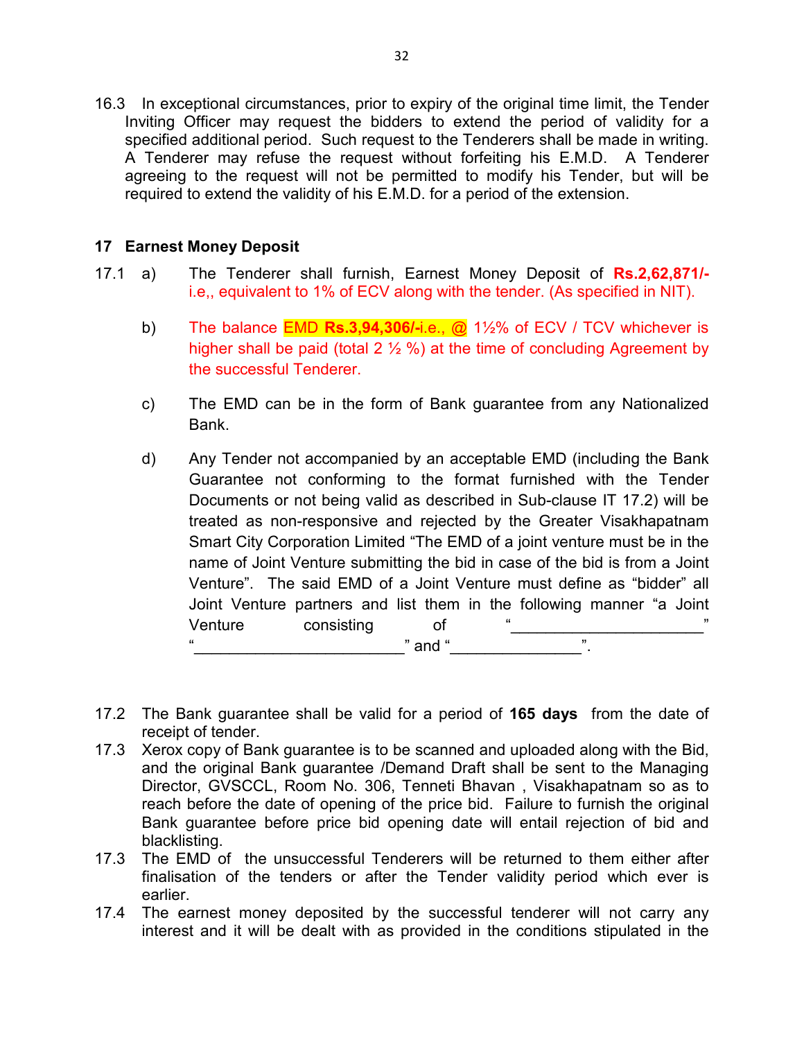16.3 In exceptional circumstances, prior to expiry of the original time limit, the Tender Inviting Officer may request the bidders to extend the period of validity for a specified additional period. Such request to the Tenderers shall be made in writing. A Tenderer may refuse the request without forfeiting his E.M.D. A Tenderer agreeing to the request will not be permitted to modify his Tender, but will be required to extend the validity of his E.M.D. for a period of the extension.

## 17 Earnest Money Deposit

17.1 a) The Tenderer shall furnish, Earnest Money Deposit of **Rs.2,62,871/-** i.e,, equivalent to 1% of ECV along with the tender. (As specified in NIT).

b) The balance EMD **Rs.3,94,306/-**i.e., @ 1½% of ECV / TCV whichever is higher shall be paid (total 2 ½ %) at the time of concluding Agreement by the successful Tenderer.

c) The EMD can be in the form of Bank guarantee from any Nationalized Bank.

d) Any Tender not accompanied by an acceptable EMD (including the Bank Guarantee not conforming to the format furnished with the Tender Documents or not being valid as described in Sub-clause IT 17.2) will be treated as non-responsive and rejected by the Greater Visakhapatnam Smart City Corporation Limited "The EMD of a joint venture must be in the name of Joint Venture submitting the bid in case of the bid is from a Joint Venture". The said EMD of a Joint Venture must define as "bidder" all Joint Venture partners and list them in the following manner "a Joint Venture consisting of "______________________" "________________________" and "_______________".

17.2 The Bank guarantee shall be valid for a period of **165 days** from the date of receipt of tender.

17.3 Xerox copy of Bank guarantee is to be scanned and uploaded along with the Bid, and the original Bank guarantee /Demand Draft shall be sent to the Managing Director, GVSCCL, Room No. 306, Tenneti Bhavan , Visakhapatnam so as to reach before the date of opening of the price bid. Failure to furnish the original Bank guarantee before price bid opening date will entail rejection of bid and blacklisting.

17.3 The EMD of the unsuccessful Tenderers will be returned to them either after finalisation of the tenders or after the Tender validity period which ever is earlier.

17.4 The earnest money deposited by the successful tenderer will not carry any interest and it will be dealt with as provided in the conditions stipulated in the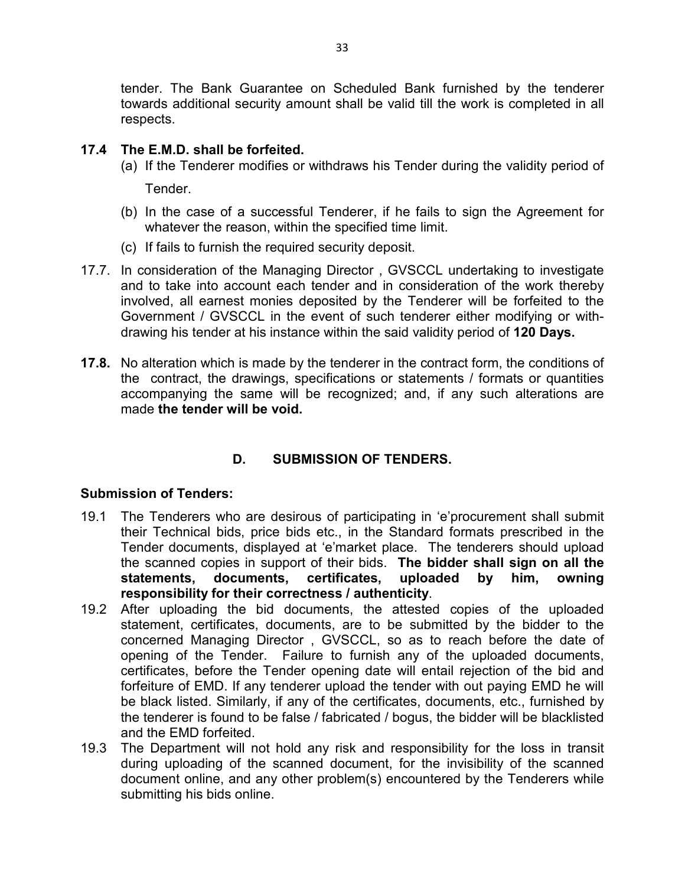tender. The Bank Guarantee on Scheduled Bank furnished by the tenderer towards additional security amount shall be valid till the work is completed in all respects.

**17.4 The E.M.D. shall be forfeited.**

(a) If the Tenderer modifies or withdraws his Tender during the validity period of Tender.

(b) In the case of a successful Tenderer, if he fails to sign the Agreement for whatever the reason, within the specified time limit.

(c) If fails to furnish the required security deposit.

17.7. In consideration of the Managing Director , GVSCCL undertaking to investigate and to take into account each tender and in consideration of the work thereby involved, all earnest monies deposited by the Tenderer will be forfeited to the Government / GVSCCL in the event of such tenderer either modifying or with-drawing his tender at his instance within the said validity period of **120 Days.**

**17.8.** No alteration which is made by the tenderer in the contract form, the conditions of the contract, the drawings, specifications or statements / formats or quantities accompanying the same will be recognized; and, if any such alterations are made **the tender will be void.**

## D. SUBMISSION OF TENDERS.

**Submission of Tenders:**

19.1 The Tenderers who are desirous of participating in 'e'procurement shall submit their Technical bids, price bids etc., in the Standard formats prescribed in the Tender documents, displayed at 'e'market place. The tenderers should upload the scanned copies in support of their bids. **The bidder shall sign on all the statements, documents, certificates, uploaded by him, owning responsibility for their correctness / authenticity**.

19.2 After uploading the bid documents, the attested copies of the uploaded statement, certificates, documents, are to be submitted by the bidder to the concerned Managing Director , GVSCCL, so as to reach before the date of opening of the Tender. Failure to furnish any of the uploaded documents, certificates, before the Tender opening date will entail rejection of the bid and forfeiture of EMD. If any tenderer upload the tender with out paying EMD he will be black listed. Similarly, if any of the certificates, documents, etc., furnished by the tenderer is found to be false / fabricated / bogus, the bidder will be blacklisted and the EMD forfeited.

19.3 The Department will not hold any risk and responsibility for the loss in transit during uploading of the scanned document, for the invisibility of the scanned document online, and any other problem(s) encountered by the Tenderers while submitting his bids online.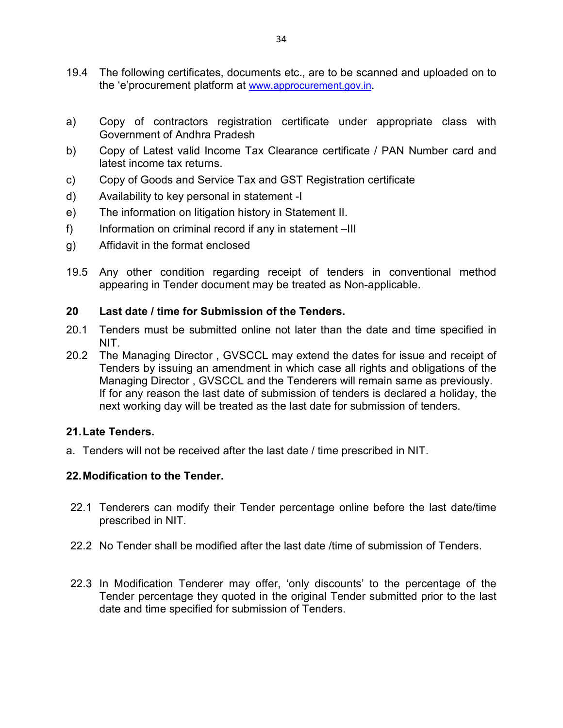19.4 The following certificates, documents etc., are to be scanned and uploaded on to the 'e'procurement platform at www.approcurement.gov.in.

a) Copy of contractors registration certificate under appropriate class with Government of Andhra Pradesh

b) Copy of Latest valid Income Tax Clearance certificate / PAN Number card and latest income tax returns.

c) Copy of Goods and Service Tax and GST Registration certificate

d) Availability to key personal in statement -I

e) The information on litigation history in Statement II.

f) Information on criminal record if any in statement –III

g) Affidavit in the format enclosed

19.5 Any other condition regarding receipt of tenders in conventional method appearing in Tender document may be treated as Non-applicable.

**20 Last date / time for Submission of the Tenders.**

20.1 Tenders must be submitted online not later than the date and time specified in NIT.

20.2 The Managing Director , GVSCCL may extend the dates for issue and receipt of Tenders by issuing an amendment in which case all rights and obligations of the Managing Director , GVSCCL and the Tenderers will remain same as previously. If for any reason the last date of submission of tenders is declared a holiday, the next working day will be treated as the last date for submission of tenders.

**21. Late Tenders.**

a. Tenders will not be received after the last date / time prescribed in NIT.

**22. Modification to the Tender.**

22.1 Tenderers can modify their Tender percentage online before the last date/time prescribed in NIT.

22.2 No Tender shall be modified after the last date /time of submission of Tenders.

22.3 In Modification Tenderer may offer, 'only discounts' to the percentage of the Tender percentage they quoted in the original Tender submitted prior to the last date and time specified for submission of Tenders.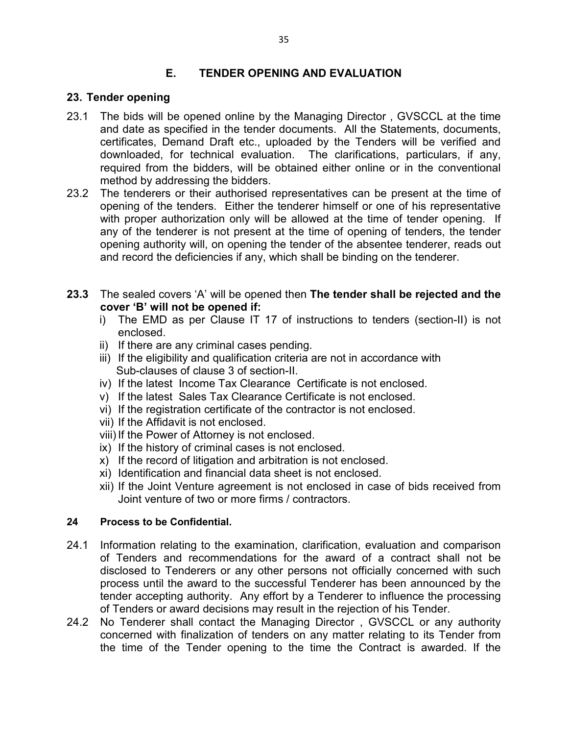## E. TENDER OPENING AND EVALUATION

### 23. Tender opening

23.1 The bids will be opened online by the Managing Director , GVSCCL at the time and date as specified in the tender documents. All the Statements, documents, certificates, Demand Draft etc., uploaded by the Tenders will be verified and downloaded, for technical evaluation. The clarifications, particulars, if any, required from the bidders, will be obtained either online or in the conventional method by addressing the bidders.

23.2 The tenderers or their authorised representatives can be present at the time of opening of the tenders. Either the tenderer himself or one of his representative with proper authorization only will be allowed at the time of tender opening. If any of the tenderer is not present at the time of opening of tenders, the tender opening authority will, on opening the tender of the absentee tenderer, reads out and record the deficiencies if any, which shall be binding on the tenderer.

**23.3** The sealed covers 'A' will be opened then **The tender shall be rejected and the cover 'B' will not be opened if:**

i) The EMD as per Clause IT 17 of instructions to tenders (section-II) is not enclosed.
ii) If there are any criminal cases pending.
iii) If the eligibility and qualification criteria are not in accordance with Sub-clauses of clause 3 of section-II.
iv) If the latest Income Tax Clearance Certificate is not enclosed.
v) If the latest Sales Tax Clearance Certificate is not enclosed.
vi) If the registration certificate of the contractor is not enclosed.
vii) If the Affidavit is not enclosed.
viii) If the Power of Attorney is not enclosed.
ix) If the history of criminal cases is not enclosed.
x) If the record of litigation and arbitration is not enclosed.
xi) Identification and financial data sheet is not enclosed.
xii) If the Joint Venture agreement is not enclosed in case of bids received from Joint venture of two or more firms / contractors.

### 24 Process to be Confidential.

24.1 Information relating to the examination, clarification, evaluation and comparison of Tenders and recommendations for the award of a contract shall not be disclosed to Tenderers or any other persons not officially concerned with such process until the award to the successful Tenderer has been announced by the tender accepting authority. Any effort by a Tenderer to influence the processing of Tenders or award decisions may result in the rejection of his Tender.

24.2 No Tenderer shall contact the Managing Director , GVSCCL or any authority concerned with finalization of tenders on any matter relating to its Tender from the time of the Tender opening to the time the Contract is awarded. If the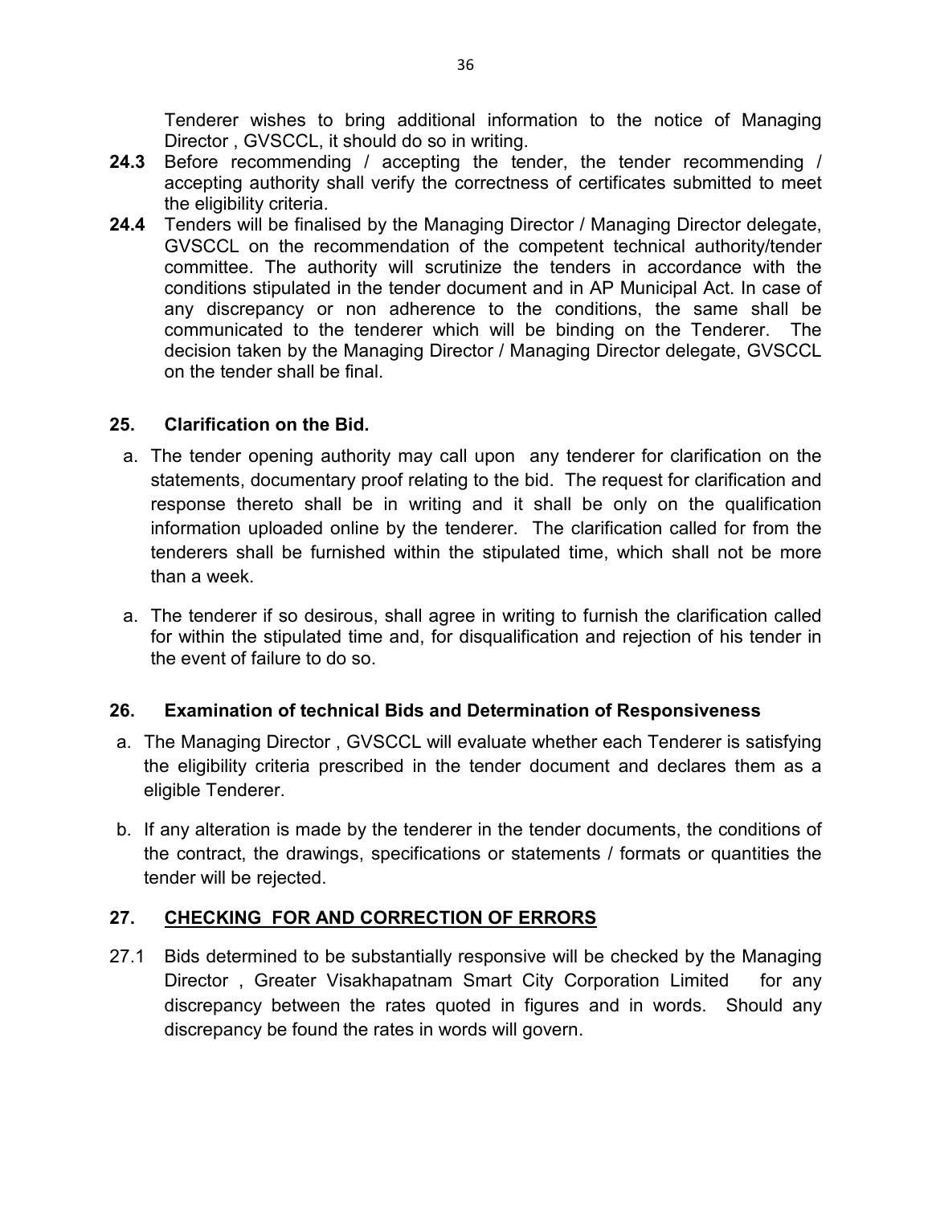Tenderer wishes to bring additional information to the notice of Managing Director , GVSCCL, it should do so in writing.

**24.3** Before recommending / accepting the tender, the tender recommending / accepting authority shall verify the correctness of certificates submitted to meet the eligibility criteria.

**24.4** Tenders will be finalised by the Managing Director / Managing Director delegate, GVSCCL on the recommendation of the competent technical authority/tender committee. The authority will scrutinize the tenders in accordance with the conditions stipulated in the tender document and in AP Municipal Act. In case of any discrepancy or non adherence to the conditions, the same shall be communicated to the tenderer which will be binding on the Tenderer. The decision taken by the Managing Director / Managing Director delegate, GVSCCL on the tender shall be final.

## 25. Clarification on the Bid.

a. The tender opening authority may call upon any tenderer for clarification on the statements, documentary proof relating to the bid. The request for clarification and response thereto shall be in writing and it shall be only on the qualification information uploaded online by the tenderer. The clarification called for from the tenderers shall be furnished within the stipulated time, which shall not be more than a week.

a. The tenderer if so desirous, shall agree in writing to furnish the clarification called for within the stipulated time and, for disqualification and rejection of his tender in the event of failure to do so.

## 26. Examination of technical Bids and Determination of Responsiveness

a. The Managing Director , GVSCCL will evaluate whether each Tenderer is satisfying the eligibility criteria prescribed in the tender document and declares them as a eligible Tenderer.

b. If any alteration is made by the tenderer in the tender documents, the conditions of the contract, the drawings, specifications or statements / formats or quantities the tender will be rejected.

## 27. CHECKING FOR AND CORRECTION OF ERRORS

27.1 Bids determined to be substantially responsive will be checked by the Managing Director , Greater Visakhapatnam Smart City Corporation Limited for any discrepancy between the rates quoted in figures and in words. Should any discrepancy be found the rates in words will govern.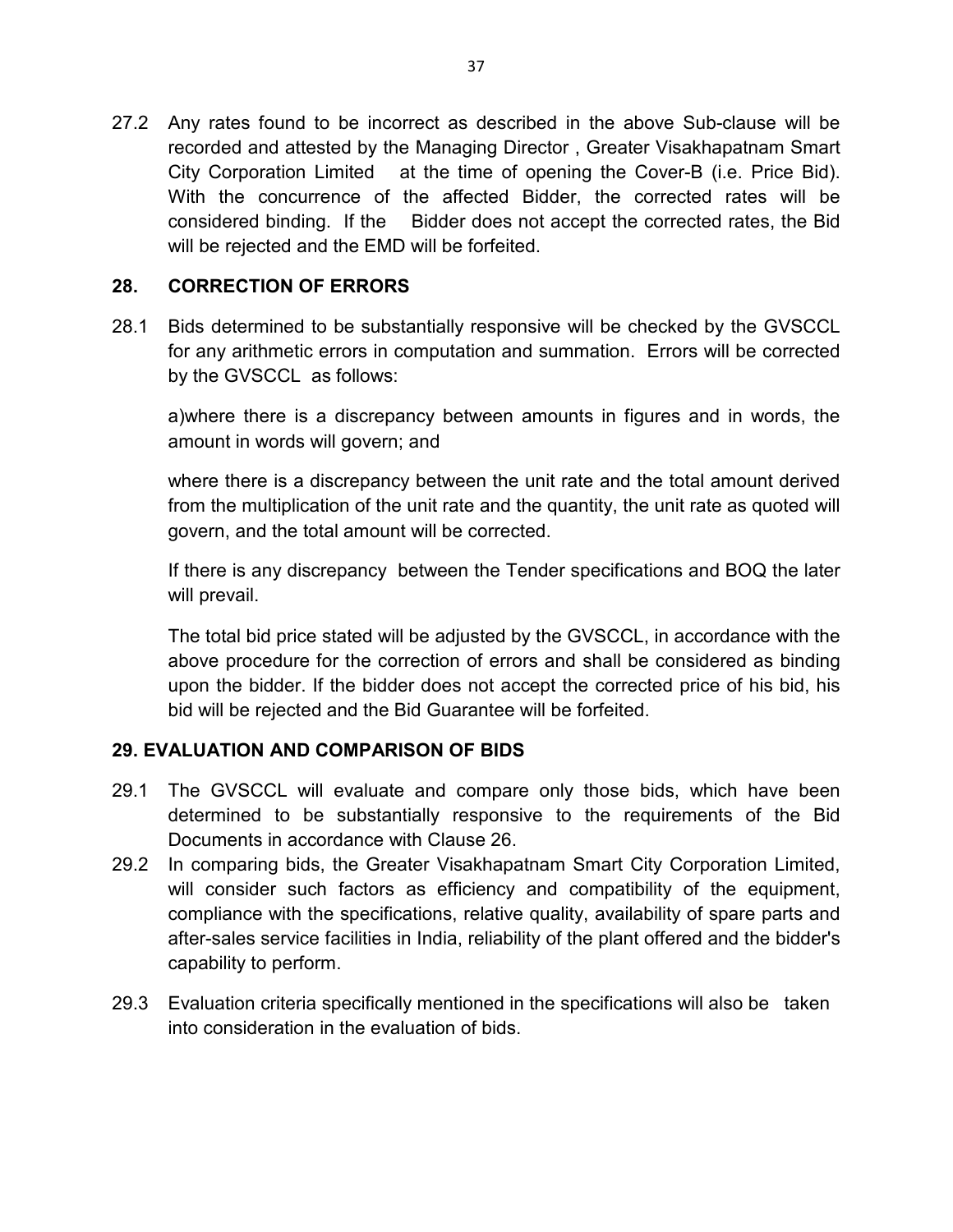27.2 Any rates found to be incorrect as described in the above Sub-clause will be recorded and attested by the Managing Director , Greater Visakhapatnam Smart City Corporation Limited at the time of opening the Cover-B (i.e. Price Bid). With the concurrence of the affected Bidder, the corrected rates will be considered binding. If the Bidder does not accept the corrected rates, the Bid will be rejected and the EMD will be forfeited.

## 28. CORRECTION OF ERRORS

28.1 Bids determined to be substantially responsive will be checked by the GVSCCL for any arithmetic errors in computation and summation. Errors will be corrected by the GVSCCL as follows:

a)where there is a discrepancy between amounts in figures and in words, the amount in words will govern; and

where there is a discrepancy between the unit rate and the total amount derived from the multiplication of the unit rate and the quantity, the unit rate as quoted will govern, and the total amount will be corrected.

If there is any discrepancy between the Tender specifications and BOQ the later will prevail.

The total bid price stated will be adjusted by the GVSCCL, in accordance with the above procedure for the correction of errors and shall be considered as binding upon the bidder. If the bidder does not accept the corrected price of his bid, his bid will be rejected and the Bid Guarantee will be forfeited.

## 29. EVALUATION AND COMPARISON OF BIDS

29.1 The GVSCCL will evaluate and compare only those bids, which have been determined to be substantially responsive to the requirements of the Bid Documents in accordance with Clause 26.

29.2 In comparing bids, the Greater Visakhapatnam Smart City Corporation Limited, will consider such factors as efficiency and compatibility of the equipment, compliance with the specifications, relative quality, availability of spare parts and after-sales service facilities in India, reliability of the plant offered and the bidder's capability to perform.

29.3 Evaluation criteria specifically mentioned in the specifications will also be taken into consideration in the evaluation of bids.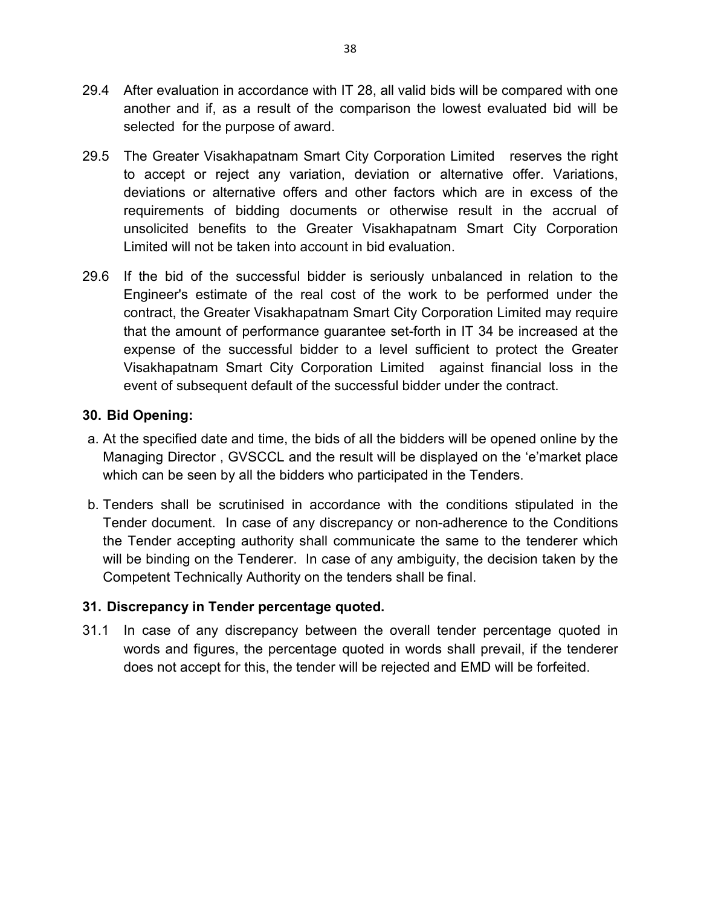29.4 After evaluation in accordance with IT 28, all valid bids will be compared with one another and if, as a result of the comparison the lowest evaluated bid will be selected for the purpose of award.

29.5 The Greater Visakhapatnam Smart City Corporation Limited reserves the right to accept or reject any variation, deviation or alternative offer. Variations, deviations or alternative offers and other factors which are in excess of the requirements of bidding documents or otherwise result in the accrual of unsolicited benefits to the Greater Visakhapatnam Smart City Corporation Limited will not be taken into account in bid evaluation.

29.6 If the bid of the successful bidder is seriously unbalanced in relation to the Engineer's estimate of the real cost of the work to be performed under the contract, the Greater Visakhapatnam Smart City Corporation Limited may require that the amount of performance guarantee set-forth in IT 34 be increased at the expense of the successful bidder to a level sufficient to protect the Greater Visakhapatnam Smart City Corporation Limited against financial loss in the event of subsequent default of the successful bidder under the contract.

**30. Bid Opening:**

a. At the specified date and time, the bids of all the bidders will be opened online by the Managing Director , GVSCCL and the result will be displayed on the 'e'market place which can be seen by all the bidders who participated in the Tenders.

b. Tenders shall be scrutinised in accordance with the conditions stipulated in the Tender document. In case of any discrepancy or non-adherence to the Conditions the Tender accepting authority shall communicate the same to the tenderer which will be binding on the Tenderer. In case of any ambiguity, the decision taken by the Competent Technically Authority on the tenders shall be final.

**31. Discrepancy in Tender percentage quoted.**

31.1 In case of any discrepancy between the overall tender percentage quoted in words and figures, the percentage quoted in words shall prevail, if the tenderer does not accept for this, the tender will be rejected and EMD will be forfeited.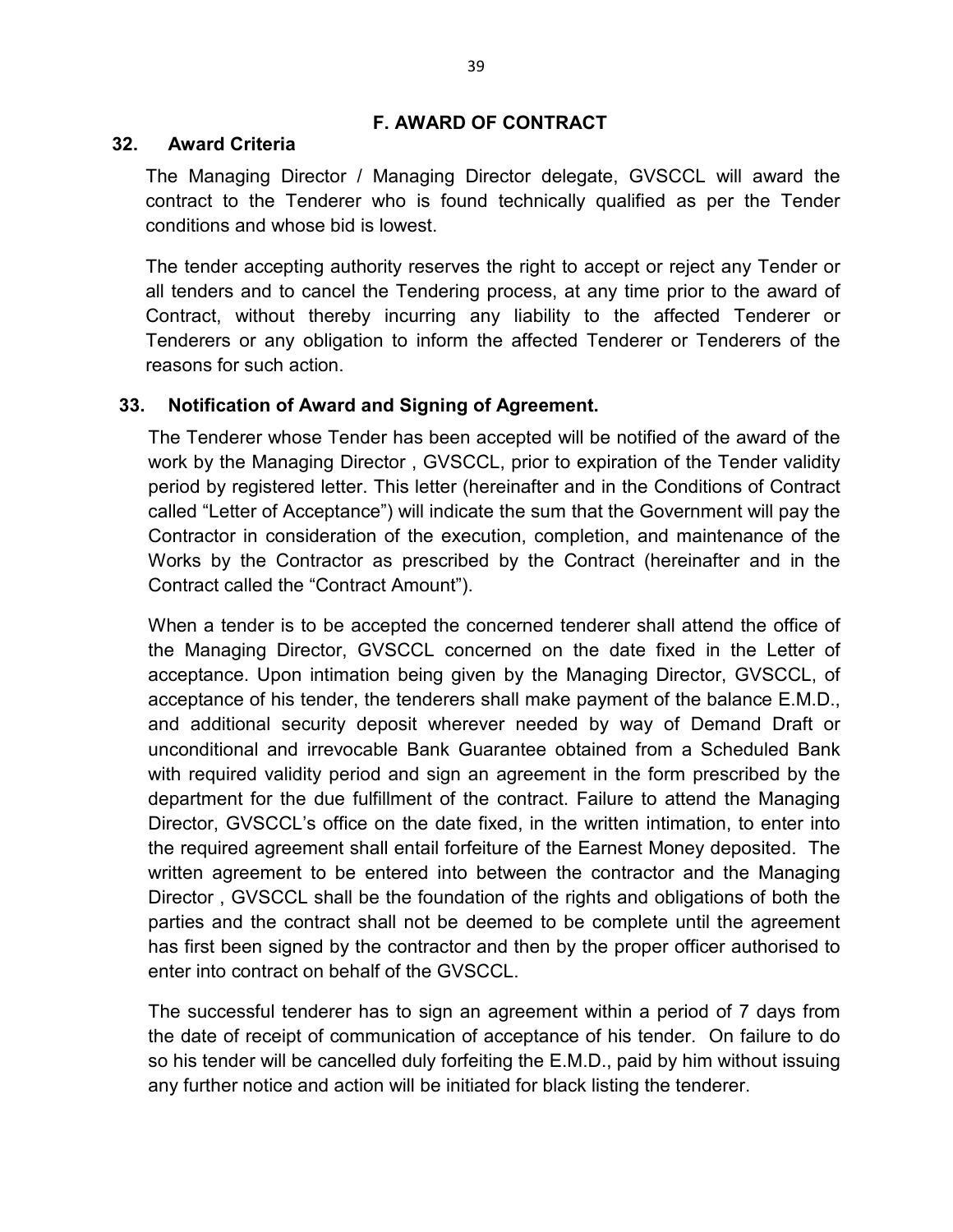## F. AWARD OF CONTRACT

### 32. Award Criteria

The Managing Director / Managing Director delegate, GVSCCL will award the contract to the Tenderer who is found technically qualified as per the Tender conditions and whose bid is lowest.

The tender accepting authority reserves the right to accept or reject any Tender or all tenders and to cancel the Tendering process, at any time prior to the award of Contract, without thereby incurring any liability to the affected Tenderer or Tenderers or any obligation to inform the affected Tenderer or Tenderers of the reasons for such action.

### 33. Notification of Award and Signing of Agreement.

The Tenderer whose Tender has been accepted will be notified of the award of the work by the Managing Director , GVSCCL, prior to expiration of the Tender validity period by registered letter. This letter (hereinafter and in the Conditions of Contract called "Letter of Acceptance") will indicate the sum that the Government will pay the Contractor in consideration of the execution, completion, and maintenance of the Works by the Contractor as prescribed by the Contract (hereinafter and in the Contract called the "Contract Amount").

When a tender is to be accepted the concerned tenderer shall attend the office of the Managing Director, GVSCCL concerned on the date fixed in the Letter of acceptance. Upon intimation being given by the Managing Director, GVSCCL, of acceptance of his tender, the tenderers shall make payment of the balance E.M.D., and additional security deposit wherever needed by way of Demand Draft or unconditional and irrevocable Bank Guarantee obtained from a Scheduled Bank with required validity period and sign an agreement in the form prescribed by the department for the due fulfillment of the contract. Failure to attend the Managing Director, GVSCCL's office on the date fixed, in the written intimation, to enter into the required agreement shall entail forfeiture of the Earnest Money deposited. The written agreement to be entered into between the contractor and the Managing Director , GVSCCL shall be the foundation of the rights and obligations of both the parties and the contract shall not be deemed to be complete until the agreement has first been signed by the contractor and then by the proper officer authorised to enter into contract on behalf of the GVSCCL.

The successful tenderer has to sign an agreement within a period of 7 days from the date of receipt of communication of acceptance of his tender. On failure to do so his tender will be cancelled duly forfeiting the E.M.D., paid by him without issuing any further notice and action will be initiated for black listing the tenderer.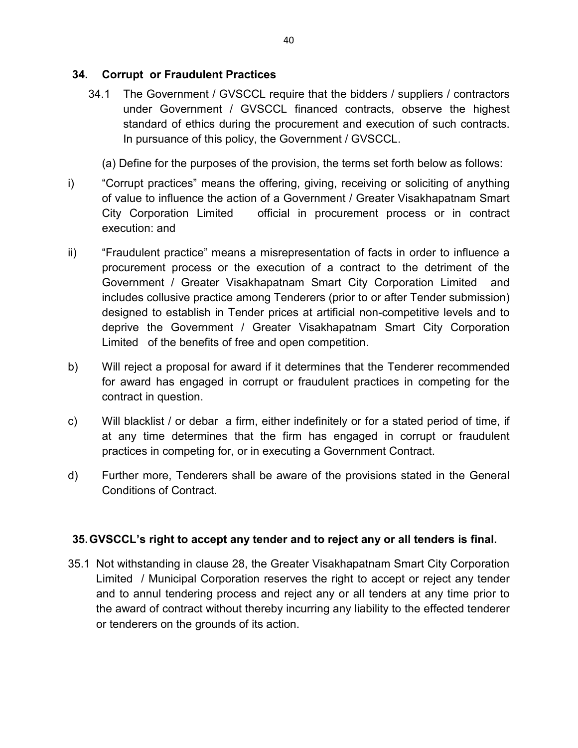## 34. Corrupt or Fraudulent Practices

34.1 The Government / GVSCCL require that the bidders / suppliers / contractors under Government / GVSCCL financed contracts, observe the highest standard of ethics during the procurement and execution of such contracts. In pursuance of this policy, the Government / GVSCCL.

(a) Define for the purposes of the provision, the terms set forth below as follows:

i) "Corrupt practices" means the offering, giving, receiving or soliciting of anything of value to influence the action of a Government / Greater Visakhapatnam Smart City Corporation Limited official in procurement process or in contract execution: and

ii) "Fraudulent practice" means a misrepresentation of facts in order to influence a procurement process or the execution of a contract to the detriment of the Government / Greater Visakhapatnam Smart City Corporation Limited and includes collusive practice among Tenderers (prior to or after Tender submission) designed to establish in Tender prices at artificial non-competitive levels and to deprive the Government / Greater Visakhapatnam Smart City Corporation Limited of the benefits of free and open competition.

b) Will reject a proposal for award if it determines that the Tenderer recommended for award has engaged in corrupt or fraudulent practices in competing for the contract in question.

c) Will blacklist / or debar a firm, either indefinitely or for a stated period of time, if at any time determines that the firm has engaged in corrupt or fraudulent practices in competing for, or in executing a Government Contract.

d) Further more, Tenderers shall be aware of the provisions stated in the General Conditions of Contract.

## 35. GVSCCL's right to accept any tender and to reject any or all tenders is final.

35.1 Not withstanding in clause 28, the Greater Visakhapatnam Smart City Corporation Limited / Municipal Corporation reserves the right to accept or reject any tender and to annul tendering process and reject any or all tenders at any time prior to the award of contract without thereby incurring any liability to the effected tenderer or tenderers on the grounds of its action.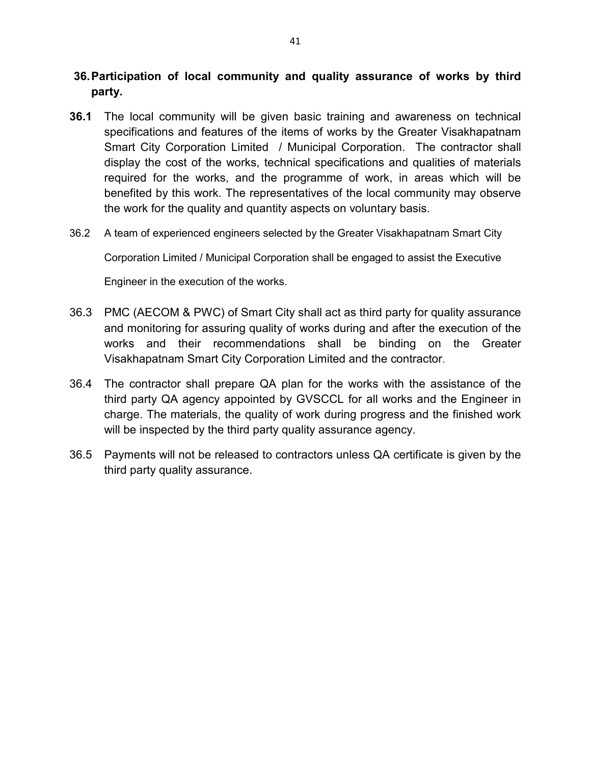## 36. Participation of local community and quality assurance of works by third party.

**36.1** The local community will be given basic training and awareness on technical specifications and features of the items of works by the Greater Visakhapatnam Smart City Corporation Limited / Municipal Corporation. The contractor shall display the cost of the works, technical specifications and qualities of materials required for the works, and the programme of work, in areas which will be benefited by this work. The representatives of the local community may observe the work for the quality and quantity aspects on voluntary basis.

36.2 A team of experienced engineers selected by the Greater Visakhapatnam Smart City Corporation Limited / Municipal Corporation shall be engaged to assist the Executive Engineer in the execution of the works.

36.3 PMC (AECOM & PWC) of Smart City shall act as third party for quality assurance and monitoring for assuring quality of works during and after the execution of the works and their recommendations shall be binding on the Greater Visakhapatnam Smart City Corporation Limited and the contractor.

36.4 The contractor shall prepare QA plan for the works with the assistance of the third party QA agency appointed by GVSCCL for all works and the Engineer in charge. The materials, the quality of work during progress and the finished work will be inspected by the third party quality assurance agency.

36.5 Payments will not be released to contractors unless QA certificate is given by the third party quality assurance.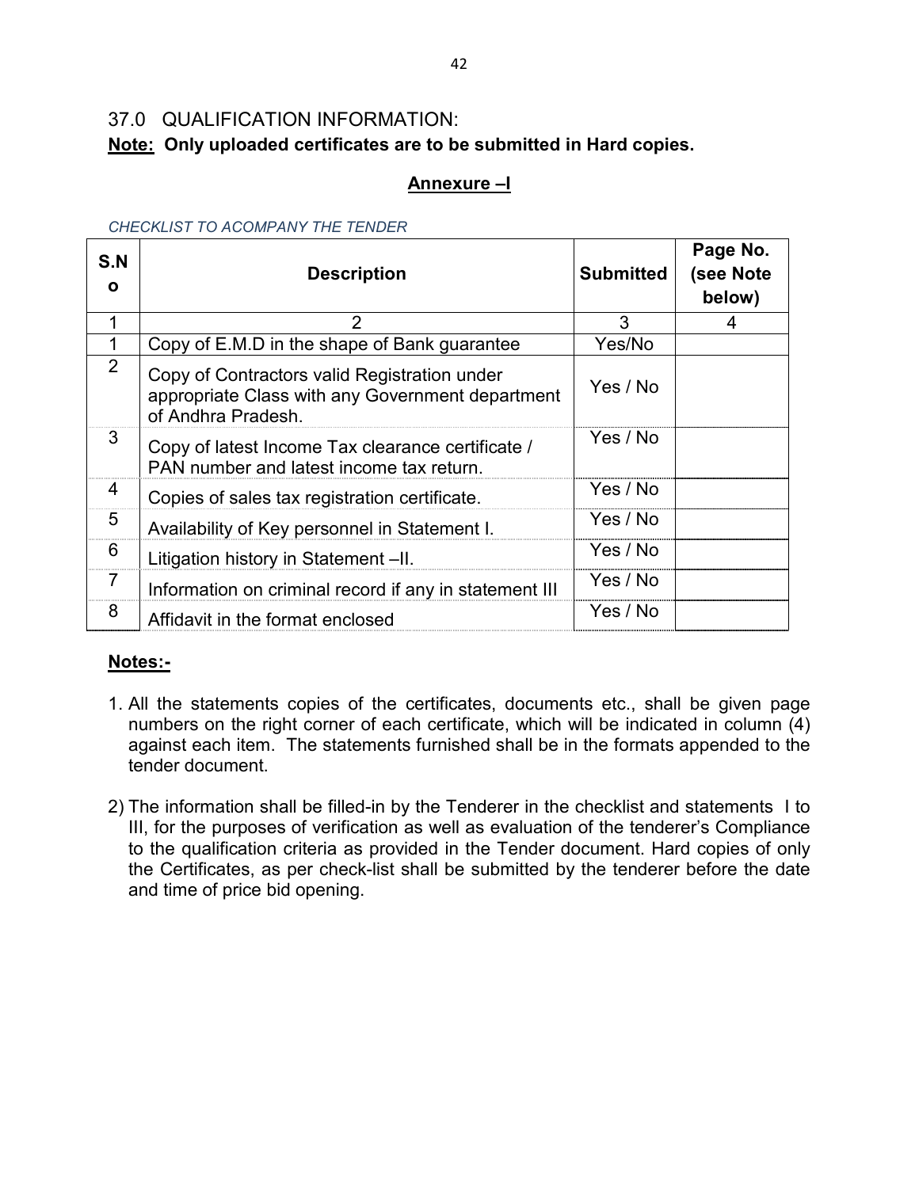## 37.0 QUALIFICATION INFORMATION:

**<u>Note:</u> Only uploaded certificates are to be submitted in Hard copies.**

### <u>Annexure –I</u>

*CHECKLIST TO ACOMPANY THE TENDER*

| S.No | Description | Submitted | Page No. (see Note below) |
|---|---|---|---|
| 1 | 2 | 3 | 4 |
| 1 | Copy of E.M.D in the shape of Bank guarantee | Yes/No | |
| 2 | Copy of Contractors valid Registration under appropriate Class with any Government department of Andhra Pradesh. | Yes / No | |
| 3 | Copy of latest Income Tax clearance certificate / PAN number and latest income tax return. | Yes / No | |
| 4 | Copies of sales tax registration certificate. | Yes / No | |
| 5 | Availability of Key personnel in Statement I. | Yes / No | |
| 6 | Litigation history in Statement –II. | Yes / No | |
| 7 | Information on criminal record if any in statement III | Yes / No | |
| 8 | Affidavit in the format enclosed | Yes / No | |

**<u>Notes:-</u>**

1. All the statements copies of the certificates, documents etc., shall be given page numbers on the right corner of each certificate, which will be indicated in column (4) against each item. The statements furnished shall be in the formats appended to the tender document.

2) The information shall be filled-in by the Tenderer in the checklist and statements I to III, for the purposes of verification as well as evaluation of the tenderer's Compliance to the qualification criteria as provided in the Tender document. Hard copies of only the Certificates, as per check-list shall be submitted by the tenderer before the date and time of price bid opening.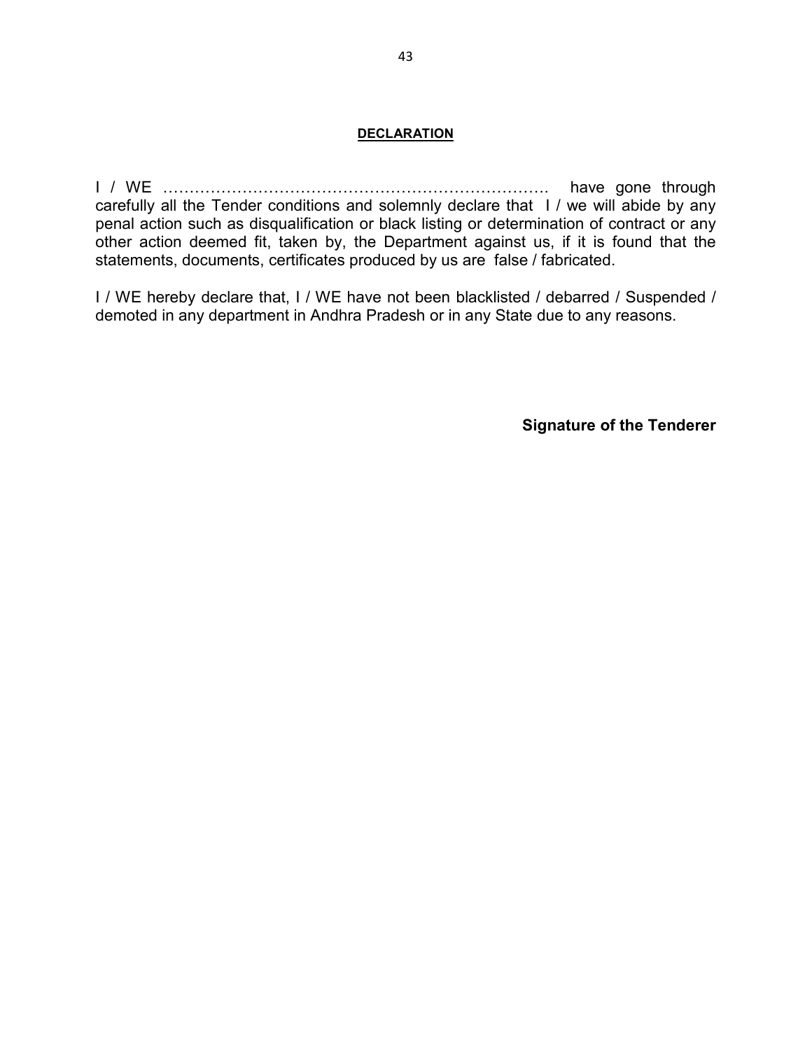## DECLARATION

I / WE ………………………………………………………………… have gone through carefully all the Tender conditions and solemnly declare that I / we will abide by any penal action such as disqualification or black listing or determination of contract or any other action deemed fit, taken by, the Department against us, if it is found that the statements, documents, certificates produced by us are false / fabricated.

I / WE hereby declare that, I / WE have not been blacklisted / debarred / Suspended / demoted in any department in Andhra Pradesh or in any State due to any reasons.

**Signature of the Tenderer**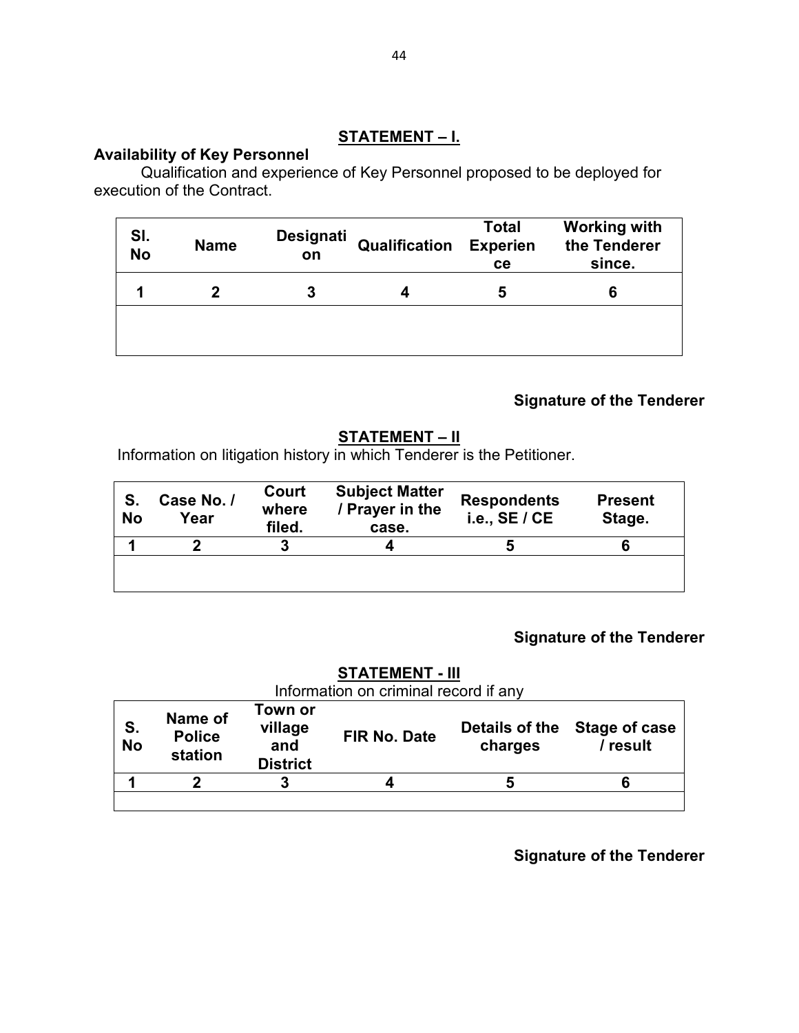## STATEMENT – I.

**Availability of Key Personnel**

Qualification and experience of Key Personnel proposed to be deployed for execution of the Contract.

| Sl. No | Name | Designation | Qualification | Total Experience | Working with the Tenderer since. |
|---|---|---|---|---|---|
| 1 | 2 | 3 | 4 | 5 | 6 |
| | | | | | |

**Signature of the Tenderer**

## STATEMENT – II

Information on litigation history in which Tenderer is the Petitioner.

| S. No | Case No. / Year | Court where filed. | Subject Matter / Prayer in the case. | Respondents i.e., SE / CE | Present Stage. |
|---|---|---|---|---|---|
| 1 | 2 | 3 | 4 | 5 | 6 |
| | | | | | |

**Signature of the Tenderer**

## STATEMENT - III

Information on criminal record if any

| S. No | Name of Police station | Town or village and District | FIR No. Date | Details of the charges | Stage of case / result |
|---|---|---|---|---|---|
| 1 | 2 | 3 | 4 | 5 | 6 |
| | | | | | |

**Signature of the Tenderer**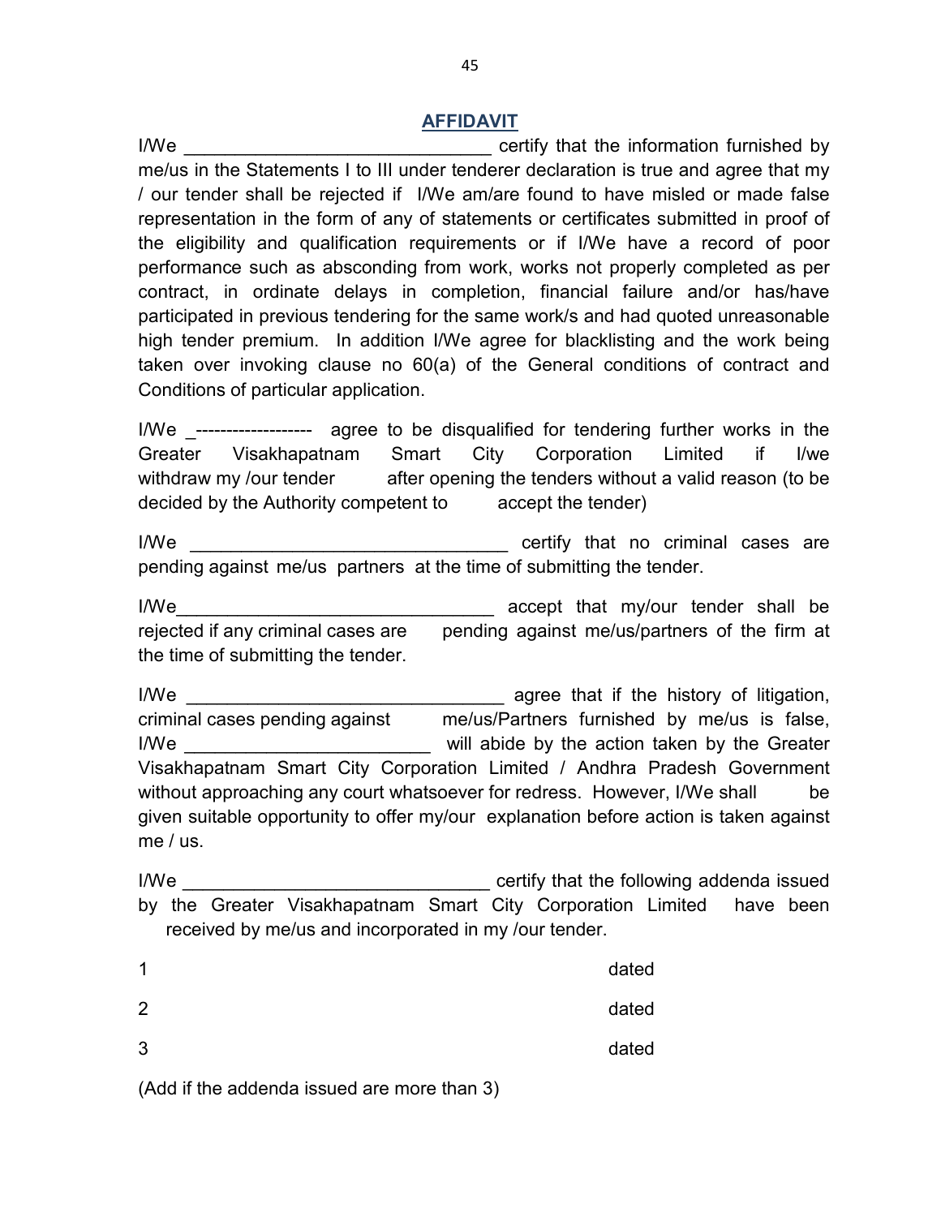## AFFIDAVIT

I/We ______________________________ certify that the information furnished by me/us in the Statements I to III under tenderer declaration is true and agree that my / our tender shall be rejected if I/We am/are found to have misled or made false representation in the form of any of statements or certificates submitted in proof of the eligibility and qualification requirements or if I/We have a record of poor performance such as absconding from work, works not properly completed as per contract, in ordinate delays in completion, financial failure and/or has/have participated in previous tendering for the same work/s and had quoted unreasonable high tender premium. In addition I/We agree for blacklisting and the work being taken over invoking clause no 60(a) of the General conditions of contract and Conditions of particular application.

I/We _------------------- agree to be disqualified for tendering further works in the Greater Visakhapatnam Smart City Corporation Limited if I/we withdraw my /our tender after opening the tenders without a valid reason (to be decided by the Authority competent to accept the tender)

I/We ________________________________ certify that no criminal cases are pending against me/us partners at the time of submitting the tender.

I/We________________________________ accept that my/our tender shall be rejected if any criminal cases are pending against me/us/partners of the firm at the time of submitting the tender.

I/We ________________________________ agree that if the history of litigation, criminal cases pending against me/us/Partners furnished by me/us is false, I/We ________________________ will abide by the action taken by the Greater Visakhapatnam Smart City Corporation Limited / Andhra Pradesh Government without approaching any court whatsoever for redress. However, I/We shall be given suitable opportunity to offer my/our explanation before action is taken against me / us.

I/We ______________________________ certify that the following addenda issued by the Greater Visakhapatnam Smart City Corporation Limited have been received by me/us and incorporated in my /our tender.

1 dated

2 dated

3 dated

(Add if the addenda issued are more than 3)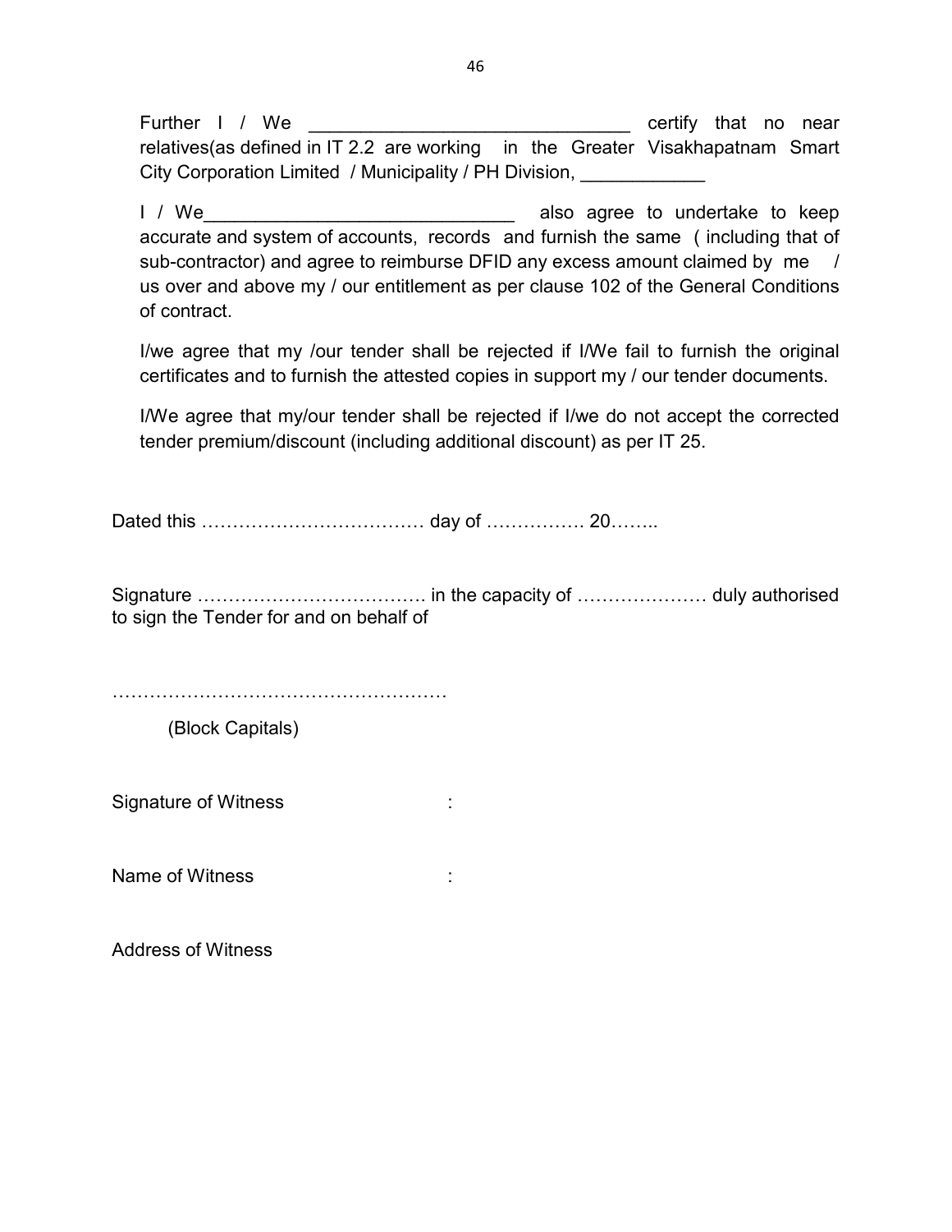Further I / We _______________________________ certify that no near relatives(as defined in IT 2.2 are working in the Greater Visakhapatnam Smart City Corporation Limited / Municipality / PH Division, ____________

I / We_____________________________ also agree to undertake to keep accurate and system of accounts, records and furnish the same ( including that of sub-contractor) and agree to reimburse DFID any excess amount claimed by me / us over and above my / our entitlement as per clause 102 of the General Conditions of contract.

I/we agree that my /our tender shall be rejected if I/We fail to furnish the original certificates and to furnish the attested copies in support my / our tender documents.

I/We agree that my/our tender shall be rejected if I/we do not accept the corrected tender premium/discount (including additional discount) as per IT 25.

Dated this ……………………………… day of ……………. 20……..

Signature ……………………………… in the capacity of ………………… duly authorised to sign the Tender for and on behalf of

………………………………………………

(Block Capitals)

Signature of Witness :

Name of Witness :

Address of Witness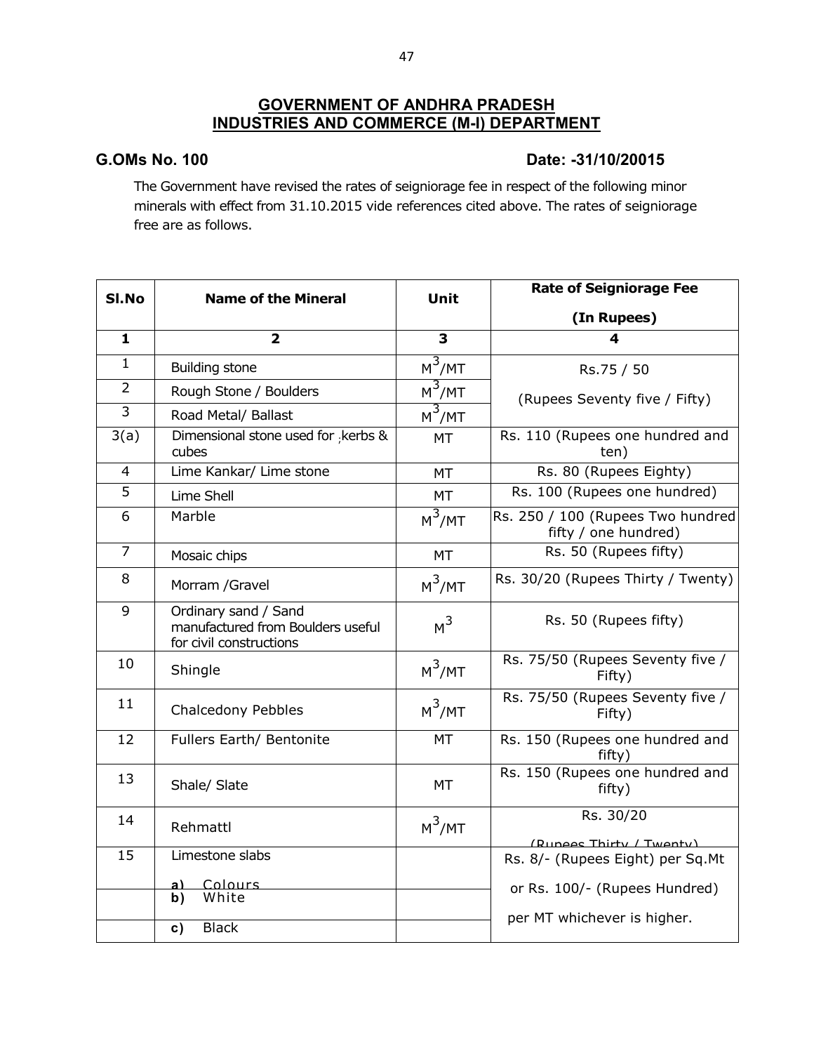**GOVERNMENT OF ANDHRA PRADESH**
**INDUSTRIES AND COMMERCE (M-I) DEPARTMENT**

**G.OMs No. 100** **Date: -31/10/20015**

The Government have revised the rates of seigniorage fee in respect of the following minor minerals with effect from 31.10.2015 vide references cited above. The rates of seigniorage free are as follows.

| Sl.No | Name of the Mineral | Unit | Rate of Seigniorage Fee (In Rupees) |
|---|---|---|---|
| 1 | 2 | 3 | 4 |
| 1 | Building stone | $M^3$/MT | Rs.75 / 50 (Rupees Seventy five / Fifty) |
| 2 | Rough Stone / Boulders | $M^3$/MT | |
| 3 | Road Metal/ Ballast | $M^3$/MT | |
| 3(a) | Dimensional stone used for ;kerbs & cubes | MT | Rs. 110 (Rupees one hundred and ten) |
| 4 | Lime Kankar/ Lime stone | MT | Rs. 80 (Rupees Eighty) |
| 5 | Lime Shell | MT | Rs. 100 (Rupees one hundred) |
| 6 | Marble | $M^3$/MT | Rs. 250 / 100 (Rupees Two hundred fifty / one hundred) |
| 7 | Mosaic chips | MT | Rs. 50 (Rupees fifty) |
| 8 | Morram /Gravel | $M^3$/MT | Rs. 30/20 (Rupees Thirty / Twenty) |
| 9 | Ordinary sand / Sand manufactured from Boulders useful for civil constructions | $M^3$ | Rs. 50 (Rupees fifty) |
| 10 | Shingle | $M^3$/MT | Rs. 75/50 (Rupees Seventy five / Fifty) |
| 11 | Chalcedony Pebbles | $M^3$/MT | Rs. 75/50 (Rupees Seventy five / Fifty) |
| 12 | Fullers Earth/ Bentonite | MT | Rs. 150 (Rupees one hundred and fifty) |
| 13 | Shale/ Slate | MT | Rs. 150 (Rupees one hundred and fifty) |
| 14 | Rehmattl | $M^3$/MT | Rs. 30/20 (Rupees Thirty / Twenty) |
| 15 | Limestone slabs<br>a) Colours | | Rs. 8/- (Rupees Eight) per Sq.Mt or Rs. 100/- (Rupees Hundred) per MT whichever is higher. |
| | b) White | | |
| | c) Black | | |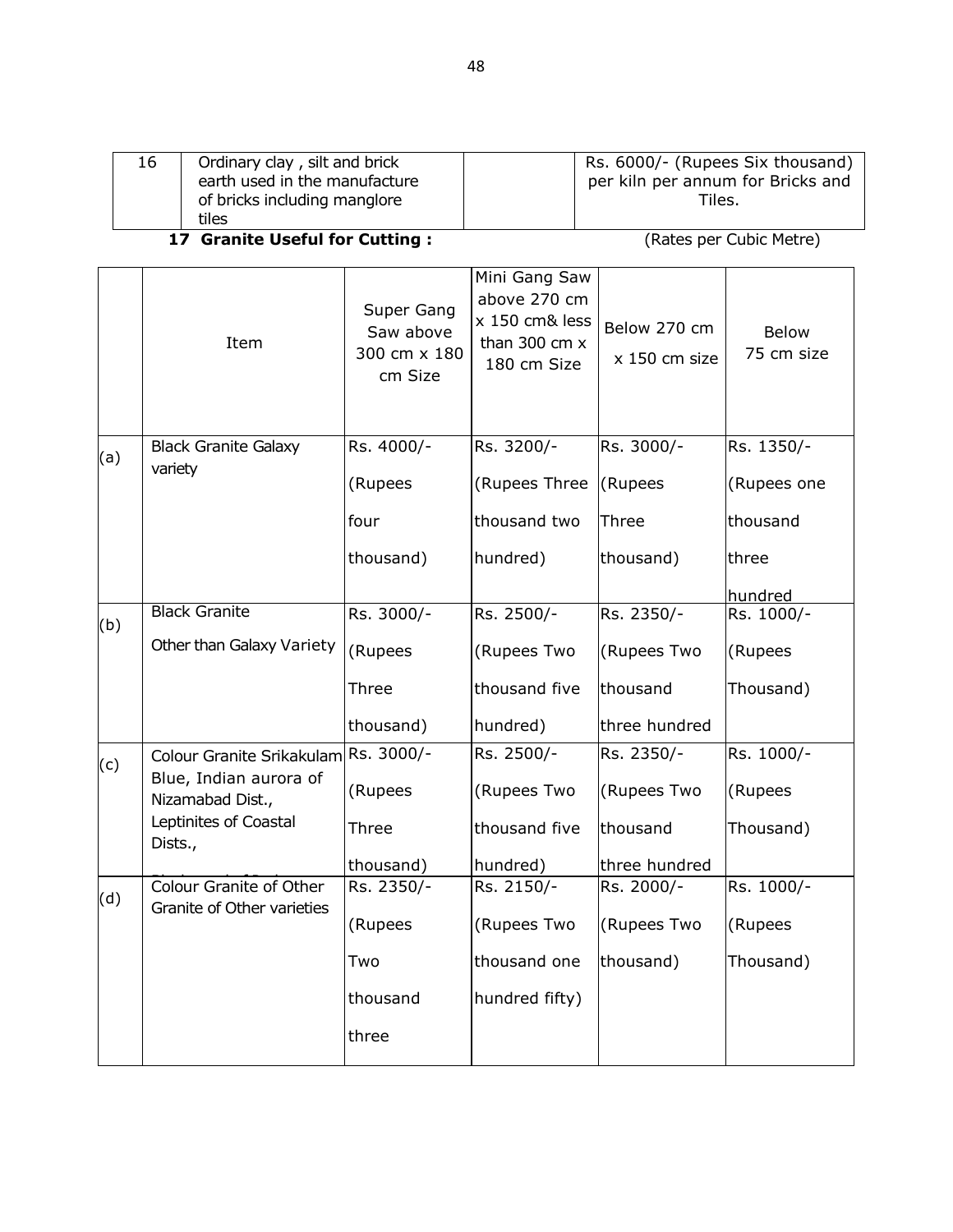| 16 | Ordinary clay , silt and brick earth used in the manufacture of bricks including manglore tiles | | Rs. 6000/- (Rupees Six thousand) per kiln per annum for Bricks and Tiles. |
|---|---|---|---|

**17 Granite Useful for Cutting :** (Rates per Cubic Metre)

| | Item | Super Gang Saw above 300 cm x 180 cm Size | Mini Gang Saw above 270 cm x 150 cm& less than 300 cm x 180 cm Size | Below 270 cm x 150 cm size | Below 75 cm size |
|---|---|---|---|---|---|
| (a) | Black Granite Galaxy variety | Rs. 4000/- (Rupees four thousand) | Rs. 3200/- (Rupees Three thousand two hundred) | Rs. 3000/- (Rupees Three thousand) | Rs. 1350/- (Rupees one thousand three hundred |
| (b) | Black Granite Other than Galaxy Variety | Rs. 3000/- (Rupees Three thousand) | Rs. 2500/- (Rupees Two thousand five hundred) | Rs. 2350/- (Rupees Two thousand three hundred | Rs. 1000/- (Rupees Thousand) |
| (c) | Colour Granite Srikakulam Blue, Indian aurora of Nizamabad Dist., Leptinites of Coastal Dists., | Rs. 3000/- (Rupees Three thousand) | Rs. 2500/- (Rupees Two thousand five hundred) | Rs. 2350/- (Rupees Two thousand three hundred | Rs. 1000/- (Rupees Thousand) |
| (d) | Colour Granite of Other Granite of Other varieties | Rs. 2350/- (Rupees Two thousand three | Rs. 2150/- (Rupees Two thousand one hundred fifty) | Rs. 2000/- (Rupees Two thousand) | Rs. 1000/- (Rupees Thousand) |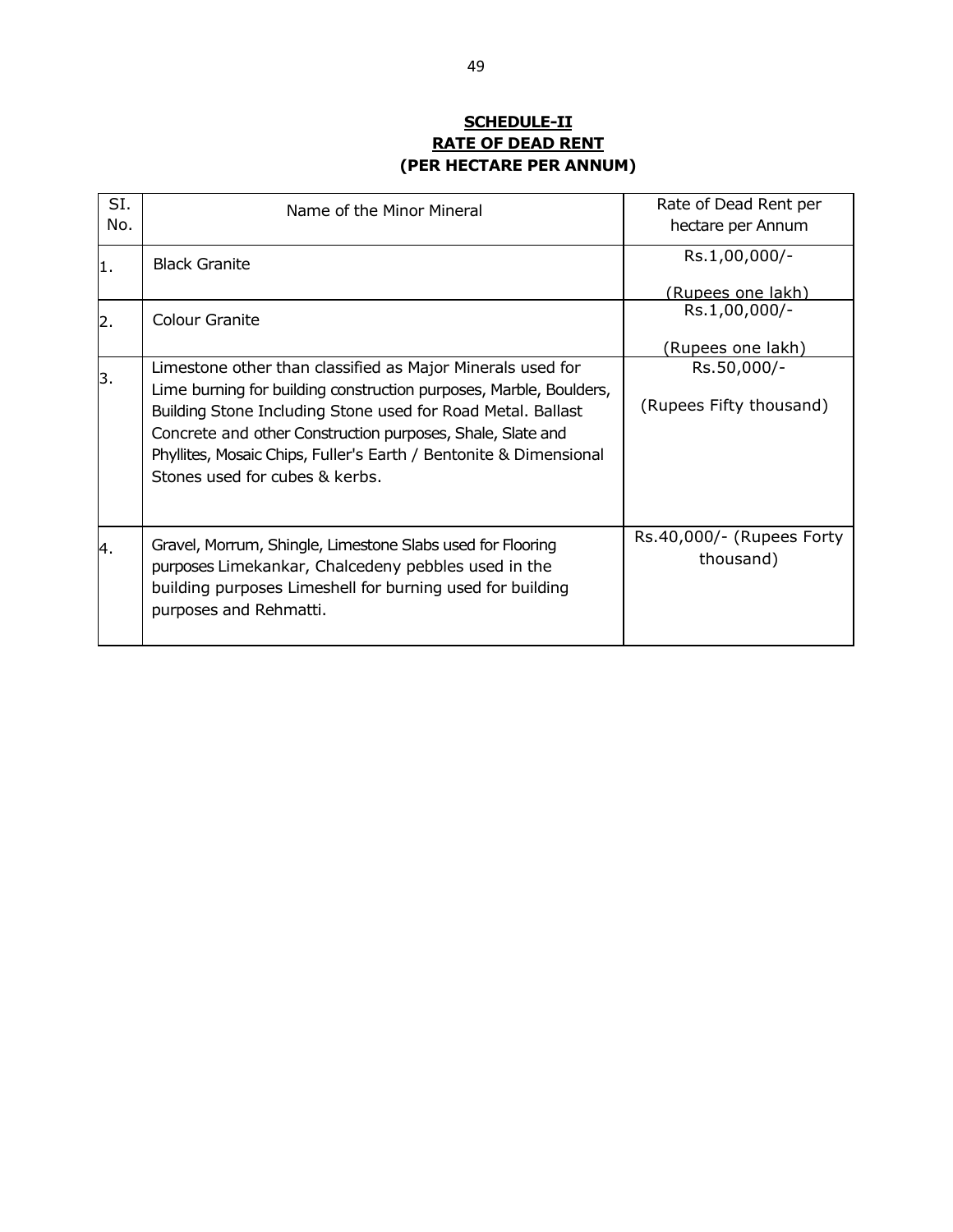**SCHEDULE-II**
**RATE OF DEAD RENT**
**(PER HECTARE PER ANNUM)**

| SI. No. | Name of the Minor Mineral | Rate of Dead Rent per hectare per Annum |
|---|---|---|
| 1. | Black Granite | Rs.1,00,000/- (Rupees one lakh) |
| 2. | Colour Granite | Rs.1,00,000/- (Rupees one lakh) |
| 3. | Limestone other than classified as Major Minerals used for Lime burning for building construction purposes, Marble, Boulders, Building Stone Including Stone used for Road Metal. Ballast Concrete and other Construction purposes, Shale, Slate and Phyllites, Mosaic Chips, Fuller's Earth / Bentonite & Dimensional Stones used for cubes & kerbs. | Rs.50,000/- (Rupees Fifty thousand) |
| 4. | Gravel, Morrum, Shingle, Limestone Slabs used for Flooring purposes Limekankar, Chalcedeny pebbles used in the building purposes Limeshell for burning used for building purposes and Rehmatti. | Rs.40,000/- (Rupees Forty thousand) |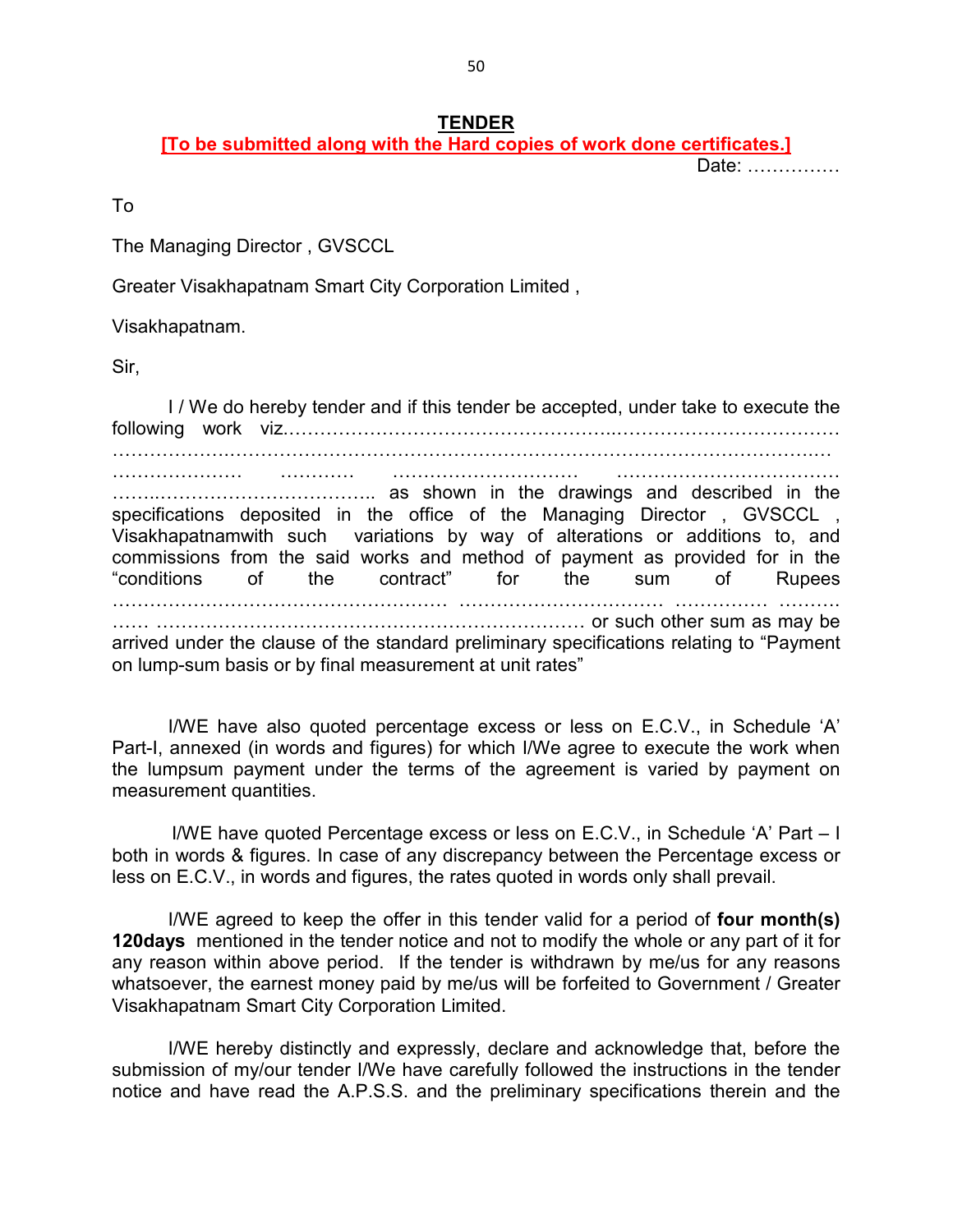# TENDER

**[To be submitted along with the Hard copies of work done certificates.]**

Date: ……………

To

The Managing Director , GVSCCL

Greater Visakhapatnam Smart City Corporation Limited ,

Visakhapatnam.

Sir,

I / We do hereby tender and if this tender be accepted, under take to execute the following work viz.………………………………………………………………………………………………………………………………………………………………………………………… ………………… ………… ………………………… ……………………………… ……..…………………………….. as shown in the drawings and described in the specifications deposited in the office of the Managing Director , GVSCCL , Visakhapatnamwith such variations by way of alterations or additions to, and commissions from the said works and method of payment as provided for in the "conditions of the contract" for the sum of Rupees ……………………………………………… …………………………… …………… ………. …… ……………………………………………………………… or such other sum as may be arrived under the clause of the standard preliminary specifications relating to "Payment on lump-sum basis or by final measurement at unit rates"

I/WE have also quoted percentage excess or less on E.C.V., in Schedule 'A' Part-I, annexed (in words and figures) for which I/We agree to execute the work when the lumpsum payment under the terms of the agreement is varied by payment on measurement quantities.

I/WE have quoted Percentage excess or less on E.C.V., in Schedule 'A' Part – I both in words & figures. In case of any discrepancy between the Percentage excess or less on E.C.V., in words and figures, the rates quoted in words only shall prevail.

I/WE agreed to keep the offer in this tender valid for a period of **four month(s) 120days** mentioned in the tender notice and not to modify the whole or any part of it for any reason within above period. If the tender is withdrawn by me/us for any reasons whatsoever, the earnest money paid by me/us will be forfeited to Government / Greater Visakhapatnam Smart City Corporation Limited.

I/WE hereby distinctly and expressly, declare and acknowledge that, before the submission of my/our tender I/We have carefully followed the instructions in the tender notice and have read the A.P.S.S. and the preliminary specifications therein and the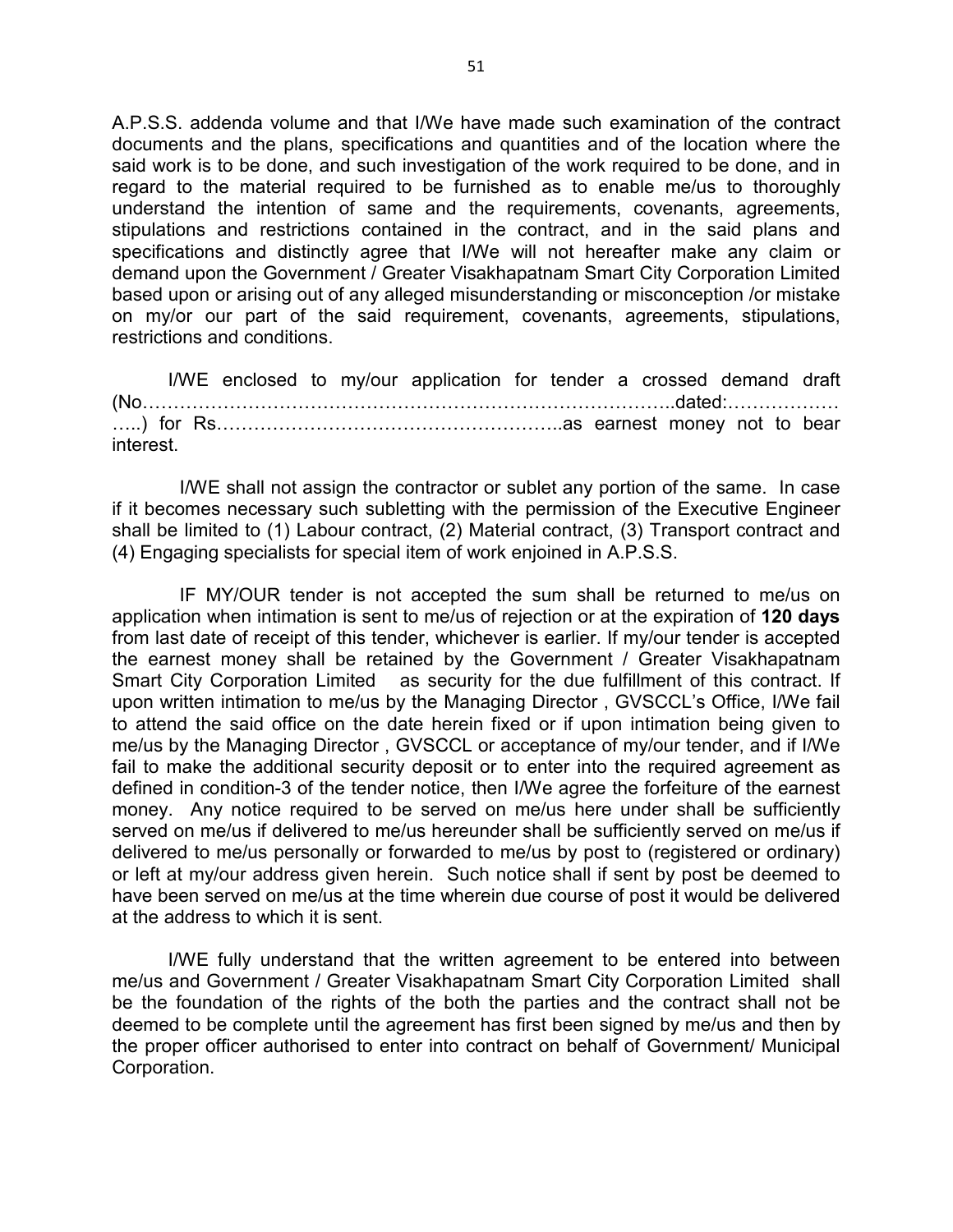A.P.S.S. addenda volume and that I/We have made such examination of the contract documents and the plans, specifications and quantities and of the location where the said work is to be done, and such investigation of the work required to be done, and in regard to the material required to be furnished as to enable me/us to thoroughly understand the intention of same and the requirements, covenants, agreements, stipulations and restrictions contained in the contract, and in the said plans and specifications and distinctly agree that I/We will not hereafter make any claim or demand upon the Government / Greater Visakhapatnam Smart City Corporation Limited based upon or arising out of any alleged misunderstanding or misconception /or mistake on my/or our part of the said requirement, covenants, agreements, stipulations, restrictions and conditions.

I/WE enclosed to my/our application for tender a crossed demand draft (No…………………………………………………………………………..dated:……………… …..) for Rs………………………………………………..as earnest money not to bear interest.

I/WE shall not assign the contractor or sublet any portion of the same. In case if it becomes necessary such subletting with the permission of the Executive Engineer shall be limited to (1) Labour contract, (2) Material contract, (3) Transport contract and (4) Engaging specialists for special item of work enjoined in A.P.S.S.

IF MY/OUR tender is not accepted the sum shall be returned to me/us on application when intimation is sent to me/us of rejection or at the expiration of **120 days** from last date of receipt of this tender, whichever is earlier. If my/our tender is accepted the earnest money shall be retained by the Government / Greater Visakhapatnam Smart City Corporation Limited as security for the due fulfillment of this contract. If upon written intimation to me/us by the Managing Director , GVSCCL's Office, I/We fail to attend the said office on the date herein fixed or if upon intimation being given to me/us by the Managing Director , GVSCCL or acceptance of my/our tender, and if I/We fail to make the additional security deposit or to enter into the required agreement as defined in condition-3 of the tender notice, then I/We agree the forfeiture of the earnest money. Any notice required to be served on me/us here under shall be sufficiently served on me/us if delivered to me/us hereunder shall be sufficiently served on me/us if delivered to me/us personally or forwarded to me/us by post to (registered or ordinary) or left at my/our address given herein. Such notice shall if sent by post be deemed to have been served on me/us at the time wherein due course of post it would be delivered at the address to which it is sent.

I/WE fully understand that the written agreement to be entered into between me/us and Government / Greater Visakhapatnam Smart City Corporation Limited shall be the foundation of the rights of the both the parties and the contract shall not be deemed to be complete until the agreement has first been signed by me/us and then by the proper officer authorised to enter into contract on behalf of Government/ Municipal Corporation.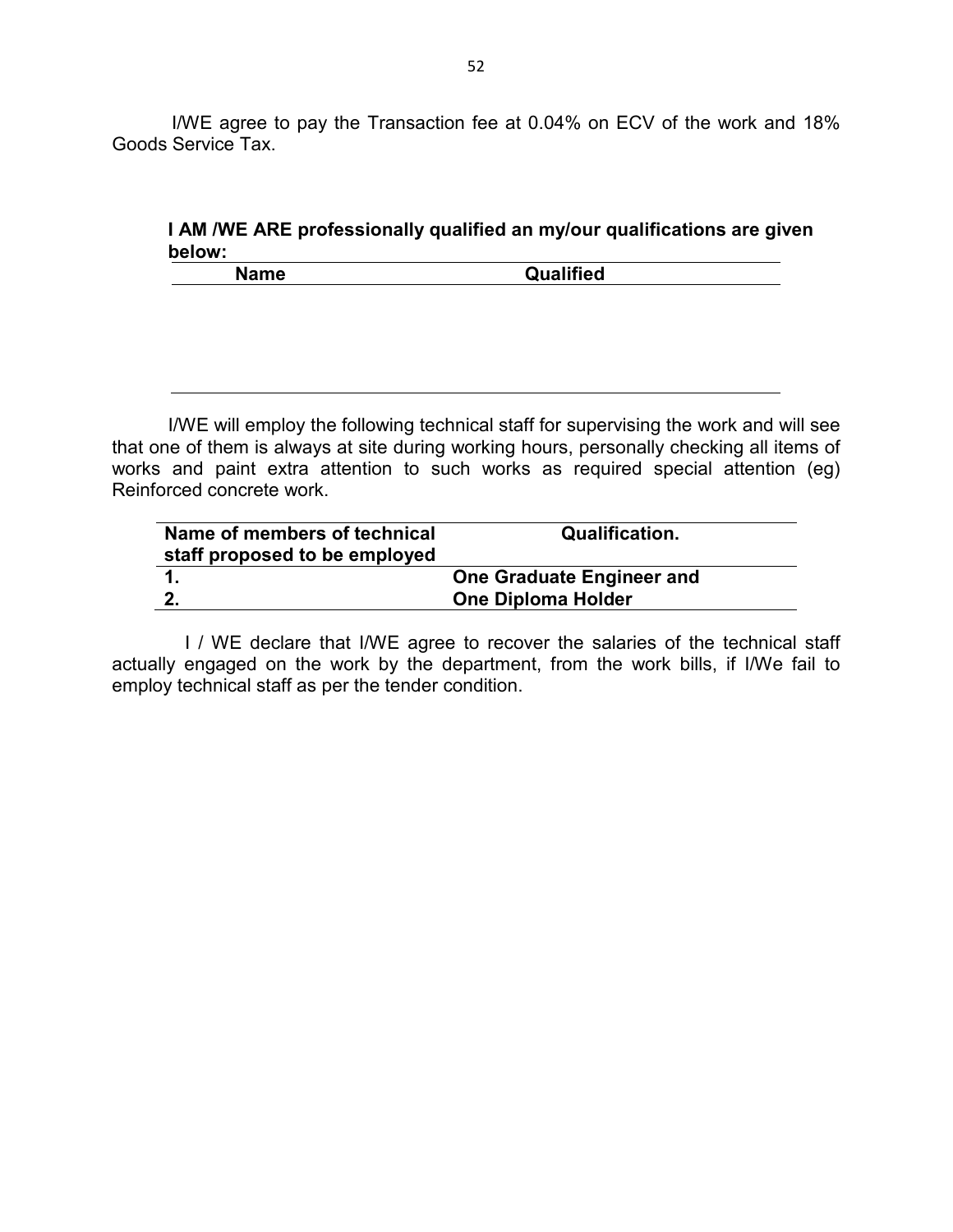I/WE agree to pay the Transaction fee at 0.04% on ECV of the work and 18% Goods Service Tax.

**I AM /WE ARE professionally qualified an my/our qualifications are given below:**

| Name | Qualified |
|---|---|
| | |

I/WE will employ the following technical staff for supervising the work and will see that one of them is always at site during working hours, personally checking all items of works and paint extra attention to such works as required special attention (eg) Reinforced concrete work.

| Name of members of technical staff proposed to be employed | Qualification. |
|---|---|
| **1.** | **One Graduate Engineer and** |
| **2.** | **One Diploma Holder** |

I / WE declare that I/WE agree to recover the salaries of the technical staff actually engaged on the work by the department, from the work bills, if I/We fail to employ technical staff as per the tender condition.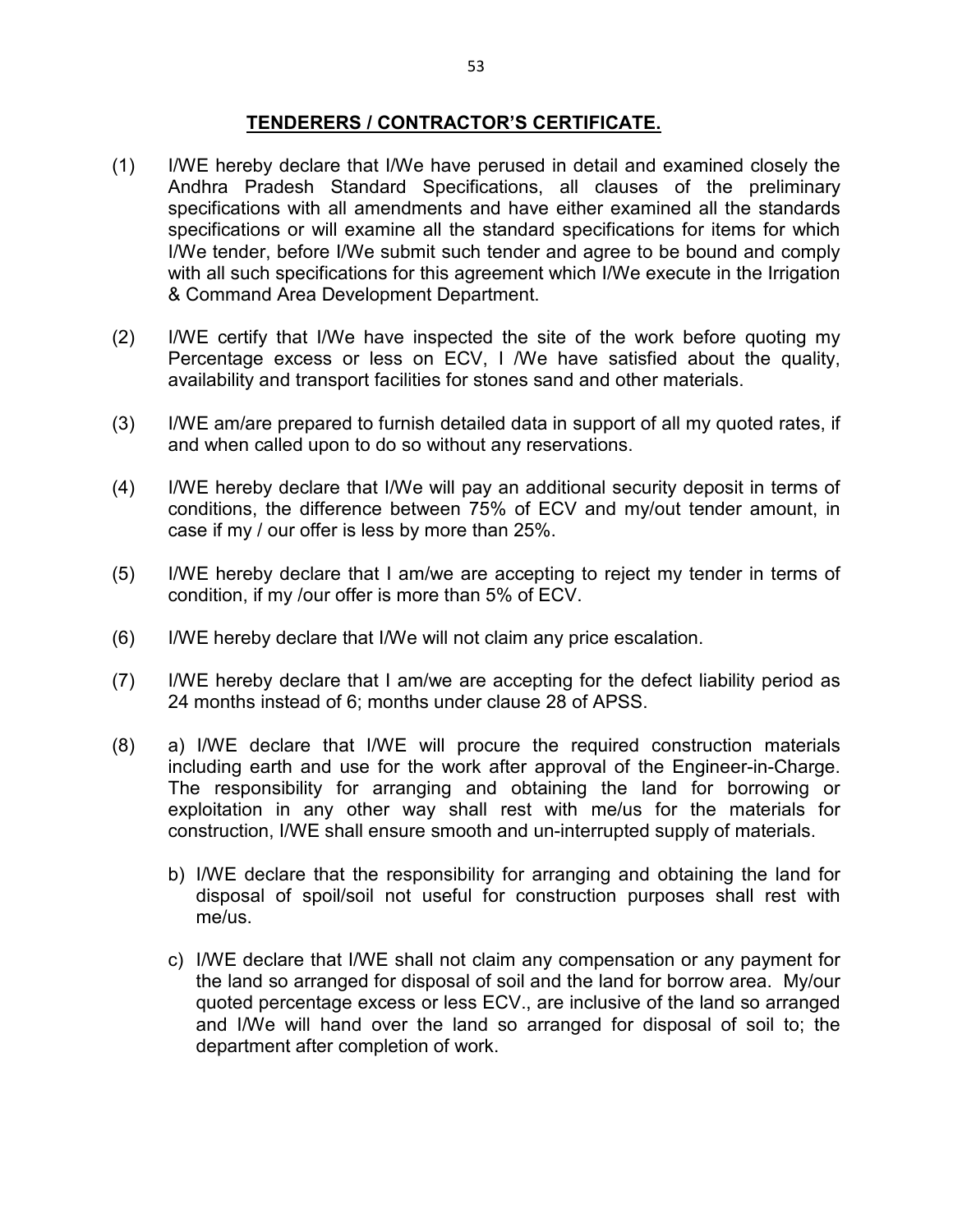## TENDERERS / CONTRACTOR'S CERTIFICATE.

(1) I/WE hereby declare that I/We have perused in detail and examined closely the Andhra Pradesh Standard Specifications, all clauses of the preliminary specifications with all amendments and have either examined all the standards specifications or will examine all the standard specifications for items for which I/We tender, before I/We submit such tender and agree to be bound and comply with all such specifications for this agreement which I/We execute in the Irrigation & Command Area Development Department.

(2) I/WE certify that I/We have inspected the site of the work before quoting my Percentage excess or less on ECV, I /We have satisfied about the quality, availability and transport facilities for stones sand and other materials.

(3) I/WE am/are prepared to furnish detailed data in support of all my quoted rates, if and when called upon to do so without any reservations.

(4) I/WE hereby declare that I/We will pay an additional security deposit in terms of conditions, the difference between 75% of ECV and my/out tender amount, in case if my / our offer is less by more than 25%.

(5) I/WE hereby declare that I am/we are accepting to reject my tender in terms of condition, if my /our offer is more than 5% of ECV.

(6) I/WE hereby declare that I/We will not claim any price escalation.

(7) I/WE hereby declare that I am/we are accepting for the defect liability period as 24 months instead of 6; months under clause 28 of APSS.

(8) a) I/WE declare that I/WE will procure the required construction materials including earth and use for the work after approval of the Engineer-in-Charge. The responsibility for arranging and obtaining the land for borrowing or exploitation in any other way shall rest with me/us for the materials for construction, I/WE shall ensure smooth and un-interrupted supply of materials.

b) I/WE declare that the responsibility for arranging and obtaining the land for disposal of spoil/soil not useful for construction purposes shall rest with me/us.

c) I/WE declare that I/WE shall not claim any compensation or any payment for the land so arranged for disposal of soil and the land for borrow area. My/our quoted percentage excess or less ECV., are inclusive of the land so arranged and I/We will hand over the land so arranged for disposal of soil to; the department after completion of work.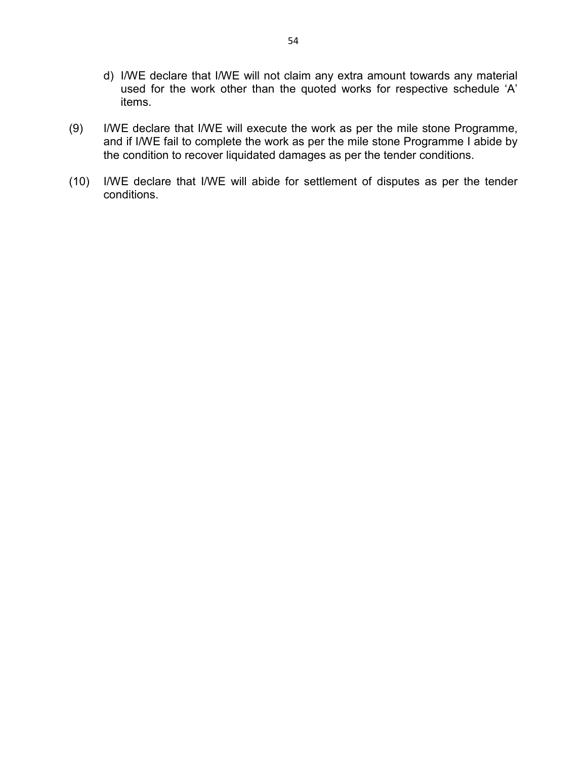d) I/WE declare that I/WE will not claim any extra amount towards any material used for the work other than the quoted works for respective schedule 'A' items.

(9) I/WE declare that I/WE will execute the work as per the mile stone Programme, and if I/WE fail to complete the work as per the mile stone Programme I abide by the condition to recover liquidated damages as per the tender conditions.

(10) I/WE declare that I/WE will abide for settlement of disputes as per the tender conditions.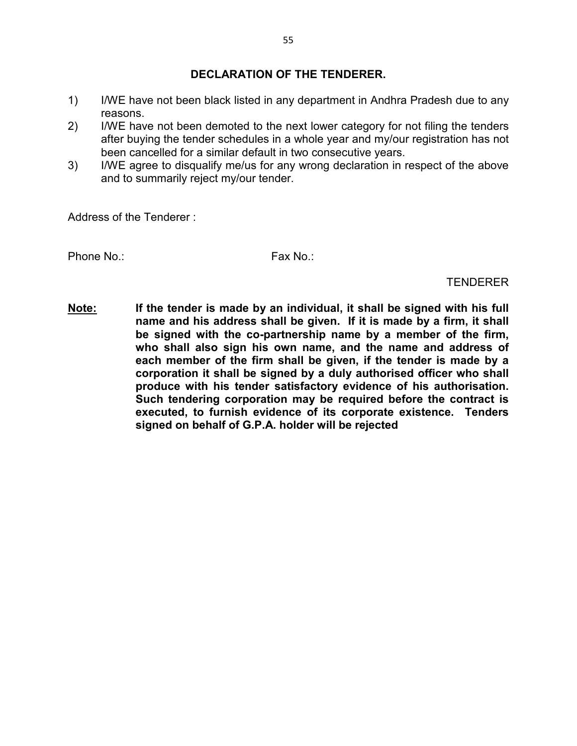## DECLARATION OF THE TENDERER.

1) I/WE have not been black listed in any department in Andhra Pradesh due to any reasons.
2) I/WE have not been demoted to the next lower category for not filing the tenders after buying the tender schedules in a whole year and my/our registration has not been cancelled for a similar default in two consecutive years.
3) I/WE agree to disqualify me/us for any wrong declaration in respect of the above and to summarily reject my/our tender.

Address of the Tenderer :

Phone No.: Fax No.:

TENDERER

**Note:** **If the tender is made by an individual, it shall be signed with his full name and his address shall be given. If it is made by a firm, it shall be signed with the co-partnership name by a member of the firm, who shall also sign his own name, and the name and address of each member of the firm shall be given, if the tender is made by a corporation it shall be signed by a duly authorised officer who shall produce with his tender satisfactory evidence of his authorisation. Such tendering corporation may be required before the contract is executed, to furnish evidence of its corporate existence. Tenders signed on behalf of G.P.A. holder will be rejected**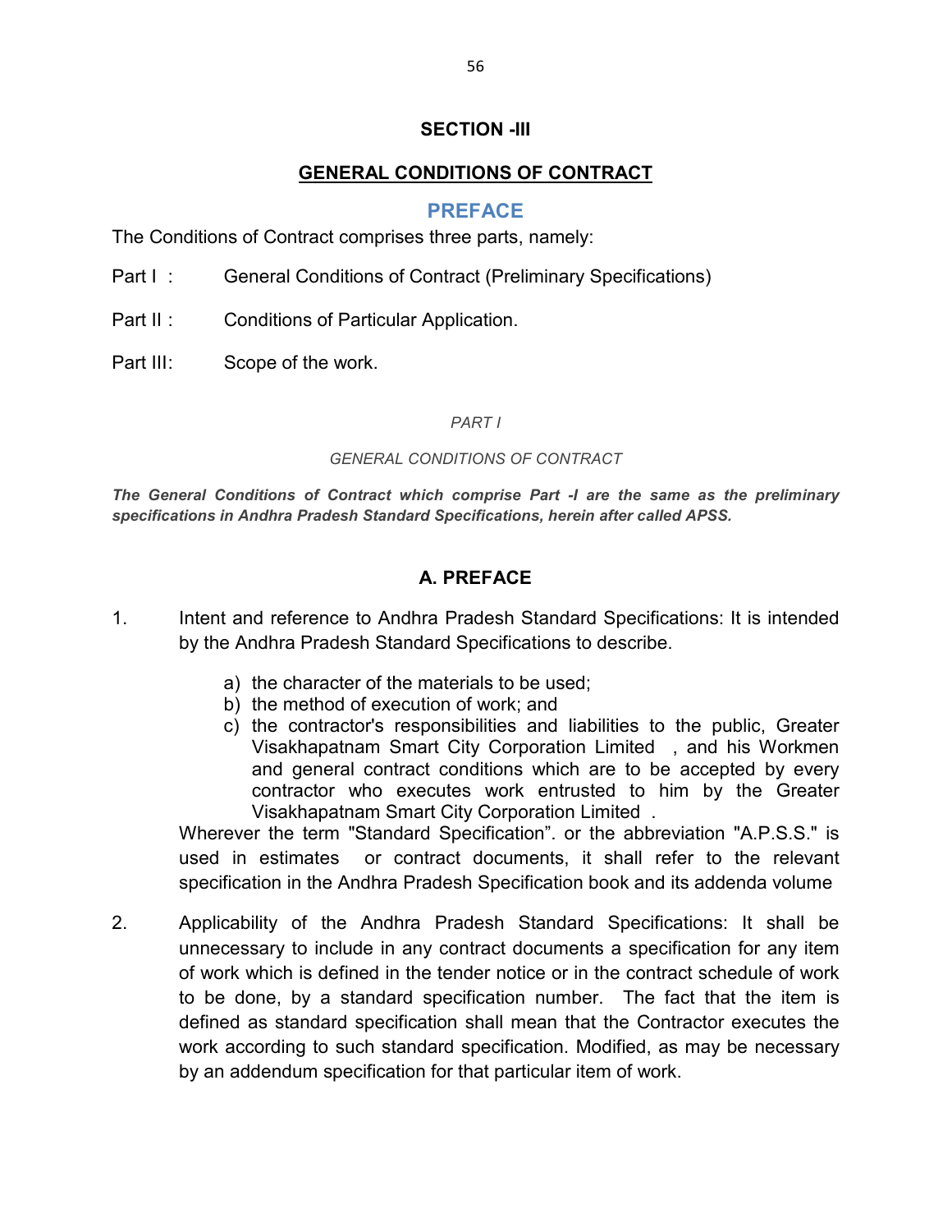## SECTION -III

## GENERAL CONDITIONS OF CONTRACT

## PREFACE

The Conditions of Contract comprises three parts, namely:

Part I : General Conditions of Contract (Preliminary Specifications)

Part II : Conditions of Particular Application.

Part III: Scope of the work.

*PART I*

*GENERAL CONDITIONS OF CONTRACT*

***The General Conditions of Contract which comprise Part -I are the same as the preliminary specifications in Andhra Pradesh Standard Specifications, herein after called APSS.***

### A. PREFACE

1. Intent and reference to Andhra Pradesh Standard Specifications: It is intended by the Andhra Pradesh Standard Specifications to describe.

    a) the character of the materials to be used;
    b) the method of execution of work; and
    c) the contractor's responsibilities and liabilities to the public, Greater Visakhapatnam Smart City Corporation Limited , and his Workmen and general contract conditions which are to be accepted by every contractor who executes work entrusted to him by the Greater Visakhapatnam Smart City Corporation Limited .

    Wherever the term "Standard Specification". or the abbreviation "A.P.S.S." is used in estimates or contract documents, it shall refer to the relevant specification in the Andhra Pradesh Specification book and its addenda volume

2. Applicability of the Andhra Pradesh Standard Specifications: It shall be unnecessary to include in any contract documents a specification for any item of work which is defined in the tender notice or in the contract schedule of work to be done, by a standard specification number. The fact that the item is defined as standard specification shall mean that the Contractor executes the work according to such standard specification. Modified, as may be necessary by an addendum specification for that particular item of work.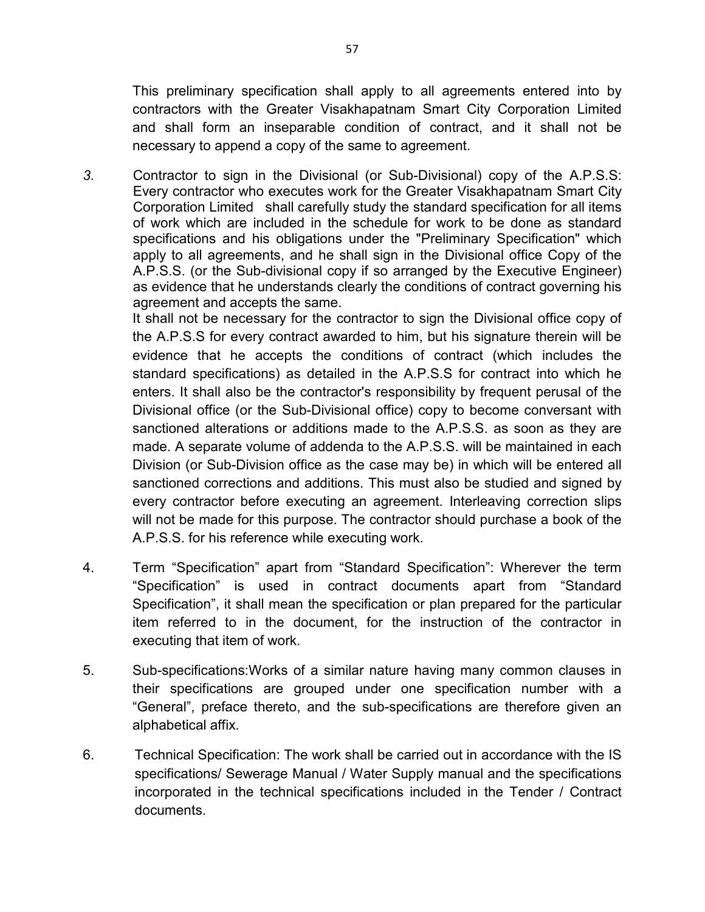This preliminary specification shall apply to all agreements entered into by contractors with the Greater Visakhapatnam Smart City Corporation Limited and shall form an inseparable condition of contract, and it shall not be necessary to append a copy of the same to agreement.

*3.* Contractor to sign in the Divisional (or Sub-Divisional) copy of the A.P.S.S: Every contractor who executes work for the Greater Visakhapatnam Smart City Corporation Limited shall carefully study the standard specification for all items of work which are included in the schedule for work to be done as standard specifications and his obligations under the "Preliminary Specification" which apply to all agreements, and he shall sign in the Divisional office Copy of the A.P.S.S. (or the Sub-divisional copy if so arranged by the Executive Engineer) as evidence that he understands clearly the conditions of contract governing his agreement and accepts the same.

It shall not be necessary for the contractor to sign the Divisional office copy of the A.P.S.S for every contract awarded to him, but his signature therein will be evidence that he accepts the conditions of contract (which includes the standard specifications) as detailed in the A.P.S.S for contract into which he enters. It shall also be the contractor's responsibility by frequent perusal of the Divisional office (or the Sub-Divisional office) copy to become conversant with sanctioned alterations or additions made to the A.P.S.S. as soon as they are made. A separate volume of addenda to the A.P.S.S. will be maintained in each Division (or Sub-Division office as the case may be) in which will be entered all sanctioned corrections and additions. This must also be studied and signed by every contractor before executing an agreement. Interleaving correction slips will not be made for this purpose. The contractor should purchase a book of the A.P.S.S. for his reference while executing work.

4. Term “Specification” apart from “Standard Specification”: Wherever the term “Specification” is used in contract documents apart from “Standard Specification”, it shall mean the specification or plan prepared for the particular item referred to in the document, for the instruction of the contractor in executing that item of work.

5. Sub-specifications:Works of a similar nature having many common clauses in their specifications are grouped under one specification number with a “General”, preface thereto, and the sub-specifications are therefore given an alphabetical affix.

6. Technical Specification: The work shall be carried out in accordance with the IS specifications/ Sewerage Manual / Water Supply manual and the specifications incorporated in the technical specifications included in the Tender / Contract documents.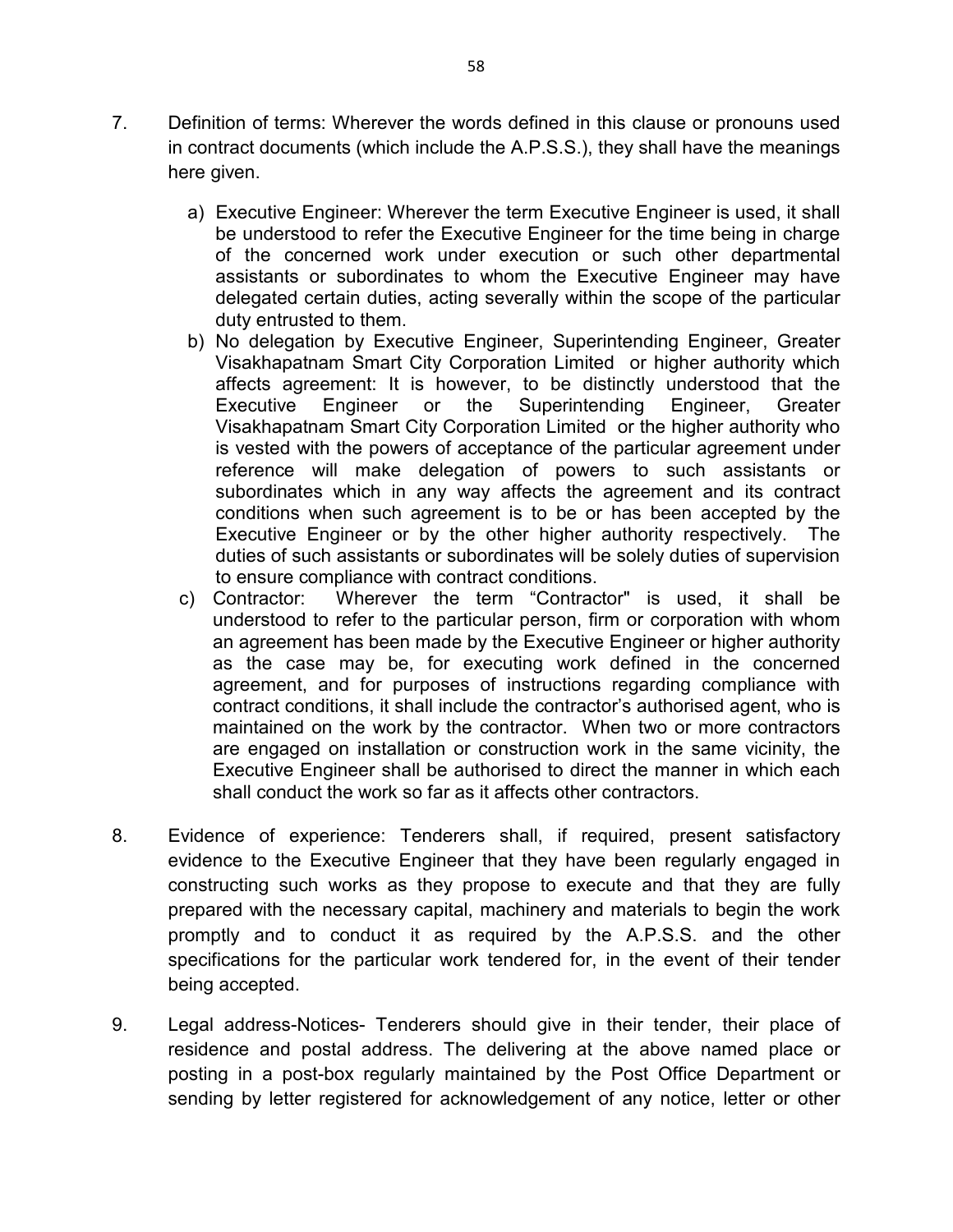7. Definition of terms: Wherever the words defined in this clause or pronouns used in contract documents (which include the A.P.S.S.), they shall have the meanings here given.

   a) Executive Engineer: Wherever the term Executive Engineer is used, it shall be understood to refer the Executive Engineer for the time being in charge of the concerned work under execution or such other departmental assistants or subordinates to whom the Executive Engineer may have delegated certain duties, acting severally within the scope of the particular duty entrusted to them.
   b) No delegation by Executive Engineer, Superintending Engineer, Greater Visakhapatnam Smart City Corporation Limited or higher authority which affects agreement: It is however, to be distinctly understood that the Executive Engineer or the Superintending Engineer, Greater Visakhapatnam Smart City Corporation Limited or the higher authority who is vested with the powers of acceptance of the particular agreement under reference will make delegation of powers to such assistants or subordinates which in any way affects the agreement and its contract conditions when such agreement is to be or has been accepted by the Executive Engineer or by the other higher authority respectively. The duties of such assistants or subordinates will be solely duties of supervision to ensure compliance with contract conditions.
   c) Contractor: Wherever the term "Contractor" is used, it shall be understood to refer to the particular person, firm or corporation with whom an agreement has been made by the Executive Engineer or higher authority as the case may be, for executing work defined in the concerned agreement, and for purposes of instructions regarding compliance with contract conditions, it shall include the contractor's authorised agent, who is maintained on the work by the contractor. When two or more contractors are engaged on installation or construction work in the same vicinity, the Executive Engineer shall be authorised to direct the manner in which each shall conduct the work so far as it affects other contractors.

8. Evidence of experience: Tenderers shall, if required, present satisfactory evidence to the Executive Engineer that they have been regularly engaged in constructing such works as they propose to execute and that they are fully prepared with the necessary capital, machinery and materials to begin the work promptly and to conduct it as required by the A.P.S.S. and the other specifications for the particular work tendered for, in the event of their tender being accepted.

9. Legal address-Notices- Tenderers should give in their tender, their place of residence and postal address. The delivering at the above named place or posting in a post-box regularly maintained by the Post Office Department or sending by letter registered for acknowledgement of any notice, letter or other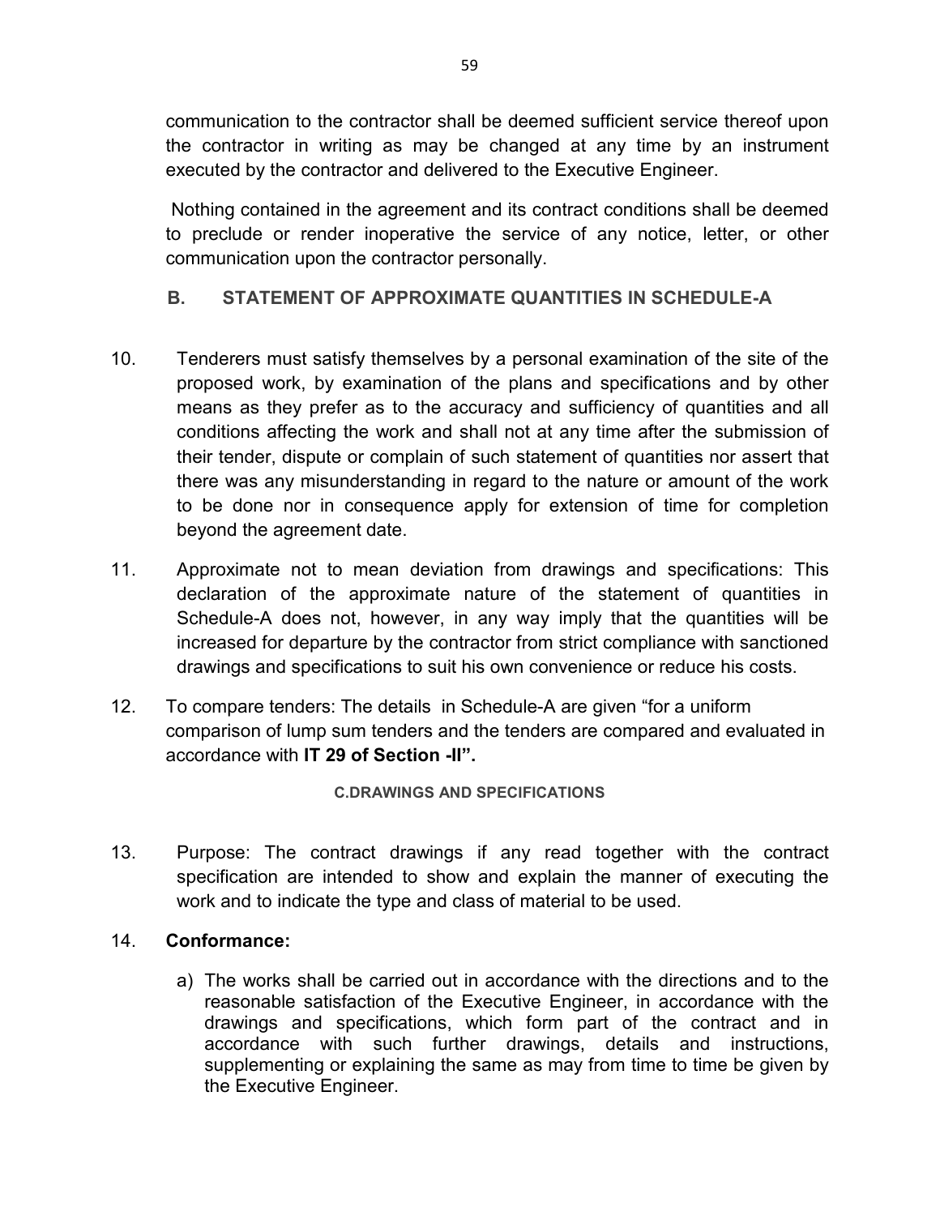communication to the contractor shall be deemed sufficient service thereof upon the contractor in writing as may be changed at any time by an instrument executed by the contractor and delivered to the Executive Engineer.

Nothing contained in the agreement and its contract conditions shall be deemed to preclude or render inoperative the service of any notice, letter, or other communication upon the contractor personally.

## B. STATEMENT OF APPROXIMATE QUANTITIES IN SCHEDULE-A

10. Tenderers must satisfy themselves by a personal examination of the site of the proposed work, by examination of the plans and specifications and by other means as they prefer as to the accuracy and sufficiency of quantities and all conditions affecting the work and shall not at any time after the submission of their tender, dispute or complain of such statement of quantities nor assert that there was any misunderstanding in regard to the nature or amount of the work to be done nor in consequence apply for extension of time for completion beyond the agreement date.

11. Approximate not to mean deviation from drawings and specifications: This declaration of the approximate nature of the statement of quantities in Schedule-A does not, however, in any way imply that the quantities will be increased for departure by the contractor from strict compliance with sanctioned drawings and specifications to suit his own convenience or reduce his costs.

12. To compare tenders: The details in Schedule-A are given "for a uniform comparison of lump sum tenders and the tenders are compared and evaluated in accordance with **IT 29 of Section -II".**

## C.DRAWINGS AND SPECIFICATIONS

13. Purpose: The contract drawings if any read together with the contract specification are intended to show and explain the manner of executing the work and to indicate the type and class of material to be used.

14. **Conformance:**

    a) The works shall be carried out in accordance with the directions and to the reasonable satisfaction of the Executive Engineer, in accordance with the drawings and specifications, which form part of the contract and in accordance with such further drawings, details and instructions, supplementing or explaining the same as may from time to time be given by the Executive Engineer.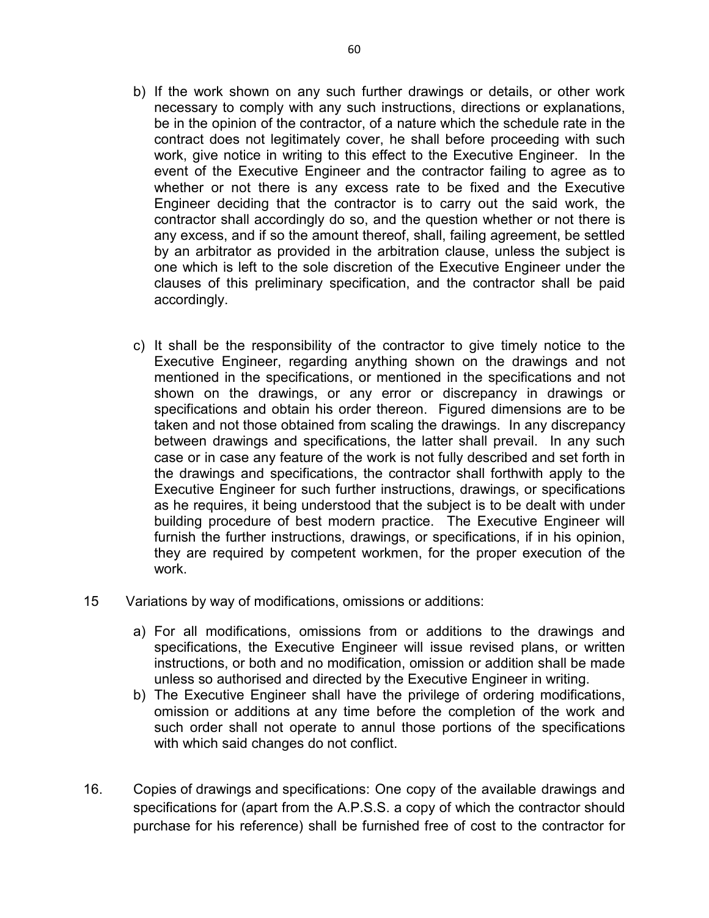b) If the work shown on any such further drawings or details, or other work necessary to comply with any such instructions, directions or explanations, be in the opinion of the contractor, of a nature which the schedule rate in the contract does not legitimately cover, he shall before proceeding with such work, give notice in writing to this effect to the Executive Engineer. In the event of the Executive Engineer and the contractor failing to agree as to whether or not there is any excess rate to be fixed and the Executive Engineer deciding that the contractor is to carry out the said work, the contractor shall accordingly do so, and the question whether or not there is any excess, and if so the amount thereof, shall, failing agreement, be settled by an arbitrator as provided in the arbitration clause, unless the subject is one which is left to the sole discretion of the Executive Engineer under the clauses of this preliminary specification, and the contractor shall be paid accordingly.

c) It shall be the responsibility of the contractor to give timely notice to the Executive Engineer, regarding anything shown on the drawings and not mentioned in the specifications, or mentioned in the specifications and not shown on the drawings, or any error or discrepancy in drawings or specifications and obtain his order thereon. Figured dimensions are to be taken and not those obtained from scaling the drawings. In any discrepancy between drawings and specifications, the latter shall prevail. In any such case or in case any feature of the work is not fully described and set forth in the drawings and specifications, the contractor shall forthwith apply to the Executive Engineer for such further instructions, drawings, or specifications as he requires, it being understood that the subject is to be dealt with under building procedure of best modern practice. The Executive Engineer will furnish the further instructions, drawings, or specifications, if in his opinion, they are required by competent workmen, for the proper execution of the work.

15 Variations by way of modifications, omissions or additions:

a) For all modifications, omissions from or additions to the drawings and specifications, the Executive Engineer will issue revised plans, or written instructions, or both and no modification, omission or addition shall be made unless so authorised and directed by the Executive Engineer in writing.
b) The Executive Engineer shall have the privilege of ordering modifications, omission or additions at any time before the completion of the work and such order shall not operate to annul those portions of the specifications with which said changes do not conflict.

16. Copies of drawings and specifications: One copy of the available drawings and specifications for (apart from the A.P.S.S. a copy of which the contractor should purchase for his reference) shall be furnished free of cost to the contractor for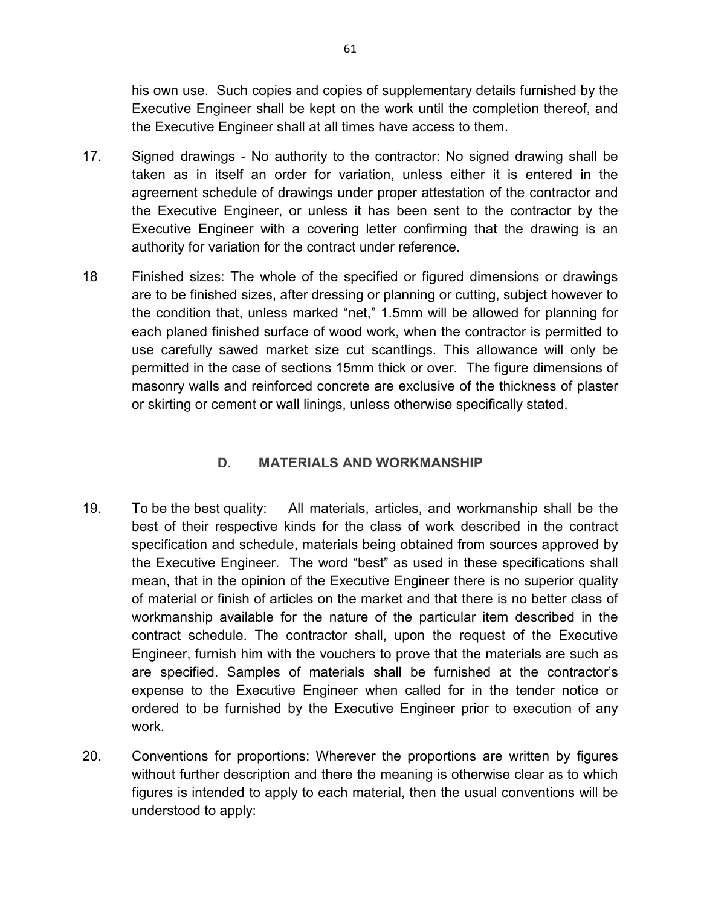his own use. Such copies and copies of supplementary details furnished by the Executive Engineer shall be kept on the work until the completion thereof, and the Executive Engineer shall at all times have access to them.

17. Signed drawings - No authority to the contractor: No signed drawing shall be taken as in itself an order for variation, unless either it is entered in the agreement schedule of drawings under proper attestation of the contractor and the Executive Engineer, or unless it has been sent to the contractor by the Executive Engineer with a covering letter confirming that the drawing is an authority for variation for the contract under reference.

18 Finished sizes: The whole of the specified or figured dimensions or drawings are to be finished sizes, after dressing or planning or cutting, subject however to the condition that, unless marked "net," 1.5mm will be allowed for planning for each planed finished surface of wood work, when the contractor is permitted to use carefully sawed market size cut scantlings. This allowance will only be permitted in the case of sections 15mm thick or over. The figure dimensions of masonry walls and reinforced concrete are exclusive of the thickness of plaster or skirting or cement or wall linings, unless otherwise specifically stated.

## D. MATERIALS AND WORKMANSHIP

19. To be the best quality: All materials, articles, and workmanship shall be the best of their respective kinds for the class of work described in the contract specification and schedule, materials being obtained from sources approved by the Executive Engineer. The word "best" as used in these specifications shall mean, that in the opinion of the Executive Engineer there is no superior quality of material or finish of articles on the market and that there is no better class of workmanship available for the nature of the particular item described in the contract schedule. The contractor shall, upon the request of the Executive Engineer, furnish him with the vouchers to prove that the materials are such as are specified. Samples of materials shall be furnished at the contractor's expense to the Executive Engineer when called for in the tender notice or ordered to be furnished by the Executive Engineer prior to execution of any work.

20. Conventions for proportions: Wherever the proportions are written by figures without further description and there the meaning is otherwise clear as to which figures is intended to apply to each material, then the usual conventions will be understood to apply: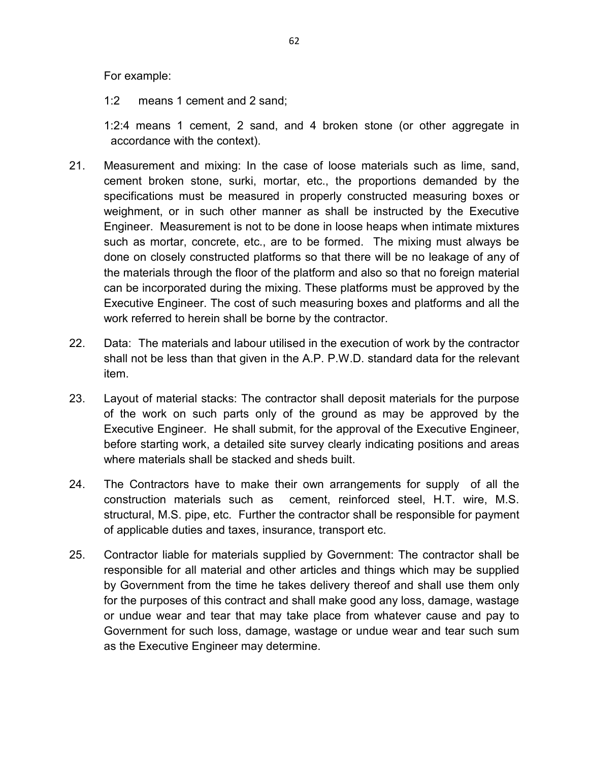For example:

1:2 means 1 cement and 2 sand;

1:2:4 means 1 cement, 2 sand, and 4 broken stone (or other aggregate in accordance with the context).

21. Measurement and mixing: In the case of loose materials such as lime, sand, cement broken stone, surki, mortar, etc., the proportions demanded by the specifications must be measured in properly constructed measuring boxes or weighment, or in such other manner as shall be instructed by the Executive Engineer. Measurement is not to be done in loose heaps when intimate mixtures such as mortar, concrete, etc., are to be formed. The mixing must always be done on closely constructed platforms so that there will be no leakage of any of the materials through the floor of the platform and also so that no foreign material can be incorporated during the mixing. These platforms must be approved by the Executive Engineer. The cost of such measuring boxes and platforms and all the work referred to herein shall be borne by the contractor.

22. Data: The materials and labour utilised in the execution of work by the contractor shall not be less than that given in the A.P. P.W.D. standard data for the relevant item.

23. Layout of material stacks: The contractor shall deposit materials for the purpose of the work on such parts only of the ground as may be approved by the Executive Engineer. He shall submit, for the approval of the Executive Engineer, before starting work, a detailed site survey clearly indicating positions and areas where materials shall be stacked and sheds built.

24. The Contractors have to make their own arrangements for supply of all the construction materials such as cement, reinforced steel, H.T. wire, M.S. structural, M.S. pipe, etc. Further the contractor shall be responsible for payment of applicable duties and taxes, insurance, transport etc.

25. Contractor liable for materials supplied by Government: The contractor shall be responsible for all material and other articles and things which may be supplied by Government from the time he takes delivery thereof and shall use them only for the purposes of this contract and shall make good any loss, damage, wastage or undue wear and tear that may take place from whatever cause and pay to Government for such loss, damage, wastage or undue wear and tear such sum as the Executive Engineer may determine.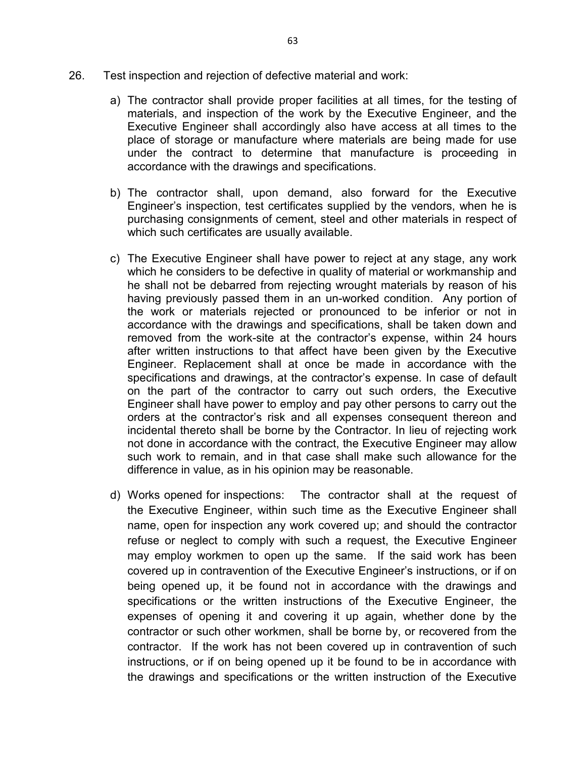26. Test inspection and rejection of defective material and work:

a) The contractor shall provide proper facilities at all times, for the testing of materials, and inspection of the work by the Executive Engineer, and the Executive Engineer shall accordingly also have access at all times to the place of storage or manufacture where materials are being made for use under the contract to determine that manufacture is proceeding in accordance with the drawings and specifications.

b) The contractor shall, upon demand, also forward for the Executive Engineer's inspection, test certificates supplied by the vendors, when he is purchasing consignments of cement, steel and other materials in respect of which such certificates are usually available.

c) The Executive Engineer shall have power to reject at any stage, any work which he considers to be defective in quality of material or workmanship and he shall not be debarred from rejecting wrought materials by reason of his having previously passed them in an un-worked condition. Any portion of the work or materials rejected or pronounced to be inferior or not in accordance with the drawings and specifications, shall be taken down and removed from the work-site at the contractor's expense, within 24 hours after written instructions to that affect have been given by the Executive Engineer. Replacement shall at once be made in accordance with the specifications and drawings, at the contractor's expense. In case of default on the part of the contractor to carry out such orders, the Executive Engineer shall have power to employ and pay other persons to carry out the orders at the contractor's risk and all expenses consequent thereon and incidental thereto shall be borne by the Contractor. In lieu of rejecting work not done in accordance with the contract, the Executive Engineer may allow such work to remain, and in that case shall make such allowance for the difference in value, as in his opinion may be reasonable.

d) Works opened for inspections: The contractor shall at the request of the Executive Engineer, within such time as the Executive Engineer shall name, open for inspection any work covered up; and should the contractor refuse or neglect to comply with such a request, the Executive Engineer may employ workmen to open up the same. If the said work has been covered up in contravention of the Executive Engineer's instructions, or if on being opened up, it be found not in accordance with the drawings and specifications or the written instructions of the Executive Engineer, the expenses of opening it and covering it up again, whether done by the contractor or such other workmen, shall be borne by, or recovered from the contractor. If the work has not been covered up in contravention of such instructions, or if on being opened up it be found to be in accordance with the drawings and specifications or the written instruction of the Executive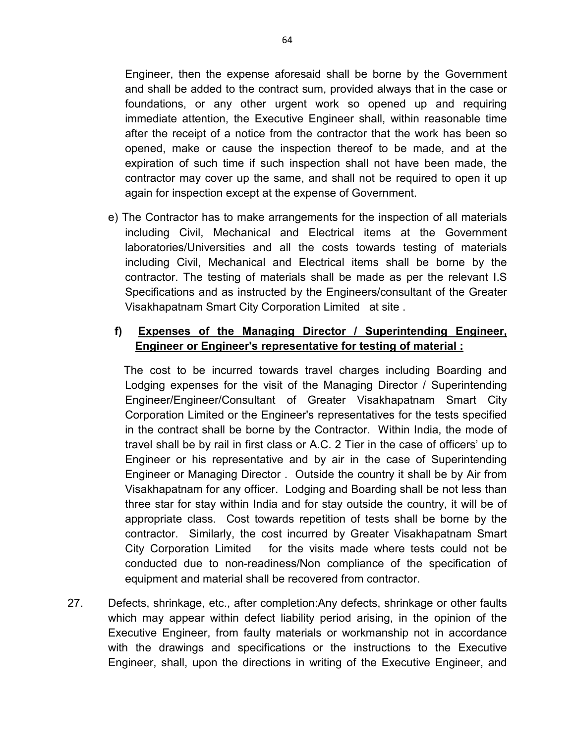Engineer, then the expense aforesaid shall be borne by the Government and shall be added to the contract sum, provided always that in the case or foundations, or any other urgent work so opened up and requiring immediate attention, the Executive Engineer shall, within reasonable time after the receipt of a notice from the contractor that the work has been so opened, make or cause the inspection thereof to be made, and at the expiration of such time if such inspection shall not have been made, the contractor may cover up the same, and shall not be required to open it up again for inspection except at the expense of Government.

e) The Contractor has to make arrangements for the inspection of all materials including Civil, Mechanical and Electrical items at the Government laboratories/Universities and all the costs towards testing of materials including Civil, Mechanical and Electrical items shall be borne by the contractor. The testing of materials shall be made as per the relevant I.S Specifications and as instructed by the Engineers/consultant of the Greater Visakhapatnam Smart City Corporation Limited at site .

**f) Expenses of the Managing Director / Superintending Engineer, Engineer or Engineer's representative for testing of material :**

The cost to be incurred towards travel charges including Boarding and Lodging expenses for the visit of the Managing Director / Superintending Engineer/Engineer/Consultant of Greater Visakhapatnam Smart City Corporation Limited or the Engineer's representatives for the tests specified in the contract shall be borne by the Contractor. Within India, the mode of travel shall be by rail in first class or A.C. 2 Tier in the case of officers' up to Engineer or his representative and by air in the case of Superintending Engineer or Managing Director . Outside the country it shall be by Air from Visakhapatnam for any officer. Lodging and Boarding shall be not less than three star for stay within India and for stay outside the country, it will be of appropriate class. Cost towards repetition of tests shall be borne by the contractor. Similarly, the cost incurred by Greater Visakhapatnam Smart City Corporation Limited for the visits made where tests could not be conducted due to non-readiness/Non compliance of the specification of equipment and material shall be recovered from contractor.

27. Defects, shrinkage, etc., after completion:Any defects, shrinkage or other faults which may appear within defect liability period arising, in the opinion of the Executive Engineer, from faulty materials or workmanship not in accordance with the drawings and specifications or the instructions to the Executive Engineer, shall, upon the directions in writing of the Executive Engineer, and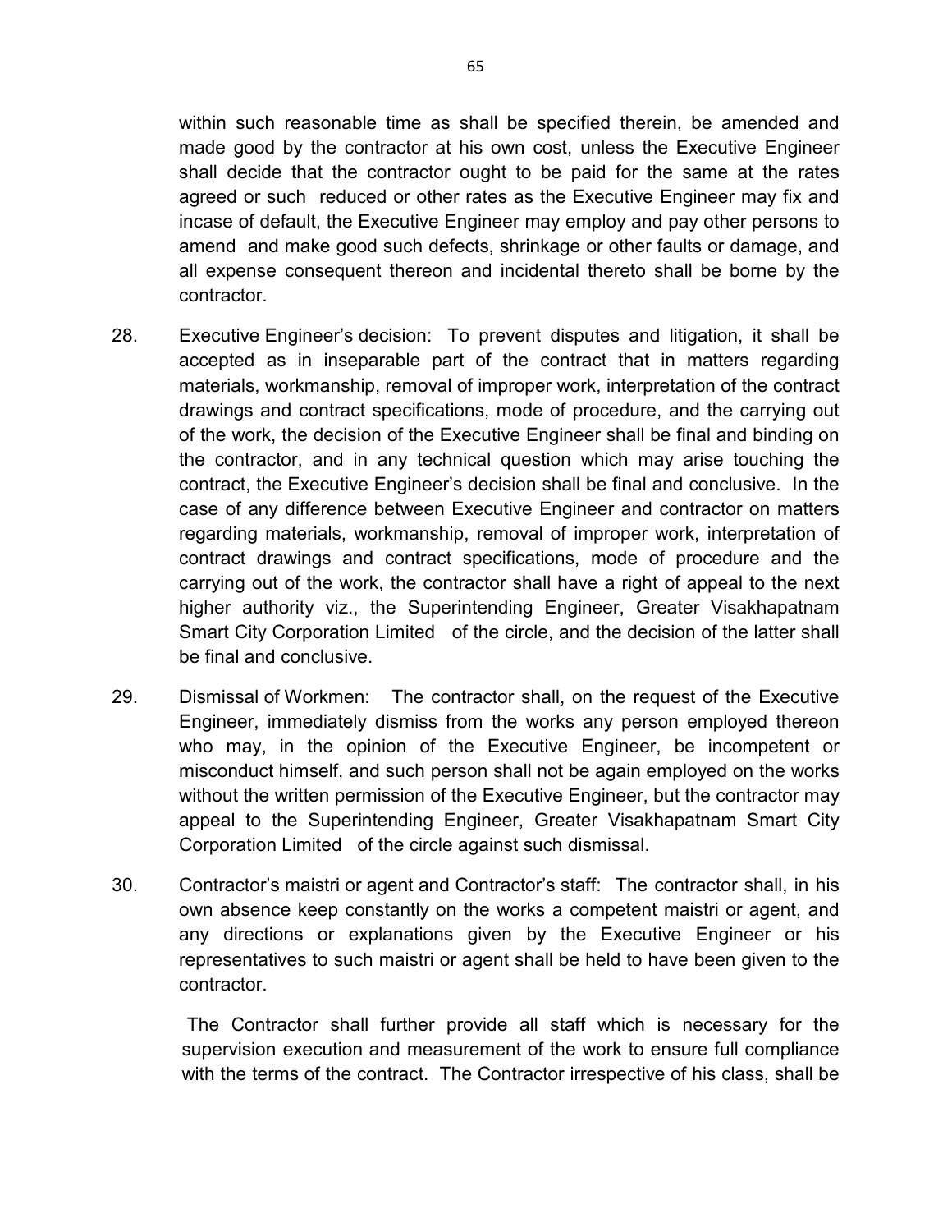within such reasonable time as shall be specified therein, be amended and made good by the contractor at his own cost, unless the Executive Engineer shall decide that the contractor ought to be paid for the same at the rates agreed or such reduced or other rates as the Executive Engineer may fix and incase of default, the Executive Engineer may employ and pay other persons to amend and make good such defects, shrinkage or other faults or damage, and all expense consequent thereon and incidental thereto shall be borne by the contractor.

28. Executive Engineer's decision: To prevent disputes and litigation, it shall be accepted as in inseparable part of the contract that in matters regarding materials, workmanship, removal of improper work, interpretation of the contract drawings and contract specifications, mode of procedure, and the carrying out of the work, the decision of the Executive Engineer shall be final and binding on the contractor, and in any technical question which may arise touching the contract, the Executive Engineer's decision shall be final and conclusive. In the case of any difference between Executive Engineer and contractor on matters regarding materials, workmanship, removal of improper work, interpretation of contract drawings and contract specifications, mode of procedure and the carrying out of the work, the contractor shall have a right of appeal to the next higher authority viz., the Superintending Engineer, Greater Visakhapatnam Smart City Corporation Limited of the circle, and the decision of the latter shall be final and conclusive.

29. Dismissal of Workmen: The contractor shall, on the request of the Executive Engineer, immediately dismiss from the works any person employed thereon who may, in the opinion of the Executive Engineer, be incompetent or misconduct himself, and such person shall not be again employed on the works without the written permission of the Executive Engineer, but the contractor may appeal to the Superintending Engineer, Greater Visakhapatnam Smart City Corporation Limited of the circle against such dismissal.

30. Contractor's maistri or agent and Contractor's staff: The contractor shall, in his own absence keep constantly on the works a competent maistri or agent, and any directions or explanations given by the Executive Engineer or his representatives to such maistri or agent shall be held to have been given to the contractor.

    The Contractor shall further provide all staff which is necessary for the supervision execution and measurement of the work to ensure full compliance with the terms of the contract. The Contractor irrespective of his class, shall be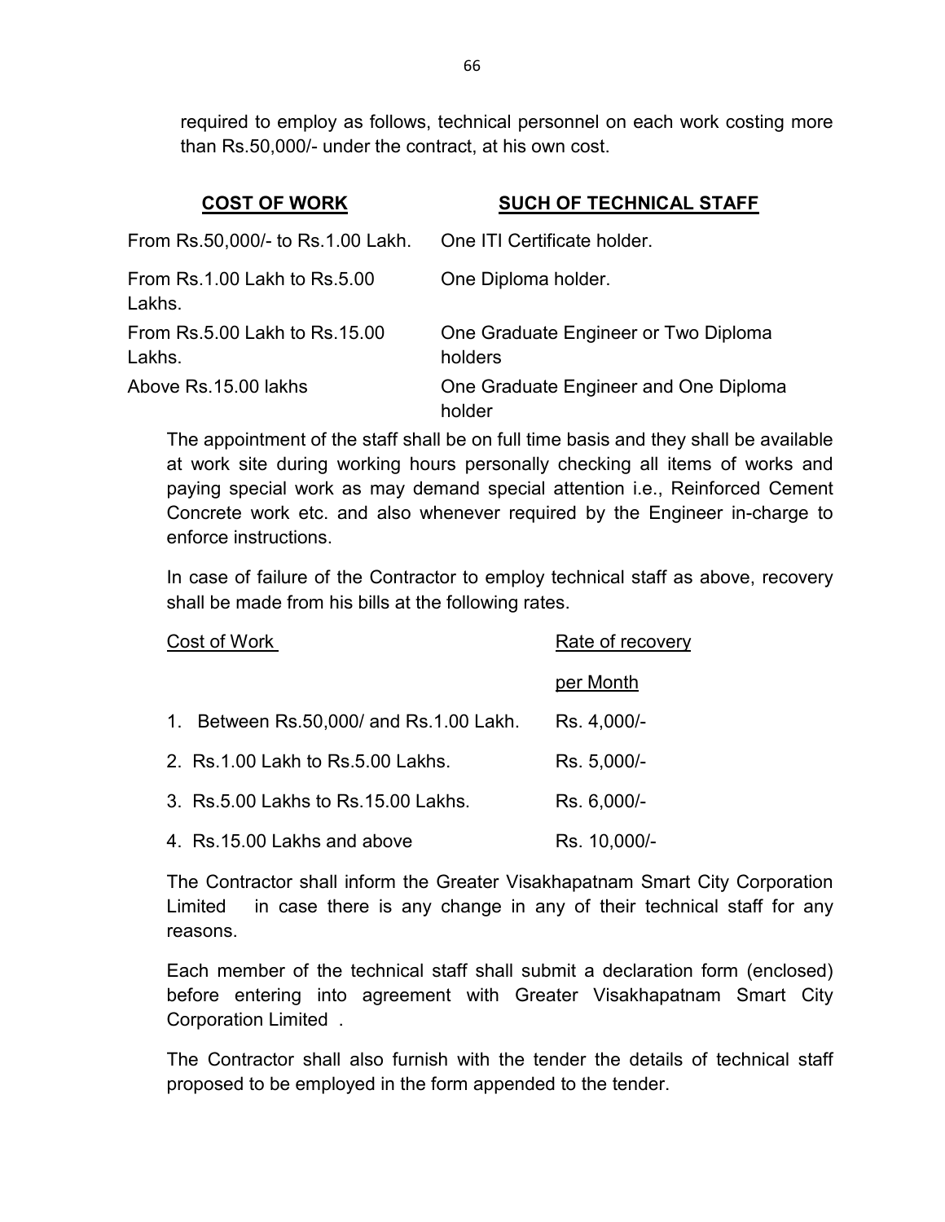required to employ as follows, technical personnel on each work costing more than Rs.50,000/- under the contract, at his own cost.

| **COST OF WORK** | **SUCH OF TECHNICAL STAFF** |
|---|---|
| From Rs.50,000/- to Rs.1.00 Lakh. | One ITI Certificate holder. |
| From Rs.1.00 Lakh to Rs.5.00 Lakhs. | One Diploma holder. |
| From Rs.5.00 Lakh to Rs.15.00 Lakhs. | One Graduate Engineer or Two Diploma holders |
| Above Rs.15.00 lakhs | One Graduate Engineer and One Diploma holder |

The appointment of the staff shall be on full time basis and they shall be available at work site during working hours personally checking all items of works and paying special work as may demand special attention i.e., Reinforced Cement Concrete work etc. and also whenever required by the Engineer in-charge to enforce instructions.

In case of failure of the Contractor to employ technical staff as above, recovery shall be made from his bills at the following rates.

| Cost of Work | Rate of recovery per Month |
|---|---|
| 1. Between Rs.50,000/ and Rs.1.00 Lakh. | Rs. 4,000/- |
| 2. Rs.1.00 Lakh to Rs.5.00 Lakhs. | Rs. 5,000/- |
| 3. Rs.5.00 Lakhs to Rs.15.00 Lakhs. | Rs. 6,000/- |
| 4. Rs.15.00 Lakhs and above | Rs. 10,000/- |

The Contractor shall inform the Greater Visakhapatnam Smart City Corporation Limited in case there is any change in any of their technical staff for any reasons.

Each member of the technical staff shall submit a declaration form (enclosed) before entering into agreement with Greater Visakhapatnam Smart City Corporation Limited .

The Contractor shall also furnish with the tender the details of technical staff proposed to be employed in the form appended to the tender.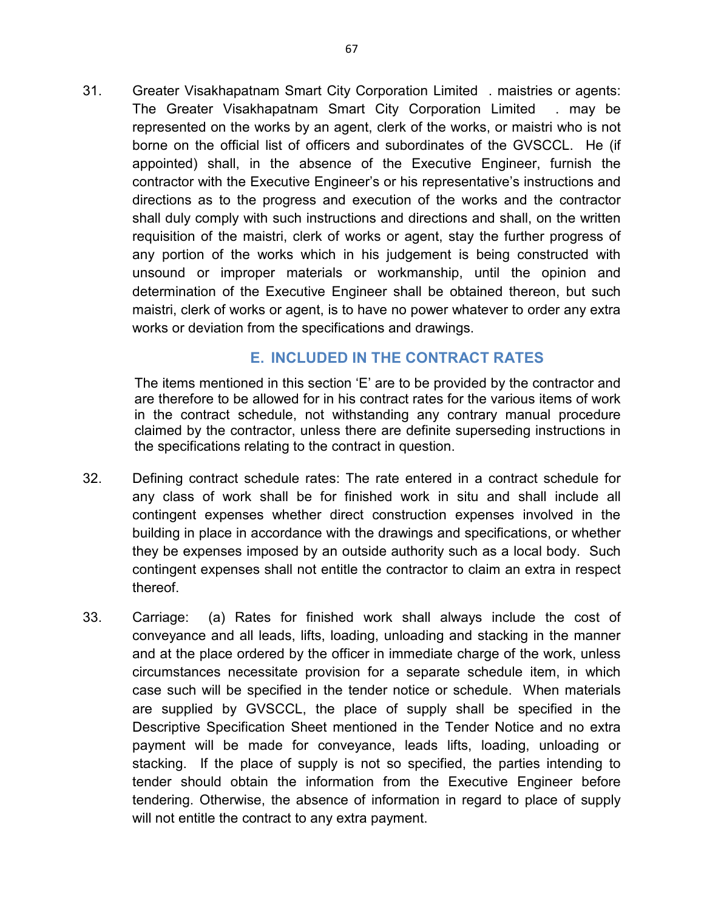31. Greater Visakhapatnam Smart City Corporation Limited . maistries or agents: The Greater Visakhapatnam Smart City Corporation Limited . may be represented on the works by an agent, clerk of the works, or maistri who is not borne on the official list of officers and subordinates of the GVSCCL. He (if appointed) shall, in the absence of the Executive Engineer, furnish the contractor with the Executive Engineer's or his representative's instructions and directions as to the progress and execution of the works and the contractor shall duly comply with such instructions and directions and shall, on the written requisition of the maistri, clerk of works or agent, stay the further progress of any portion of the works which in his judgement is being constructed with unsound or improper materials or workmanship, until the opinion and determination of the Executive Engineer shall be obtained thereon, but such maistri, clerk of works or agent, is to have no power whatever to order any extra works or deviation from the specifications and drawings.

## E. INCLUDED IN THE CONTRACT RATES

The items mentioned in this section 'E' are to be provided by the contractor and are therefore to be allowed for in his contract rates for the various items of work in the contract schedule, not withstanding any contrary manual procedure claimed by the contractor, unless there are definite superseding instructions in the specifications relating to the contract in question.

32. Defining contract schedule rates: The rate entered in a contract schedule for any class of work shall be for finished work in situ and shall include all contingent expenses whether direct construction expenses involved in the building in place in accordance with the drawings and specifications, or whether they be expenses imposed by an outside authority such as a local body. Such contingent expenses shall not entitle the contractor to claim an extra in respect thereof.

33. Carriage: (a) Rates for finished work shall always include the cost of conveyance and all leads, lifts, loading, unloading and stacking in the manner and at the place ordered by the officer in immediate charge of the work, unless circumstances necessitate provision for a separate schedule item, in which case such will be specified in the tender notice or schedule. When materials are supplied by GVSCCL, the place of supply shall be specified in the Descriptive Specification Sheet mentioned in the Tender Notice and no extra payment will be made for conveyance, leads lifts, loading, unloading or stacking. If the place of supply is not so specified, the parties intending to tender should obtain the information from the Executive Engineer before tendering. Otherwise, the absence of information in regard to place of supply will not entitle the contract to any extra payment.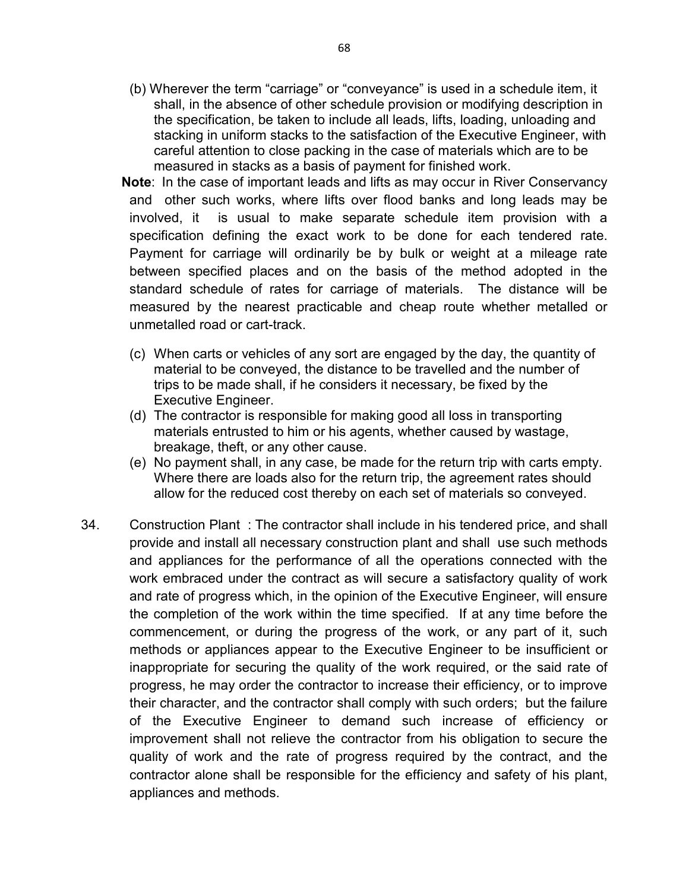(b) Wherever the term "carriage" or "conveyance" is used in a schedule item, it shall, in the absence of other schedule provision or modifying description in the specification, be taken to include all leads, lifts, loading, unloading and stacking in uniform stacks to the satisfaction of the Executive Engineer, with careful attention to close packing in the case of materials which are to be measured in stacks as a basis of payment for finished work.

**Note**: In the case of important leads and lifts as may occur in River Conservancy and other such works, where lifts over flood banks and long leads may be involved, it is usual to make separate schedule item provision with a specification defining the exact work to be done for each tendered rate. Payment for carriage will ordinarily be by bulk or weight at a mileage rate between specified places and on the basis of the method adopted in the standard schedule of rates for carriage of materials. The distance will be measured by the nearest practicable and cheap route whether metalled or unmetalled road or cart-track.

(c) When carts or vehicles of any sort are engaged by the day, the quantity of material to be conveyed, the distance to be travelled and the number of trips to be made shall, if he considers it necessary, be fixed by the Executive Engineer.

(d) The contractor is responsible for making good all loss in transporting materials entrusted to him or his agents, whether caused by wastage, breakage, theft, or any other cause.

(e) No payment shall, in any case, be made for the return trip with carts empty. Where there are loads also for the return trip, the agreement rates should allow for the reduced cost thereby on each set of materials so conveyed.

34. Construction Plant : The contractor shall include in his tendered price, and shall provide and install all necessary construction plant and shall use such methods and appliances for the performance of all the operations connected with the work embraced under the contract as will secure a satisfactory quality of work and rate of progress which, in the opinion of the Executive Engineer, will ensure the completion of the work within the time specified. If at any time before the commencement, or during the progress of the work, or any part of it, such methods or appliances appear to the Executive Engineer to be insufficient or inappropriate for securing the quality of the work required, or the said rate of progress, he may order the contractor to increase their efficiency, or to improve their character, and the contractor shall comply with such orders; but the failure of the Executive Engineer to demand such increase of efficiency or improvement shall not relieve the contractor from his obligation to secure the quality of work and the rate of progress required by the contract, and the contractor alone shall be responsible for the efficiency and safety of his plant, appliances and methods.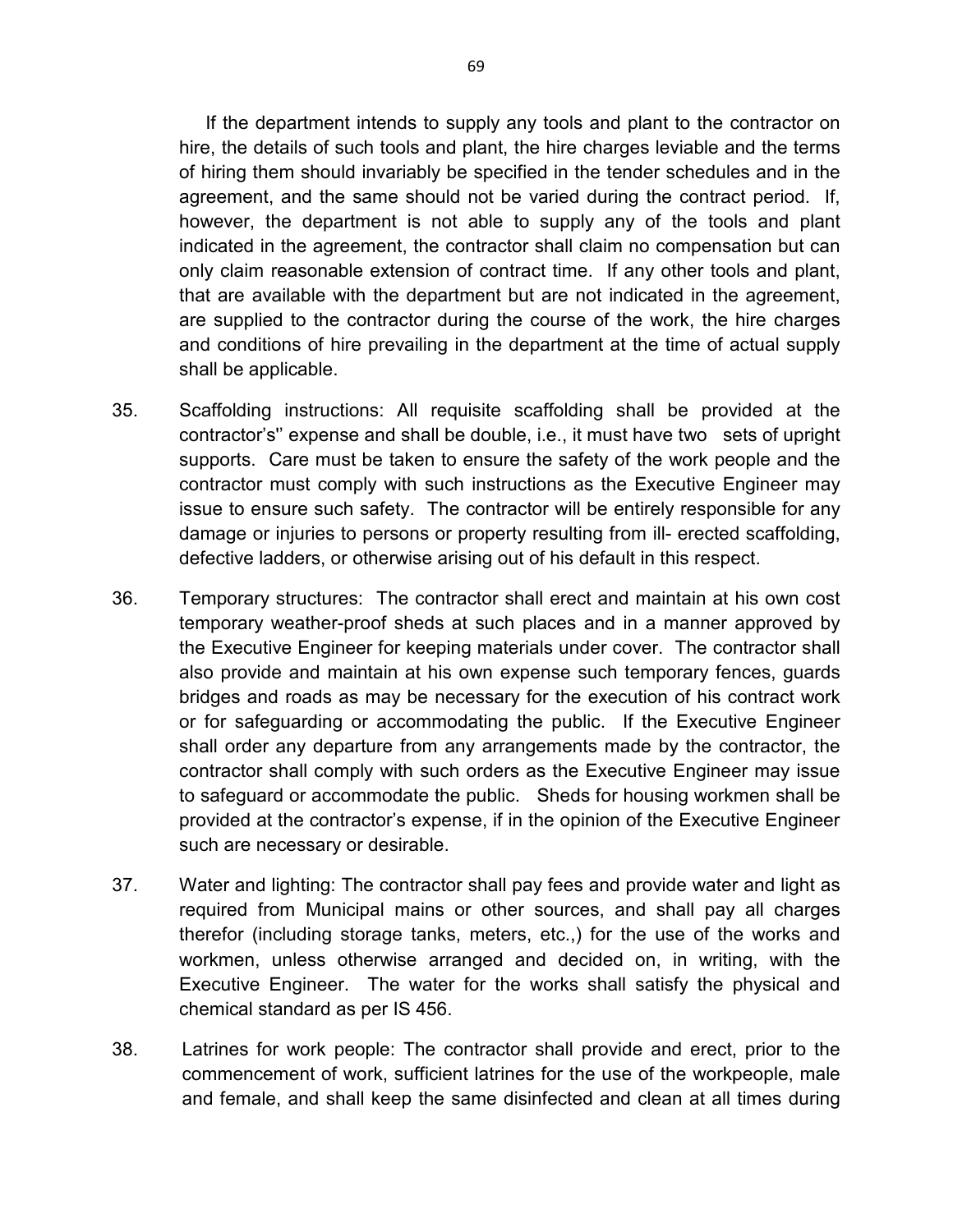If the department intends to supply any tools and plant to the contractor on hire, the details of such tools and plant, the hire charges leviable and the terms of hiring them should invariably be specified in the tender schedules and in the agreement, and the same should not be varied during the contract period. If, however, the department is not able to supply any of the tools and plant indicated in the agreement, the contractor shall claim no compensation but can only claim reasonable extension of contract time. If any other tools and plant, that are available with the department but are not indicated in the agreement, are supplied to the contractor during the course of the work, the hire charges and conditions of hire prevailing in the department at the time of actual supply shall be applicable.

35. Scaffolding instructions: All requisite scaffolding shall be provided at the contractor's'' expense and shall be double, i.e., it must have two sets of upright supports. Care must be taken to ensure the safety of the work people and the contractor must comply with such instructions as the Executive Engineer may issue to ensure such safety. The contractor will be entirely responsible for any damage or injuries to persons or property resulting from ill- erected scaffolding, defective ladders, or otherwise arising out of his default in this respect.

36. Temporary structures: The contractor shall erect and maintain at his own cost temporary weather-proof sheds at such places and in a manner approved by the Executive Engineer for keeping materials under cover. The contractor shall also provide and maintain at his own expense such temporary fences, guards bridges and roads as may be necessary for the execution of his contract work or for safeguarding or accommodating the public. If the Executive Engineer shall order any departure from any arrangements made by the contractor, the contractor shall comply with such orders as the Executive Engineer may issue to safeguard or accommodate the public. Sheds for housing workmen shall be provided at the contractor's expense, if in the opinion of the Executive Engineer such are necessary or desirable.

37. Water and lighting: The contractor shall pay fees and provide water and light as required from Municipal mains or other sources, and shall pay all charges therefor (including storage tanks, meters, etc.,) for the use of the works and workmen, unless otherwise arranged and decided on, in writing, with the Executive Engineer. The water for the works shall satisfy the physical and chemical standard as per IS 456.

38. Latrines for work people: The contractor shall provide and erect, prior to the commencement of work, sufficient latrines for the use of the workpeople, male and female, and shall keep the same disinfected and clean at all times during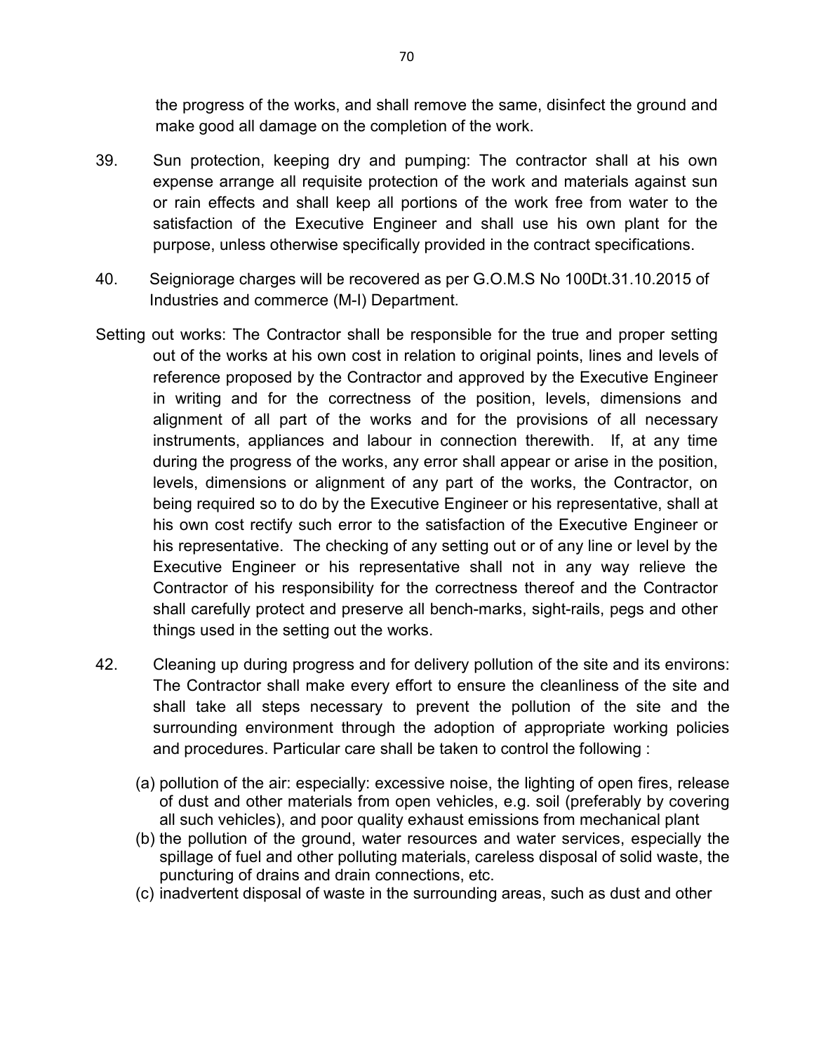the progress of the works, and shall remove the same, disinfect the ground and make good all damage on the completion of the work.

39. Sun protection, keeping dry and pumping: The contractor shall at his own expense arrange all requisite protection of the work and materials against sun or rain effects and shall keep all portions of the work free from water to the satisfaction of the Executive Engineer and shall use his own plant for the purpose, unless otherwise specifically provided in the contract specifications.

40. Seigniorage charges will be recovered as per G.O.M.S No 100Dt.31.10.2015 of Industries and commerce (M-I) Department.

Setting out works: The Contractor shall be responsible for the true and proper setting out of the works at his own cost in relation to original points, lines and levels of reference proposed by the Contractor and approved by the Executive Engineer in writing and for the correctness of the position, levels, dimensions and alignment of all part of the works and for the provisions of all necessary instruments, appliances and labour in connection therewith. If, at any time during the progress of the works, any error shall appear or arise in the position, levels, dimensions or alignment of any part of the works, the Contractor, on being required so to do by the Executive Engineer or his representative, shall at his own cost rectify such error to the satisfaction of the Executive Engineer or his representative. The checking of any setting out or of any line or level by the Executive Engineer or his representative shall not in any way relieve the Contractor of his responsibility for the correctness thereof and the Contractor shall carefully protect and preserve all bench-marks, sight-rails, pegs and other things used in the setting out the works.

42. Cleaning up during progress and for delivery pollution of the site and its environs: The Contractor shall make every effort to ensure the cleanliness of the site and shall take all steps necessary to prevent the pollution of the site and the surrounding environment through the adoption of appropriate working policies and procedures. Particular care shall be taken to control the following :

(a) pollution of the air: especially: excessive noise, the lighting of open fires, release of dust and other materials from open vehicles, e.g. soil (preferably by covering all such vehicles), and poor quality exhaust emissions from mechanical plant
(b) the pollution of the ground, water resources and water services, especially the spillage of fuel and other polluting materials, careless disposal of solid waste, the puncturing of drains and drain connections, etc.
(c) inadvertent disposal of waste in the surrounding areas, such as dust and other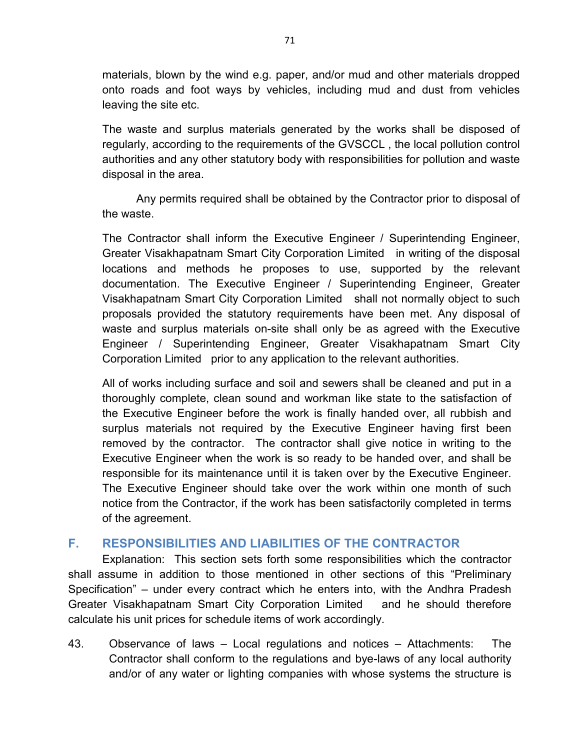materials, blown by the wind e.g. paper, and/or mud and other materials dropped onto roads and foot ways by vehicles, including mud and dust from vehicles leaving the site etc.

The waste and surplus materials generated by the works shall be disposed of regularly, according to the requirements of the GVSCCL , the local pollution control authorities and any other statutory body with responsibilities for pollution and waste disposal in the area.

Any permits required shall be obtained by the Contractor prior to disposal of the waste.

The Contractor shall inform the Executive Engineer / Superintending Engineer, Greater Visakhapatnam Smart City Corporation Limited in writing of the disposal locations and methods he proposes to use, supported by the relevant documentation. The Executive Engineer / Superintending Engineer, Greater Visakhapatnam Smart City Corporation Limited shall not normally object to such proposals provided the statutory requirements have been met. Any disposal of waste and surplus materials on-site shall only be as agreed with the Executive Engineer / Superintending Engineer, Greater Visakhapatnam Smart City Corporation Limited prior to any application to the relevant authorities.

All of works including surface and soil and sewers shall be cleaned and put in a thoroughly complete, clean sound and workman like state to the satisfaction of the Executive Engineer before the work is finally handed over, all rubbish and surplus materials not required by the Executive Engineer having first been removed by the contractor. The contractor shall give notice in writing to the Executive Engineer when the work is so ready to be handed over, and shall be responsible for its maintenance until it is taken over by the Executive Engineer. The Executive Engineer should take over the work within one month of such notice from the Contractor, if the work has been satisfactorily completed in terms of the agreement.

## F. RESPONSIBILITIES AND LIABILITIES OF THE CONTRACTOR

Explanation: This section sets forth some responsibilities which the contractor shall assume in addition to those mentioned in other sections of this “Preliminary Specification” – under every contract which he enters into, with the Andhra Pradesh Greater Visakhapatnam Smart City Corporation Limited and he should therefore calculate his unit prices for schedule items of work accordingly.

43. Observance of laws – Local regulations and notices – Attachments: The Contractor shall conform to the regulations and bye-laws of any local authority and/or of any water or lighting companies with whose systems the structure is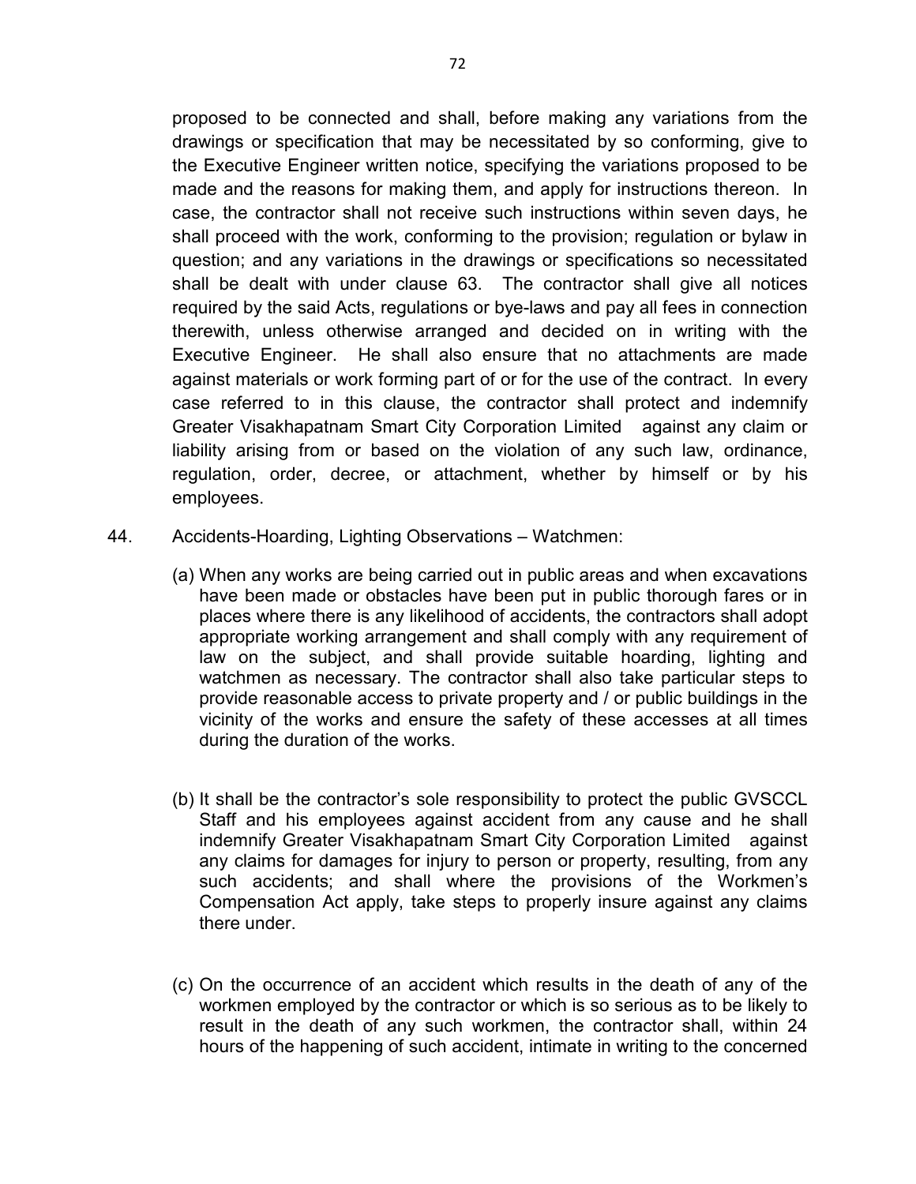proposed to be connected and shall, before making any variations from the drawings or specification that may be necessitated by so conforming, give to the Executive Engineer written notice, specifying the variations proposed to be made and the reasons for making them, and apply for instructions thereon. In case, the contractor shall not receive such instructions within seven days, he shall proceed with the work, conforming to the provision; regulation or bylaw in question; and any variations in the drawings or specifications so necessitated shall be dealt with under clause 63. The contractor shall give all notices required by the said Acts, regulations or bye-laws and pay all fees in connection therewith, unless otherwise arranged and decided on in writing with the Executive Engineer. He shall also ensure that no attachments are made against materials or work forming part of or for the use of the contract. In every case referred to in this clause, the contractor shall protect and indemnify Greater Visakhapatnam Smart City Corporation Limited against any claim or liability arising from or based on the violation of any such law, ordinance, regulation, order, decree, or attachment, whether by himself or by his employees.

44. Accidents-Hoarding, Lighting Observations – Watchmen:

(a) When any works are being carried out in public areas and when excavations have been made or obstacles have been put in public thorough fares or in places where there is any likelihood of accidents, the contractors shall adopt appropriate working arrangement and shall comply with any requirement of law on the subject, and shall provide suitable hoarding, lighting and watchmen as necessary. The contractor shall also take particular steps to provide reasonable access to private property and / or public buildings in the vicinity of the works and ensure the safety of these accesses at all times during the duration of the works.

(b) It shall be the contractor's sole responsibility to protect the public GVSCCL Staff and his employees against accident from any cause and he shall indemnify Greater Visakhapatnam Smart City Corporation Limited against any claims for damages for injury to person or property, resulting, from any such accidents; and shall where the provisions of the Workmen's Compensation Act apply, take steps to properly insure against any claims there under.

(c) On the occurrence of an accident which results in the death of any of the workmen employed by the contractor or which is so serious as to be likely to result in the death of any such workmen, the contractor shall, within 24 hours of the happening of such accident, intimate in writing to the concerned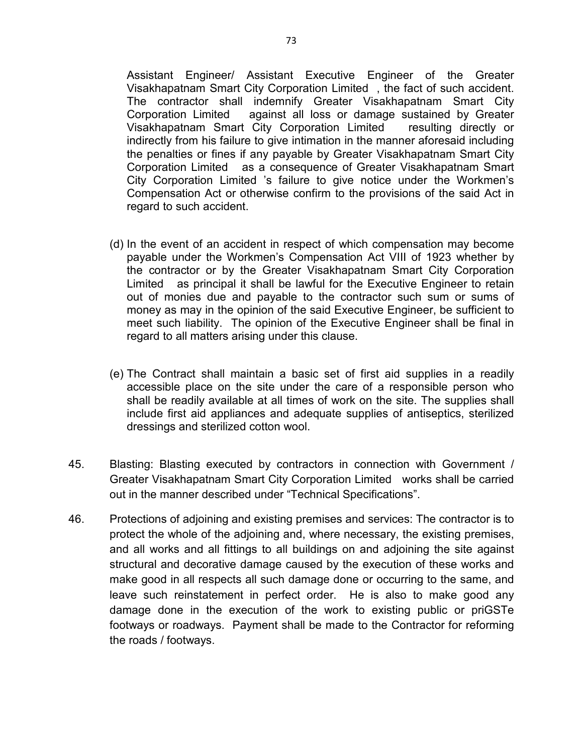Assistant Engineer/ Assistant Executive Engineer of the Greater Visakhapatnam Smart City Corporation Limited , the fact of such accident. The contractor shall indemnify Greater Visakhapatnam Smart City Corporation Limited against all loss or damage sustained by Greater Visakhapatnam Smart City Corporation Limited resulting directly or indirectly from his failure to give intimation in the manner aforesaid including the penalties or fines if any payable by Greater Visakhapatnam Smart City Corporation Limited as a consequence of Greater Visakhapatnam Smart City Corporation Limited 's failure to give notice under the Workmen's Compensation Act or otherwise confirm to the provisions of the said Act in regard to such accident.

(d) In the event of an accident in respect of which compensation may become payable under the Workmen's Compensation Act VIII of 1923 whether by the contractor or by the Greater Visakhapatnam Smart City Corporation Limited as principal it shall be lawful for the Executive Engineer to retain out of monies due and payable to the contractor such sum or sums of money as may in the opinion of the said Executive Engineer, be sufficient to meet such liability. The opinion of the Executive Engineer shall be final in regard to all matters arising under this clause.

(e) The Contract shall maintain a basic set of first aid supplies in a readily accessible place on the site under the care of a responsible person who shall be readily available at all times of work on the site. The supplies shall include first aid appliances and adequate supplies of antiseptics, sterilized dressings and sterilized cotton wool.

45. Blasting: Blasting executed by contractors in connection with Government / Greater Visakhapatnam Smart City Corporation Limited works shall be carried out in the manner described under "Technical Specifications".

46. Protections of adjoining and existing premises and services: The contractor is to protect the whole of the adjoining and, where necessary, the existing premises, and all works and all fittings to all buildings on and adjoining the site against structural and decorative damage caused by the execution of these works and make good in all respects all such damage done or occurring to the same, and leave such reinstatement in perfect order. He is also to make good any damage done in the execution of the work to existing public or priGSTe footways or roadways. Payment shall be made to the Contractor for reforming the roads / footways.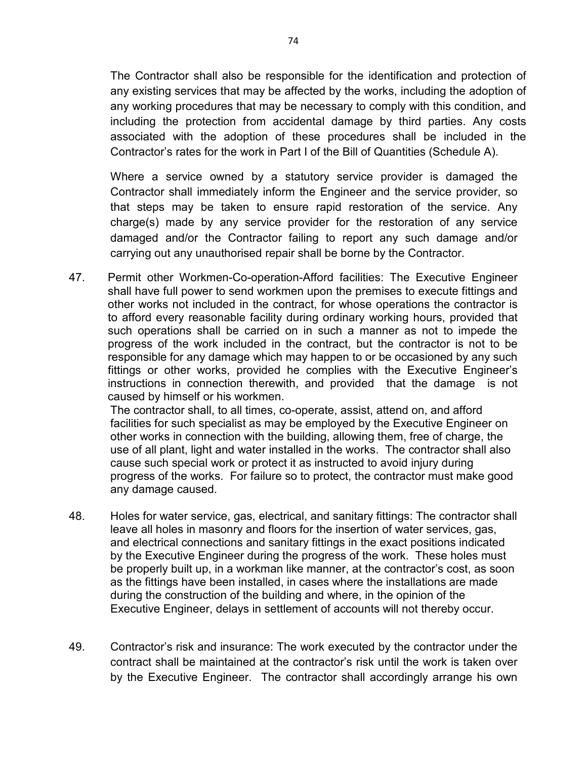The Contractor shall also be responsible for the identification and protection of any existing services that may be affected by the works, including the adoption of any working procedures that may be necessary to comply with this condition, and including the protection from accidental damage by third parties. Any costs associated with the adoption of these procedures shall be included in the Contractor's rates for the work in Part I of the Bill of Quantities (Schedule A).

Where a service owned by a statutory service provider is damaged the Contractor shall immediately inform the Engineer and the service provider, so that steps may be taken to ensure rapid restoration of the service. Any charge(s) made by any service provider for the restoration of any service damaged and/or the Contractor failing to report any such damage and/or carrying out any unauthorised repair shall be borne by the Contractor.

47. Permit other Workmen-Co-operation-Afford facilities: The Executive Engineer shall have full power to send workmen upon the premises to execute fittings and other works not included in the contract, for whose operations the contractor is to afford every reasonable facility during ordinary working hours, provided that such operations shall be carried on in such a manner as not to impede the progress of the work included in the contract, but the contractor is not to be responsible for any damage which may happen to or be occasioned by any such fittings or other works, provided he complies with the Executive Engineer's instructions in connection therewith, and provided that the damage is not caused by himself or his workmen.

    The contractor shall, to all times, co-operate, assist, attend on, and afford facilities for such specialist as may be employed by the Executive Engineer on other works in connection with the building, allowing them, free of charge, the use of all plant, light and water installed in the works. The contractor shall also cause such special work or protect it as instructed to avoid injury during progress of the works. For failure so to protect, the contractor must make good any damage caused.

48. Holes for water service, gas, electrical, and sanitary fittings: The contractor shall leave all holes in masonry and floors for the insertion of water services, gas, and electrical connections and sanitary fittings in the exact positions indicated by the Executive Engineer during the progress of the work. These holes must be properly built up, in a workman like manner, at the contractor's cost, as soon as the fittings have been installed, in cases where the installations are made during the construction of the building and where, in the opinion of the Executive Engineer, delays in settlement of accounts will not thereby occur.

49. Contractor's risk and insurance: The work executed by the contractor under the contract shall be maintained at the contractor's risk until the work is taken over by the Executive Engineer. The contractor shall accordingly arrange his own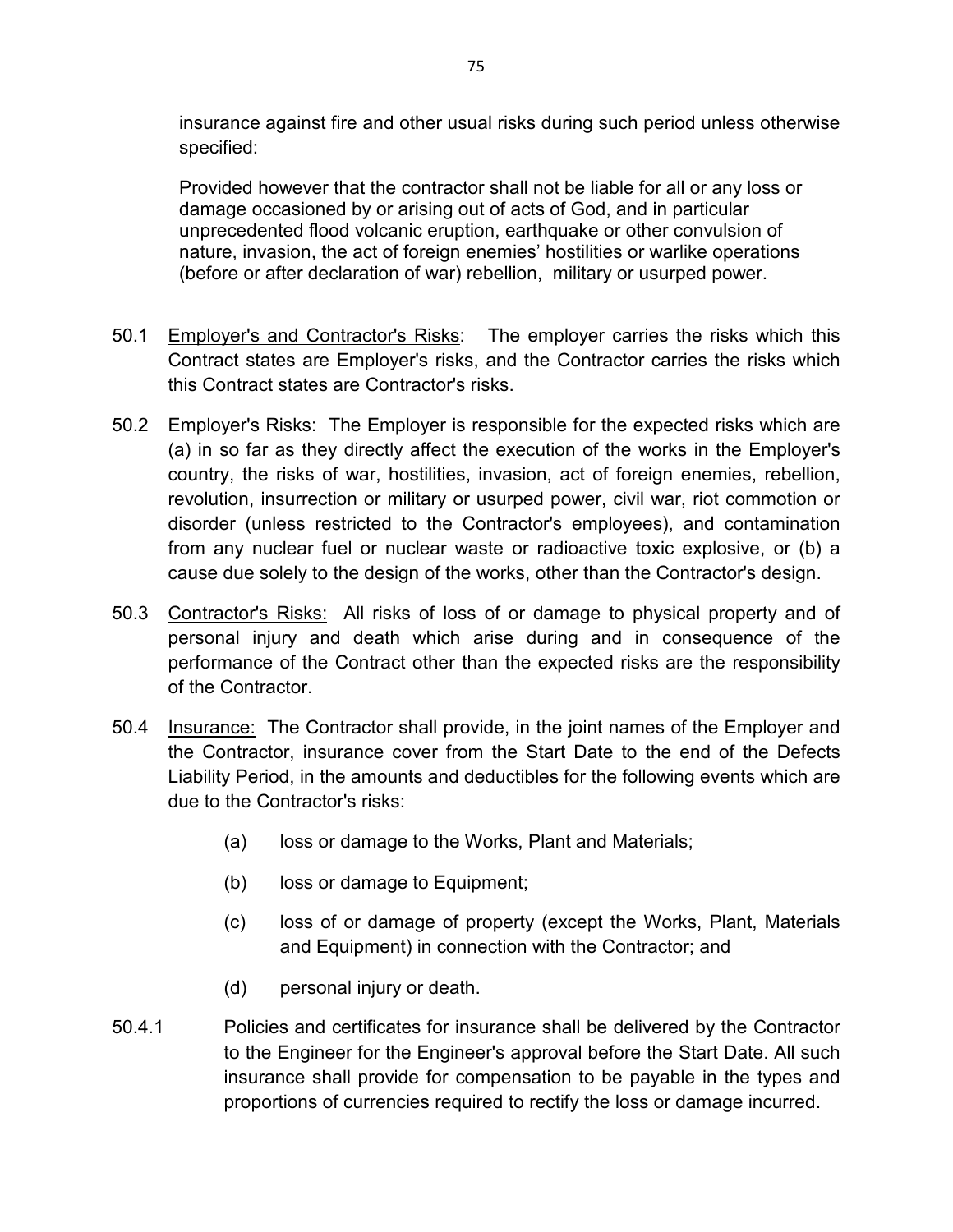insurance against fire and other usual risks during such period unless otherwise specified:

Provided however that the contractor shall not be liable for all or any loss or damage occasioned by or arising out of acts of God, and in particular unprecedented flood volcanic eruption, earthquake or other convulsion of nature, invasion, the act of foreign enemies' hostilities or warlike operations (before or after declaration of war) rebellion, military or usurped power.

50.1 Employer's and Contractor's Risks: The employer carries the risks which this Contract states are Employer's risks, and the Contractor carries the risks which this Contract states are Contractor's risks.

50.2 Employer's Risks: The Employer is responsible for the expected risks which are (a) in so far as they directly affect the execution of the works in the Employer's country, the risks of war, hostilities, invasion, act of foreign enemies, rebellion, revolution, insurrection or military or usurped power, civil war, riot commotion or disorder (unless restricted to the Contractor's employees), and contamination from any nuclear fuel or nuclear waste or radioactive toxic explosive, or (b) a cause due solely to the design of the works, other than the Contractor's design.

50.3 Contractor's Risks: All risks of loss of or damage to physical property and of personal injury and death which arise during and in consequence of the performance of the Contract other than the expected risks are the responsibility of the Contractor.

50.4 Insurance: The Contractor shall provide, in the joint names of the Employer and the Contractor, insurance cover from the Start Date to the end of the Defects Liability Period, in the amounts and deductibles for the following events which are due to the Contractor's risks:

(a) loss or damage to the Works, Plant and Materials;

(b) loss or damage to Equipment;

(c) loss of or damage of property (except the Works, Plant, Materials and Equipment) in connection with the Contractor; and

(d) personal injury or death.

50.4.1 Policies and certificates for insurance shall be delivered by the Contractor to the Engineer for the Engineer's approval before the Start Date. All such insurance shall provide for compensation to be payable in the types and proportions of currencies required to rectify the loss or damage incurred.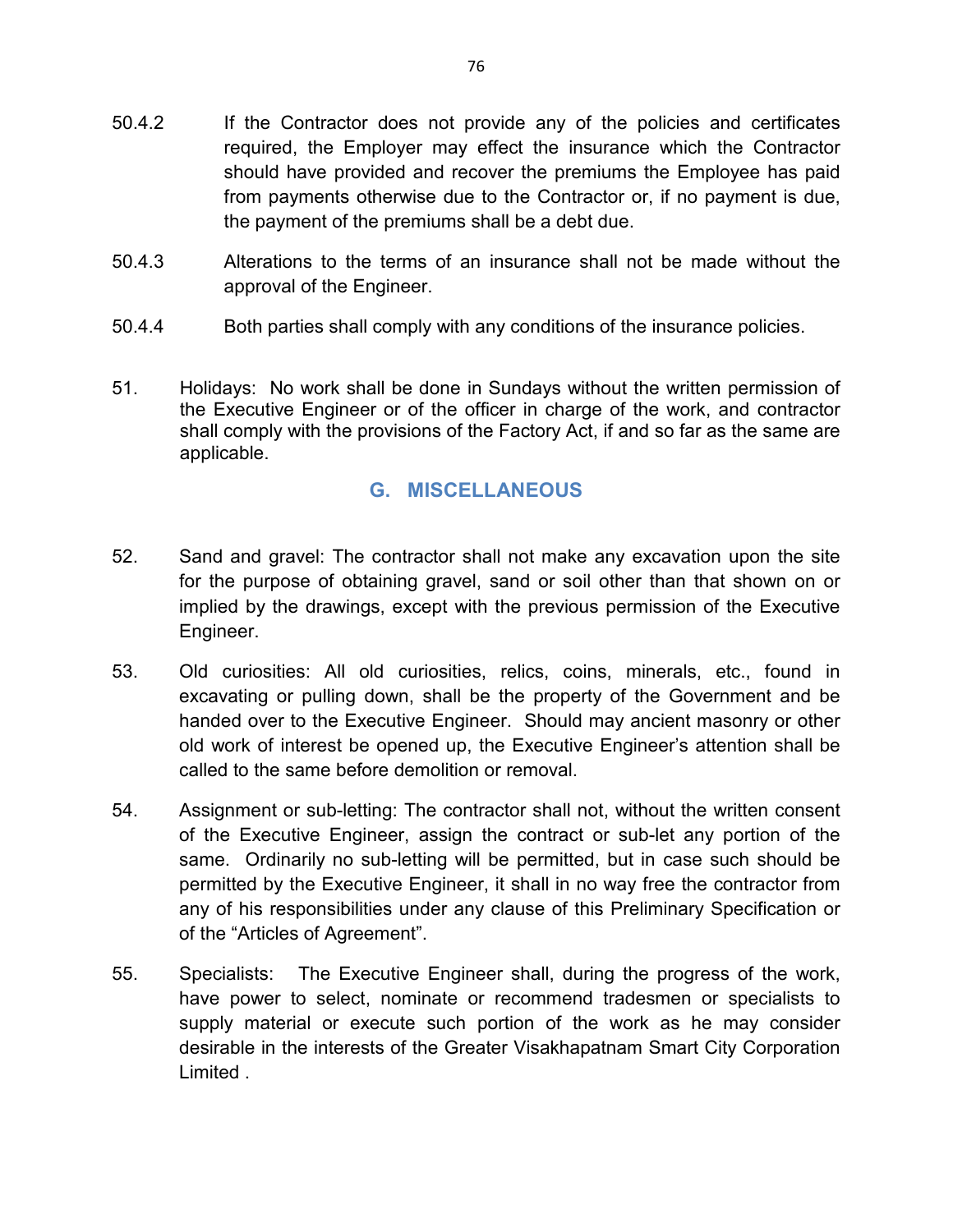50.4.2 If the Contractor does not provide any of the policies and certificates required, the Employer may effect the insurance which the Contractor should have provided and recover the premiums the Employee has paid from payments otherwise due to the Contractor or, if no payment is due, the payment of the premiums shall be a debt due.

50.4.3 Alterations to the terms of an insurance shall not be made without the approval of the Engineer.

50.4.4 Both parties shall comply with any conditions of the insurance policies.

51. Holidays: No work shall be done in Sundays without the written permission of the Executive Engineer or of the officer in charge of the work, and contractor shall comply with the provisions of the Factory Act, if and so far as the same are applicable.

## G. MISCELLANEOUS

52. Sand and gravel: The contractor shall not make any excavation upon the site for the purpose of obtaining gravel, sand or soil other than that shown on or implied by the drawings, except with the previous permission of the Executive Engineer.

53. Old curiosities: All old curiosities, relics, coins, minerals, etc., found in excavating or pulling down, shall be the property of the Government and be handed over to the Executive Engineer. Should may ancient masonry or other old work of interest be opened up, the Executive Engineer's attention shall be called to the same before demolition or removal.

54. Assignment or sub-letting: The contractor shall not, without the written consent of the Executive Engineer, assign the contract or sub-let any portion of the same. Ordinarily no sub-letting will be permitted, but in case such should be permitted by the Executive Engineer, it shall in no way free the contractor from any of his responsibilities under any clause of this Preliminary Specification or of the "Articles of Agreement".

55. Specialists: The Executive Engineer shall, during the progress of the work, have power to select, nominate or recommend tradesmen or specialists to supply material or execute such portion of the work as he may consider desirable in the interests of the Greater Visakhapatnam Smart City Corporation Limited .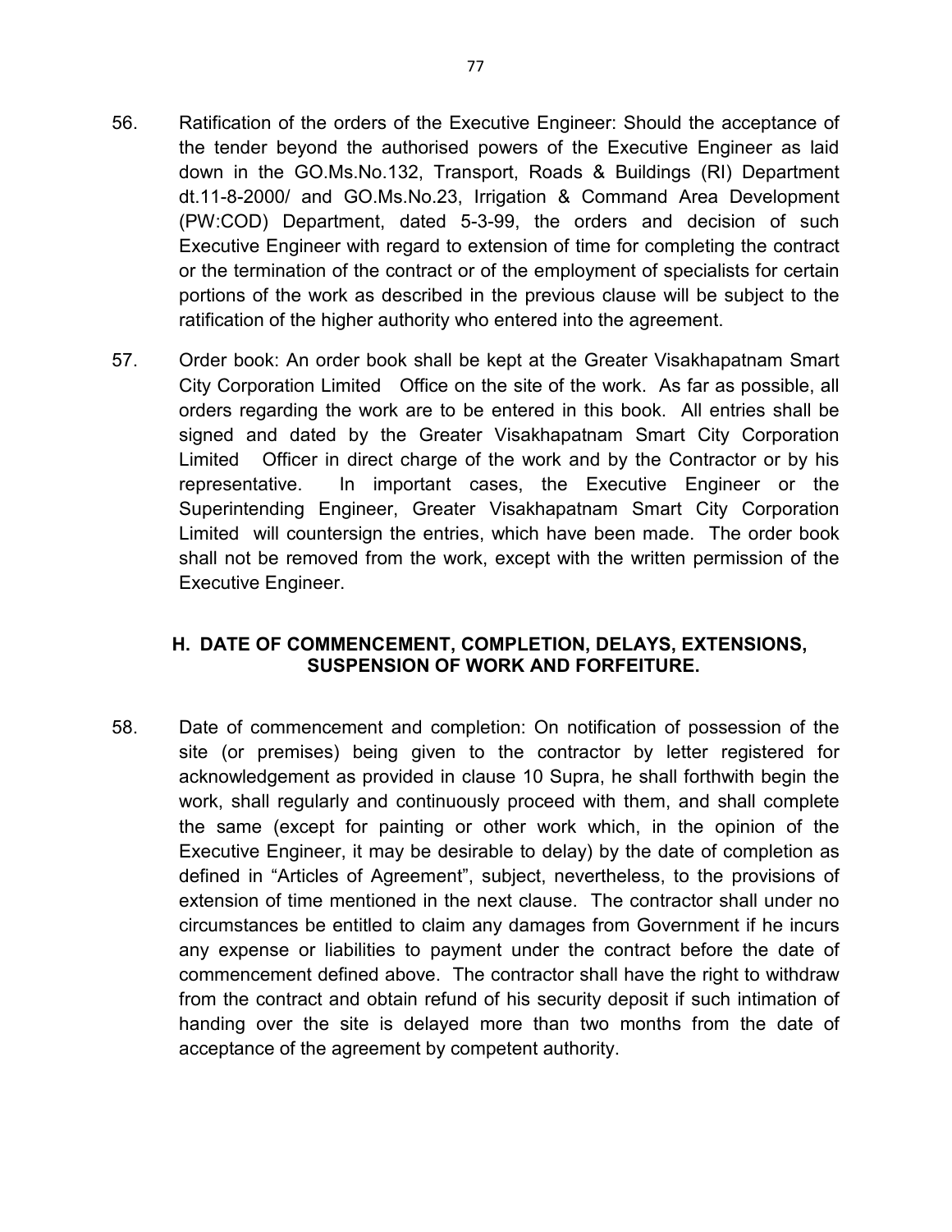56. Ratification of the orders of the Executive Engineer: Should the acceptance of the tender beyond the authorised powers of the Executive Engineer as laid down in the GO.Ms.No.132, Transport, Roads & Buildings (RI) Department dt.11-8-2000/ and GO.Ms.No.23, Irrigation & Command Area Development (PW:COD) Department, dated 5-3-99, the orders and decision of such Executive Engineer with regard to extension of time for completing the contract or the termination of the contract or of the employment of specialists for certain portions of the work as described in the previous clause will be subject to the ratification of the higher authority who entered into the agreement.

57. Order book: An order book shall be kept at the Greater Visakhapatnam Smart City Corporation Limited Office on the site of the work. As far as possible, all orders regarding the work are to be entered in this book. All entries shall be signed and dated by the Greater Visakhapatnam Smart City Corporation Limited Officer in direct charge of the work and by the Contractor or by his representative. In important cases, the Executive Engineer or the Superintending Engineer, Greater Visakhapatnam Smart City Corporation Limited will countersign the entries, which have been made. The order book shall not be removed from the work, except with the written permission of the Executive Engineer.

## H. DATE OF COMMENCEMENT, COMPLETION, DELAYS, EXTENSIONS, SUSPENSION OF WORK AND FORFEITURE.

58. Date of commencement and completion: On notification of possession of the site (or premises) being given to the contractor by letter registered for acknowledgement as provided in clause 10 Supra, he shall forthwith begin the work, shall regularly and continuously proceed with them, and shall complete the same (except for painting or other work which, in the opinion of the Executive Engineer, it may be desirable to delay) by the date of completion as defined in "Articles of Agreement", subject, nevertheless, to the provisions of extension of time mentioned in the next clause. The contractor shall under no circumstances be entitled to claim any damages from Government if he incurs any expense or liabilities to payment under the contract before the date of commencement defined above. The contractor shall have the right to withdraw from the contract and obtain refund of his security deposit if such intimation of handing over the site is delayed more than two months from the date of acceptance of the agreement by competent authority.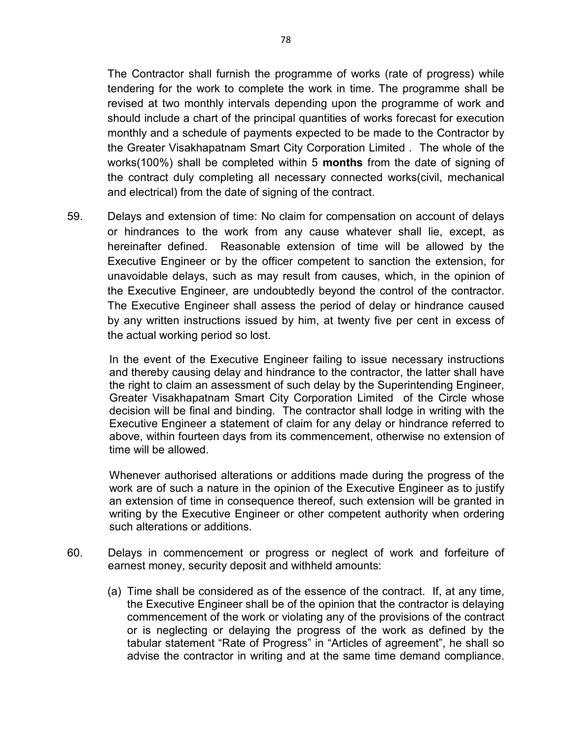The Contractor shall furnish the programme of works (rate of progress) while tendering for the work to complete the work in time. The programme shall be revised at two monthly intervals depending upon the programme of work and should include a chart of the principal quantities of works forecast for execution monthly and a schedule of payments expected to be made to the Contractor by the Greater Visakhapatnam Smart City Corporation Limited . The whole of the works(100%) shall be completed within 5 **months** from the date of signing of the contract duly completing all necessary connected works(civil, mechanical and electrical) from the date of signing of the contract.

59. Delays and extension of time: No claim for compensation on account of delays or hindrances to the work from any cause whatever shall lie, except, as hereinafter defined. Reasonable extension of time will be allowed by the Executive Engineer or by the officer competent to sanction the extension, for unavoidable delays, such as may result from causes, which, in the opinion of the Executive Engineer, are undoubtedly beyond the control of the contractor. The Executive Engineer shall assess the period of delay or hindrance caused by any written instructions issued by him, at twenty five per cent in excess of the actual working period so lost.

    In the event of the Executive Engineer failing to issue necessary instructions and thereby causing delay and hindrance to the contractor, the latter shall have the right to claim an assessment of such delay by the Superintending Engineer, Greater Visakhapatnam Smart City Corporation Limited of the Circle whose decision will be final and binding. The contractor shall lodge in writing with the Executive Engineer a statement of claim for any delay or hindrance referred to above, within fourteen days from its commencement, otherwise no extension of time will be allowed.

    Whenever authorised alterations or additions made during the progress of the work are of such a nature in the opinion of the Executive Engineer as to justify an extension of time in consequence thereof, such extension will be granted in writing by the Executive Engineer or other competent authority when ordering such alterations or additions.

60. Delays in commencement or progress or neglect of work and forfeiture of earnest money, security deposit and withheld amounts:

    (a) Time shall be considered as of the essence of the contract. If, at any time, the Executive Engineer shall be of the opinion that the contractor is delaying commencement of the work or violating any of the provisions of the contract or is neglecting or delaying the progress of the work as defined by the tabular statement "Rate of Progress" in "Articles of agreement", he shall so advise the contractor in writing and at the same time demand compliance.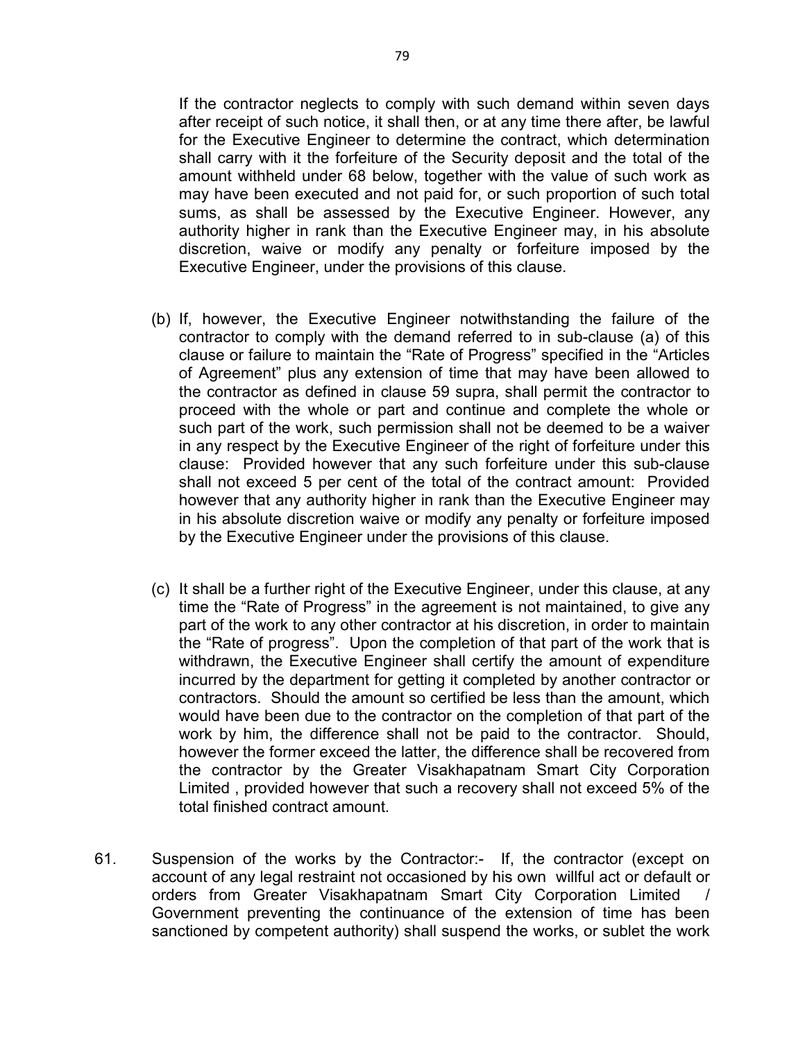If the contractor neglects to comply with such demand within seven days after receipt of such notice, it shall then, or at any time there after, be lawful for the Executive Engineer to determine the contract, which determination shall carry with it the forfeiture of the Security deposit and the total of the amount withheld under 68 below, together with the value of such work as may have been executed and not paid for, or such proportion of such total sums, as shall be assessed by the Executive Engineer. However, any authority higher in rank than the Executive Engineer may, in his absolute discretion, waive or modify any penalty or forfeiture imposed by the Executive Engineer, under the provisions of this clause.

(b) If, however, the Executive Engineer notwithstanding the failure of the contractor to comply with the demand referred to in sub-clause (a) of this clause or failure to maintain the "Rate of Progress" specified in the "Articles of Agreement" plus any extension of time that may have been allowed to the contractor as defined in clause 59 supra, shall permit the contractor to proceed with the whole or part and continue and complete the whole or such part of the work, such permission shall not be deemed to be a waiver in any respect by the Executive Engineer of the right of forfeiture under this clause: Provided however that any such forfeiture under this sub-clause shall not exceed 5 per cent of the total of the contract amount: Provided however that any authority higher in rank than the Executive Engineer may in his absolute discretion waive or modify any penalty or forfeiture imposed by the Executive Engineer under the provisions of this clause.

(c) It shall be a further right of the Executive Engineer, under this clause, at any time the "Rate of Progress" in the agreement is not maintained, to give any part of the work to any other contractor at his discretion, in order to maintain the "Rate of progress". Upon the completion of that part of the work that is withdrawn, the Executive Engineer shall certify the amount of expenditure incurred by the department for getting it completed by another contractor or contractors. Should the amount so certified be less than the amount, which would have been due to the contractor on the completion of that part of the work by him, the difference shall not be paid to the contractor. Should, however the former exceed the latter, the difference shall be recovered from the contractor by the Greater Visakhapatnam Smart City Corporation Limited , provided however that such a recovery shall not exceed 5% of the total finished contract amount.

61. Suspension of the works by the Contractor:- If, the contractor (except on account of any legal restraint not occasioned by his own willful act or default or orders from Greater Visakhapatnam Smart City Corporation Limited / Government preventing the continuance of the extension of time has been sanctioned by competent authority) shall suspend the works, or sublet the work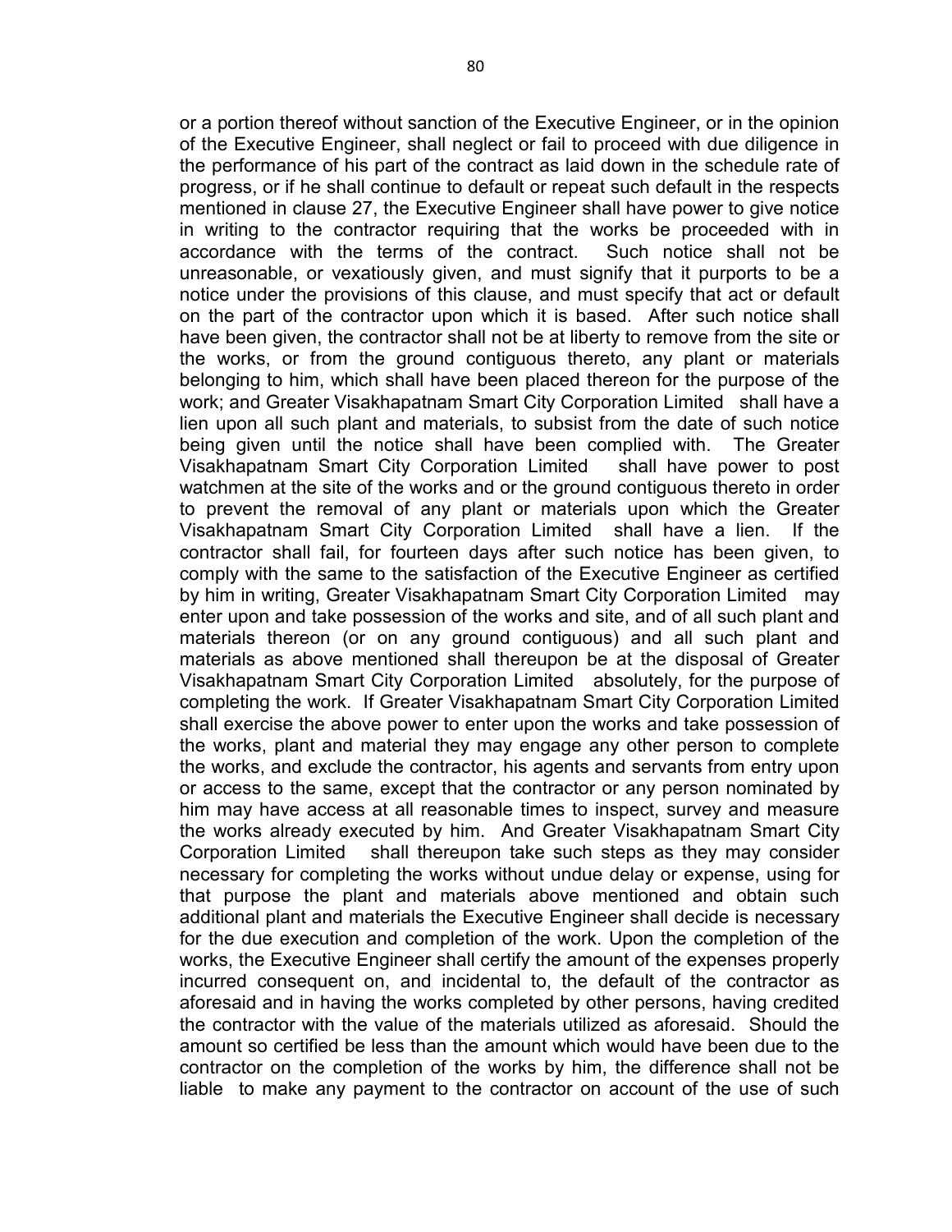or a portion thereof without sanction of the Executive Engineer, or in the opinion of the Executive Engineer, shall neglect or fail to proceed with due diligence in the performance of his part of the contract as laid down in the schedule rate of progress, or if he shall continue to default or repeat such default in the respects mentioned in clause 27, the Executive Engineer shall have power to give notice in writing to the contractor requiring that the works be proceeded with in accordance with the terms of the contract. Such notice shall not be unreasonable, or vexatiously given, and must signify that it purports to be a notice under the provisions of this clause, and must specify that act or default on the part of the contractor upon which it is based. After such notice shall have been given, the contractor shall not be at liberty to remove from the site or the works, or from the ground contiguous thereto, any plant or materials belonging to him, which shall have been placed thereon for the purpose of the work; and Greater Visakhapatnam Smart City Corporation Limited shall have a lien upon all such plant and materials, to subsist from the date of such notice being given until the notice shall have been complied with. The Greater Visakhapatnam Smart City Corporation Limited shall have power to post watchmen at the site of the works and or the ground contiguous thereto in order to prevent the removal of any plant or materials upon which the Greater Visakhapatnam Smart City Corporation Limited shall have a lien. If the contractor shall fail, for fourteen days after such notice has been given, to comply with the same to the satisfaction of the Executive Engineer as certified by him in writing, Greater Visakhapatnam Smart City Corporation Limited may enter upon and take possession of the works and site, and of all such plant and materials thereon (or on any ground contiguous) and all such plant and materials as above mentioned shall thereupon be at the disposal of Greater Visakhapatnam Smart City Corporation Limited absolutely, for the purpose of completing the work. If Greater Visakhapatnam Smart City Corporation Limited shall exercise the above power to enter upon the works and take possession of the works, plant and material they may engage any other person to complete the works, and exclude the contractor, his agents and servants from entry upon or access to the same, except that the contractor or any person nominated by him may have access at all reasonable times to inspect, survey and measure the works already executed by him. And Greater Visakhapatnam Smart City Corporation Limited shall thereupon take such steps as they may consider necessary for completing the works without undue delay or expense, using for that purpose the plant and materials above mentioned and obtain such additional plant and materials the Executive Engineer shall decide is necessary for the due execution and completion of the work. Upon the completion of the works, the Executive Engineer shall certify the amount of the expenses properly incurred consequent on, and incidental to, the default of the contractor as aforesaid and in having the works completed by other persons, having credited the contractor with the value of the materials utilized as aforesaid. Should the amount so certified be less than the amount which would have been due to the contractor on the completion of the works by him, the difference shall not be liable to make any payment to the contractor on account of the use of such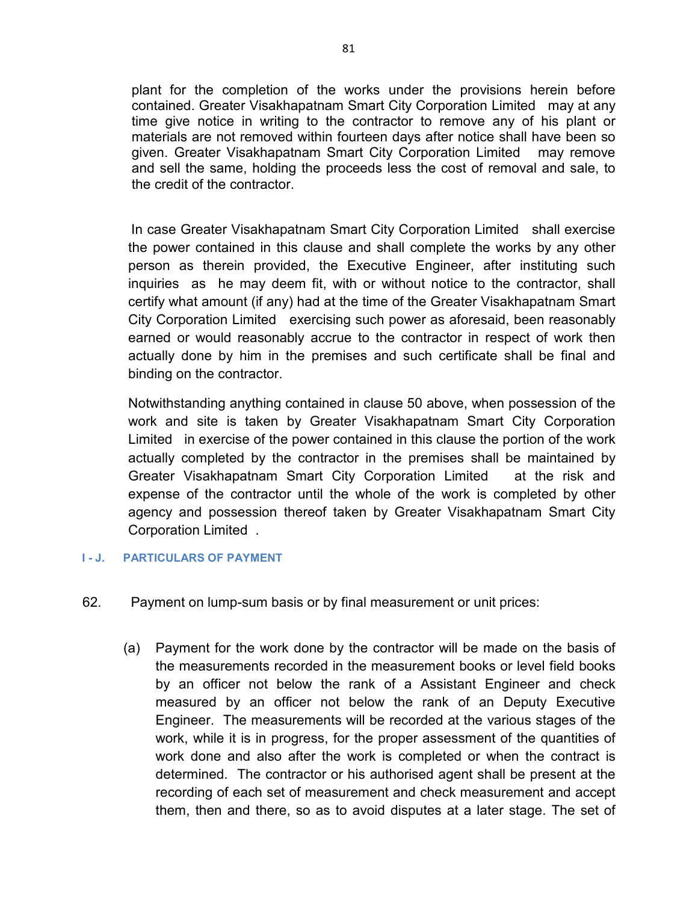plant for the completion of the works under the provisions herein before contained. Greater Visakhapatnam Smart City Corporation Limited may at any time give notice in writing to the contractor to remove any of his plant or materials are not removed within fourteen days after notice shall have been so given. Greater Visakhapatnam Smart City Corporation Limited may remove and sell the same, holding the proceeds less the cost of removal and sale, to the credit of the contractor.

In case Greater Visakhapatnam Smart City Corporation Limited shall exercise the power contained in this clause and shall complete the works by any other person as therein provided, the Executive Engineer, after instituting such inquiries as he may deem fit, with or without notice to the contractor, shall certify what amount (if any) had at the time of the Greater Visakhapatnam Smart City Corporation Limited exercising such power as aforesaid, been reasonably earned or would reasonably accrue to the contractor in respect of work then actually done by him in the premises and such certificate shall be final and binding on the contractor.

Notwithstanding anything contained in clause 50 above, when possession of the work and site is taken by Greater Visakhapatnam Smart City Corporation Limited in exercise of the power contained in this clause the portion of the work actually completed by the contractor in the premises shall be maintained by Greater Visakhapatnam Smart City Corporation Limited at the risk and expense of the contractor until the whole of the work is completed by other agency and possession thereof taken by Greater Visakhapatnam Smart City Corporation Limited .

### I - J. PARTICULARS OF PAYMENT

62. Payment on lump-sum basis or by final measurement or unit prices:

(a) Payment for the work done by the contractor will be made on the basis of the measurements recorded in the measurement books or level field books by an officer not below the rank of a Assistant Engineer and check measured by an officer not below the rank of an Deputy Executive Engineer. The measurements will be recorded at the various stages of the work, while it is in progress, for the proper assessment of the quantities of work done and also after the work is completed or when the contract is determined. The contractor or his authorised agent shall be present at the recording of each set of measurement and check measurement and accept them, then and there, so as to avoid disputes at a later stage. The set of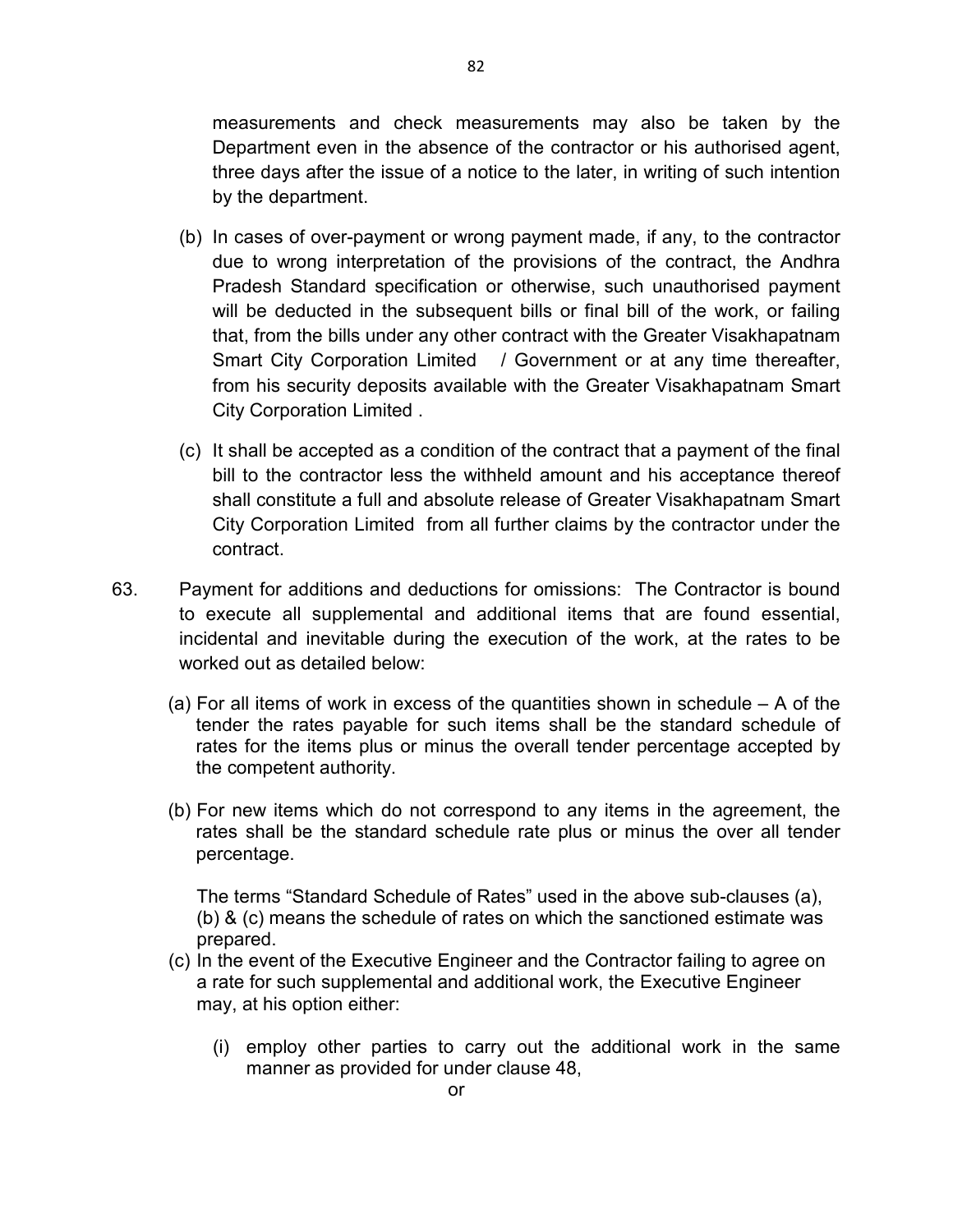measurements and check measurements may also be taken by the Department even in the absence of the contractor or his authorised agent, three days after the issue of a notice to the later, in writing of such intention by the department.

(b) In cases of over-payment or wrong payment made, if any, to the contractor due to wrong interpretation of the provisions of the contract, the Andhra Pradesh Standard specification or otherwise, such unauthorised payment will be deducted in the subsequent bills or final bill of the work, or failing that, from the bills under any other contract with the Greater Visakhapatnam Smart City Corporation Limited / Government or at any time thereafter, from his security deposits available with the Greater Visakhapatnam Smart City Corporation Limited .

(c) It shall be accepted as a condition of the contract that a payment of the final bill to the contractor less the withheld amount and his acceptance thereof shall constitute a full and absolute release of Greater Visakhapatnam Smart City Corporation Limited from all further claims by the contractor under the contract.

63. Payment for additions and deductions for omissions: The Contractor is bound to execute all supplemental and additional items that are found essential, incidental and inevitable during the execution of the work, at the rates to be worked out as detailed below:

(a) For all items of work in excess of the quantities shown in schedule – A of the tender the rates payable for such items shall be the standard schedule of rates for the items plus or minus the overall tender percentage accepted by the competent authority.

(b) For new items which do not correspond to any items in the agreement, the rates shall be the standard schedule rate plus or minus the over all tender percentage.

The terms "Standard Schedule of Rates" used in the above sub-clauses (a), (b) & (c) means the schedule of rates on which the sanctioned estimate was prepared.

(c) In the event of the Executive Engineer and the Contractor failing to agree on a rate for such supplemental and additional work, the Executive Engineer may, at his option either:

(i) employ other parties to carry out the additional work in the same manner as provided for under clause 48,

or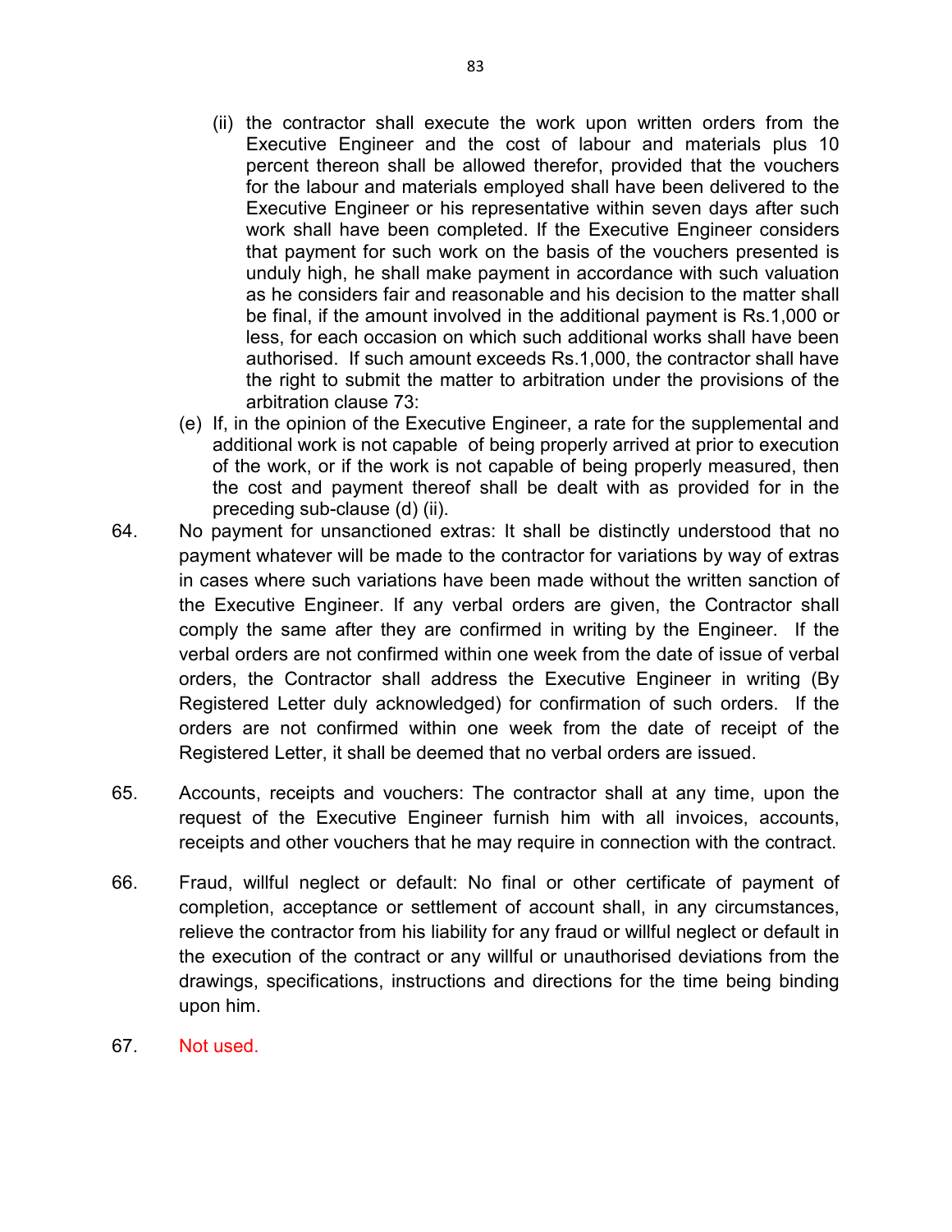(ii) the contractor shall execute the work upon written orders from the Executive Engineer and the cost of labour and materials plus 10 percent thereon shall be allowed therefor, provided that the vouchers for the labour and materials employed shall have been delivered to the Executive Engineer or his representative within seven days after such work shall have been completed. If the Executive Engineer considers that payment for such work on the basis of the vouchers presented is unduly high, he shall make payment in accordance with such valuation as he considers fair and reasonable and his decision to the matter shall be final, if the amount involved in the additional payment is Rs.1,000 or less, for each occasion on which such additional works shall have been authorised. If such amount exceeds Rs.1,000, the contractor shall have the right to submit the matter to arbitration under the provisions of the arbitration clause 73:

(e) If, in the opinion of the Executive Engineer, a rate for the supplemental and additional work is not capable of being properly arrived at prior to execution of the work, or if the work is not capable of being properly measured, then the cost and payment thereof shall be dealt with as provided for in the preceding sub-clause (d) (ii).

64. No payment for unsanctioned extras: It shall be distinctly understood that no payment whatever will be made to the contractor for variations by way of extras in cases where such variations have been made without the written sanction of the Executive Engineer. If any verbal orders are given, the Contractor shall comply the same after they are confirmed in writing by the Engineer. If the verbal orders are not confirmed within one week from the date of issue of verbal orders, the Contractor shall address the Executive Engineer in writing (By Registered Letter duly acknowledged) for confirmation of such orders. If the orders are not confirmed within one week from the date of receipt of the Registered Letter, it shall be deemed that no verbal orders are issued.

65. Accounts, receipts and vouchers: The contractor shall at any time, upon the request of the Executive Engineer furnish him with all invoices, accounts, receipts and other vouchers that he may require in connection with the contract.

66. Fraud, willful neglect or default: No final or other certificate of payment of completion, acceptance or settlement of account shall, in any circumstances, relieve the contractor from his liability for any fraud or willful neglect or default in the execution of the contract or any willful or unauthorised deviations from the drawings, specifications, instructions and directions for the time being binding upon him.

67. Not used.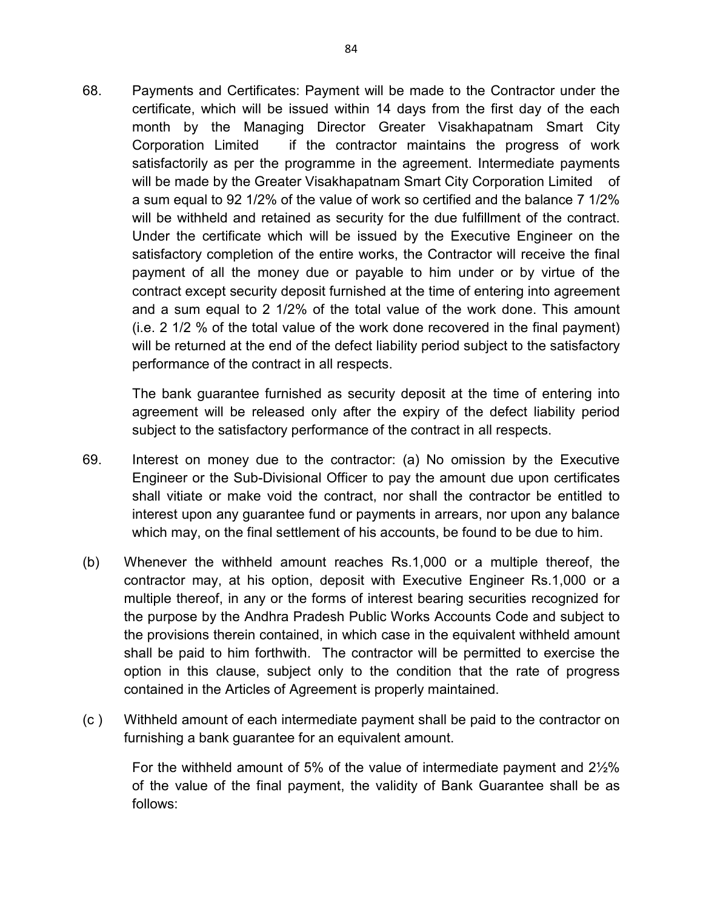68. Payments and Certificates: Payment will be made to the Contractor under the certificate, which will be issued within 14 days from the first day of the each month by the Managing Director Greater Visakhapatnam Smart City Corporation Limited if the contractor maintains the progress of work satisfactorily as per the programme in the agreement. Intermediate payments will be made by the Greater Visakhapatnam Smart City Corporation Limited of a sum equal to 92 1/2% of the value of work so certified and the balance 7 1/2% will be withheld and retained as security for the due fulfillment of the contract. Under the certificate which will be issued by the Executive Engineer on the satisfactory completion of the entire works, the Contractor will receive the final payment of all the money due or payable to him under or by virtue of the contract except security deposit furnished at the time of entering into agreement and a sum equal to 2 1/2% of the total value of the work done. This amount (i.e. 2 1/2 % of the total value of the work done recovered in the final payment) will be returned at the end of the defect liability period subject to the satisfactory performance of the contract in all respects.

    The bank guarantee furnished as security deposit at the time of entering into agreement will be released only after the expiry of the defect liability period subject to the satisfactory performance of the contract in all respects.

69. Interest on money due to the contractor: (a) No omission by the Executive Engineer or the Sub-Divisional Officer to pay the amount due upon certificates shall vitiate or make void the contract, nor shall the contractor be entitled to interest upon any guarantee fund or payments in arrears, nor upon any balance which may, on the final settlement of his accounts, be found to be due to him.

(b) Whenever the withheld amount reaches Rs.1,000 or a multiple thereof, the contractor may, at his option, deposit with Executive Engineer Rs.1,000 or a multiple thereof, in any or the forms of interest bearing securities recognized for the purpose by the Andhra Pradesh Public Works Accounts Code and subject to the provisions therein contained, in which case in the equivalent withheld amount shall be paid to him forthwith. The contractor will be permitted to exercise the option in this clause, subject only to the condition that the rate of progress contained in the Articles of Agreement is properly maintained.

(c ) Withheld amount of each intermediate payment shall be paid to the contractor on furnishing a bank guarantee for an equivalent amount.

    For the withheld amount of 5% of the value of intermediate payment and 2½% of the value of the final payment, the validity of Bank Guarantee shall be as follows: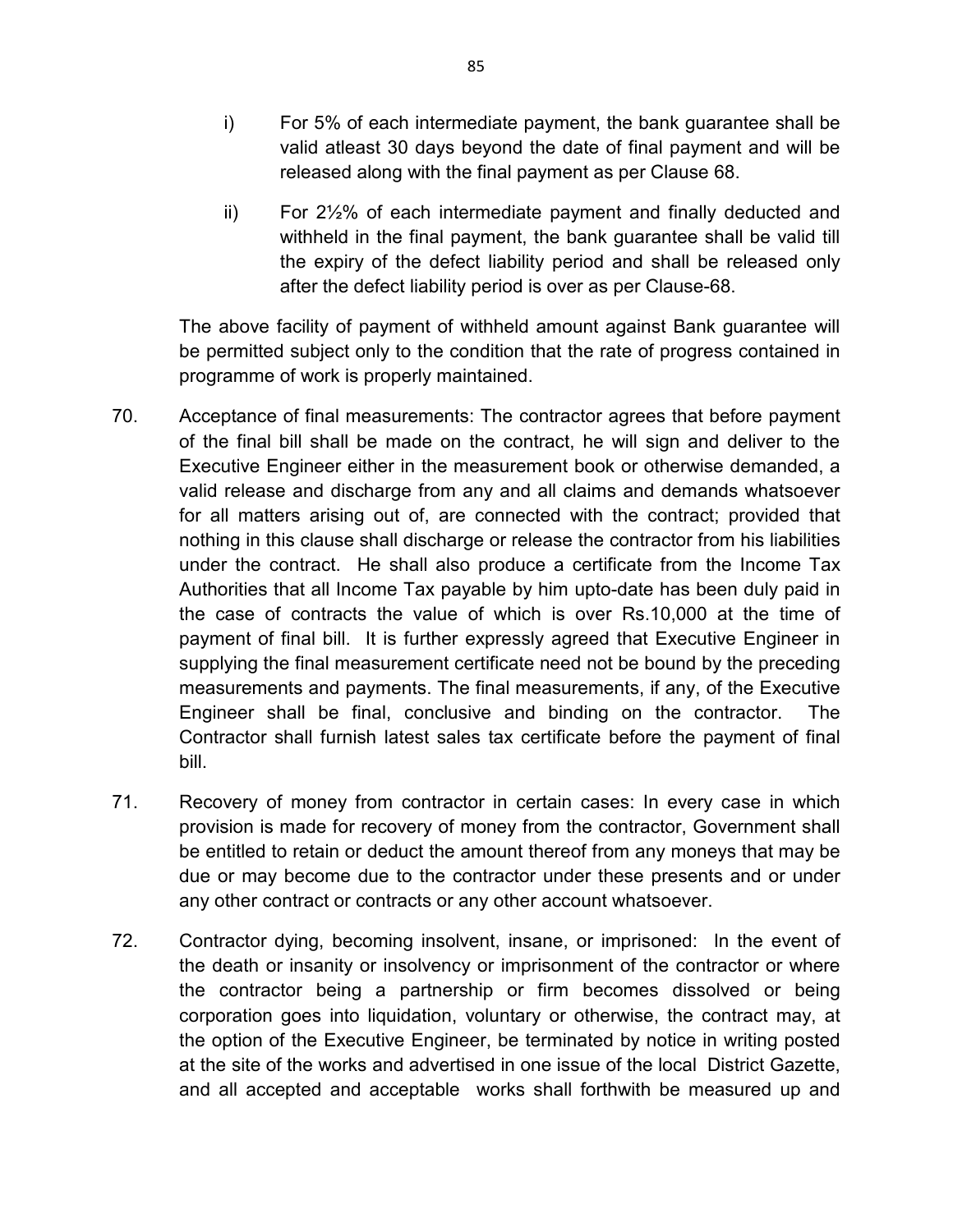i) For 5% of each intermediate payment, the bank guarantee shall be valid atleast 30 days beyond the date of final payment and will be released along with the final payment as per Clause 68.

ii) For 2½% of each intermediate payment and finally deducted and withheld in the final payment, the bank guarantee shall be valid till the expiry of the defect liability period and shall be released only after the defect liability period is over as per Clause-68.

The above facility of payment of withheld amount against Bank guarantee will be permitted subject only to the condition that the rate of progress contained in programme of work is properly maintained.

70. Acceptance of final measurements: The contractor agrees that before payment of the final bill shall be made on the contract, he will sign and deliver to the Executive Engineer either in the measurement book or otherwise demanded, a valid release and discharge from any and all claims and demands whatsoever for all matters arising out of, are connected with the contract; provided that nothing in this clause shall discharge or release the contractor from his liabilities under the contract. He shall also produce a certificate from the Income Tax Authorities that all Income Tax payable by him upto-date has been duly paid in the case of contracts the value of which is over Rs.10,000 at the time of payment of final bill. It is further expressly agreed that Executive Engineer in supplying the final measurement certificate need not be bound by the preceding measurements and payments. The final measurements, if any, of the Executive Engineer shall be final, conclusive and binding on the contractor. The Contractor shall furnish latest sales tax certificate before the payment of final bill.

71. Recovery of money from contractor in certain cases: In every case in which provision is made for recovery of money from the contractor, Government shall be entitled to retain or deduct the amount thereof from any moneys that may be due or may become due to the contractor under these presents and or under any other contract or contracts or any other account whatsoever.

72. Contractor dying, becoming insolvent, insane, or imprisoned: In the event of the death or insanity or insolvency or imprisonment of the contractor or where the contractor being a partnership or firm becomes dissolved or being corporation goes into liquidation, voluntary or otherwise, the contract may, at the option of the Executive Engineer, be terminated by notice in writing posted at the site of the works and advertised in one issue of the local District Gazette, and all accepted and acceptable works shall forthwith be measured up and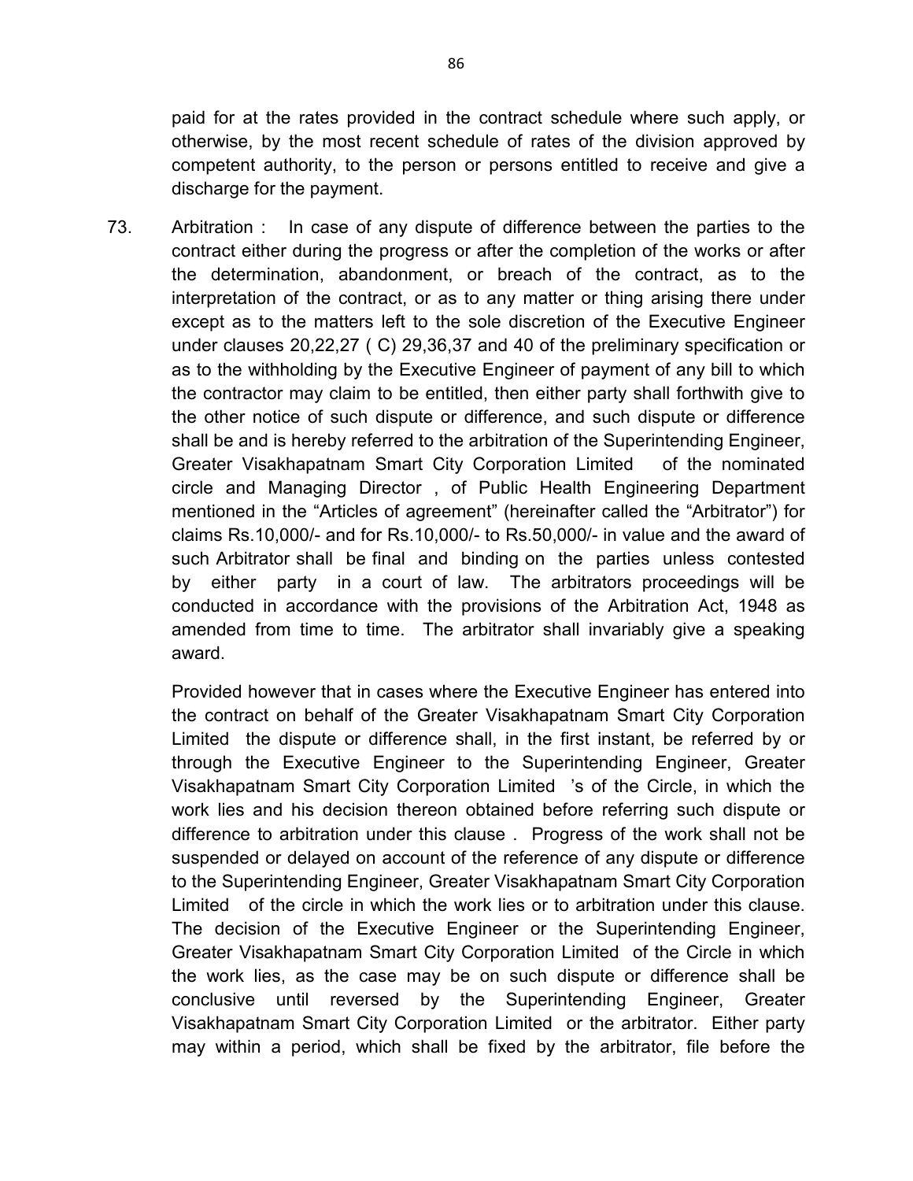paid for at the rates provided in the contract schedule where such apply, or otherwise, by the most recent schedule of rates of the division approved by competent authority, to the person or persons entitled to receive and give a discharge for the payment.

73. Arbitration : In case of any dispute of difference between the parties to the contract either during the progress or after the completion of the works or after the determination, abandonment, or breach of the contract, as to the interpretation of the contract, or as to any matter or thing arising there under except as to the matters left to the sole discretion of the Executive Engineer under clauses 20,22,27 ( C) 29,36,37 and 40 of the preliminary specification or as to the withholding by the Executive Engineer of payment of any bill to which the contractor may claim to be entitled, then either party shall forthwith give to the other notice of such dispute or difference, and such dispute or difference shall be and is hereby referred to the arbitration of the Superintending Engineer, Greater Visakhapatnam Smart City Corporation Limited of the nominated circle and Managing Director , of Public Health Engineering Department mentioned in the "Articles of agreement" (hereinafter called the "Arbitrator") for claims Rs.10,000/- and for Rs.10,000/- to Rs.50,000/- in value and the award of such Arbitrator shall be final and binding on the parties unless contested by either party in a court of law. The arbitrators proceedings will be conducted in accordance with the provisions of the Arbitration Act, 1948 as amended from time to time. The arbitrator shall invariably give a speaking award.

    Provided however that in cases where the Executive Engineer has entered into the contract on behalf of the Greater Visakhapatnam Smart City Corporation Limited the dispute or difference shall, in the first instant, be referred by or through the Executive Engineer to the Superintending Engineer, Greater Visakhapatnam Smart City Corporation Limited 's of the Circle, in which the work lies and his decision thereon obtained before referring such dispute or difference to arbitration under this clause . Progress of the work shall not be suspended or delayed on account of the reference of any dispute or difference to the Superintending Engineer, Greater Visakhapatnam Smart City Corporation Limited of the circle in which the work lies or to arbitration under this clause. The decision of the Executive Engineer or the Superintending Engineer, Greater Visakhapatnam Smart City Corporation Limited of the Circle in which the work lies, as the case may be on such dispute or difference shall be conclusive until reversed by the Superintending Engineer, Greater Visakhapatnam Smart City Corporation Limited or the arbitrator. Either party may within a period, which shall be fixed by the arbitrator, file before the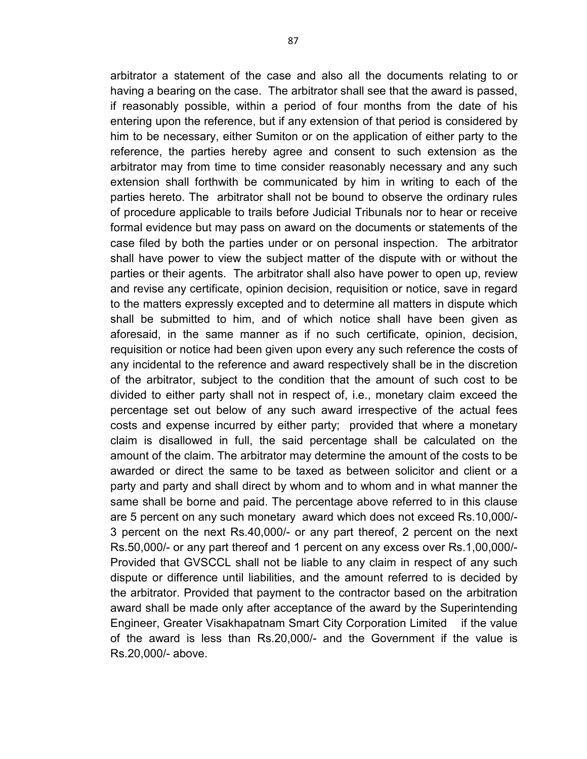arbitrator a statement of the case and also all the documents relating to or having a bearing on the case. The arbitrator shall see that the award is passed, if reasonably possible, within a period of four months from the date of his entering upon the reference, but if any extension of that period is considered by him to be necessary, either Sumiton or on the application of either party to the reference, the parties hereby agree and consent to such extension as the arbitrator may from time to time consider reasonably necessary and any such extension shall forthwith be communicated by him in writing to each of the parties hereto. The arbitrator shall not be bound to observe the ordinary rules of procedure applicable to trails before Judicial Tribunals nor to hear or receive formal evidence but may pass on award on the documents or statements of the case filed by both the parties under or on personal inspection. The arbitrator shall have power to view the subject matter of the dispute with or without the parties or their agents. The arbitrator shall also have power to open up, review and revise any certificate, opinion decision, requisition or notice, save in regard to the matters expressly excepted and to determine all matters in dispute which shall be submitted to him, and of which notice shall have been given as aforesaid, in the same manner as if no such certificate, opinion, decision, requisition or notice had been given upon every any such reference the costs of any incidental to the reference and award respectively shall be in the discretion of the arbitrator, subject to the condition that the amount of such cost to be divided to either party shall not in respect of, i.e., monetary claim exceed the percentage set out below of any such award irrespective of the actual fees costs and expense incurred by either party; provided that where a monetary claim is disallowed in full, the said percentage shall be calculated on the amount of the claim. The arbitrator may determine the amount of the costs to be awarded or direct the same to be taxed as between solicitor and client or a party and party and shall direct by whom and to whom and in what manner the same shall be borne and paid. The percentage above referred to in this clause are 5 percent on any such monetary award which does not exceed Rs.10,000/- 3 percent on the next Rs.40,000/- or any part thereof, 2 percent on the next Rs.50,000/- or any part thereof and 1 percent on any excess over Rs.1,00,000/- Provided that GVSCCL shall not be liable to any claim in respect of any such dispute or difference until liabilities, and the amount referred to is decided by the arbitrator. Provided that payment to the contractor based on the arbitration award shall be made only after acceptance of the award by the Superintending Engineer, Greater Visakhapatnam Smart City Corporation Limited if the value of the award is less than Rs.20,000/- and the Government if the value is Rs.20,000/- above.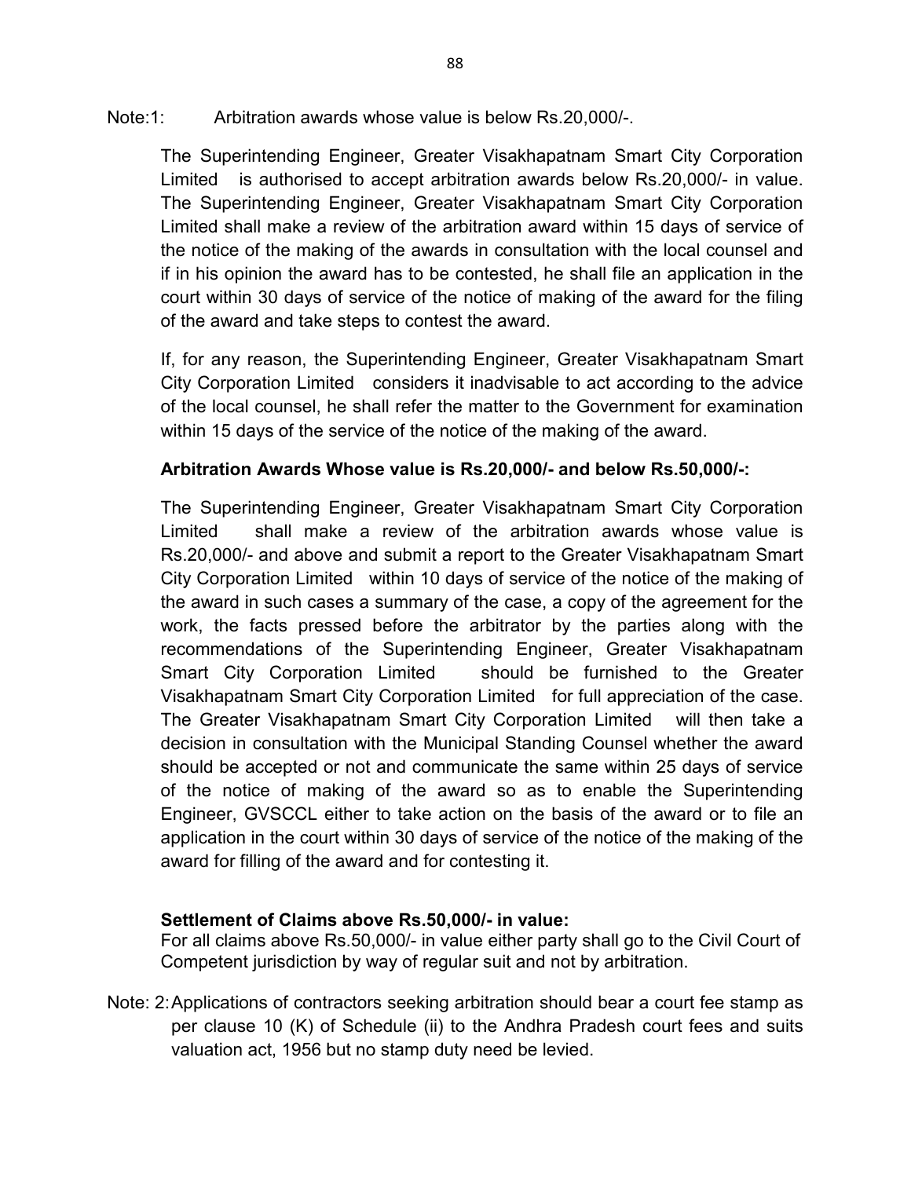Note:1: Arbitration awards whose value is below Rs.20,000/-.

The Superintending Engineer, Greater Visakhapatnam Smart City Corporation Limited is authorised to accept arbitration awards below Rs.20,000/- in value. The Superintending Engineer, Greater Visakhapatnam Smart City Corporation Limited shall make a review of the arbitration award within 15 days of service of the notice of the making of the awards in consultation with the local counsel and if in his opinion the award has to be contested, he shall file an application in the court within 30 days of service of the notice of making of the award for the filing of the award and take steps to contest the award.

If, for any reason, the Superintending Engineer, Greater Visakhapatnam Smart City Corporation Limited considers it inadvisable to act according to the advice of the local counsel, he shall refer the matter to the Government for examination within 15 days of the service of the notice of the making of the award.

**Arbitration Awards Whose value is Rs.20,000/- and below Rs.50,000/-:**

The Superintending Engineer, Greater Visakhapatnam Smart City Corporation Limited shall make a review of the arbitration awards whose value is Rs.20,000/- and above and submit a report to the Greater Visakhapatnam Smart City Corporation Limited within 10 days of service of the notice of the making of the award in such cases a summary of the case, a copy of the agreement for the work, the facts pressed before the arbitrator by the parties along with the recommendations of the Superintending Engineer, Greater Visakhapatnam Smart City Corporation Limited should be furnished to the Greater Visakhapatnam Smart City Corporation Limited for full appreciation of the case. The Greater Visakhapatnam Smart City Corporation Limited will then take a decision in consultation with the Municipal Standing Counsel whether the award should be accepted or not and communicate the same within 25 days of service of the notice of making of the award so as to enable the Superintending Engineer, GVSCCL either to take action on the basis of the award or to file an application in the court within 30 days of service of the notice of the making of the award for filling of the award and for contesting it.

**Settlement of Claims above Rs.50,000/- in value:**

For all claims above Rs.50,000/- in value either party shall go to the Civil Court of Competent jurisdiction by way of regular suit and not by arbitration.

Note: 2: Applications of contractors seeking arbitration should bear a court fee stamp as per clause 10 (K) of Schedule (ii) to the Andhra Pradesh court fees and suits valuation act, 1956 but no stamp duty need be levied.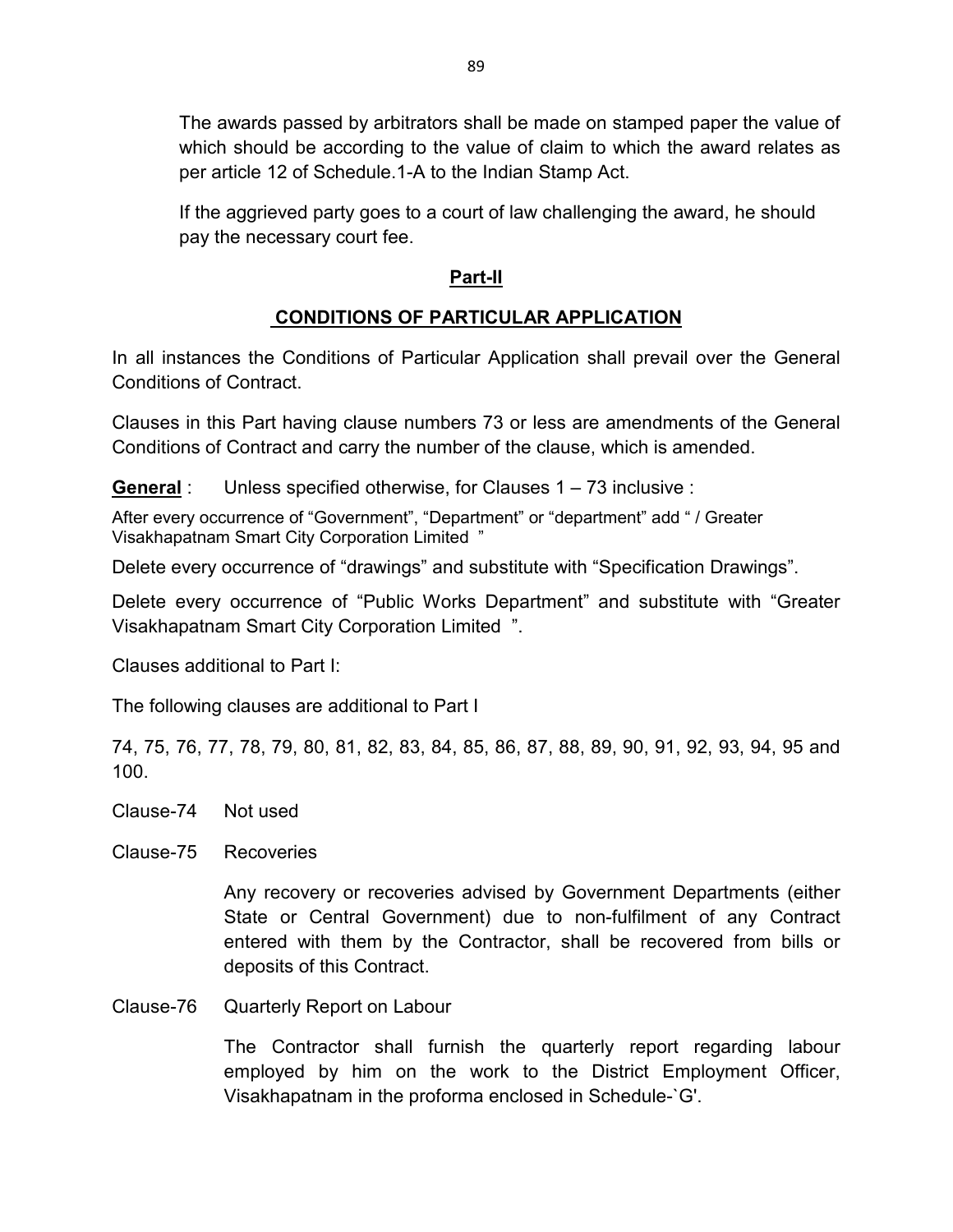The awards passed by arbitrators shall be made on stamped paper the value of which should be according to the value of claim to which the award relates as per article 12 of Schedule.1-A to the Indian Stamp Act.

If the aggrieved party goes to a court of law challenging the award, he should pay the necessary court fee.

## Part-II

## CONDITIONS OF PARTICULAR APPLICATION

In all instances the Conditions of Particular Application shall prevail over the General Conditions of Contract.

Clauses in this Part having clause numbers 73 or less are amendments of the General Conditions of Contract and carry the number of the clause, which is amended.

**General** : Unless specified otherwise, for Clauses 1 – 73 inclusive :

After every occurrence of "Government", "Department" or "department" add " / Greater Visakhapatnam Smart City Corporation Limited "

Delete every occurrence of "drawings" and substitute with "Specification Drawings".

Delete every occurrence of "Public Works Department" and substitute with "Greater Visakhapatnam Smart City Corporation Limited ".

Clauses additional to Part I:

The following clauses are additional to Part I

74, 75, 76, 77, 78, 79, 80, 81, 82, 83, 84, 85, 86, 87, 88, 89, 90, 91, 92, 93, 94, 95 and 100.

Clause-74 Not used

Clause-75 Recoveries

Any recovery or recoveries advised by Government Departments (either State or Central Government) due to non-fulfilment of any Contract entered with them by the Contractor, shall be recovered from bills or deposits of this Contract.

Clause-76 Quarterly Report on Labour

The Contractor shall furnish the quarterly report regarding labour employed by him on the work to the District Employment Officer, Visakhapatnam in the proforma enclosed in Schedule-`G'.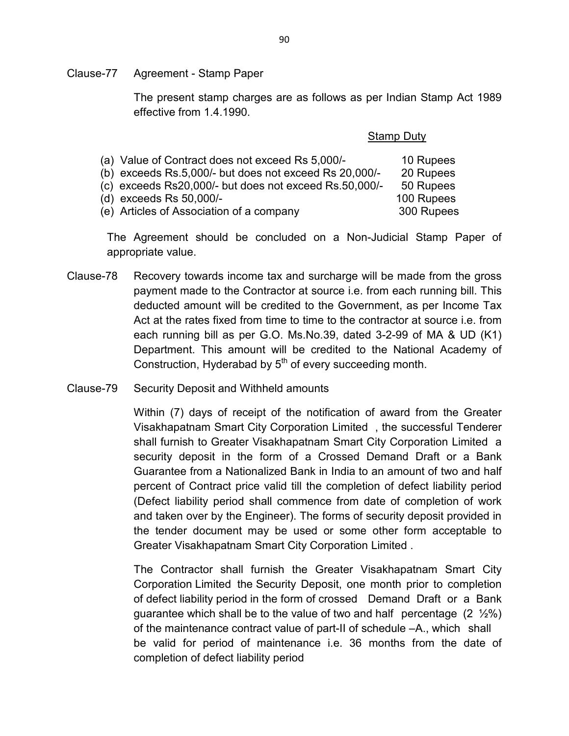Clause-77 Agreement - Stamp Paper

The present stamp charges are as follows as per Indian Stamp Act 1989 effective from 1.4.1990.

| | Stamp Duty |
|---|---|
| (a) Value of Contract does not exceed Rs 5,000/- | 10 Rupees |
| (b) exceeds Rs.5,000/- but does not exceed Rs 20,000/- | 20 Rupees |
| (c) exceeds Rs20,000/- but does not exceed Rs.50,000/- | 50 Rupees |
| (d) exceeds Rs 50,000/- | 100 Rupees |
| (e) Articles of Association of a company | 300 Rupees |

The Agreement should be concluded on a Non-Judicial Stamp Paper of appropriate value.

Clause-78 Recovery towards income tax and surcharge will be made from the gross payment made to the Contractor at source i.e. from each running bill. This deducted amount will be credited to the Government, as per Income Tax Act at the rates fixed from time to time to the contractor at source i.e. from each running bill as per G.O. Ms.No.39, dated 3-2-99 of MA & UD (K1) Department. This amount will be credited to the National Academy of Construction, Hyderabad by 5th of every succeeding month.

Clause-79 Security Deposit and Withheld amounts

Within (7) days of receipt of the notification of award from the Greater Visakhapatnam Smart City Corporation Limited , the successful Tenderer shall furnish to Greater Visakhapatnam Smart City Corporation Limited a security deposit in the form of a Crossed Demand Draft or a Bank Guarantee from a Nationalized Bank in India to an amount of two and half percent of Contract price valid till the completion of defect liability period (Defect liability period shall commence from date of completion of work and taken over by the Engineer). The forms of security deposit provided in the tender document may be used or some other form acceptable to Greater Visakhapatnam Smart City Corporation Limited .

The Contractor shall furnish the Greater Visakhapatnam Smart City Corporation Limited the Security Deposit, one month prior to completion of defect liability period in the form of crossed Demand Draft or a Bank guarantee which shall be to the value of two and half percentage (2 ½%) of the maintenance contract value of part-II of schedule –A., which shall be valid for period of maintenance i.e. 36 months from the date of completion of defect liability period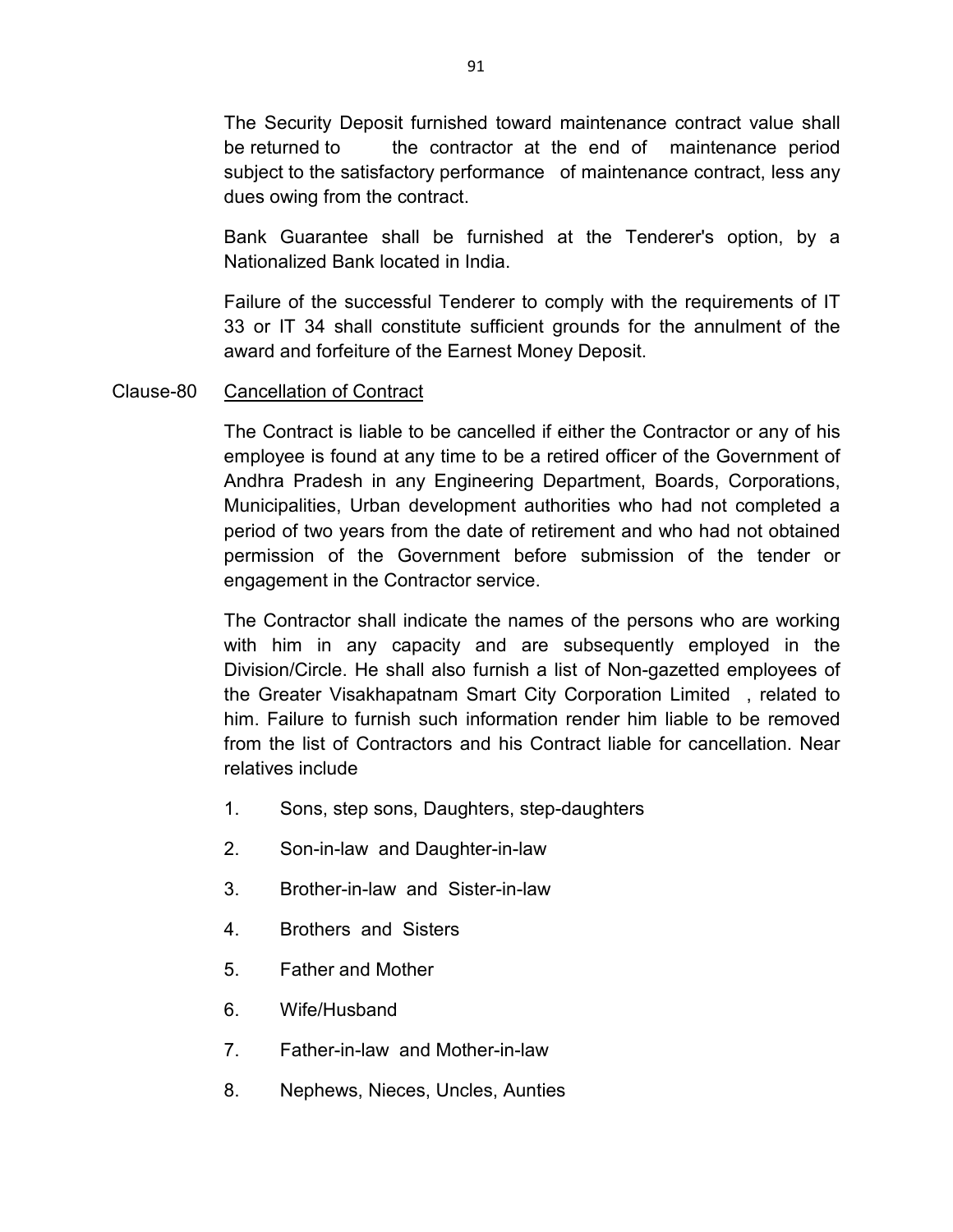The Security Deposit furnished toward maintenance contract value shall be returned to the contractor at the end of maintenance period subject to the satisfactory performance of maintenance contract, less any dues owing from the contract.

Bank Guarantee shall be furnished at the Tenderer's option, by a Nationalized Bank located in India.

Failure of the successful Tenderer to comply with the requirements of IT 33 or IT 34 shall constitute sufficient grounds for the annulment of the award and forfeiture of the Earnest Money Deposit.

Clause-80 <u>Cancellation of Contract</u>

The Contract is liable to be cancelled if either the Contractor or any of his employee is found at any time to be a retired officer of the Government of Andhra Pradesh in any Engineering Department, Boards, Corporations, Municipalities, Urban development authorities who had not completed a period of two years from the date of retirement and who had not obtained permission of the Government before submission of the tender or engagement in the Contractor service.

The Contractor shall indicate the names of the persons who are working with him in any capacity and are subsequently employed in the Division/Circle. He shall also furnish a list of Non-gazetted employees of the Greater Visakhapatnam Smart City Corporation Limited , related to him. Failure to furnish such information render him liable to be removed from the list of Contractors and his Contract liable for cancellation. Near relatives include

1. Sons, step sons, Daughters, step-daughters
2. Son-in-law and Daughter-in-law
3. Brother-in-law and Sister-in-law
4. Brothers and Sisters
5. Father and Mother
6. Wife/Husband
7. Father-in-law and Mother-in-law
8. Nephews, Nieces, Uncles, Aunties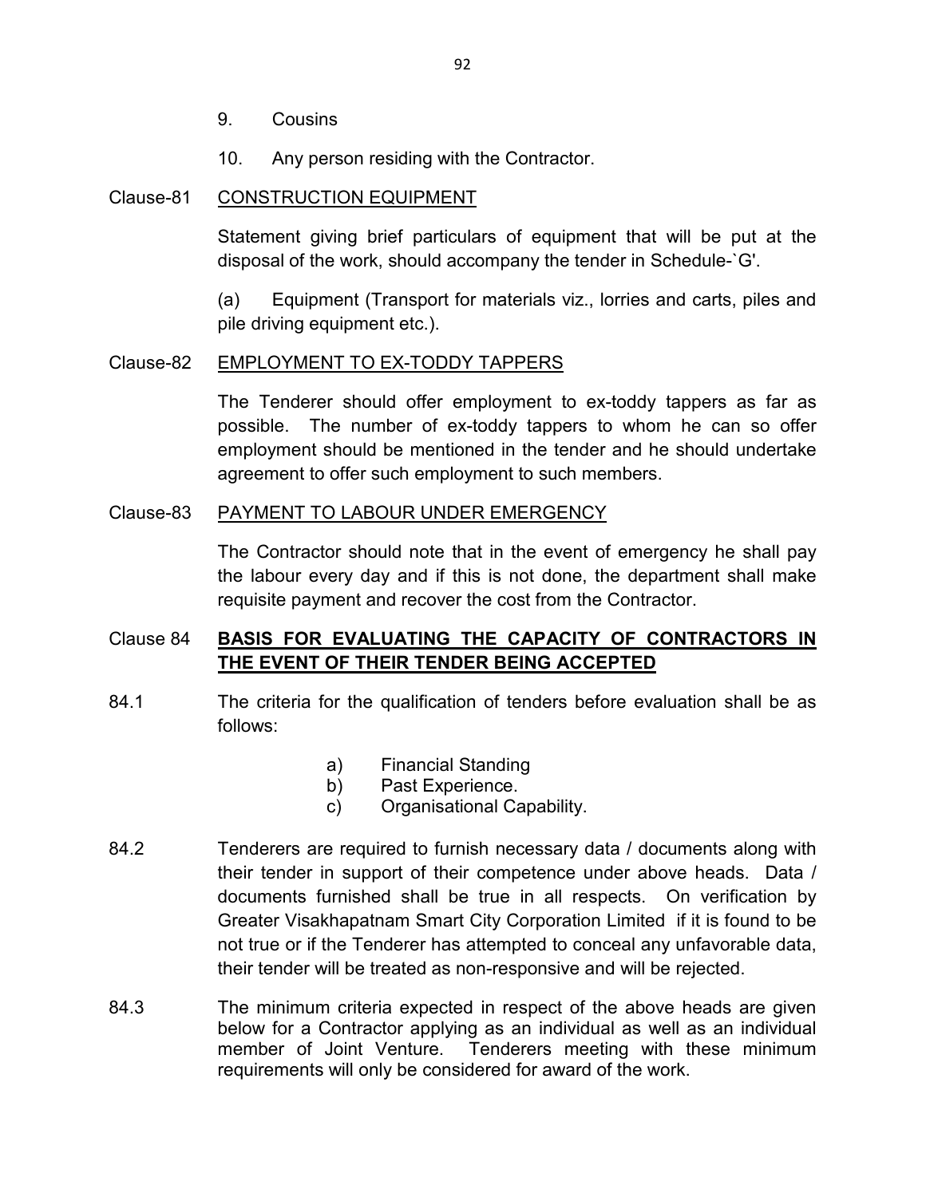9. Cousins

10. Any person residing with the Contractor.

Clause-81 CONSTRUCTION EQUIPMENT

Statement giving brief particulars of equipment that will be put at the disposal of the work, should accompany the tender in Schedule-`G'.

(a) Equipment (Transport for materials viz., lorries and carts, piles and pile driving equipment etc.).

Clause-82 EMPLOYMENT TO EX-TODDY TAPPERS

The Tenderer should offer employment to ex-toddy tappers as far as possible. The number of ex-toddy tappers to whom he can so offer employment should be mentioned in the tender and he should undertake agreement to offer such employment to such members.

Clause-83 PAYMENT TO LABOUR UNDER EMERGENCY

The Contractor should note that in the event of emergency he shall pay the labour every day and if this is not done, the department shall make requisite payment and recover the cost from the Contractor.

Clause 84 **BASIS FOR EVALUATING THE CAPACITY OF CONTRACTORS IN THE EVENT OF THEIR TENDER BEING ACCEPTED**

84.1 The criteria for the qualification of tenders before evaluation shall be as follows:

a) Financial Standing
b) Past Experience.
c) Organisational Capability.

84.2 Tenderers are required to furnish necessary data / documents along with their tender in support of their competence under above heads. Data / documents furnished shall be true in all respects. On verification by Greater Visakhapatnam Smart City Corporation Limited if it is found to be not true or if the Tenderer has attempted to conceal any unfavorable data, their tender will be treated as non-responsive and will be rejected.

84.3 The minimum criteria expected in respect of the above heads are given below for a Contractor applying as an individual as well as an individual member of Joint Venture. Tenderers meeting with these minimum requirements will only be considered for award of the work.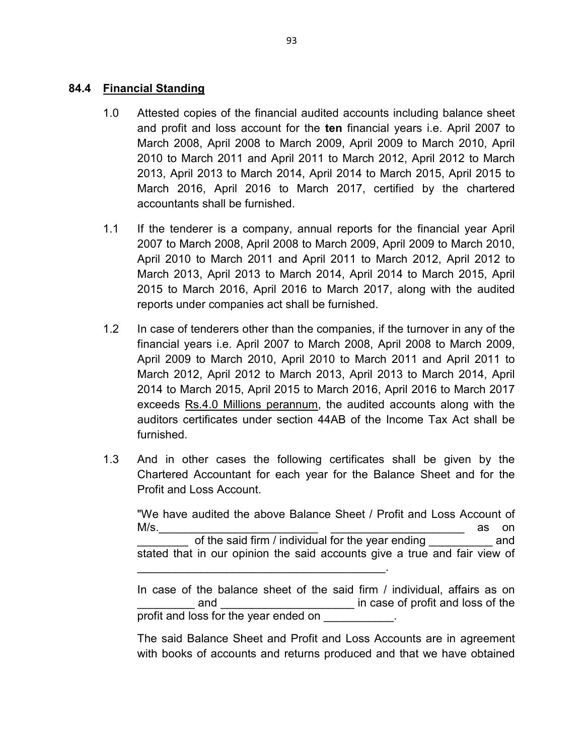## 84.4 Financial Standing

1.0 Attested copies of the financial audited accounts including balance sheet and profit and loss account for the **ten** financial years i.e. April 2007 to March 2008, April 2008 to March 2009, April 2009 to March 2010, April 2010 to March 2011 and April 2011 to March 2012, April 2012 to March 2013, April 2013 to March 2014, April 2014 to March 2015, April 2015 to March 2016, April 2016 to March 2017, certified by the chartered accountants shall be furnished.

1.1 If the tenderer is a company, annual reports for the financial year April 2007 to March 2008, April 2008 to March 2009, April 2009 to March 2010, April 2010 to March 2011 and April 2011 to March 2012, April 2012 to March 2013, April 2013 to March 2014, April 2014 to March 2015, April 2015 to March 2016, April 2016 to March 2017, along with the audited reports under companies act shall be furnished.

1.2 In case of tenderers other than the companies, if the turnover in any of the financial years i.e. April 2007 to March 2008, April 2008 to March 2009, April 2009 to March 2010, April 2010 to March 2011 and April 2011 to March 2012, April 2012 to March 2013, April 2013 to March 2014, April 2014 to March 2015, April 2015 to March 2016, April 2016 to March 2017 exceeds <u>Rs.4.0 Millions perannum</u>, the audited accounts along with the auditors certificates under section 44AB of the Income Tax Act shall be furnished.

1.3 And in other cases the following certificates shall be given by the Chartered Accountant for each year for the Balance Sheet and for the Profit and Loss Account.

"We have audited the above Balance Sheet / Profit and Loss Account of M/s.\_\_\_\_\_\_\_\_\_\_\_\_\_\_\_\_\_\_\_\_\_\_\_\_\_ \_\_\_\_\_\_\_\_\_\_\_\_\_\_\_\_\_\_\_\_\_ as on \_\_\_\_\_\_\_\_ of the said firm / individual for the year ending \_\_\_\_\_\_\_\_\_\_ and stated that in our opinion the said accounts give a true and fair view of \_\_\_\_\_\_\_\_\_\_\_\_\_\_\_\_\_\_\_\_\_\_\_\_\_\_\_\_\_\_\_\_\_\_\_\_\_\_\_.

In case of the balance sheet of the said firm / individual, affairs as on \_\_\_\_\_\_\_\_\_ and \_\_\_\_\_\_\_\_\_\_\_\_\_\_\_\_\_\_\_\_\_ in case of profit and loss of the profit and loss for the year ended on \_\_\_\_\_\_\_\_\_\_\_.

The said Balance Sheet and Profit and Loss Accounts are in agreement with books of accounts and returns produced and that we have obtained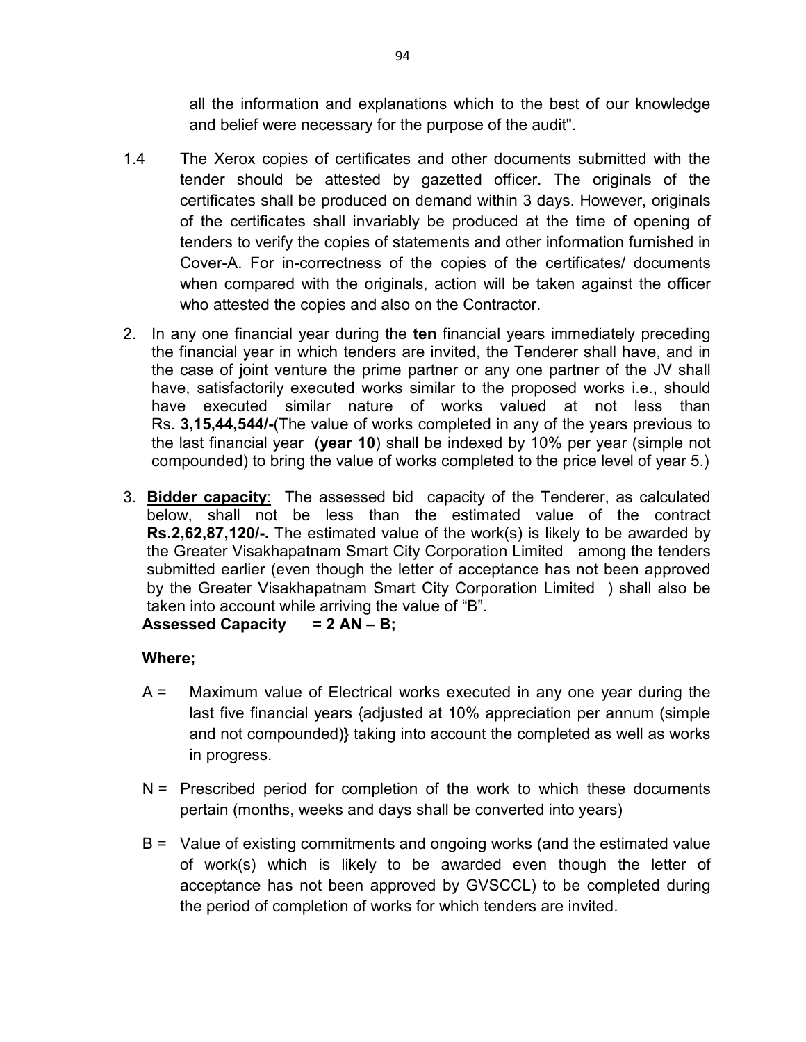all the information and explanations which to the best of our knowledge and belief were necessary for the purpose of the audit".

1.4 The Xerox copies of certificates and other documents submitted with the tender should be attested by gazetted officer. The originals of the certificates shall be produced on demand within 3 days. However, originals of the certificates shall invariably be produced at the time of opening of tenders to verify the copies of statements and other information furnished in Cover-A. For in-correctness of the copies of the certificates/ documents when compared with the originals, action will be taken against the officer who attested the copies and also on the Contractor.

2. In any one financial year during the **ten** financial years immediately preceding the financial year in which tenders are invited, the Tenderer shall have, and in the case of joint venture the prime partner or any one partner of the JV shall have, satisfactorily executed works similar to the proposed works i.e., should have executed similar nature of works valued at not less than Rs. **3,15,44,544/-**(The value of works completed in any of the years previous to the last financial year (**year 10**) shall be indexed by 10% per year (simple not compounded) to bring the value of works completed to the price level of year 5.)

3. **<u>Bidder capacity</u>**: The assessed bid capacity of the Tenderer, as calculated below, shall not be less than the estimated value of the contract **Rs.2,62,87,120/-.** The estimated value of the work(s) is likely to be awarded by the Greater Visakhapatnam Smart City Corporation Limited among the tenders submitted earlier (even though the letter of acceptance has not been approved by the Greater Visakhapatnam Smart City Corporation Limited ) shall also be taken into account while arriving the value of "B".

   **Assessed Capacity = 2 AN – B;**

   **Where;**

   A = Maximum value of Electrical works executed in any one year during the last five financial years {adjusted at 10% appreciation per annum (simple and not compounded)} taking into account the completed as well as works in progress.

   N = Prescribed period for completion of the work to which these documents pertain (months, weeks and days shall be converted into years)

   B = Value of existing commitments and ongoing works (and the estimated value of work(s) which is likely to be awarded even though the letter of acceptance has not been approved by GVSCCL) to be completed during the period of completion of works for which tenders are invited.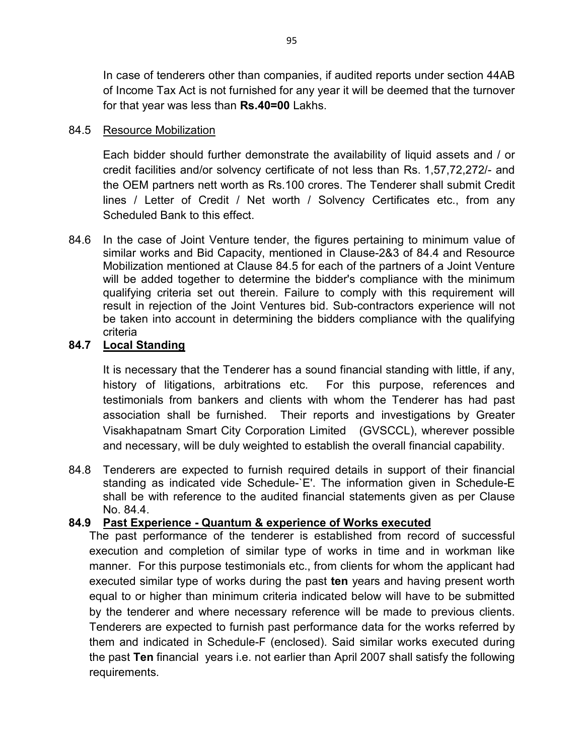In case of tenderers other than companies, if audited reports under section 44AB of Income Tax Act is not furnished for any year it will be deemed that the turnover for that year was less than **Rs.40=00** Lakhs.

84.5 Resource Mobilization

Each bidder should further demonstrate the availability of liquid assets and / or credit facilities and/or solvency certificate of not less than Rs. 1,57,72,272/- and the OEM partners nett worth as Rs.100 crores. The Tenderer shall submit Credit lines / Letter of Credit / Net worth / Solvency Certificates etc., from any Scheduled Bank to this effect.

84.6 In the case of Joint Venture tender, the figures pertaining to minimum value of similar works and Bid Capacity, mentioned in Clause-2&3 of 84.4 and Resource Mobilization mentioned at Clause 84.5 for each of the partners of a Joint Venture will be added together to determine the bidder's compliance with the minimum qualifying criteria set out therein. Failure to comply with this requirement will result in rejection of the Joint Ventures bid. Sub-contractors experience will not be taken into account in determining the bidders compliance with the qualifying criteria

**84.7 Local Standing**

It is necessary that the Tenderer has a sound financial standing with little, if any, history of litigations, arbitrations etc. For this purpose, references and testimonials from bankers and clients with whom the Tenderer has had past association shall be furnished. Their reports and investigations by Greater Visakhapatnam Smart City Corporation Limited (GVSCCL), wherever possible and necessary, will be duly weighted to establish the overall financial capability.

84.8 Tenderers are expected to furnish required details in support of their financial standing as indicated vide Schedule-`E'. The information given in Schedule-E shall be with reference to the audited financial statements given as per Clause No. 84.4.

**84.9 Past Experience - Quantum & experience of Works executed**

The past performance of the tenderer is established from record of successful execution and completion of similar type of works in time and in workman like manner. For this purpose testimonials etc., from clients for whom the applicant had executed similar type of works during the past **ten** years and having present worth equal to or higher than minimum criteria indicated below will have to be submitted by the tenderer and where necessary reference will be made to previous clients. Tenderers are expected to furnish past performance data for the works referred by them and indicated in Schedule-F (enclosed). Said similar works executed during the past **Ten** financial years i.e. not earlier than April 2007 shall satisfy the following requirements.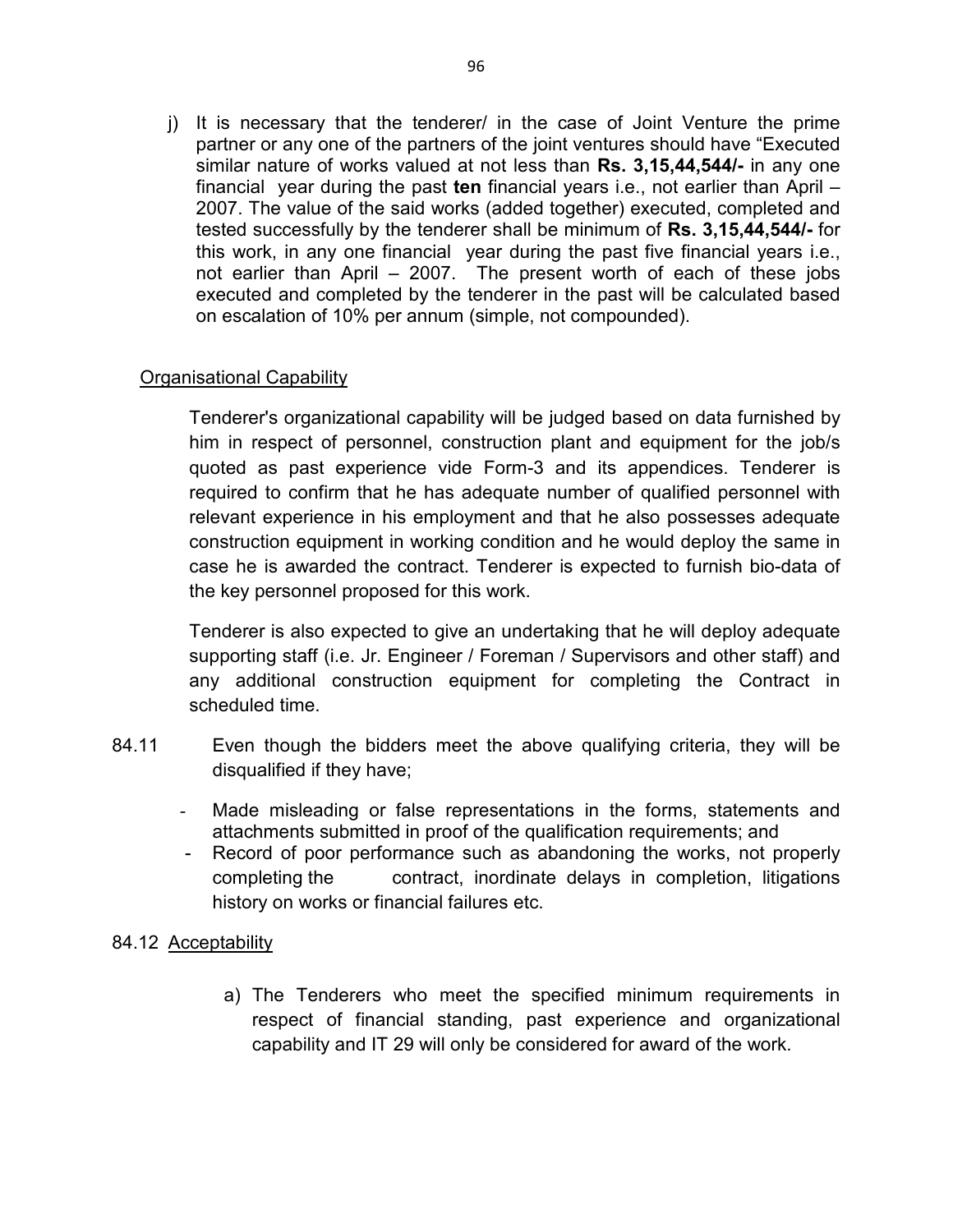j) It is necessary that the tenderer/ in the case of Joint Venture the prime partner or any one of the partners of the joint ventures should have "Executed similar nature of works valued at not less than **Rs. 3,15,44,544/-** in any one financial year during the past **ten** financial years i.e., not earlier than April – 2007. The value of the said works (added together) executed, completed and tested successfully by the tenderer shall be minimum of **Rs. 3,15,44,544/-** for this work, in any one financial year during the past five financial years i.e., not earlier than April – 2007. The present worth of each of these jobs executed and completed by the tenderer in the past will be calculated based on escalation of 10% per annum (simple, not compounded).

<u>Organisational Capability</u>

Tenderer's organizational capability will be judged based on data furnished by him in respect of personnel, construction plant and equipment for the job/s quoted as past experience vide Form-3 and its appendices. Tenderer is required to confirm that he has adequate number of qualified personnel with relevant experience in his employment and that he also possesses adequate construction equipment in working condition and he would deploy the same in case he is awarded the contract. Tenderer is expected to furnish bio-data of the key personnel proposed for this work.

Tenderer is also expected to give an undertaking that he will deploy adequate supporting staff (i.e. Jr. Engineer / Foreman / Supervisors and other staff) and any additional construction equipment for completing the Contract in scheduled time.

84.11 Even though the bidders meet the above qualifying criteria, they will be disqualified if they have;

- Made misleading or false representations in the forms, statements and attachments submitted in proof of the qualification requirements; and
- Record of poor performance such as abandoning the works, not properly completing the contract, inordinate delays in completion, litigations history on works or financial failures etc.

84.12 <u>Acceptability</u>

a) The Tenderers who meet the specified minimum requirements in respect of financial standing, past experience and organizational capability and IT 29 will only be considered for award of the work.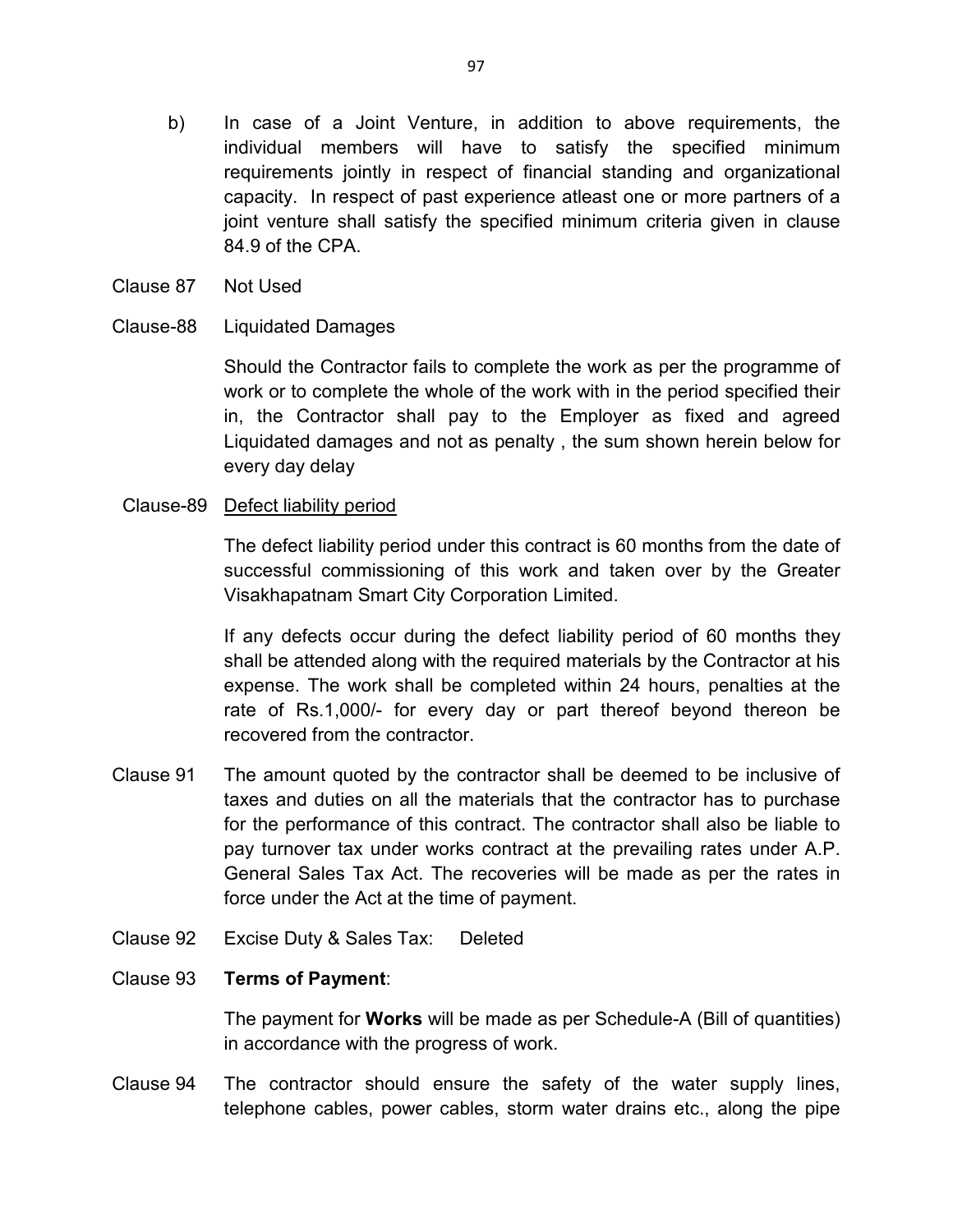b) In case of a Joint Venture, in addition to above requirements, the individual members will have to satisfy the specified minimum requirements jointly in respect of financial standing and organizational capacity. In respect of past experience atleast one or more partners of a joint venture shall satisfy the specified minimum criteria given in clause 84.9 of the CPA.

Clause 87 Not Used

Clause-88 Liquidated Damages

Should the Contractor fails to complete the work as per the programme of work or to complete the whole of the work with in the period specified their in, the Contractor shall pay to the Employer as fixed and agreed Liquidated damages and not as penalty , the sum shown herein below for every day delay

Clause-89 <u>Defect liability period</u>

The defect liability period under this contract is 60 months from the date of successful commissioning of this work and taken over by the Greater Visakhapatnam Smart City Corporation Limited.

If any defects occur during the defect liability period of 60 months they shall be attended along with the required materials by the Contractor at his expense. The work shall be completed within 24 hours, penalties at the rate of Rs.1,000/- for every day or part thereof beyond thereon be recovered from the contractor.

Clause 91 The amount quoted by the contractor shall be deemed to be inclusive of taxes and duties on all the materials that the contractor has to purchase for the performance of this contract. The contractor shall also be liable to pay turnover tax under works contract at the prevailing rates under A.P. General Sales Tax Act. The recoveries will be made as per the rates in force under the Act at the time of payment.

Clause 92 Excise Duty & Sales Tax: Deleted

Clause 93 **Terms of Payment**:

The payment for **Works** will be made as per Schedule-A (Bill of quantities) in accordance with the progress of work.

Clause 94 The contractor should ensure the safety of the water supply lines, telephone cables, power cables, storm water drains etc., along the pipe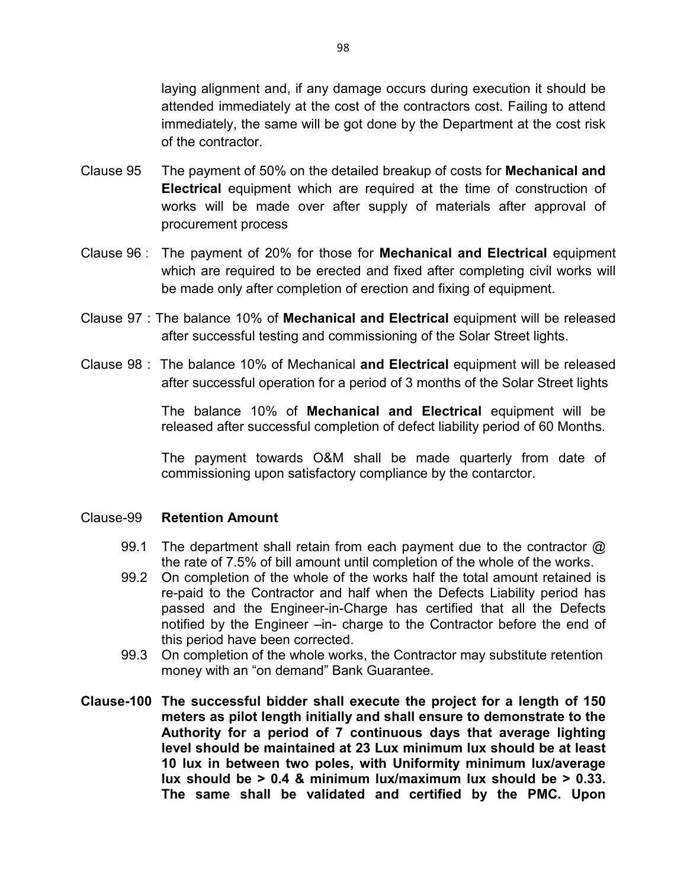laying alignment and, if any damage occurs during execution it should be attended immediately at the cost of the contractors cost. Failing to attend immediately, the same will be got done by the Department at the cost risk of the contractor.

Clause 95 The payment of 50% on the detailed breakup of costs for **Mechanical and Electrical** equipment which are required at the time of construction of works will be made over after supply of materials after approval of procurement process

Clause 96 : The payment of 20% for those for **Mechanical and Electrical** equipment which are required to be erected and fixed after completing civil works will be made only after completion of erection and fixing of equipment.

Clause 97 : The balance 10% of **Mechanical and Electrical** equipment will be released after successful testing and commissioning of the Solar Street lights.

Clause 98 : The balance 10% of Mechanical **and Electrical** equipment will be released after successful operation for a period of 3 months of the Solar Street lights

The balance 10% of **Mechanical and Electrical** equipment will be released after successful completion of defect liability period of 60 Months.

The payment towards O&M shall be made quarterly from date of commissioning upon satisfactory compliance by the contarctor.

Clause-99 **Retention Amount**

99.1 The department shall retain from each payment due to the contractor @ the rate of 7.5% of bill amount until completion of the whole of the works.

99.2 On completion of the whole of the works half the total amount retained is re-paid to the Contractor and half when the Defects Liability period has passed and the Engineer-in-Charge has certified that all the Defects notified by the Engineer –in- charge to the Contractor before the end of this period have been corrected.

99.3 On completion of the whole works, the Contractor may substitute retention money with an "on demand" Bank Guarantee.

**Clause-100 The successful bidder shall execute the project for a length of 150 meters as pilot length initially and shall ensure to demonstrate to the Authority for a period of 7 continuous days that average lighting level should be maintained at 23 Lux minimum lux should be at least 10 lux in between two poles, with Uniformity minimum lux/average lux should be > 0.4 & minimum lux/maximum lux should be > 0.33. The same shall be validated and certified by the PMC. Upon**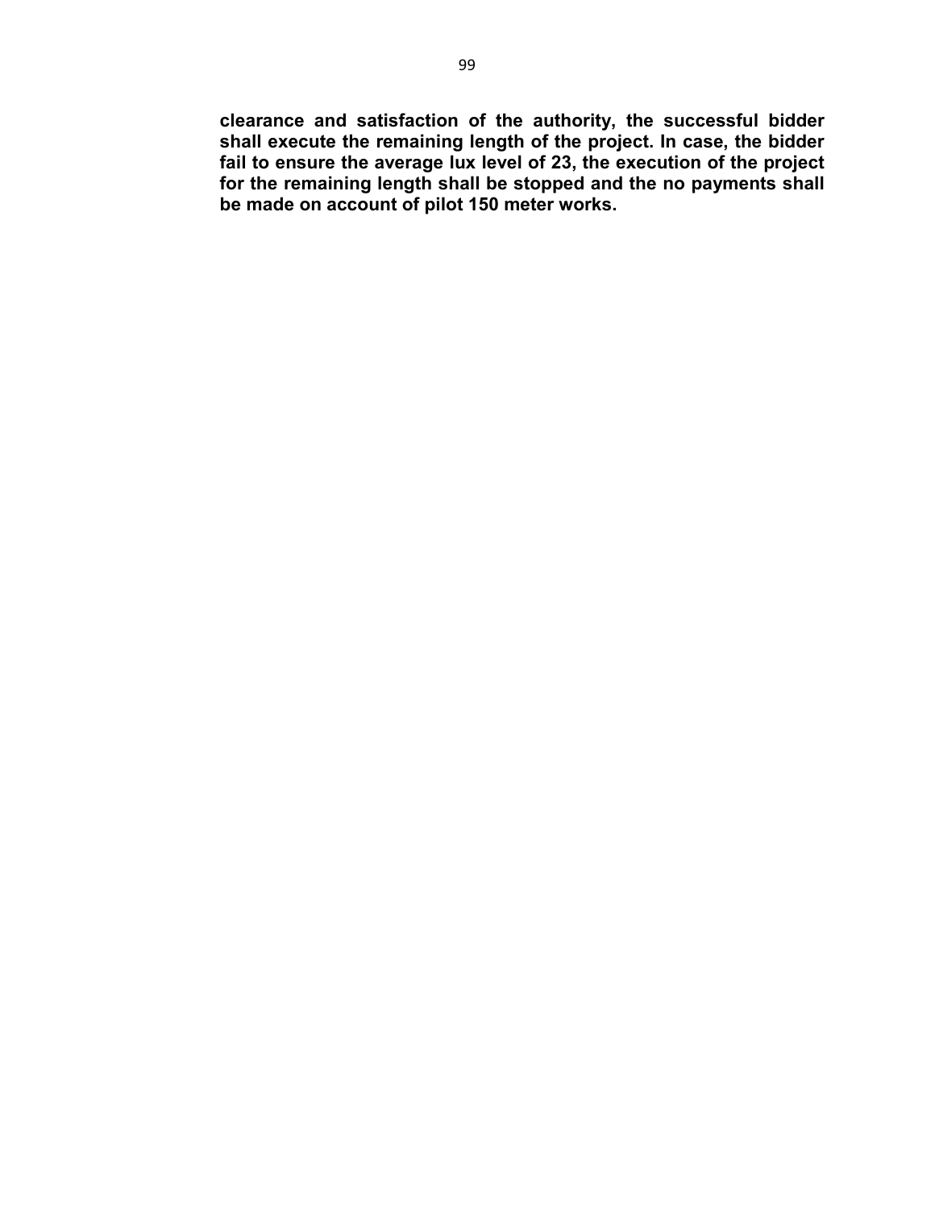**clearance and satisfaction of the authority, the successful bidder shall execute the remaining length of the project. In case, the bidder fail to ensure the average lux level of 23, the execution of the project for the remaining length shall be stopped and the no payments shall be made on account of pilot 150 meter works.**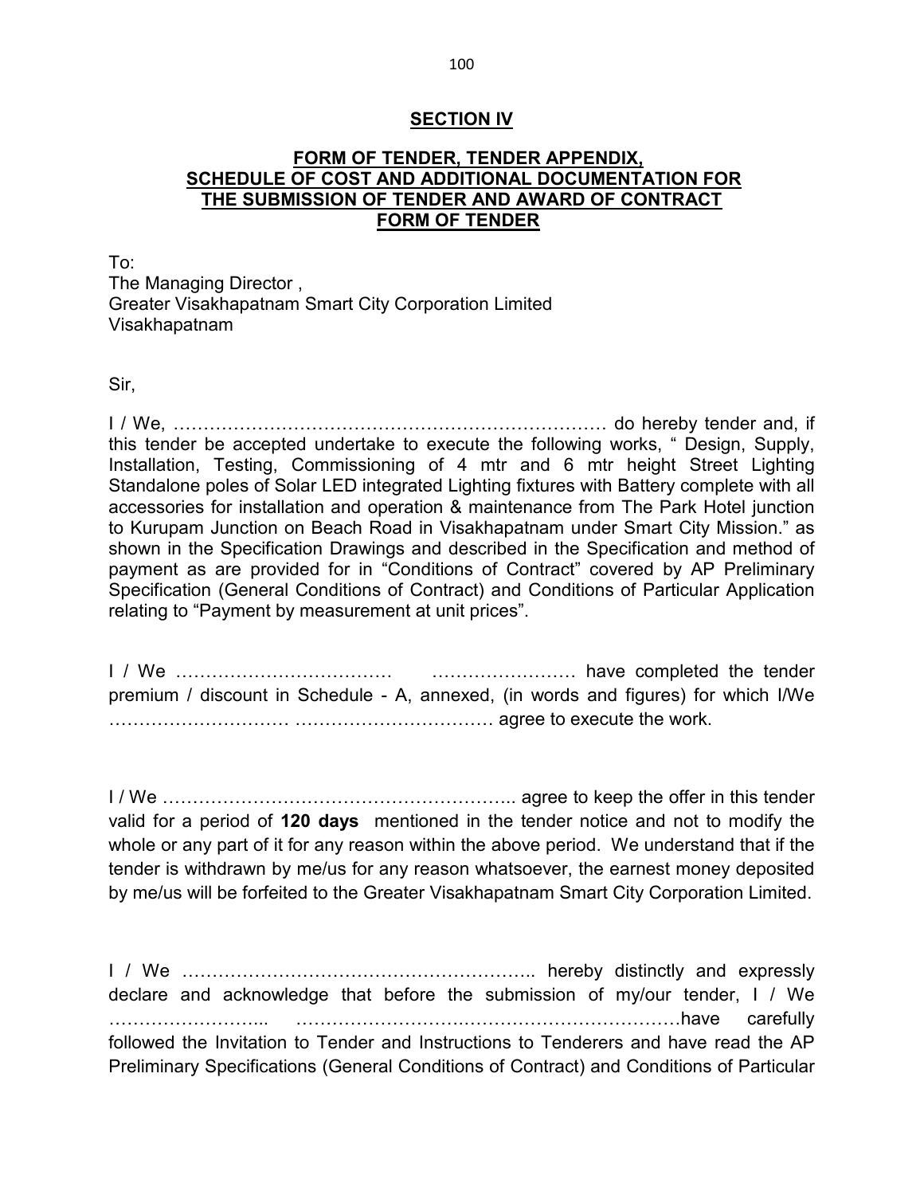## SECTION IV

## FORM OF TENDER, TENDER APPENDIX, SCHEDULE OF COST AND ADDITIONAL DOCUMENTATION FOR THE SUBMISSION OF TENDER AND AWARD OF CONTRACT FORM OF TENDER

To:
The Managing Director ,
Greater Visakhapatnam Smart City Corporation Limited
Visakhapatnam

Sir,

I / We, ……………………………………………………………… do hereby tender and, if this tender be accepted undertake to execute the following works, " Design, Supply, Installation, Testing, Commissioning of 4 mtr and 6 mtr height Street Lighting Standalone poles of Solar LED integrated Lighting fixtures with Battery complete with all accessories for installation and operation & maintenance from The Park Hotel junction to Kurupam Junction on Beach Road in Visakhapatnam under Smart City Mission." as shown in the Specification Drawings and described in the Specification and method of payment as are provided for in "Conditions of Contract" covered by AP Preliminary Specification (General Conditions of Contract) and Conditions of Particular Application relating to "Payment by measurement at unit prices".

I / We ……………………………… …………………… have completed the tender premium / discount in Schedule - A, annexed, (in words and figures) for which I/We ………………………… …………………………… agree to execute the work.

I / We ………………………………………………….. agree to keep the offer in this tender valid for a period of **120 days** mentioned in the tender notice and not to modify the whole or any part of it for any reason within the above period. We understand that if the tender is withdrawn by me/us for any reason whatsoever, the earnest money deposited by me/us will be forfeited to the Greater Visakhapatnam Smart City Corporation Limited.

I / We ………………………………………………….. hereby distinctly and expressly declare and acknowledge that before the submission of my/our tender, I / We ……………………... ………………………………………………………have carefully followed the Invitation to Tender and Instructions to Tenderers and have read the AP Preliminary Specifications (General Conditions of Contract) and Conditions of Particular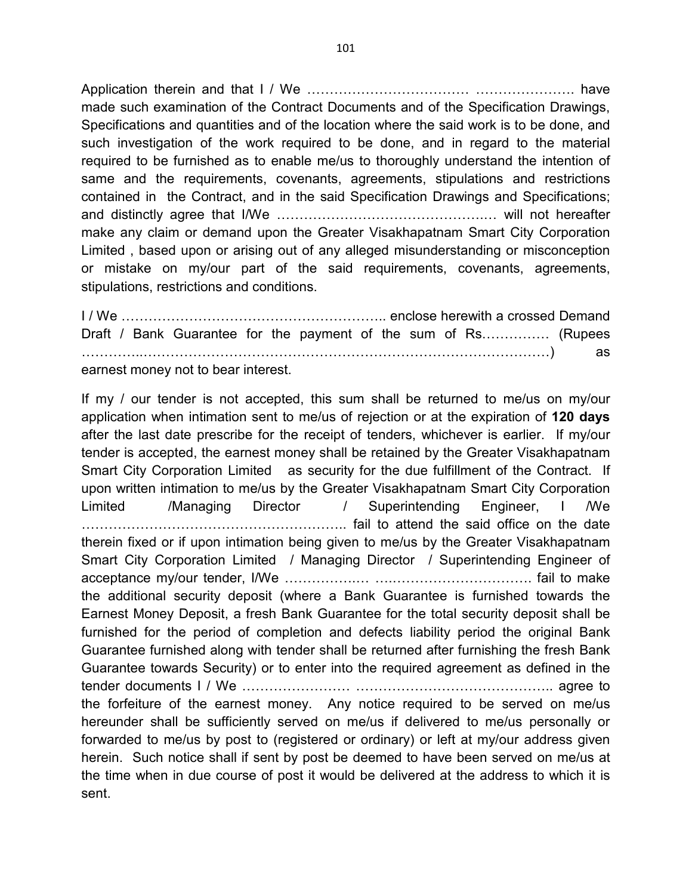Application therein and that I / We ……………………………… …………………. have made such examination of the Contract Documents and of the Specification Drawings, Specifications and quantities and of the location where the said work is to be done, and such investigation of the work required to be done, and in regard to the material required to be furnished as to enable me/us to thoroughly understand the intention of same and the requirements, covenants, agreements, stipulations and restrictions contained in the Contract, and in the said Specification Drawings and Specifications; and distinctly agree that I/We ……………………………………….… will not hereafter make any claim or demand upon the Greater Visakhapatnam Smart City Corporation Limited , based upon or arising out of any alleged misunderstanding or misconception or mistake on my/our part of the said requirements, covenants, agreements, stipulations, restrictions and conditions.

I / We ………………………………………………….. enclose herewith a crossed Demand Draft / Bank Guarantee for the payment of the sum of Rs.…………. (Rupees …………..……………………………………………………………………………) as earnest money not to bear interest.

If my / our tender is not accepted, this sum shall be returned to me/us on my/our application when intimation sent to me/us of rejection or at the expiration of **120 days** after the last date prescribe for the receipt of tenders, whichever is earlier. If my/our tender is accepted, the earnest money shall be retained by the Greater Visakhapatnam Smart City Corporation Limited as security for the due fulfillment of the Contract. If upon written intimation to me/us by the Greater Visakhapatnam Smart City Corporation Limited /Managing Director / Superintending Engineer, I /We ………………………………………………….. fail to attend the said office on the date therein fixed or if upon intimation being given to me/us by the Greater Visakhapatnam Smart City Corporation Limited / Managing Director / Superintending Engineer of acceptance my/our tender, I/We ……………..… ….…………………………. fail to make the additional security deposit (where a Bank Guarantee is furnished towards the Earnest Money Deposit, a fresh Bank Guarantee for the total security deposit shall be furnished for the period of completion and defects liability period the original Bank Guarantee furnished along with tender shall be returned after furnishing the fresh Bank Guarantee towards Security) or to enter into the required agreement as defined in the tender documents I / We …………………… …………………………………….. agree to the forfeiture of the earnest money. Any notice required to be served on me/us hereunder shall be sufficiently served on me/us if delivered to me/us personally or forwarded to me/us by post to (registered or ordinary) or left at my/our address given herein. Such notice shall if sent by post be deemed to have been served on me/us at the time when in due course of post it would be delivered at the address to which it is sent.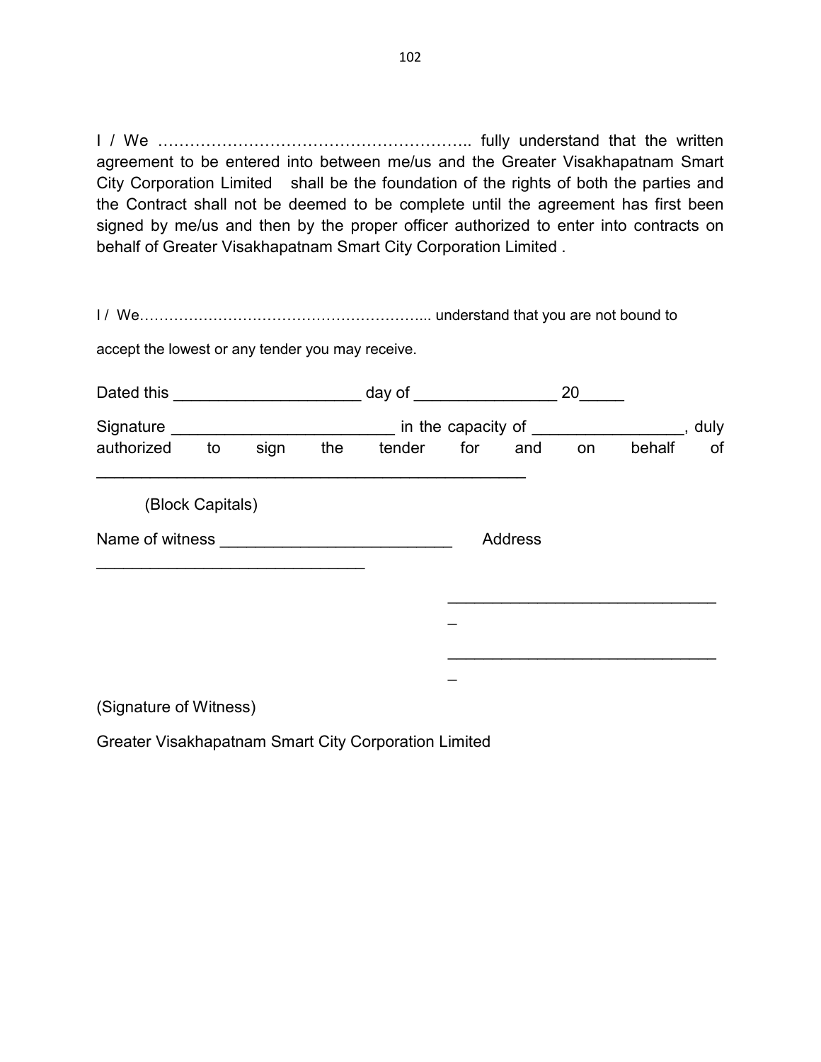I / We ………………………………………………….. fully understand that the written agreement to be entered into between me/us and the Greater Visakhapatnam Smart City Corporation Limited shall be the foundation of the rights of both the parties and the Contract shall not be deemed to be complete until the agreement has first been signed by me/us and then by the proper officer authorized to enter into contracts on behalf of Greater Visakhapatnam Smart City Corporation Limited .

I / We………………………………………………... understand that you are not bound to accept the lowest or any tender you may receive.

Dated this _____________________ day of ________________ 20_____

Signature _________________________ in the capacity of _________________, duly authorized to sign the tender for and on behalf of _______________________________________________

(Block Capitals)

Name of witness __________________________ Address ______________________________

_______________________________

_______________________________

(Signature of Witness)

Greater Visakhapatnam Smart City Corporation Limited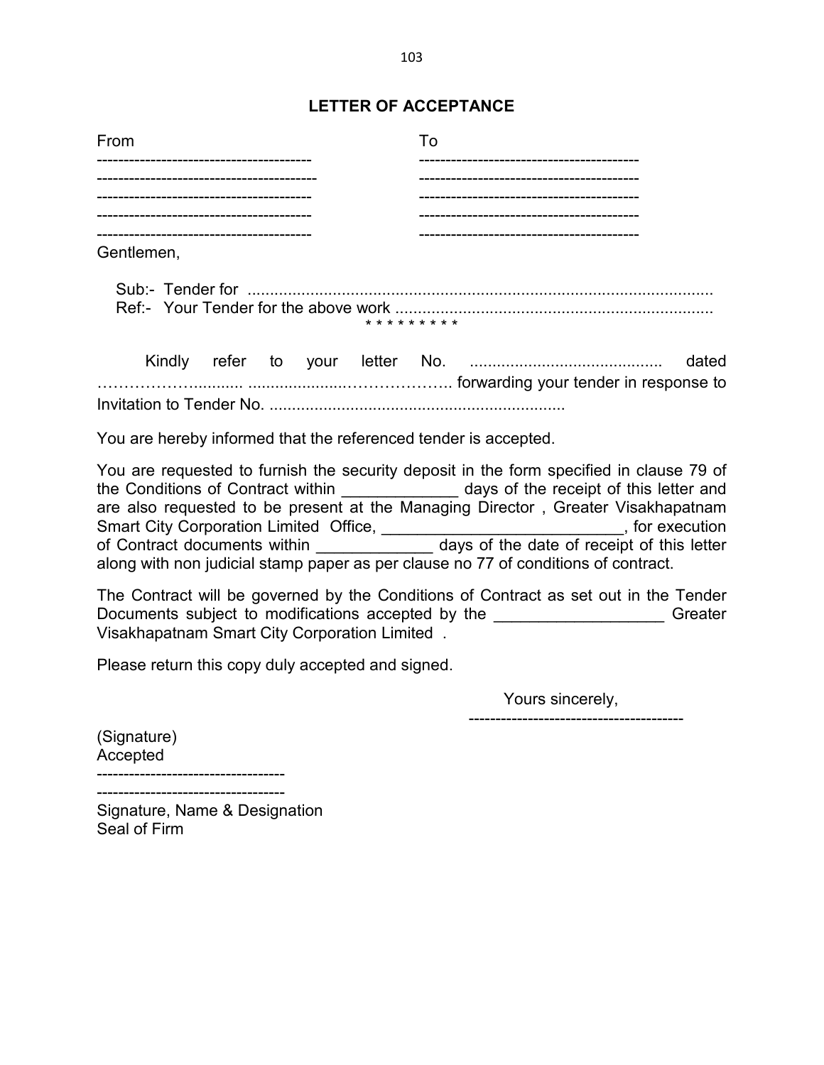## LETTER OF ACCEPTANCE

| From | To |
|---|---|
| ---------------------------------------- | ---------------------------------------- |
| ---------------------------------------- | ---------------------------------------- |
| ---------------------------------------- | ---------------------------------------- |
| ---------------------------------------- | ---------------------------------------- |
| ---------------------------------------- | ---------------------------------------- |

Gentlemen,

Sub:- Tender for ........................................................................................................
Ref:- Your Tender for the above work .......................................................................

* * * * * * * * *

Kindly refer to your letter No. .......................................... dated ……………….......... ..................……………….. forwarding your tender in response to Invitation to Tender No. .................................................................

You are hereby informed that the referenced tender is accepted.

You are requested to furnish the security deposit in the form specified in clause 79 of the Conditions of Contract within _____________ days of the receipt of this letter and are also requested to be present at the Managing Director , Greater Visakhapatnam Smart City Corporation Limited Office, ___________________________, for execution of Contract documents within _____________ days of the date of receipt of this letter along with non judicial stamp paper as per clause no 77 of conditions of contract.

The Contract will be governed by the Conditions of Contract as set out in the Tender Documents subject to modifications accepted by the ___________________ Greater Visakhapatnam Smart City Corporation Limited .

Please return this copy duly accepted and signed.

Yours sincerely,

----------------------------------------

(Signature)
Accepted

----------------------------------
----------------------------------

Signature, Name & Designation
Seal of Firm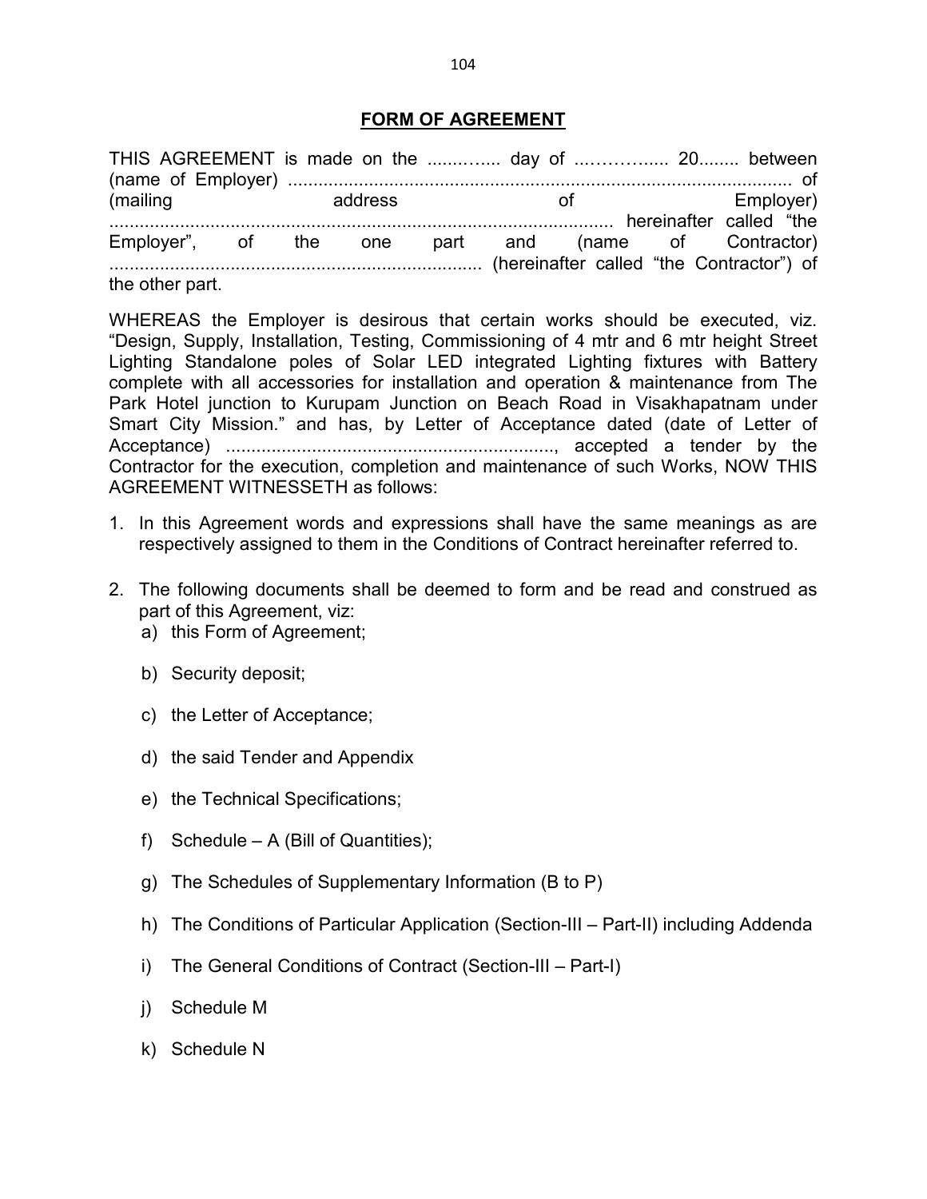## FORM OF AGREEMENT

THIS AGREEMENT is made on the ......….... day of ...……….... 20........ between (name of Employer) .................................................................................................... of (mailing address of Employer) .................................................................................................... hereinafter called "the Employer", of the one part and (name of Contractor) ......................................................................... (hereinafter called "the Contractor") of the other part.

WHEREAS the Employer is desirous that certain works should be executed, viz. "Design, Supply, Installation, Testing, Commissioning of 4 mtr and 6 mtr height Street Lighting Standalone poles of Solar LED integrated Lighting fixtures with Battery complete with all accessories for installation and operation & maintenance from The Park Hotel junction to Kurupam Junction on Beach Road in Visakhapatnam under Smart City Mission." and has, by Letter of Acceptance dated (date of Letter of Acceptance) ................................................................., accepted a tender by the Contractor for the execution, completion and maintenance of such Works, NOW THIS AGREEMENT WITNESSETH as follows:

1. In this Agreement words and expressions shall have the same meanings as are respectively assigned to them in the Conditions of Contract hereinafter referred to.

2. The following documents shall be deemed to form and be read and construed as part of this Agreement, viz:
   a) this Form of Agreement;
   b) Security deposit;
   c) the Letter of Acceptance;
   d) the said Tender and Appendix
   e) the Technical Specifications;
   f) Schedule – A (Bill of Quantities);
   g) The Schedules of Supplementary Information (B to P)
   h) The Conditions of Particular Application (Section-III – Part-II) including Addenda
   i) The General Conditions of Contract (Section-III – Part-I)
   j) Schedule M
   k) Schedule N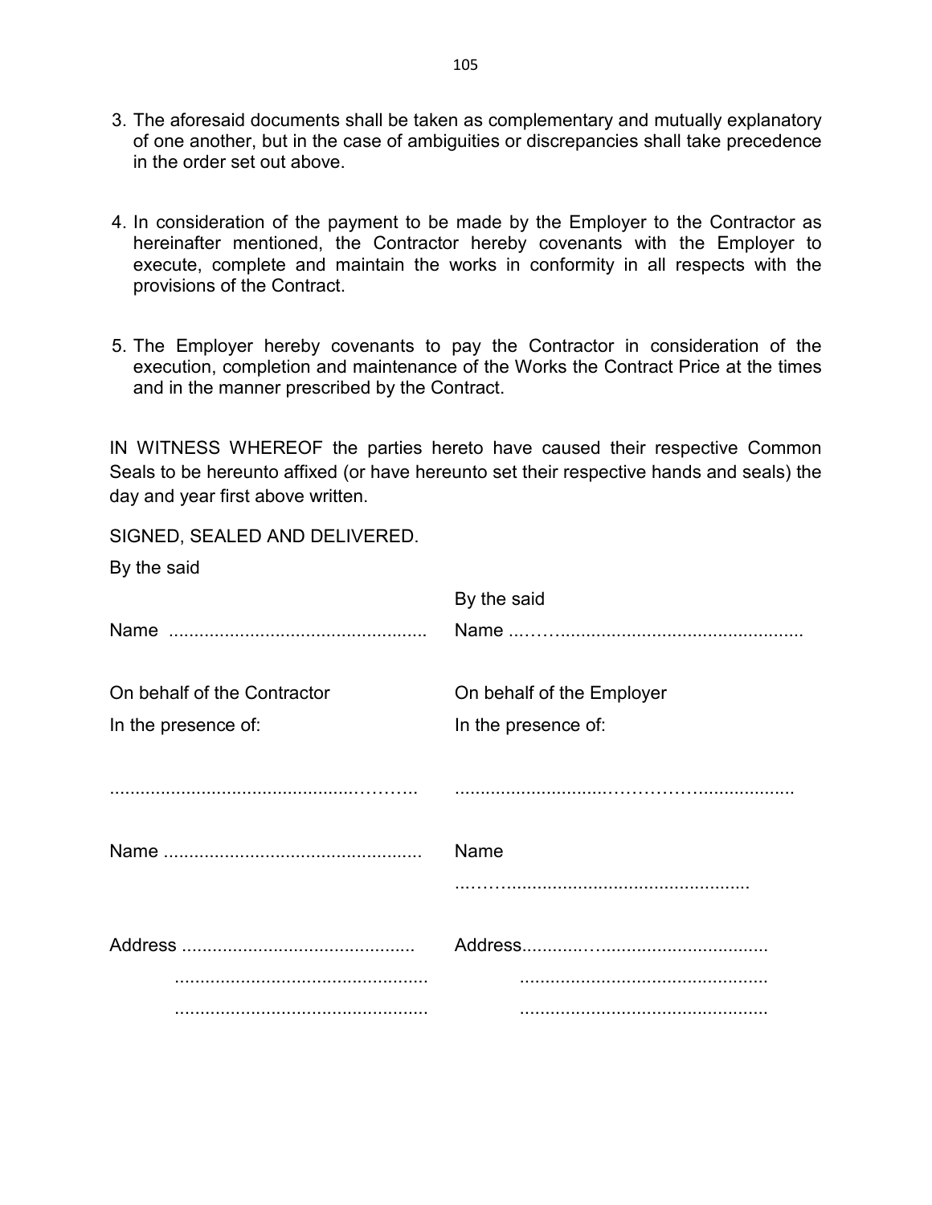3. The aforesaid documents shall be taken as complementary and mutually explanatory of one another, but in the case of ambiguities or discrepancies shall take precedence in the order set out above.

4. In consideration of the payment to be made by the Employer to the Contractor as hereinafter mentioned, the Contractor hereby covenants with the Employer to execute, complete and maintain the works in conformity in all respects with the provisions of the Contract.

5. The Employer hereby covenants to pay the Contractor in consideration of the execution, completion and maintenance of the Works the Contract Price at the times and in the manner prescribed by the Contract.

IN WITNESS WHEREOF the parties hereto have caused their respective Common Seals to be hereunto affixed (or have hereunto set their respective hands and seals) the day and year first above written.

SIGNED, SEALED AND DELIVERED.

By the said

| | By the said |
|---|---|
| Name .................................................. | Name ..……............................................... |
| On behalf of the Contractor | On behalf of the Employer |
| In the presence of: | In the presence of: |
| .............................................………. | ..............................……………................. |
| Name .................................................. | Name ..……............................................... |
| Address ............................................. | Address............…................................ |
| .................................................. | ................................................ |
| .................................................. | ................................................ |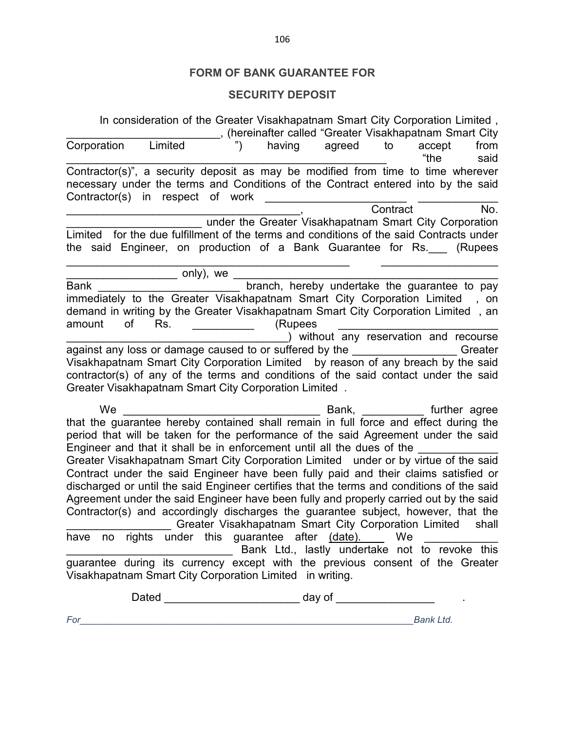## FORM OF BANK GUARANTEE FOR

## SECURITY DEPOSIT

In consideration of the Greater Visakhapatnam Smart City Corporation Limited , ________________________, (hereinafter called "Greater Visakhapatnam Smart City Corporation Limited ") having agreed to accept from ________________________________________________ "the said Contractor(s)", a security deposit as may be modified from time to time wherever necessary under the terms and Conditions of the Contract entered into by the said Contractor(s) in respect of work ______________________ ____________ ____________________________________, Contract No. ______________________ under the Greater Visakhapatnam Smart City Corporation Limited for the due fulfillment of the terms and conditions of the said Contracts under the said Engineer, on production of a Bank Guarantee for Rs.___ (Rupees ________________________________________ __________________ _________________ only), we ________________________________________ Bank ______________________ branch, hereby undertake the guarantee to pay immediately to the Greater Visakhapatnam Smart City Corporation Limited , on demand in writing by the Greater Visakhapatnam Smart City Corporation Limited , an amount of Rs. __________ (Rupees ________________________ ___________________________________) without any reservation and recourse against any loss or damage caused to or suffered by the ________________ Greater Visakhapatnam Smart City Corporation Limited by reason of any breach by the said contractor(s) of any of the terms and conditions of the said contact under the said Greater Visakhapatnam Smart City Corporation Limited .

We ________________________________ Bank, __________ further agree that the guarantee hereby contained shall remain in full force and effect during the period that will be taken for the performance of the said Agreement under the said Engineer and that it shall be in enforcement until all the dues of the ____________ Greater Visakhapatnam Smart City Corporation Limited under or by virtue of the said Contract under the said Engineer have been fully paid and their claims satisfied or discharged or until the said Engineer certifies that the terms and conditions of the said Agreement under the said Engineer have been fully and properly carried out by the said Contractor(s) and accordingly discharges the guarantee subject, however, that the ________________ Greater Visakhapatnam Smart City Corporation Limited shall have no rights under this guarantee after (date). We ____________ __________________________ Bank Ltd., lastly undertake not to revoke this guarantee during its currency except with the previous consent of the Greater Visakhapatnam Smart City Corporation Limited in writing.

Dated ______________________ day of _______________ .

*For_____________________________________________________________Bank Ltd.*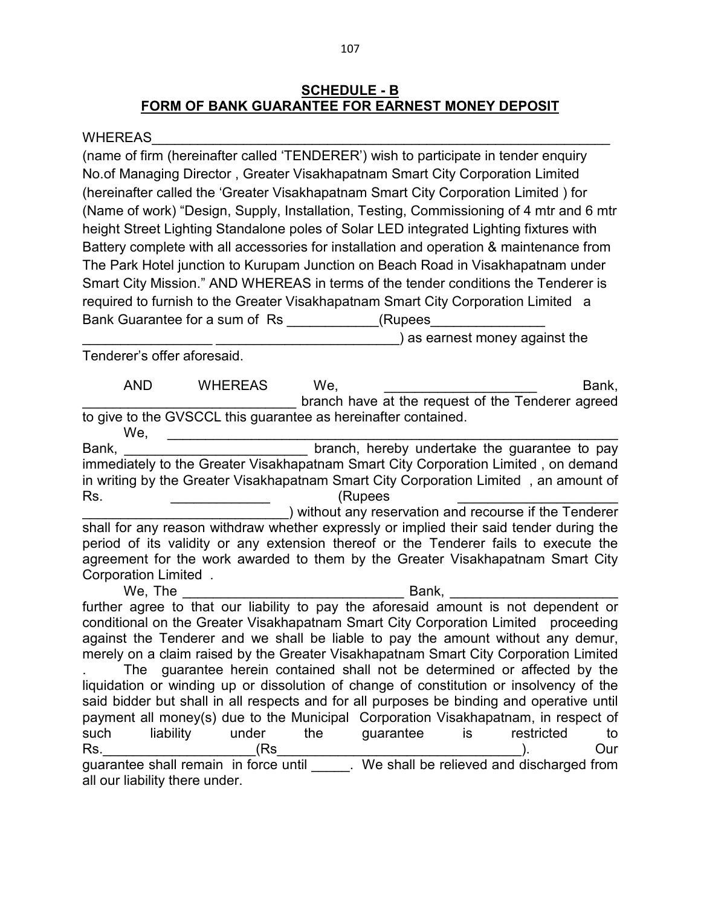## SCHEDULE - B
## FORM OF BANK GUARANTEE FOR EARNEST MONEY DEPOSIT

WHEREAS_______________________________________________________________ (name of firm (hereinafter called 'TENDERER') wish to participate in tender enquiry No.of Managing Director , Greater Visakhapatnam Smart City Corporation Limited (hereinafter called the 'Greater Visakhapatnam Smart City Corporation Limited ) for (Name of work) "Design, Supply, Installation, Testing, Commissioning of 4 mtr and 6 mtr height Street Lighting Standalone poles of Solar LED integrated Lighting fixtures with Battery complete with all accessories for installation and operation & maintenance from The Park Hotel junction to Kurupam Junction on Beach Road in Visakhapatnam under Smart City Mission." AND WHEREAS in terms of the tender conditions the Tenderer is required to furnish to the Greater Visakhapatnam Smart City Corporation Limited a Bank Guarantee for a sum of Rs ____________(Rupees_______________ _________________ ________________________) as earnest money against the Tenderer's offer aforesaid.

AND WHEREAS We, ____________________ Bank, ____________________________ branch have at the request of the Tenderer agreed to give to the GVSCCL this guarantee as hereinafter contained.

We, _______________________________________________________________ Bank, ________________________ branch, hereby undertake the guarantee to pay immediately to the Greater Visakhapatnam Smart City Corporation Limited , on demand in writing by the Greater Visakhapatnam Smart City Corporation Limited , an amount of Rs. _____________ (Rupees ____________________ ___________________________) without any reservation and recourse if the Tenderer shall for any reason withdraw whether expressly or implied their said tender during the period of its validity or any extension thereof or the Tenderer fails to execute the agreement for the work awarded to them by the Greater Visakhapatnam Smart City Corporation Limited .

We, The _____________________________ Bank, _____________________ further agree to that our liability to pay the aforesaid amount is not dependent or conditional on the Greater Visakhapatnam Smart City Corporation Limited proceeding against the Tenderer and we shall be liable to pay the amount without any demur, merely on a claim raised by the Greater Visakhapatnam Smart City Corporation Limited . The guarantee herein contained shall not be determined or affected by the liquidation or winding up or dissolution of change of constitution or insolvency of the said bidder but shall in all respects and for all purposes be binding and operative until payment all money(s) due to the Municipal Corporation Visakhapatnam, in respect of such liability under the guarantee is restricted to Rs.___________________(Rs_________________________________). Our guarantee shall remain in force until _____. We shall be relieved and discharged from all our liability there under.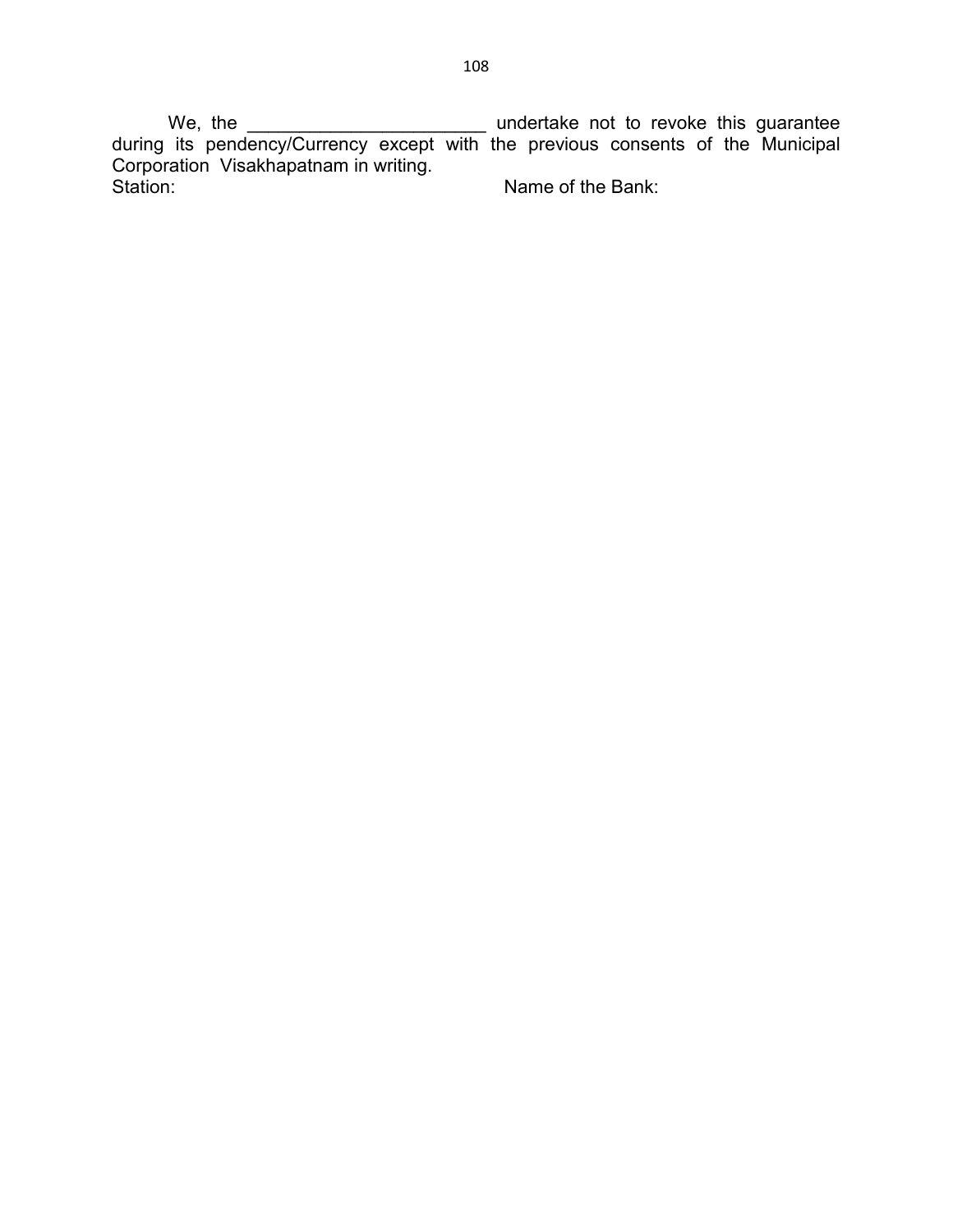We, the _______________________ undertake not to revoke this guarantee during its pendency/Currency except with the previous consents of the Municipal Corporation Visakhapatnam in writing.

Station: Name of the Bank: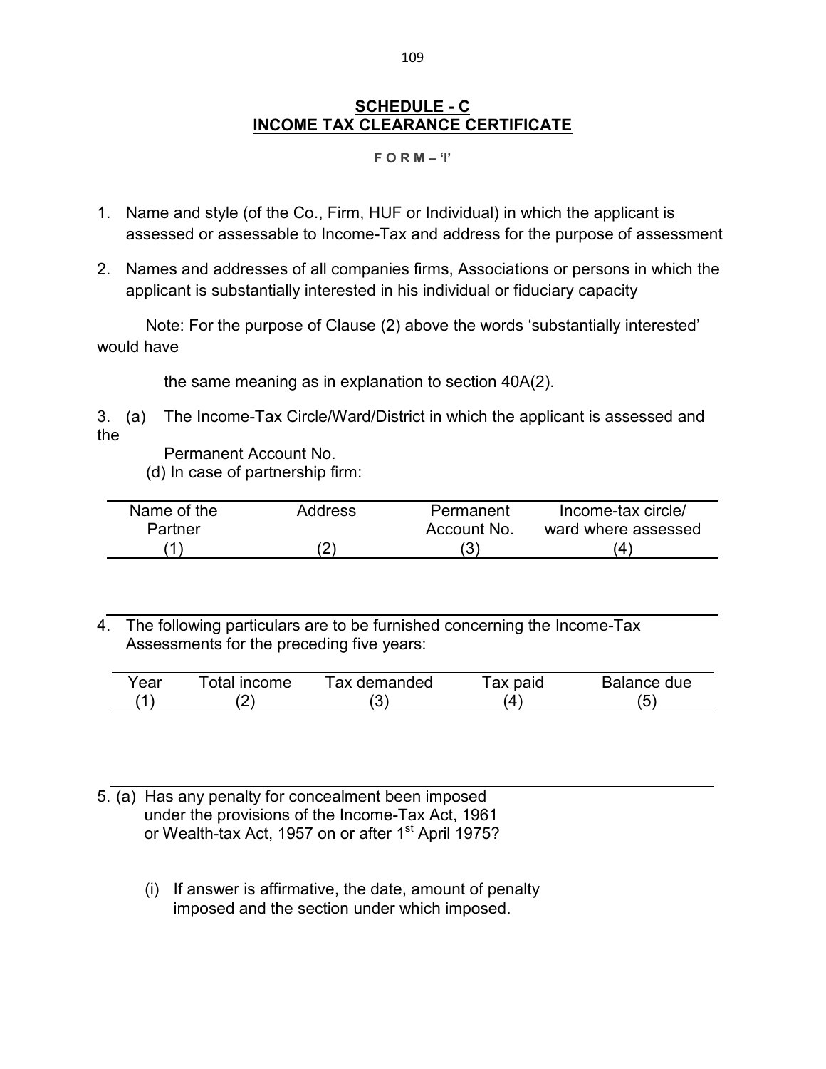## SCHEDULE - C
## INCOME TAX CLEARANCE CERTIFICATE

**F O R M – 'I'**

1. Name and style (of the Co., Firm, HUF or Individual) in which the applicant is assessed or assessable to Income-Tax and address for the purpose of assessment

2. Names and addresses of all companies firms, Associations or persons in which the applicant is substantially interested in his individual or fiduciary capacity

Note: For the purpose of Clause (2) above the words 'substantially interested' would have

the same meaning as in explanation to section 40A(2).

3. (a) The Income-Tax Circle/Ward/District in which the applicant is assessed and the

Permanent Account No.

(d) In case of partnership firm:

| Name of the Partner | Address | Permanent Account No. | Income-tax circle/ ward where assessed |
|---|---|---|---|
| (1) | (2) | (3) | (4) |

4. The following particulars are to be furnished concerning the Income-Tax Assessments for the preceding five years:

| Year | Total income | Tax demanded | Tax paid | Balance due |
|---|---|---|---|---|
| (1) | (2) | (3) | (4) | (5) |

5. (a) Has any penalty for concealment been imposed under the provisions of the Income-Tax Act, 1961 or Wealth-tax Act, 1957 on or after 1st April 1975?

   (i) If answer is affirmative, the date, amount of penalty imposed and the section under which imposed.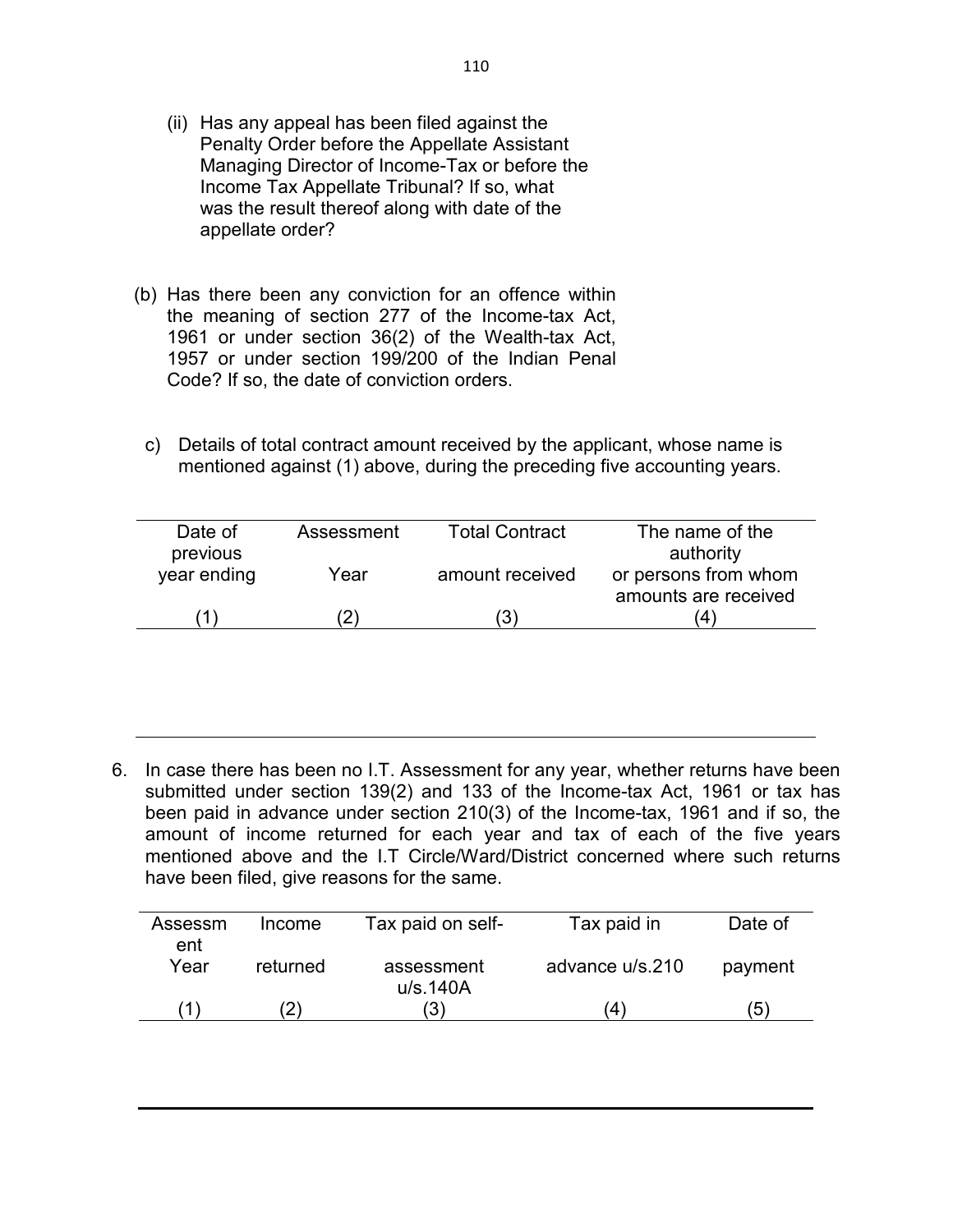(ii) Has any appeal has been filed against the Penalty Order before the Appellate Assistant Managing Director of Income-Tax or before the Income Tax Appellate Tribunal? If so, what was the result thereof along with date of the appellate order?

(b) Has there been any conviction for an offence within the meaning of section 277 of the Income-tax Act, 1961 or under section 36(2) of the Wealth-tax Act, 1957 or under section 199/200 of the Indian Penal Code? If so, the date of conviction orders.

c) Details of total contract amount received by the applicant, whose name is mentioned against (1) above, during the preceding five accounting years.

| Date of previous year ending | Assessment Year | Total Contract amount received | The name of the authority or persons from whom amounts are received |
|---|---|---|---|
| (1) | (2) | (3) | (4) |
| | | | |

6. In case there has been no I.T. Assessment for any year, whether returns have been submitted under section 139(2) and 133 of the Income-tax Act, 1961 or tax has been paid in advance under section 210(3) of the Income-tax, 1961 and if so, the amount of income returned for each year and tax of each of the five years mentioned above and the I.T Circle/Ward/District concerned where such returns have been filed, give reasons for the same.

| Assessment Year | Income returned | Tax paid on self-assessment u/s.140A | Tax paid in advance u/s.210 | Date of payment |
|---|---|---|---|---|
| (1) | (2) | (3) | (4) | (5) |
| | | | | |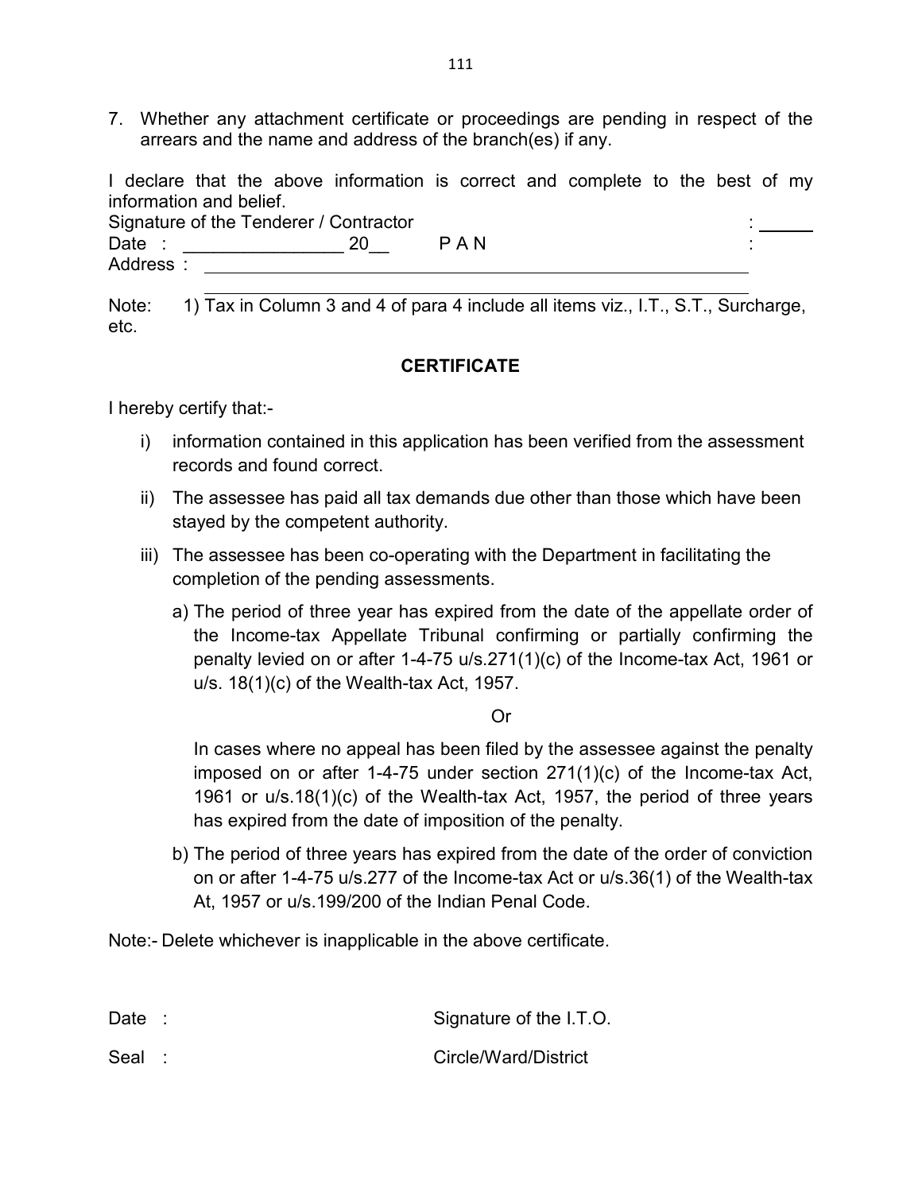7. Whether any attachment certificate or proceedings are pending in respect of the arrears and the name and address of the branch(es) if any.

I declare that the above information is correct and complete to the best of my information and belief.

Signature of the Tenderer / Contractor : ______

Date : ________________ 20__ P A N :

Address : ____________________________________________________________

____________________________________________________________

Note: 1) Tax in Column 3 and 4 of para 4 include all items viz., I.T., S.T., Surcharge, etc.

## CERTIFICATE

I hereby certify that:-

i) information contained in this application has been verified from the assessment records and found correct.

ii) The assessee has paid all tax demands due other than those which have been stayed by the competent authority.

iii) The assessee has been co-operating with the Department in facilitating the completion of the pending assessments.

a) The period of three year has expired from the date of the appellate order of the Income-tax Appellate Tribunal confirming or partially confirming the penalty levied on or after 1-4-75 u/s.271(1)(c) of the Income-tax Act, 1961 or u/s. 18(1)(c) of the Wealth-tax Act, 1957.

Or

In cases where no appeal has been filed by the assessee against the penalty imposed on or after 1-4-75 under section 271(1)(c) of the Income-tax Act, 1961 or u/s.18(1)(c) of the Wealth-tax Act, 1957, the period of three years has expired from the date of imposition of the penalty.

b) The period of three years has expired from the date of the order of conviction on or after 1-4-75 u/s.277 of the Income-tax Act or u/s.36(1) of the Wealth-tax At, 1957 or u/s.199/200 of the Indian Penal Code.

Note:- Delete whichever is inapplicable in the above certificate.

Date : Signature of the I.T.O.

Seal : Circle/Ward/District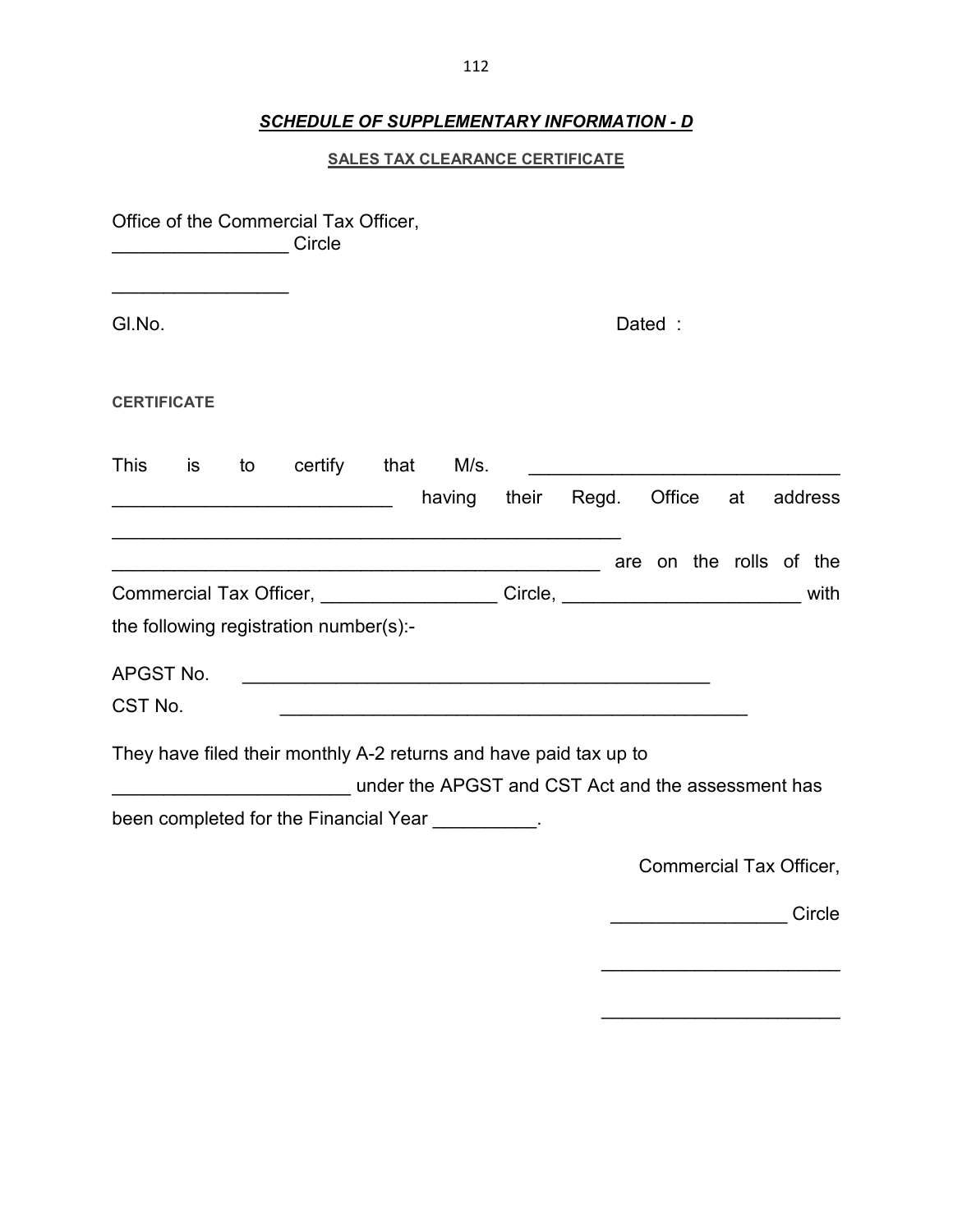## ***SCHEDULE OF SUPPLEMENTARY INFORMATION - D***

### SALES TAX CLEARANCE CERTIFICATE

Office of the Commercial Tax Officer,
_________________ Circle

_________________

Gl.No. Dated :

**CERTIFICATE**

This is to certify that M/s. ______________________________ ___________________________ having their Regd. Office at address _________________________________________________ _______________________________________________ are on the rolls of the Commercial Tax Officer, _________________ Circle, _______________________ with the following registration number(s):-

APGST No. _____________________________________________

CST No. _____________________________________________

They have filed their monthly A-2 returns and have paid tax up to _______________________ under the APGST and CST Act and the assessment has been completed for the Financial Year __________.

Commercial Tax Officer,

_________________ Circle

_______________________

_______________________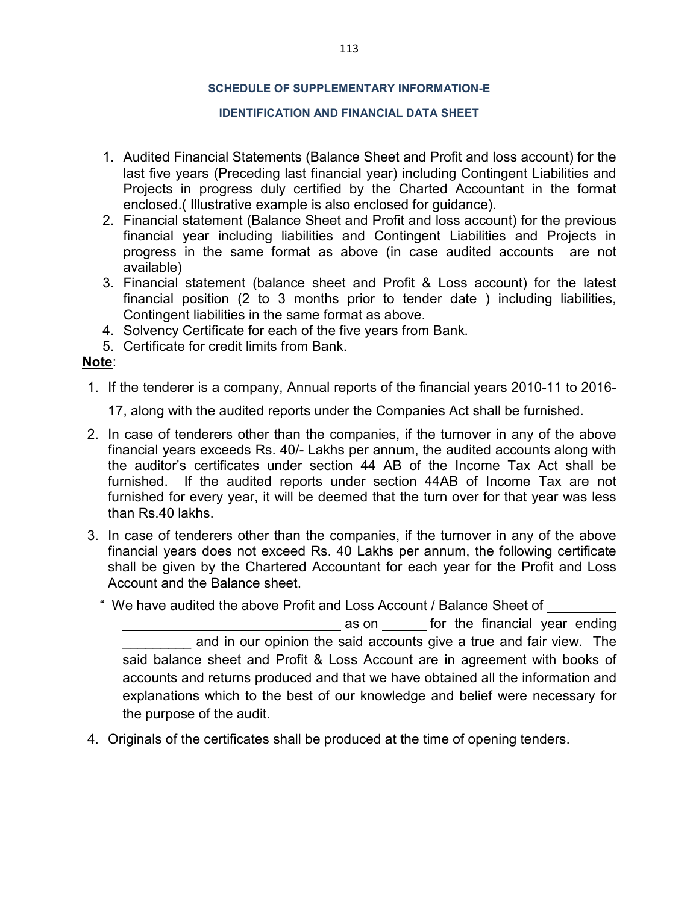## SCHEDULE OF SUPPLEMENTARY INFORMATION-E

### IDENTIFICATION AND FINANCIAL DATA SHEET

1. Audited Financial Statements (Balance Sheet and Profit and loss account) for the last five years (Preceding last financial year) including Contingent Liabilities and Projects in progress duly certified by the Charted Accountant in the format enclosed.( Illustrative example is also enclosed for guidance).
2. Financial statement (Balance Sheet and Profit and loss account) for the previous financial year including liabilities and Contingent Liabilities and Projects in progress in the same format as above (in case audited accounts are not available)
3. Financial statement (balance sheet and Profit & Loss account) for the latest financial position (2 to 3 months prior to tender date ) including liabilities, Contingent liabilities in the same format as above.
4. Solvency Certificate for each of the five years from Bank.
5. Certificate for credit limits from Bank.

**Note**:

1. If the tenderer is a company, Annual reports of the financial years 2010-11 to 2016-17, along with the audited reports under the Companies Act shall be furnished.
2. In case of tenderers other than the companies, if the turnover in any of the above financial years exceeds Rs. 40/- Lakhs per annum, the audited accounts along with the auditor's certificates under section 44 AB of the Income Tax Act shall be furnished. If the audited reports under section 44AB of Income Tax are not furnished for every year, it will be deemed that the turn over for that year was less than Rs.40 lakhs.
3. In case of tenderers other than the companies, if the turnover in any of the above financial years does not exceed Rs. 40 Lakhs per annum, the following certificate shall be given by the Chartered Accountant for each year for the Profit and Loss Account and the Balance sheet.

   " We have audited the above Profit and Loss Account / Balance Sheet of __________ ______________________________ as on ______ for the financial year ending _________ and in our opinion the said accounts give a true and fair view. The said balance sheet and Profit & Loss Account are in agreement with books of accounts and returns produced and that we have obtained all the information and explanations which to the best of our knowledge and belief were necessary for the purpose of the audit.

4. Originals of the certificates shall be produced at the time of opening tenders.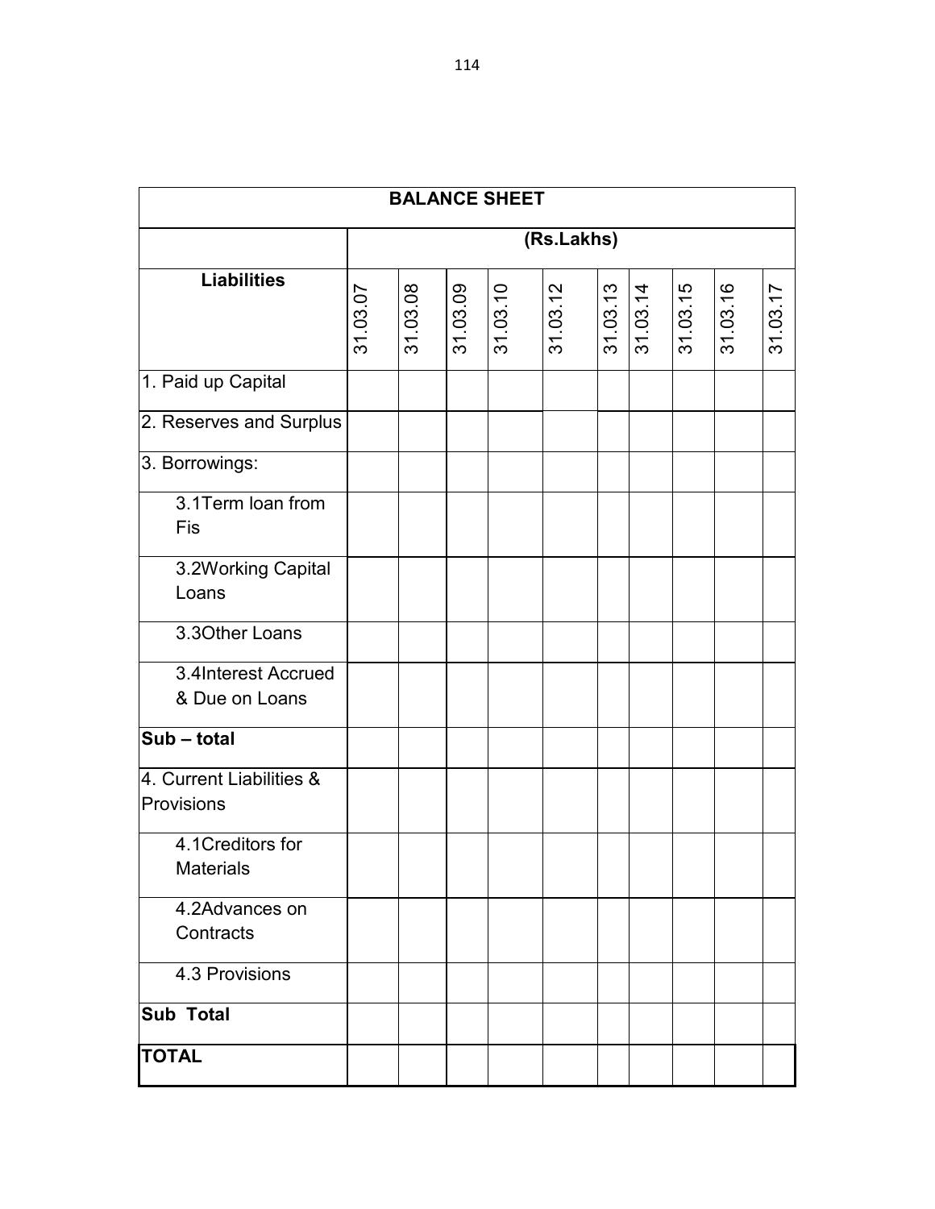| BALANCE SHEET | | | | | | | | | | |
|---|---|---|---|---|---|---|---|---|---|---|
| | (Rs.Lakhs) | | | | | | | | | |
| **Liabilities** | 31.03.07 | 31.03.08 | 31.03.09 | 31.03.10 | 31.03.12 | 31.03.13 | 31.03.14 | 31.03.15 | 31.03.16 | 31.03.17 |
| 1. Paid up Capital | | | | | | | | | | |
| 2. Reserves and Surplus | | | | | | | | | | |
| 3. Borrowings: | | | | | | | | | | |
| 3.1Term loan from Fis | | | | | | | | | | |
| 3.2Working Capital Loans | | | | | | | | | | |
| 3.3Other Loans | | | | | | | | | | |
| 3.4Interest Accrued & Due on Loans | | | | | | | | | | |
| **Sub – total** | | | | | | | | | | |
| 4. Current Liabilities & Provisions | | | | | | | | | | |
| 4.1Creditors for Materials | | | | | | | | | | |
| 4.2Advances on Contracts | | | | | | | | | | |
| 4.3 Provisions | | | | | | | | | | |
| **Sub Total** | | | | | | | | | | |
| **TOTAL** | | | | | | | | | | |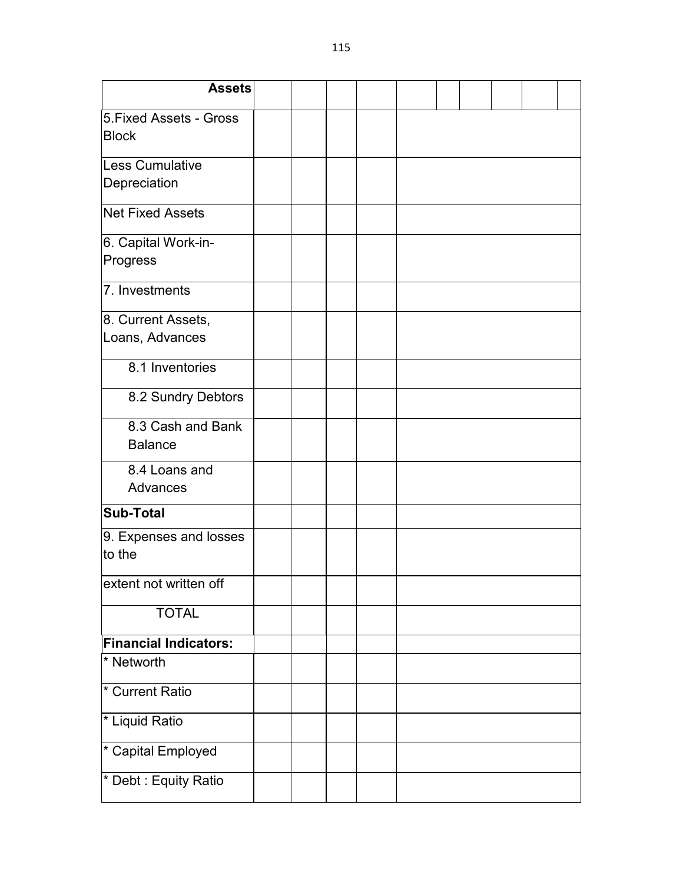| Assets | | | | | | | | | |
|---|---|---|---|---|---|---|---|---|---|
| 5.Fixed Assets - Gross Block | | | | | | | | | |
| Less Cumulative Depreciation | | | | | | | | | |
| Net Fixed Assets | | | | | | | | | |
| 6. Capital Work-in-Progress | | | | | | | | | |
| 7. Investments | | | | | | | | | |
| 8. Current Assets, Loans, Advances | | | | | | | | | |
| 8.1 Inventories | | | | | | | | | |
| 8.2 Sundry Debtors | | | | | | | | | |
| 8.3 Cash and Bank Balance | | | | | | | | | |
| 8.4 Loans and Advances | | | | | | | | | |
| **Sub-Total** | | | | | | | | | |
| 9. Expenses and losses to the | | | | | | | | | |
| extent not written off | | | | | | | | | |
| TOTAL | | | | | | | | | |
| **Financial Indicators:** | | | | | | | | | |
| * Networth | | | | | | | | | |
| * Current Ratio | | | | | | | | | |
| * Liquid Ratio | | | | | | | | | |
| * Capital Employed | | | | | | | | | |
| * Debt : Equity Ratio | | | | | | | | | |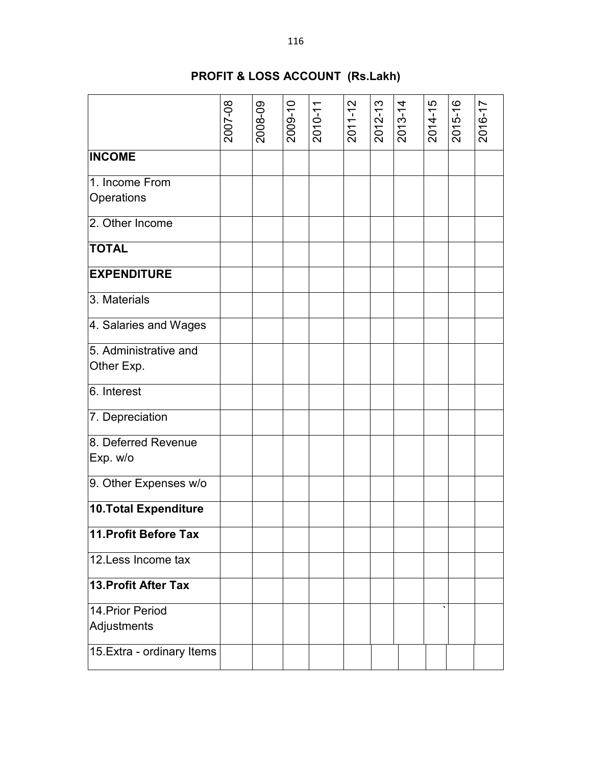## PROFIT & LOSS ACCOUNT (Rs.Lakh)

| | 2007-08 | 2008-09 | 2009-10 | 2010-11 | 2011-12 | 2012-13 | 2013-14 | 2014-15 | 2015-16 | 2016-17 |
|---|---|---|---|---|---|---|---|---|---|---|
| **INCOME** | | | | | | | | | | |
| 1. Income From Operations | | | | | | | | | | |
| 2. Other Income | | | | | | | | | | |
| **TOTAL** | | | | | | | | | | |
| **EXPENDITURE** | | | | | | | | | | |
| 3. Materials | | | | | | | | | | |
| 4. Salaries and Wages | | | | | | | | | | |
| 5. Administrative and Other Exp. | | | | | | | | | | |
| 6. Interest | | | | | | | | | | |
| 7. Depreciation | | | | | | | | | | |
| 8. Deferred Revenue Exp. w/o | | | | | | | | | | |
| 9. Other Expenses w/o | | | | | | | | | | |
| **10.Total Expenditure** | | | | | | | | | | |
| **11.Profit Before Tax** | | | | | | | | | | |
| 12.Less Income tax | | | | | | | | | | |
| **13.Profit After Tax** | | | | | | | | | | |
| 14.Prior Period Adjustments | | | | | | | | ` | | |
| 15.Extra - ordinary Items | | | | | | | | | | |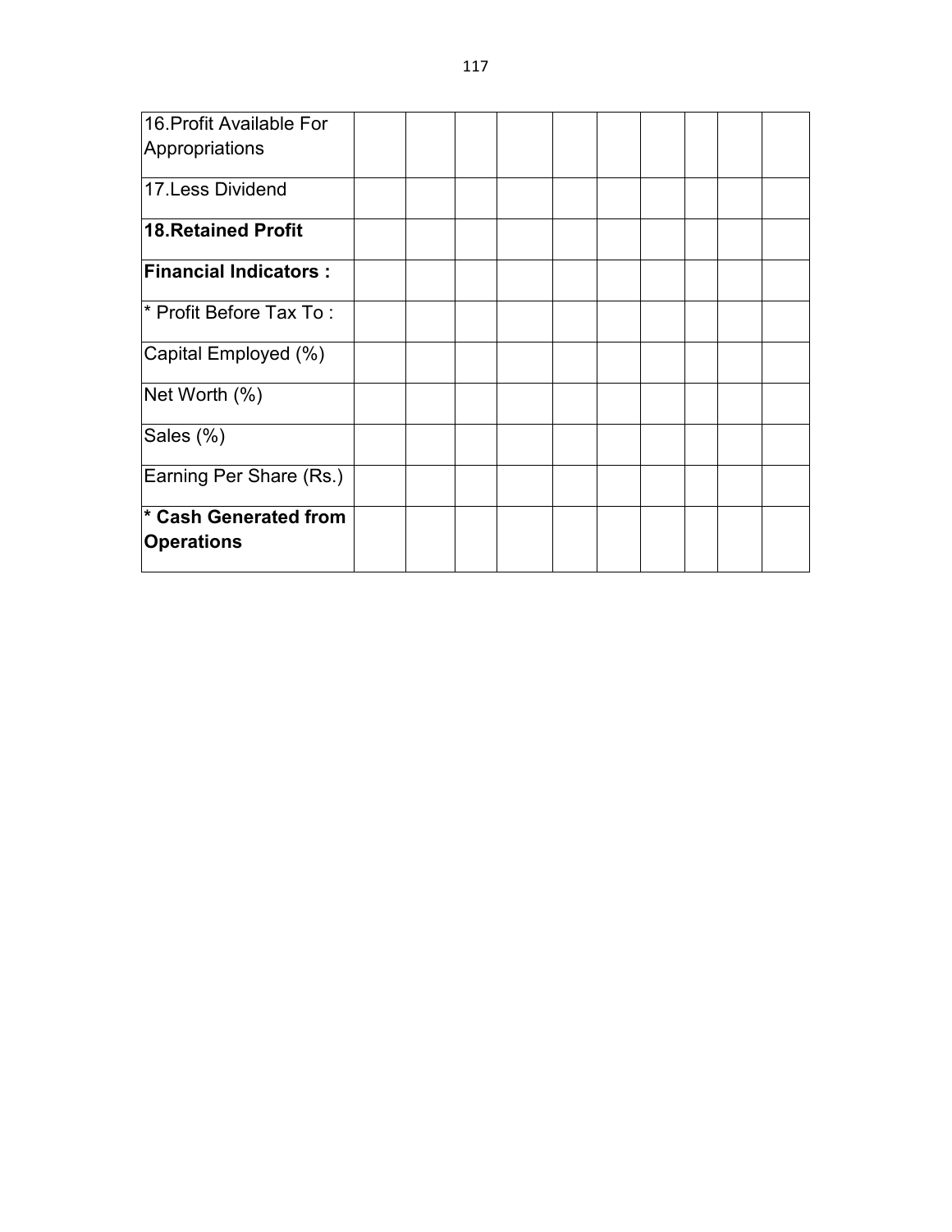| | | | | | | | | | |
|---|---|---|---|---|---|---|---|---|---|
| 16.Profit Available For Appropriations | | | | | | | | | |
| 17.Less Dividend | | | | | | | | | |
| **18.Retained Profit** | | | | | | | | | |
| **Financial Indicators :** | | | | | | | | | |
| * Profit Before Tax To : | | | | | | | | | |
| Capital Employed (%) | | | | | | | | | |
| Net Worth (%) | | | | | | | | | |
| Sales (%) | | | | | | | | | |
| Earning Per Share (Rs.) | | | | | | | | | |
| **\* Cash Generated from Operations** | | | | | | | | | |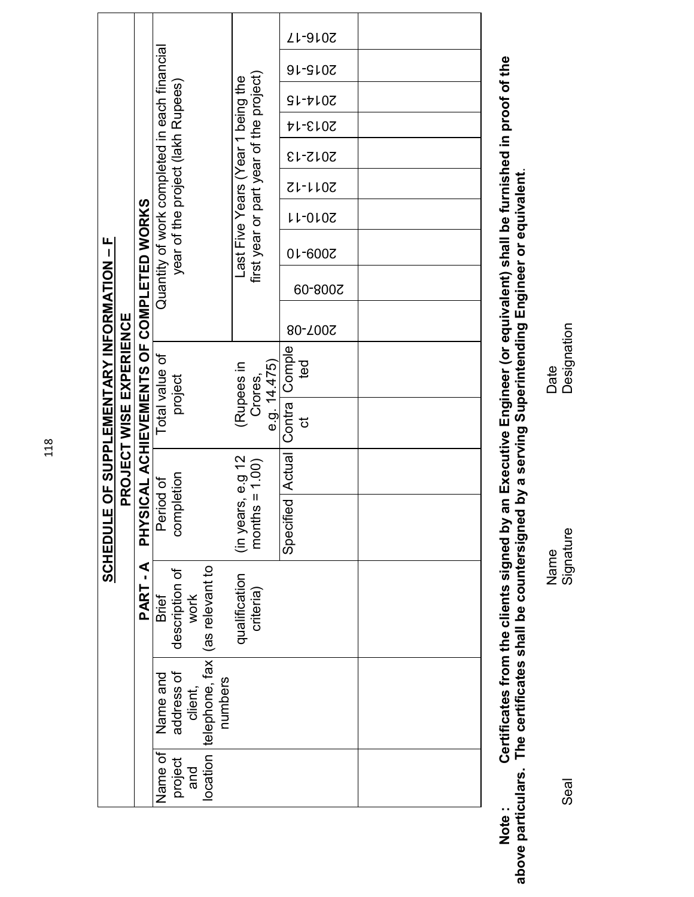# SCHEDULE OF SUPPLEMENTARY INFORMATION – F

## PROJECT WISE EXPERIENCE

### PART - A PHYSICAL ACHIEVEMENTS OF COMPLETED WORKS

| Name of project and location | Name and address of client, telephone, fax numbers | Brief description of work (as relevant to qualification criteria) | Period of completion (in years, e.g 12 months = 1.00) | | Total value of project (Rupees in Crores, e.g. 14.475) | | Quantity of work completed in each financial year of the project (lakh Rupees) Last Five Years (Year 1 being the first year or part year of the project) | | | | | | | | | |
|---|---|---|---|---|---|---|---|---|---|---|---|---|---|---|---|---|
| | | | Specified | Actual | Contract | Completed | 2007-08 | 2008-09 | 2009-10 | 2010-11 | 2011-12 | 2012-13 | 2013-14 | 2014-15 | 2015-16 | 2016-17 |
| | | | | | | | | | | | | | | | | |

**Note : Certificates from the clients signed by an Executive Engineer (or equivalent) shall be furnished in proof of the above particulars. The certificates shall be countersigned by a serving Superintending Engineer or equivalent.**

Seal

Name

Signature

Date

Designation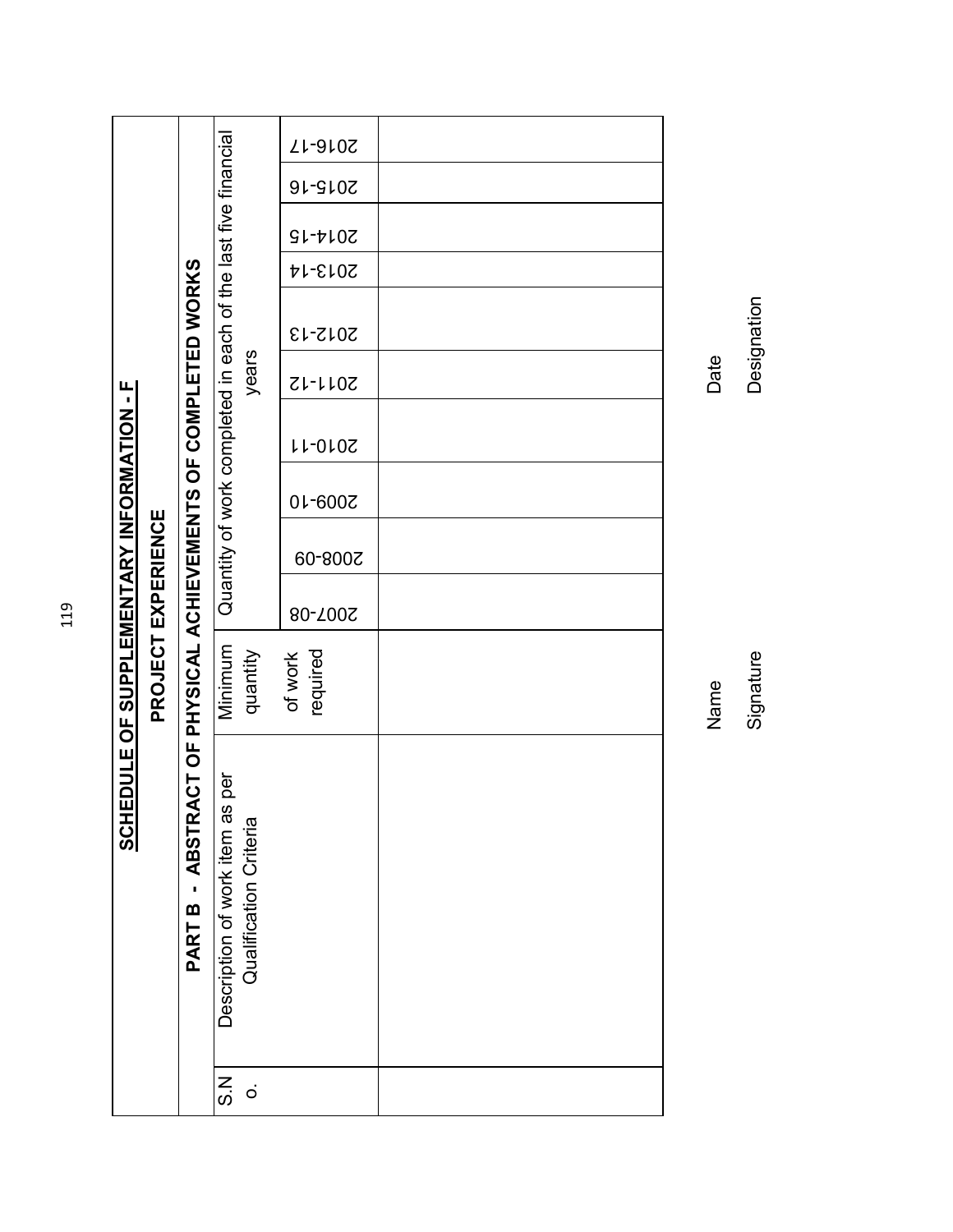# SCHEDULE OF SUPPLEMENTARY INFORMATION - F

## PROJECT EXPERIENCE

### PART B - ABSTRACT OF PHYSICAL ACHIEVEMENTS OF COMPLETED WORKS

| S.No. | Description of work item as per Qualification Criteria | Minimum quantity of work required | Quantity of work completed in each of the last five financial years | | | | | | | | | |
|---|---|---|---|---|---|---|---|---|---|---|---|---|
| | | | 2007-08 | 2008-09 | 2009-10 | 2010-11 | 2011-12 | 2012-13 | 2013-14 | 2014-15 | 2015-16 | 2016-17 |
| | | | | | | | | | | | | |

Name

Signature

Date

Designation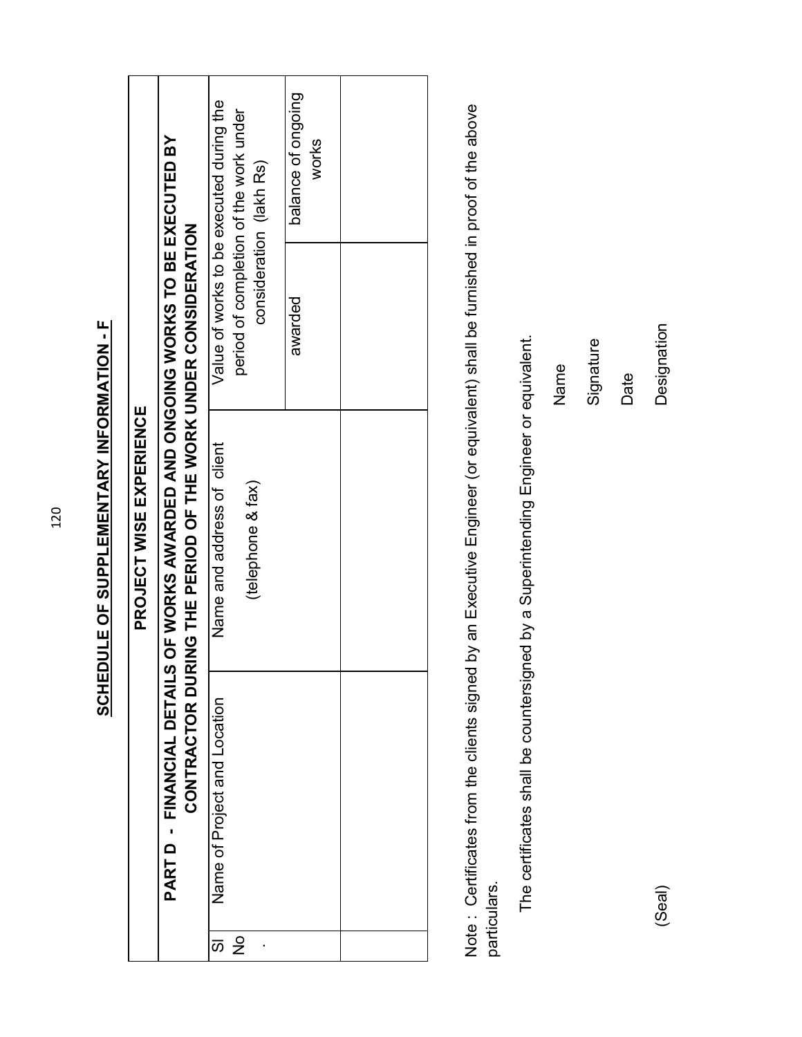# SCHEDULE OF SUPPLEMENTARY INFORMATION - F

## PROJECT WISE EXPERIENCE

### PART D - FINANCIAL DETAILS OF WORKS AWARDED AND ONGOING WORKS TO BE EXECUTED BY CONTRACTOR DURING THE PERIOD OF THE WORK UNDER CONSIDERATION

| Sl No. | Name of Project and Location | Name and address of client (telephone & fax) | Value of works to be executed during the period of completion of the work under consideration (lakh Rs) | |
|---|---|---|---|---|
| | | | awarded | balance of ongoing works |
| | | | | |

Note : Certificates from the clients signed by an Executive Engineer (or equivalent) shall be furnished in proof of the above particulars.

The certificates shall be countersigned by a Superintending Engineer or equivalent.

Name

Signature

Date

(Seal) Designation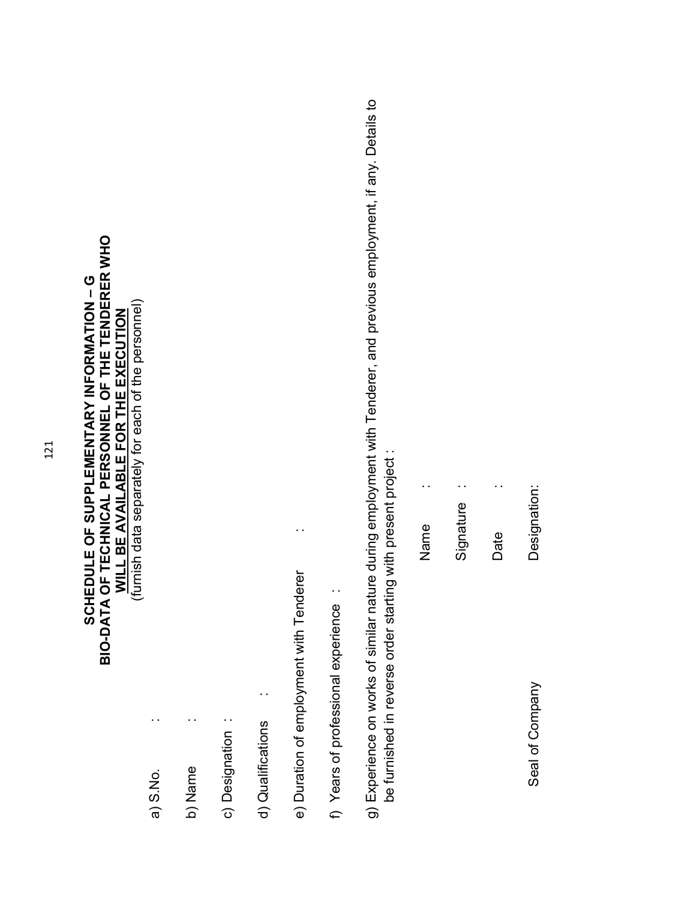# SCHEDULE OF SUPPLEMENTARY INFORMATION – G

## BIO-DATA OF TECHNICAL PERSONNEL OF THE TENDERER WHO WILL BE AVAILABLE FOR THE EXECUTION

(furnish data separately for each of the personnel)

a) S.No. :

b) Name :

c) Designation :

d) Qualifications :

e) Duration of employment with Tenderer :

f) Years of professional experience :

g) Experience on works of similar nature during employment with Tenderer, and previous employment, if any. Details to be furnished in reverse order starting with present project :

Name :

Signature :

Date :

Seal of Company Designation: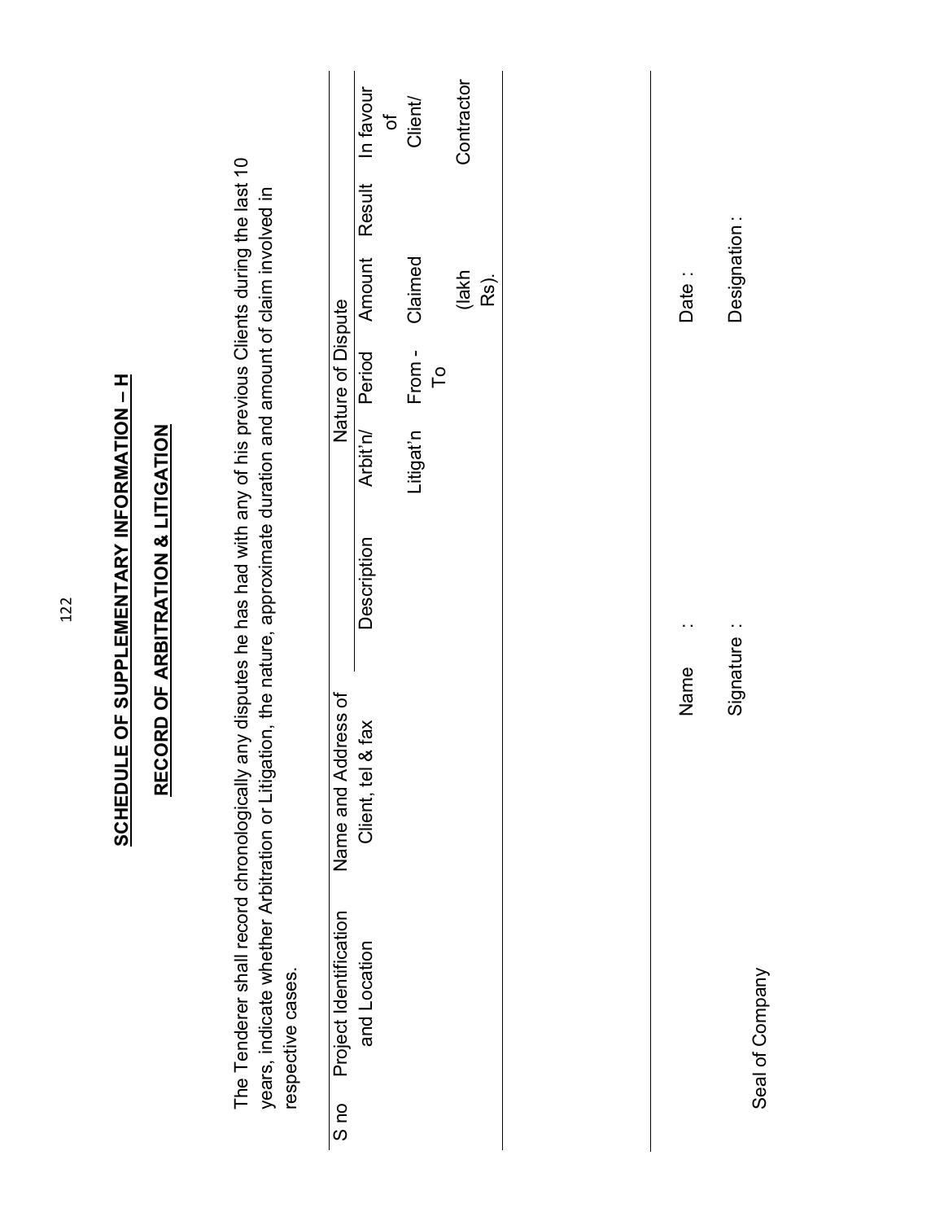# SCHEDULE OF SUPPLEMENTARY INFORMATION – H

## RECORD OF ARBITRATION & LITIGATION

The Tenderer shall record chronologically any disputes he has had with any of his previous Clients during the last 10 years, indicate whether Arbitration or Litigation, the nature, approximate duration and amount of claim involved in respective cases.

| S no | Project Identification and Location | Name and Address of Client, tel & fax | Nature of Dispute | | | | | |
|---|---|---|---|---|---|---|---|---|
| | | | Description | Arbit'n/ Litigat'n | Period From - To | Amount Claimed (lakh Rs). | Result | In favour of Client/ Contractor |
| | | | | | | | | |

Name :

Date :

Signature :

Designation :

Seal of Company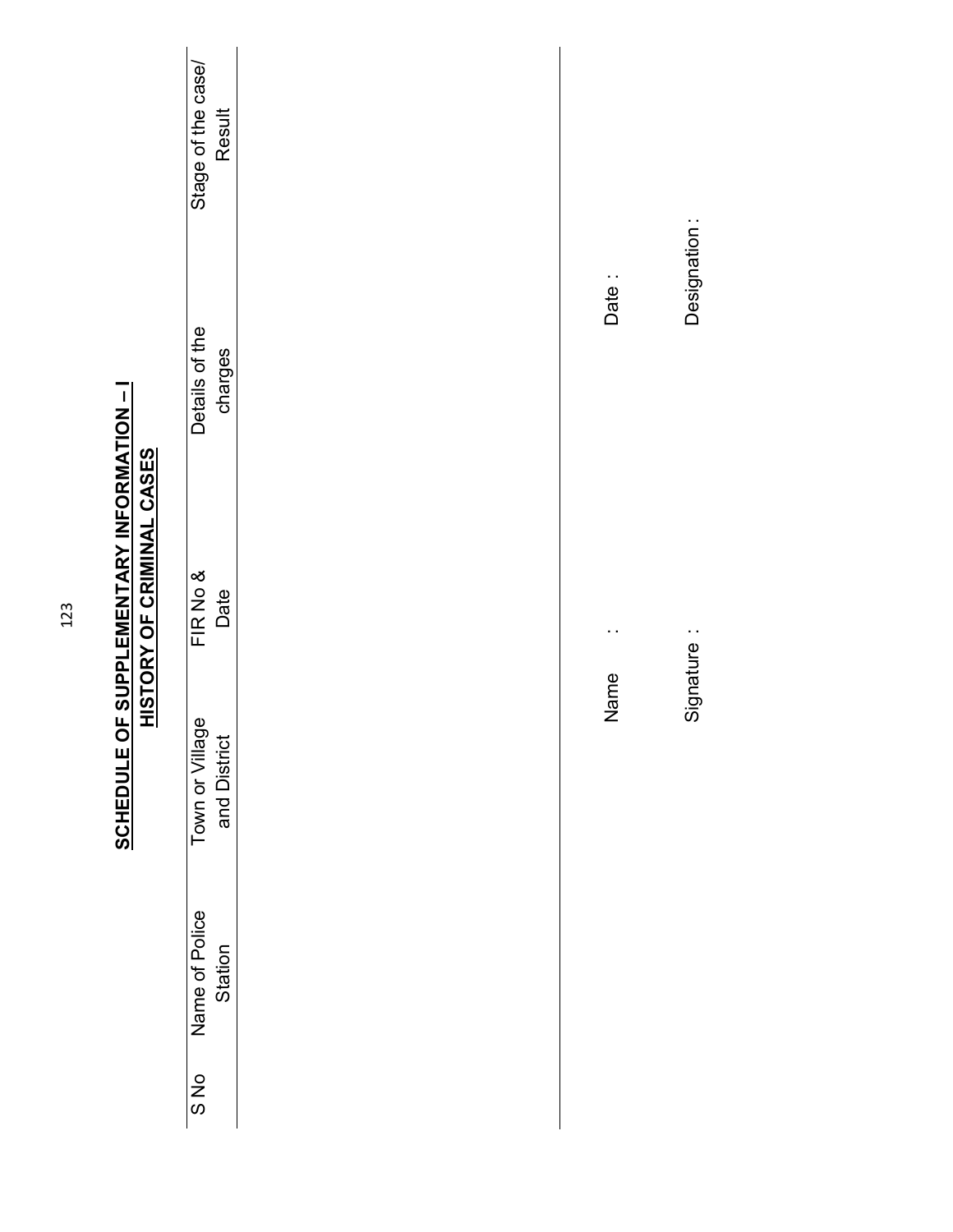## SCHEDULE OF SUPPLEMENTARY INFORMATION – I

## HISTORY OF CRIMINAL CASES

| S No | Name of Police Station | Town or Village and District | FIR No & Date | Details of the charges | Stage of the case/ Result |
|---|---|---|---|---|---|
| | | | | | |

Name :

Date :

Signature :

Designation :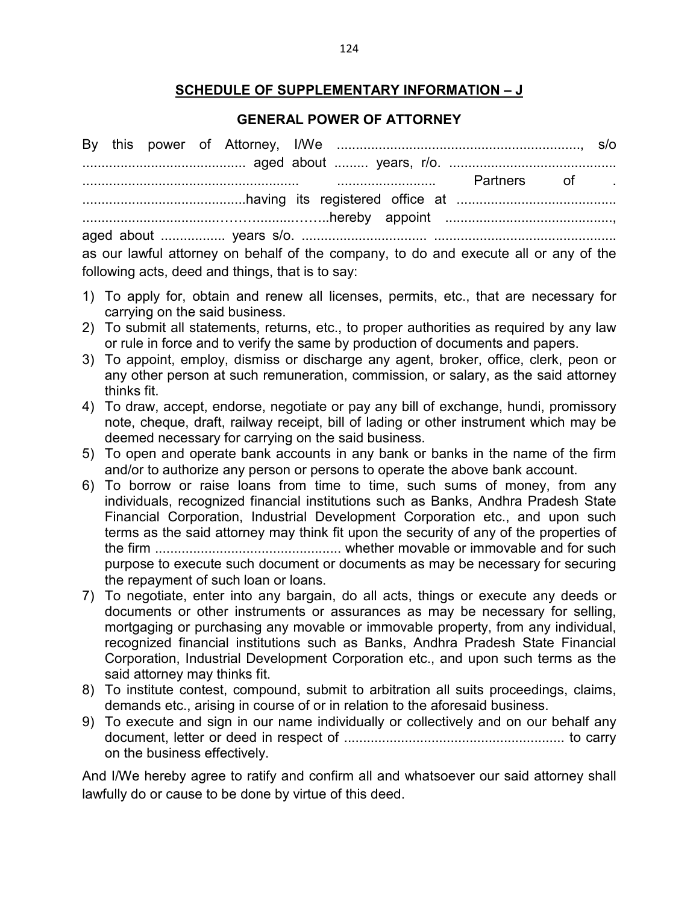## SCHEDULE OF SUPPLEMENTARY INFORMATION – J

### GENERAL POWER OF ATTORNEY

By this power of Attorney, I/We ................................................................, s/o ........................................... aged about ......... years, r/o. ............................................ ......................................................... .......................... Partners of . ...........................................having its registered office at .......................................... ..................................……..........……..hereby appoint ............................................, aged about ................ years s/o. ................................ ................................................ as our lawful attorney on behalf of the company, to do and execute all or any of the following acts, deed and things, that is to say:

1) To apply for, obtain and renew all licenses, permits, etc., that are necessary for carrying on the said business.
2) To submit all statements, returns, etc., to proper authorities as required by any law or rule in force and to verify the same by production of documents and papers.
3) To appoint, employ, dismiss or discharge any agent, broker, office, clerk, peon or any other person at such remuneration, commission, or salary, as the said attorney thinks fit.
4) To draw, accept, endorse, negotiate or pay any bill of exchange, hundi, promissory note, cheque, draft, railway receipt, bill of lading or other instrument which may be deemed necessary for carrying on the said business.
5) To open and operate bank accounts in any bank or banks in the name of the firm and/or to authorize any person or persons to operate the above bank account.
6) To borrow or raise loans from time to time, such sums of money, from any individuals, recognized financial institutions such as Banks, Andhra Pradesh State Financial Corporation, Industrial Development Corporation etc., and upon such terms as the said attorney may think fit upon the security of any of the properties of the firm ................................................ whether movable or immovable and for such purpose to execute such document or documents as may be necessary for securing the repayment of such loan or loans.
7) To negotiate, enter into any bargain, do all acts, things or execute any deeds or documents or other instruments or assurances as may be necessary for selling, mortgaging or purchasing any movable or immovable property, from any individual, recognized financial institutions such as Banks, Andhra Pradesh State Financial Corporation, Industrial Development Corporation etc., and upon such terms as the said attorney may thinks fit.
8) To institute contest, compound, submit to arbitration all suits proceedings, claims, demands etc., arising in course of or in relation to the aforesaid business.
9) To execute and sign in our name individually or collectively and on our behalf any document, letter or deed in respect of ......................................................... to carry on the business effectively.

And I/We hereby agree to ratify and confirm all and whatsoever our said attorney shall lawfully do or cause to be done by virtue of this deed.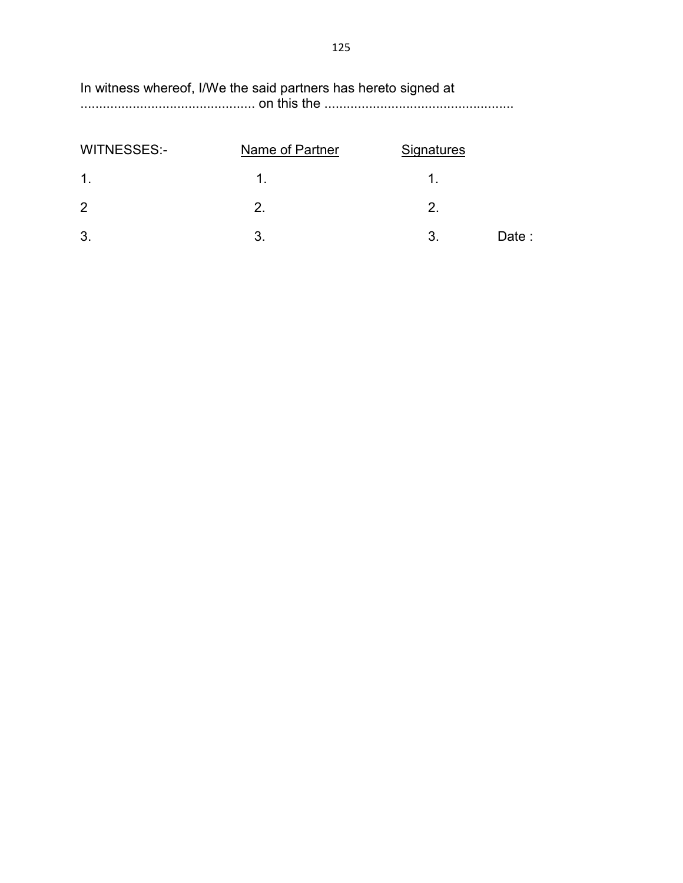In witness whereof, I/We the said partners has hereto signed at ............................................... on this the ...................................................

| WITNESSES:- | Name of Partner | Signatures | |
|---|---|---|---|
| 1. | 1. | 1. | |
| 2 | 2. | 2. | |
| 3. | 3. | 3. | Date : |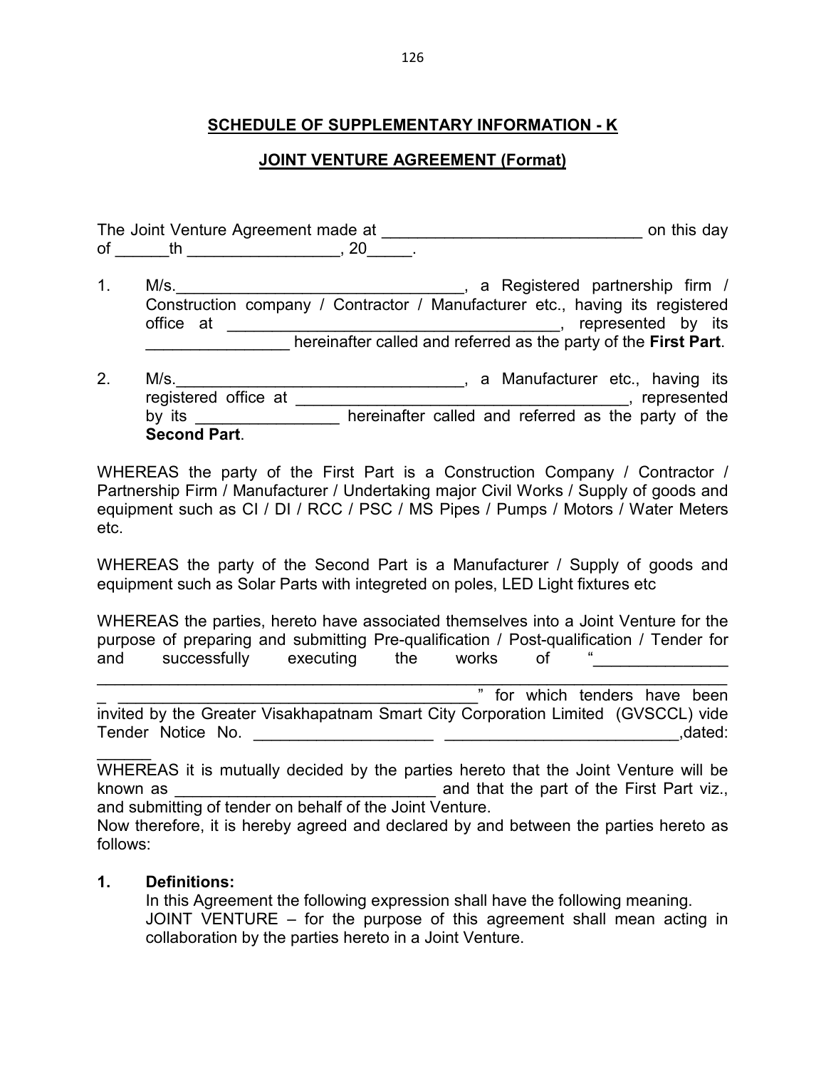## SCHEDULE OF SUPPLEMENTARY INFORMATION - K

## JOINT VENTURE AGREEMENT (Format)

The Joint Venture Agreement made at _____________________________ on this day of ______th _________________, 20_____.

1. M/s._________________________________, a Registered partnership firm / Construction company / Contractor / Manufacturer etc., having its registered office at _____________________________________, represented by its ________________ hereinafter called and referred as the party of the **First Part**.

2. M/s._________________________________, a Manufacturer etc., having its registered office at _____________________________________, represented by its ________________ hereinafter called and referred as the party of the **Second Part**.

WHEREAS the party of the First Part is a Construction Company / Contractor / Partnership Firm / Manufacturer / Undertaking major Civil Works / Supply of goods and equipment such as CI / DI / RCC / PSC / MS Pipes / Pumps / Motors / Water Meters etc.

WHEREAS the party of the Second Part is a Manufacturer / Supply of goods and equipment such as Solar Parts with integreted on poles, LED Light fixtures etc

WHEREAS the parties, hereto have associated themselves into a Joint Venture for the purpose of preparing and submitting Pre-qualification / Post-qualification / Tender for and successfully executing the works of "_______________ _____________________________________________________________________________ _ __________________________________________" for which tenders have been invited by the Greater Visakhapatnam Smart City Corporation Limited (GVSCCL) vide Tender Notice No. ____________________ __________________________,dated: ______

WHEREAS it is mutually decided by the parties hereto that the Joint Venture will be known as _____________________________ and that the part of the First Part viz., and submitting of tender on behalf of the Joint Venture.

Now therefore, it is hereby agreed and declared by and between the parties hereto as follows:

1. **Definitions:**

   In this Agreement the following expression shall have the following meaning.

   JOINT VENTURE – for the purpose of this agreement shall mean acting in collaboration by the parties hereto in a Joint Venture.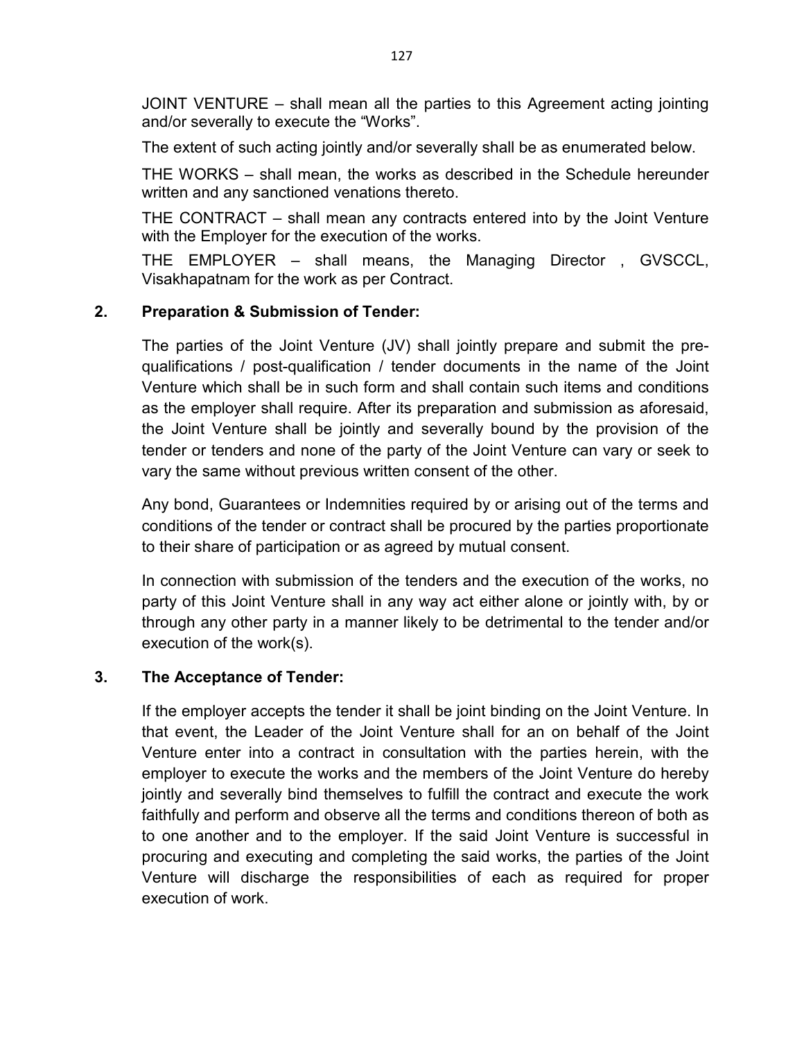JOINT VENTURE – shall mean all the parties to this Agreement acting jointing and/or severally to execute the "Works".

The extent of such acting jointly and/or severally shall be as enumerated below.

THE WORKS – shall mean, the works as described in the Schedule hereunder written and any sanctioned venations thereto.

THE CONTRACT – shall mean any contracts entered into by the Joint Venture with the Employer for the execution of the works.

THE EMPLOYER – shall means, the Managing Director , GVSCCL, Visakhapatnam for the work as per Contract.

**2. Preparation & Submission of Tender:**

The parties of the Joint Venture (JV) shall jointly prepare and submit the pre-qualifications / post-qualification / tender documents in the name of the Joint Venture which shall be in such form and shall contain such items and conditions as the employer shall require. After its preparation and submission as aforesaid, the Joint Venture shall be jointly and severally bound by the provision of the tender or tenders and none of the party of the Joint Venture can vary or seek to vary the same without previous written consent of the other.

Any bond, Guarantees or Indemnities required by or arising out of the terms and conditions of the tender or contract shall be procured by the parties proportionate to their share of participation or as agreed by mutual consent.

In connection with submission of the tenders and the execution of the works, no party of this Joint Venture shall in any way act either alone or jointly with, by or through any other party in a manner likely to be detrimental to the tender and/or execution of the work(s).

**3. The Acceptance of Tender:**

If the employer accepts the tender it shall be joint binding on the Joint Venture. In that event, the Leader of the Joint Venture shall for an on behalf of the Joint Venture enter into a contract in consultation with the parties herein, with the employer to execute the works and the members of the Joint Venture do hereby jointly and severally bind themselves to fulfill the contract and execute the work faithfully and perform and observe all the terms and conditions thereon of both as to one another and to the employer. If the said Joint Venture is successful in procuring and executing and completing the said works, the parties of the Joint Venture will discharge the responsibilities of each as required for proper execution of work.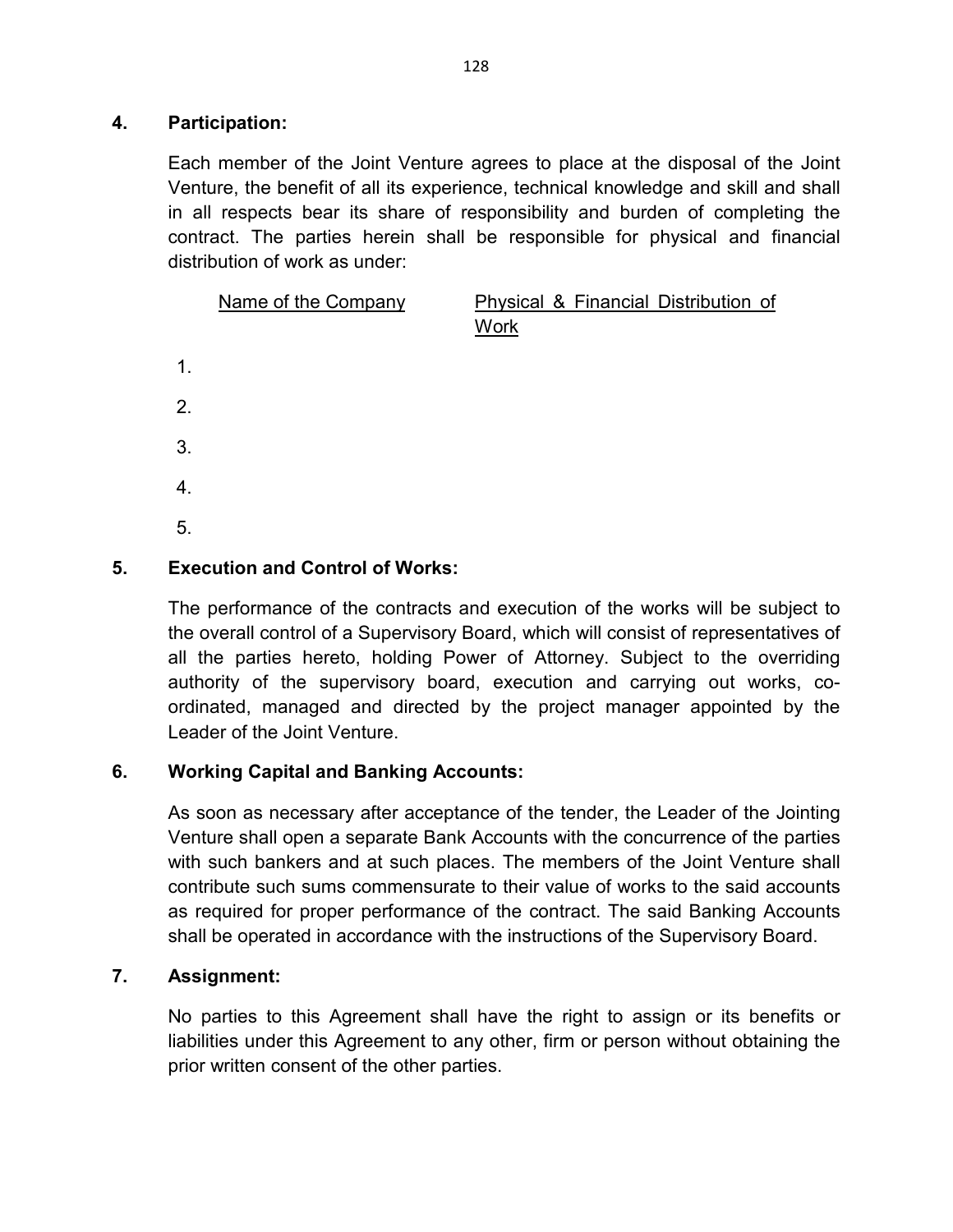## 4. Participation:

Each member of the Joint Venture agrees to place at the disposal of the Joint Venture, the benefit of all its experience, technical knowledge and skill and shall in all respects bear its share of responsibility and burden of completing the contract. The parties herein shall be responsible for physical and financial distribution of work as under:

| | Name of the Company | Physical & Financial Distribution of Work |
|---|---|---|
| 1. | | |
| 2. | | |
| 3. | | |
| 4. | | |
| 5. | | |

## 5. Execution and Control of Works:

The performance of the contracts and execution of the works will be subject to the overall control of a Supervisory Board, which will consist of representatives of all the parties hereto, holding Power of Attorney. Subject to the overriding authority of the supervisory board, execution and carrying out works, co-ordinated, managed and directed by the project manager appointed by the Leader of the Joint Venture.

## 6. Working Capital and Banking Accounts:

As soon as necessary after acceptance of the tender, the Leader of the Jointing Venture shall open a separate Bank Accounts with the concurrence of the parties with such bankers and at such places. The members of the Joint Venture shall contribute such sums commensurate to their value of works to the said accounts as required for proper performance of the contract. The said Banking Accounts shall be operated in accordance with the instructions of the Supervisory Board.

## 7. Assignment:

No parties to this Agreement shall have the right to assign or its benefits or liabilities under this Agreement to any other, firm or person without obtaining the prior written consent of the other parties.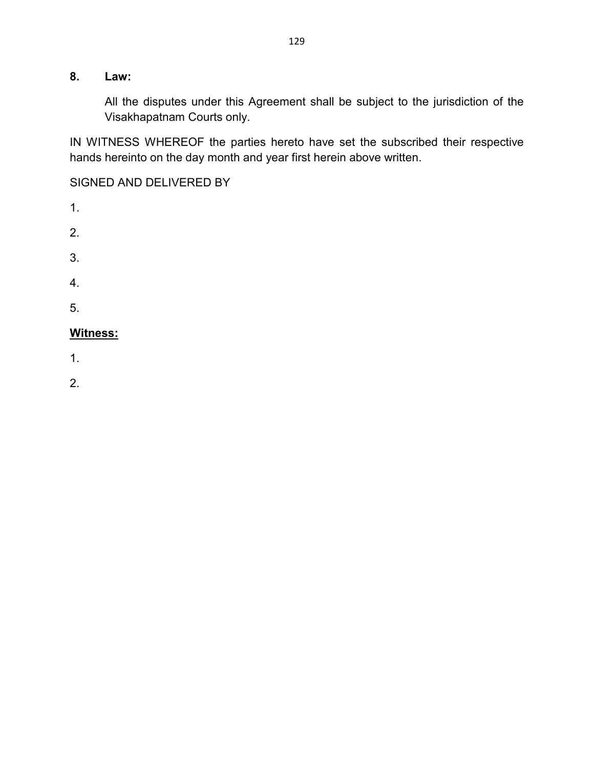**8. Law:**

All the disputes under this Agreement shall be subject to the jurisdiction of the Visakhapatnam Courts only.

IN WITNESS WHEREOF the parties hereto have set the subscribed their respective hands hereinto on the day month and year first herein above written.

SIGNED AND DELIVERED BY

1.

2.

3.

4.

5.

**Witness:**

1.

2.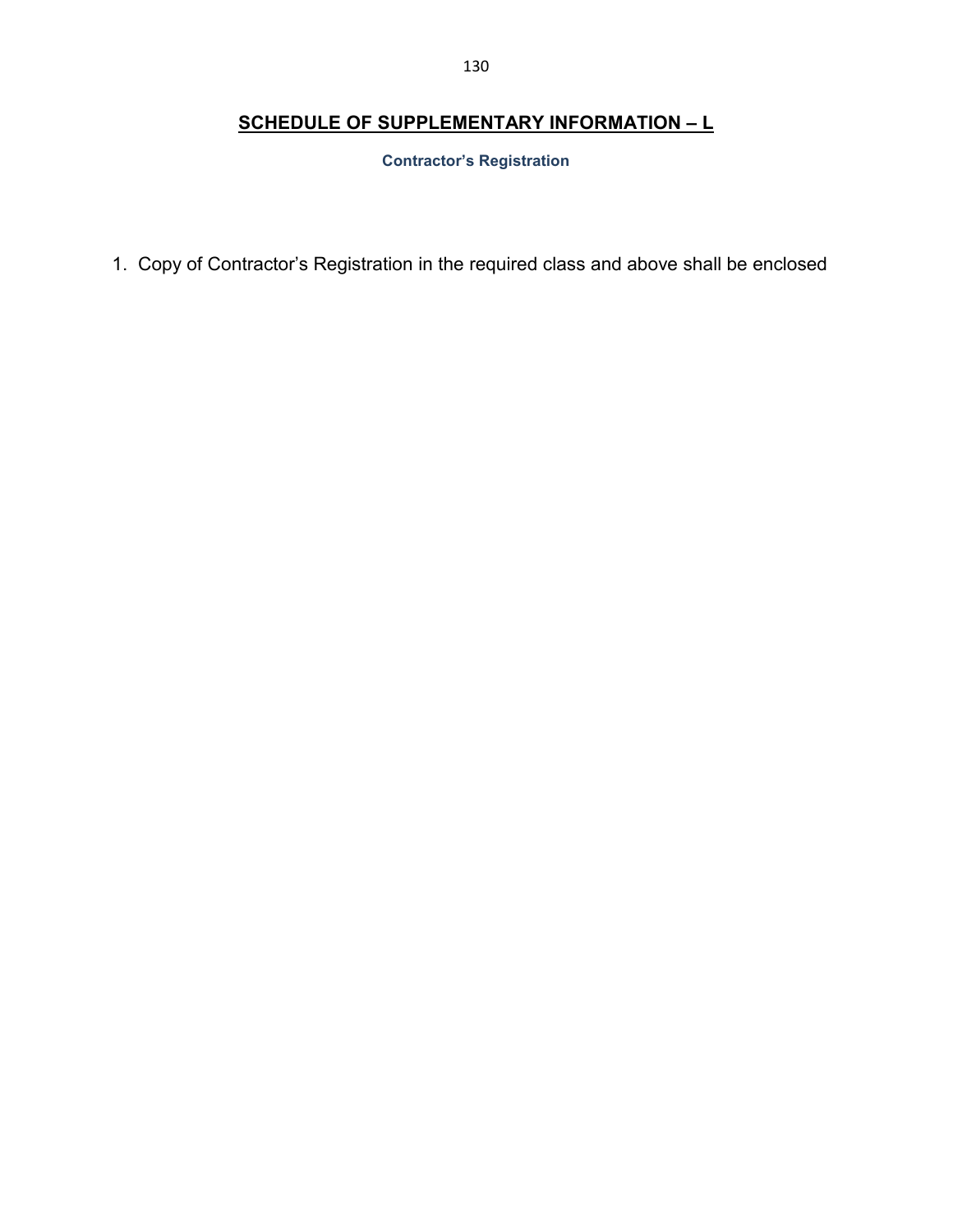## SCHEDULE OF SUPPLEMENTARY INFORMATION – L

**Contractor's Registration**

1. Copy of Contractor's Registration in the required class and above shall be enclosed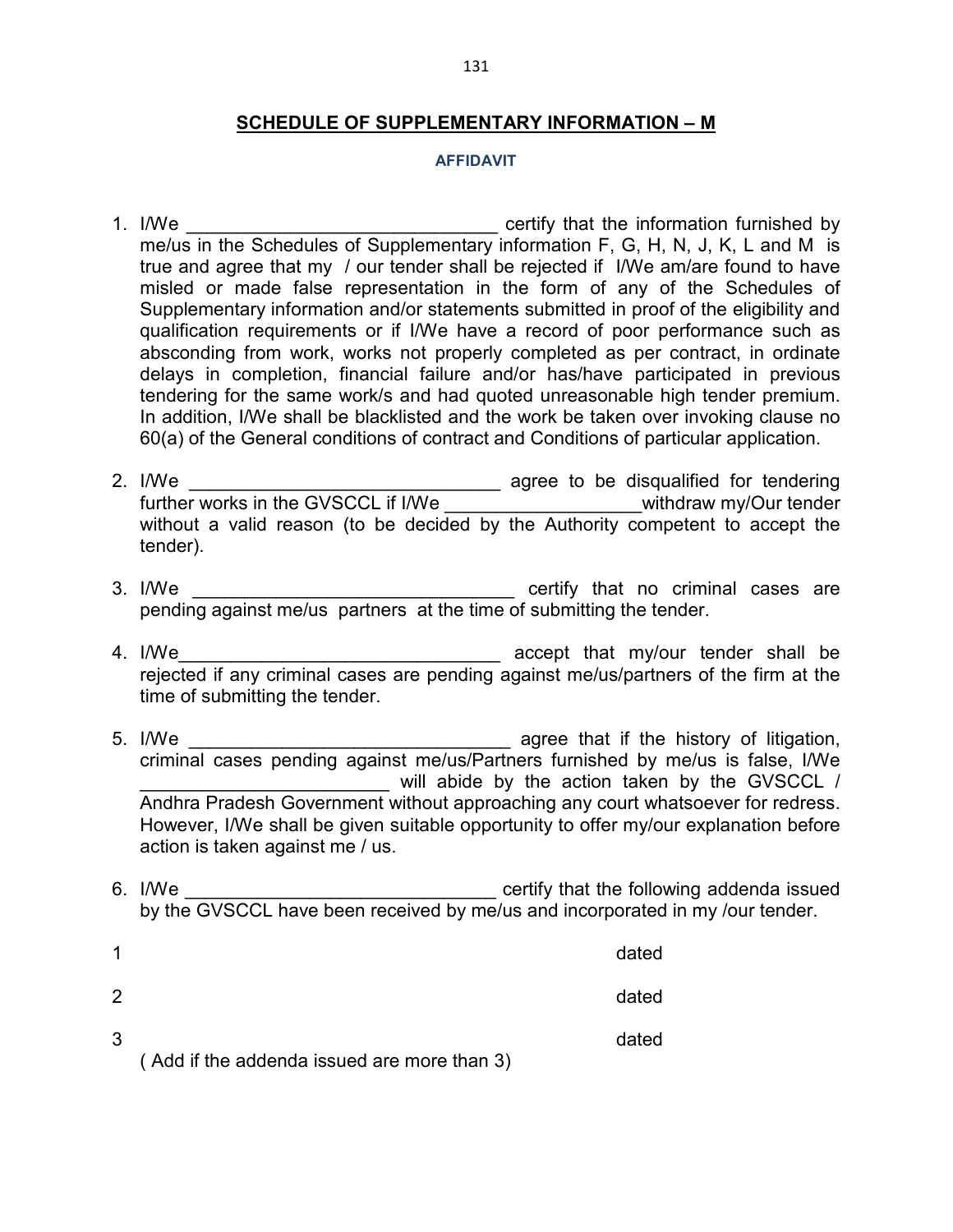## SCHEDULE OF SUPPLEMENTARY INFORMATION – M

### AFFIDAVIT

1. I/We ______________________________ certify that the information furnished by me/us in the Schedules of Supplementary information F, G, H, N, J, K, L and M is true and agree that my / our tender shall be rejected if I/We am/are found to have misled or made false representation in the form of any of the Schedules of Supplementary information and/or statements submitted in proof of the eligibility and qualification requirements or if I/We have a record of poor performance such as absconding from work, works not properly completed as per contract, in ordinate delays in completion, financial failure and/or has/have participated in previous tendering for the same work/s and had quoted unreasonable high tender premium. In addition, I/We shall be blacklisted and the work be taken over invoking clause no 60(a) of the General conditions of contract and Conditions of particular application.

2. I/We ______________________________ agree to be disqualified for tendering further works in the GVSCCL if I/We ___________________withdraw my/Our tender without a valid reason (to be decided by the Authority competent to accept the tender).

3. I/We _______________________________ certify that no criminal cases are pending against me/us partners at the time of submitting the tender.

4. I/We_______________________________ accept that my/our tender shall be rejected if any criminal cases are pending against me/us/partners of the firm at the time of submitting the tender.

5. I/We _______________________________ agree that if the history of litigation, criminal cases pending against me/us/Partners furnished by me/us is false, I/We ________________________ will abide by the action taken by the GVSCCL / Andhra Pradesh Government without approaching any court whatsoever for redress. However, I/We shall be given suitable opportunity to offer my/our explanation before action is taken against me / us.

6. I/We ______________________________ certify that the following addenda issued by the GVSCCL have been received by me/us and incorporated in my /our tender.

1 dated

2 dated

3 dated

( Add if the addenda issued are more than 3)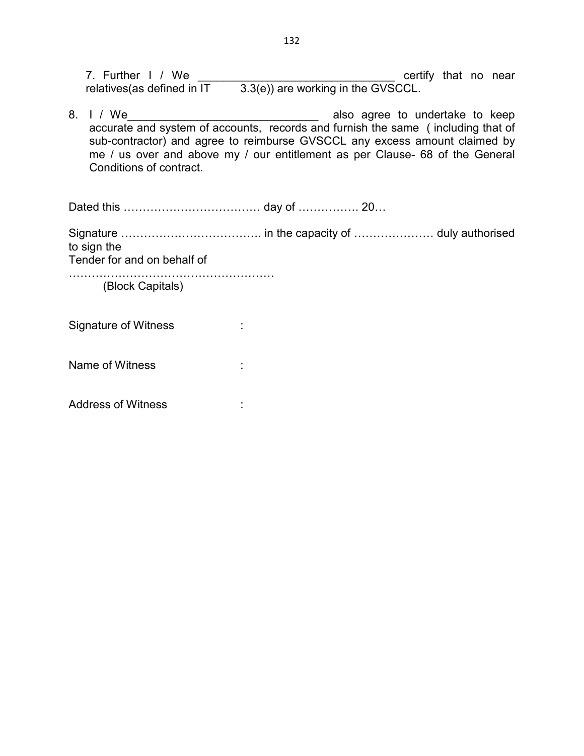7. Further I / We ________________________________ certify that no near relatives(as defined in IT 3.3(e)) are working in the GVSCCL.

8. I / We_______________________________ also agree to undertake to keep accurate and system of accounts, records and furnish the same ( including that of sub-contractor) and agree to reimburse GVSCCL any excess amount claimed by me / us over and above my / our entitlement as per Clause- 68 of the General Conditions of contract.

Dated this ……………………………… day of ……………. 20…

Signature ………………………………. in the capacity of ………………… duly authorised to sign the
Tender for and on behalf of

………………………………………………
(Block Capitals)

Signature of Witness :

Name of Witness :

Address of Witness :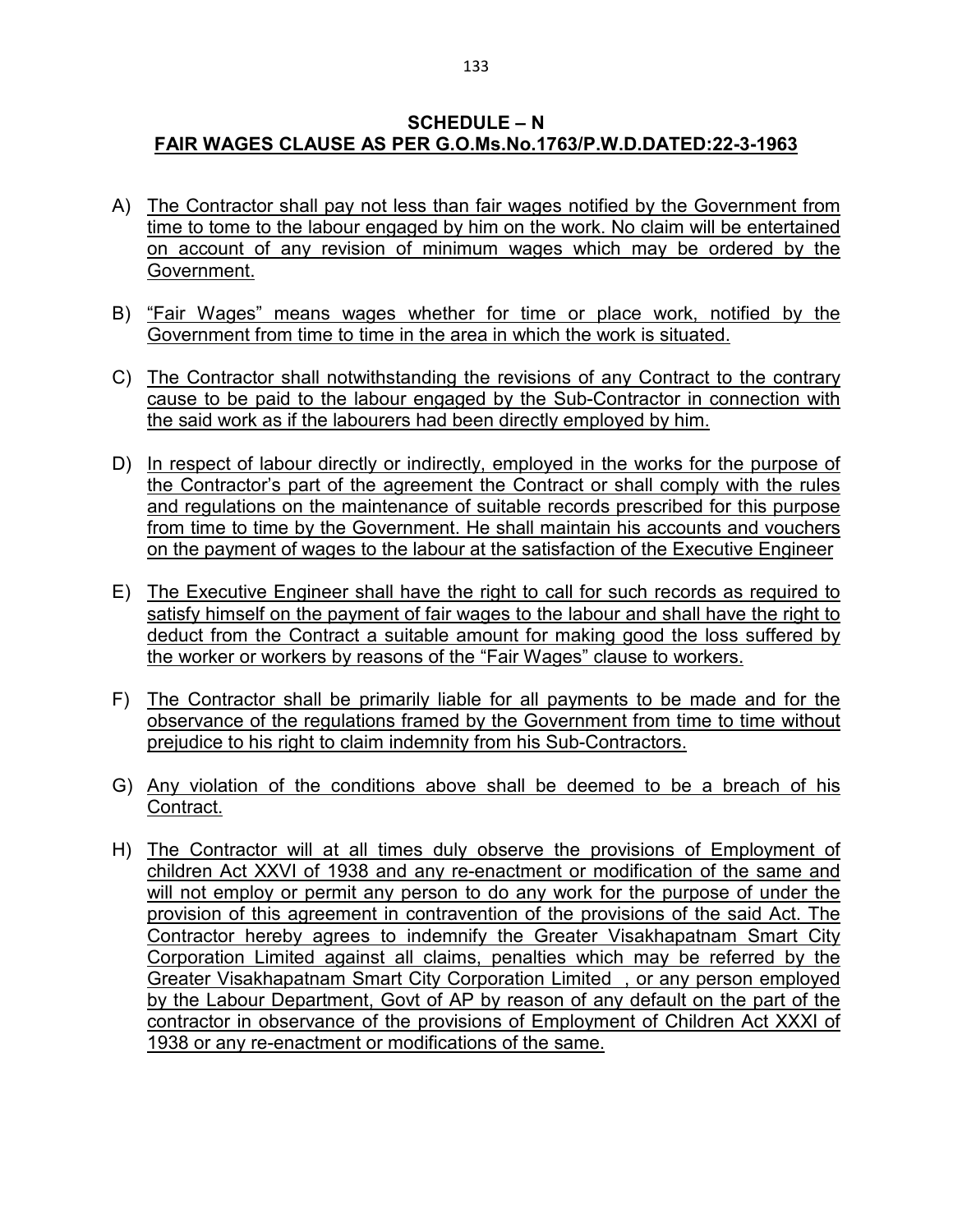## SCHEDULE – N

## FAIR WAGES CLAUSE AS PER G.O.Ms.No.1763/P.W.D.DATED:22-3-1963

A) The Contractor shall pay not less than fair wages notified by the Government from time to tome to the labour engaged by him on the work. No claim will be entertained on account of any revision of minimum wages which may be ordered by the Government.

B) "Fair Wages" means wages whether for time or place work, notified by the Government from time to time in the area in which the work is situated.

C) The Contractor shall notwithstanding the revisions of any Contract to the contrary cause to be paid to the labour engaged by the Sub-Contractor in connection with the said work as if the labourers had been directly employed by him.

D) In respect of labour directly or indirectly, employed in the works for the purpose of the Contractor's part of the agreement the Contract or shall comply with the rules and regulations on the maintenance of suitable records prescribed for this purpose from time to time by the Government. He shall maintain his accounts and vouchers on the payment of wages to the labour at the satisfaction of the Executive Engineer

E) The Executive Engineer shall have the right to call for such records as required to satisfy himself on the payment of fair wages to the labour and shall have the right to deduct from the Contract a suitable amount for making good the loss suffered by the worker or workers by reasons of the "Fair Wages" clause to workers.

F) The Contractor shall be primarily liable for all payments to be made and for the observance of the regulations framed by the Government from time to time without prejudice to his right to claim indemnity from his Sub-Contractors.

G) Any violation of the conditions above shall be deemed to be a breach of his Contract.

H) The Contractor will at all times duly observe the provisions of Employment of children Act XXVI of 1938 and any re-enactment or modification of the same and will not employ or permit any person to do any work for the purpose of under the provision of this agreement in contravention of the provisions of the said Act. The Contractor hereby agrees to indemnify the Greater Visakhapatnam Smart City Corporation Limited against all claims, penalties which may be referred by the Greater Visakhapatnam Smart City Corporation Limited , or any person employed by the Labour Department, Govt of AP by reason of any default on the part of the contractor in observance of the provisions of Employment of Children Act XXXI of 1938 or any re-enactment or modifications of the same.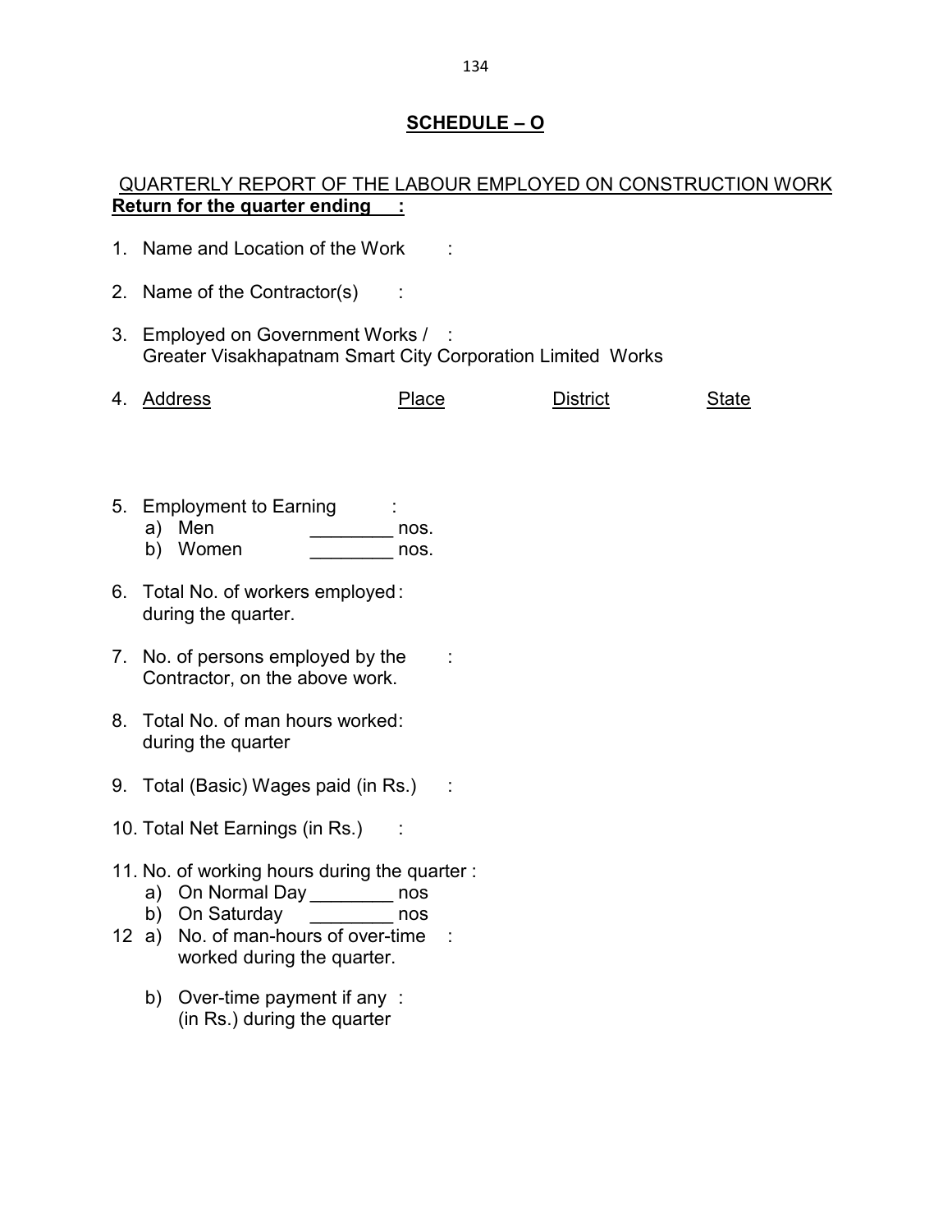## SCHEDULE – O

QUARTERLY REPORT OF THE LABOUR EMPLOYED ON CONSTRUCTION WORK

**Return for the quarter ending :**

1. Name and Location of the Work :

2. Name of the Contractor(s) :

3. Employed on Government Works / : Greater Visakhapatnam Smart City Corporation Limited Works

4. Address &emsp; Place &emsp; District &emsp; State

5. Employment to Earning :
   a) Men ________ nos.
   b) Women ________ nos.

6. Total No. of workers employed : during the quarter.

7. No. of persons employed by the : Contractor, on the above work.

8. Total No. of man hours worked : during the quarter

9. Total (Basic) Wages paid (in Rs.) :

10. Total Net Earnings (in Rs.) :

11. No. of working hours during the quarter :
    a) On Normal Day ________ nos
    b) On Saturday ________ nos

12. a) No. of man-hours of over-time : worked during the quarter.

    b) Over-time payment if any : (in Rs.) during the quarter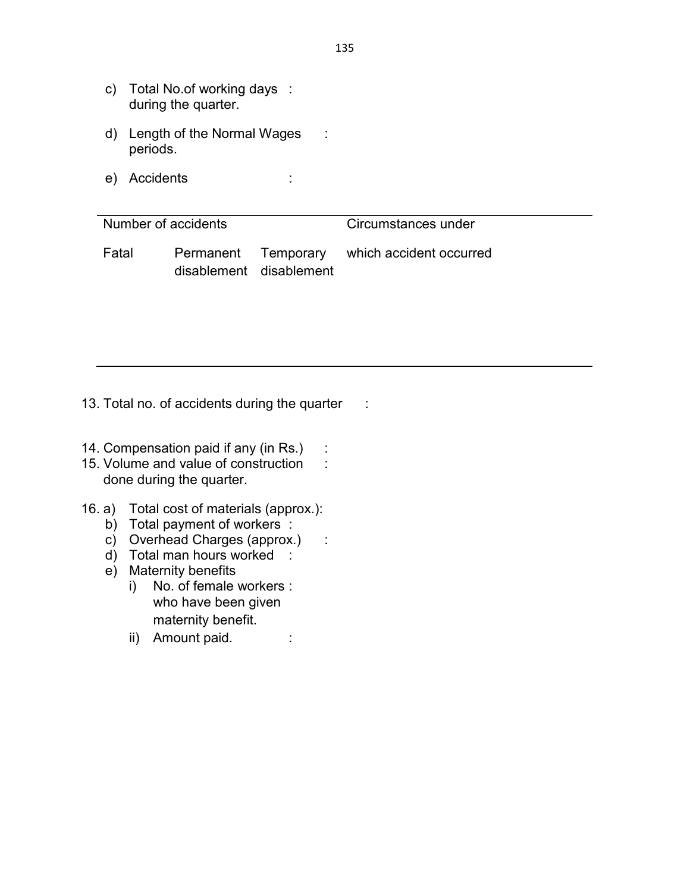c) Total No.of working days during the quarter. :

d) Length of the Normal Wages periods. :

e) Accidents :

| Number of accidents | | | Circumstances under which accident occurred |
|---|---|---|---|
| Fatal | Permanent disablement | Temporary disablement | |
| | | | |

13. Total no. of accidents during the quarter :

14. Compensation paid if any (in Rs.) :
15. Volume and value of construction done during the quarter. :

16. a) Total cost of materials (approx.):
    b) Total payment of workers :
    c) Overhead Charges (approx.) :
    d) Total man hours worked :
    e) Maternity benefits
        i) No. of female workers who have been given maternity benefit. :
        ii) Amount paid. :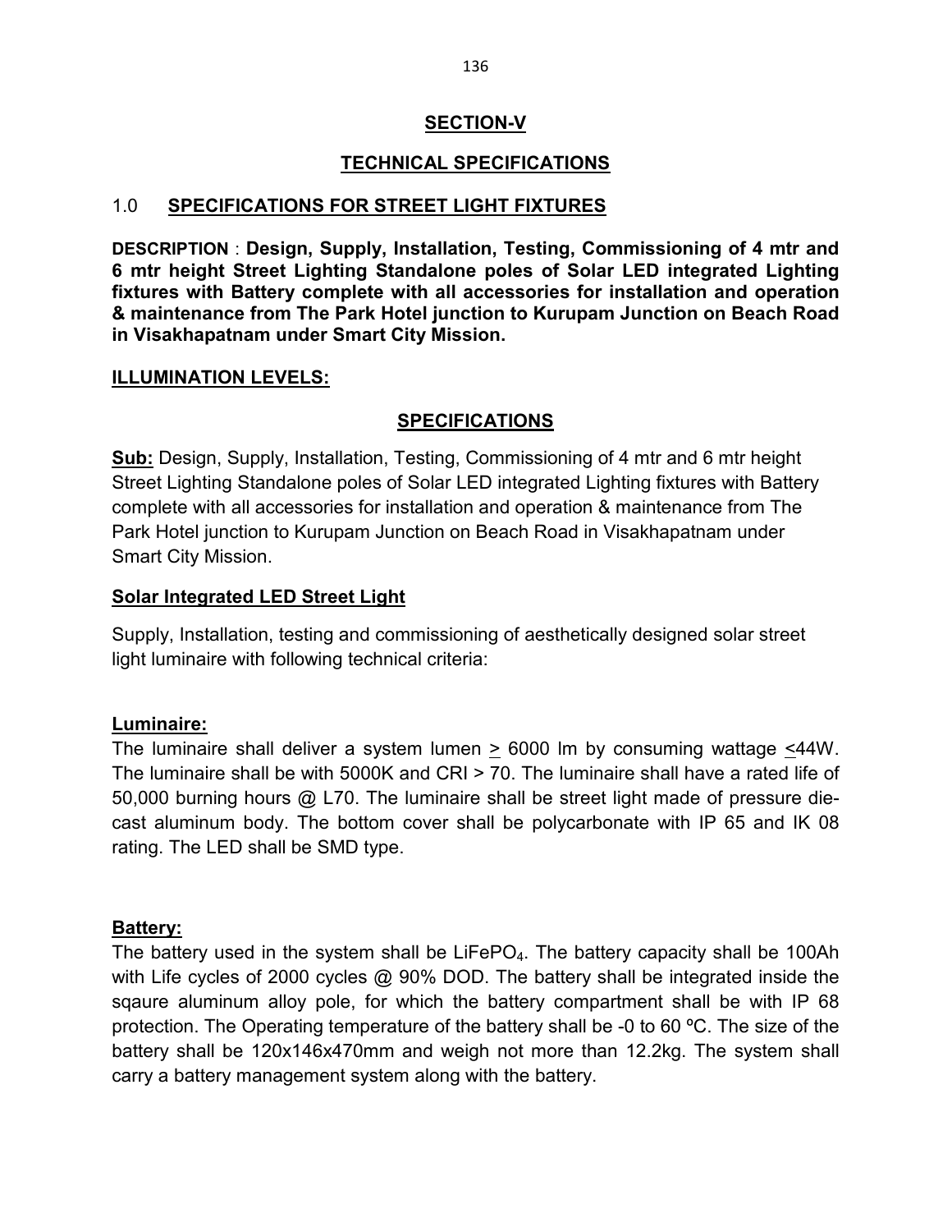## SECTION-V

## TECHNICAL SPECIFICATIONS

### 1.0 SPECIFICATIONS FOR STREET LIGHT FIXTURES

**DESCRIPTION** : **Design, Supply, Installation, Testing, Commissioning of 4 mtr and 6 mtr height Street Lighting Standalone poles of Solar LED integrated Lighting fixtures with Battery complete with all accessories for installation and operation & maintenance from The Park Hotel junction to Kurupam Junction on Beach Road in Visakhapatnam under Smart City Mission.**

**ILLUMINATION LEVELS:**

**SPECIFICATIONS**

**Sub:** Design, Supply, Installation, Testing, Commissioning of 4 mtr and 6 mtr height Street Lighting Standalone poles of Solar LED integrated Lighting fixtures with Battery complete with all accessories for installation and operation & maintenance from The Park Hotel junction to Kurupam Junction on Beach Road in Visakhapatnam under Smart City Mission.

**Solar Integrated LED Street Light**

Supply, Installation, testing and commissioning of aesthetically designed solar street light luminaire with following technical criteria:

**Luminaire:**

The luminaire shall deliver a system lumen $\geq$ 6000 lm by consuming wattage $\leq$44W. The luminaire shall be with 5000K and CRI > 70. The luminaire shall have a rated life of 50,000 burning hours @ L70. The luminaire shall be street light made of pressure die-cast aluminum body. The bottom cover shall be polycarbonate with IP 65 and IK 08 rating. The LED shall be SMD type.

**Battery:**

The battery used in the system shall be $LiFePO_4$. The battery capacity shall be 100Ah with Life cycles of 2000 cycles @ 90% DOD. The battery shall be integrated inside the sqaure aluminum alloy pole, for which the battery compartment shall be with IP 68 protection. The Operating temperature of the battery shall be -0 to 60 ºC. The size of the battery shall be 120x146x470mm and weigh not more than 12.2kg. The system shall carry a battery management system along with the battery.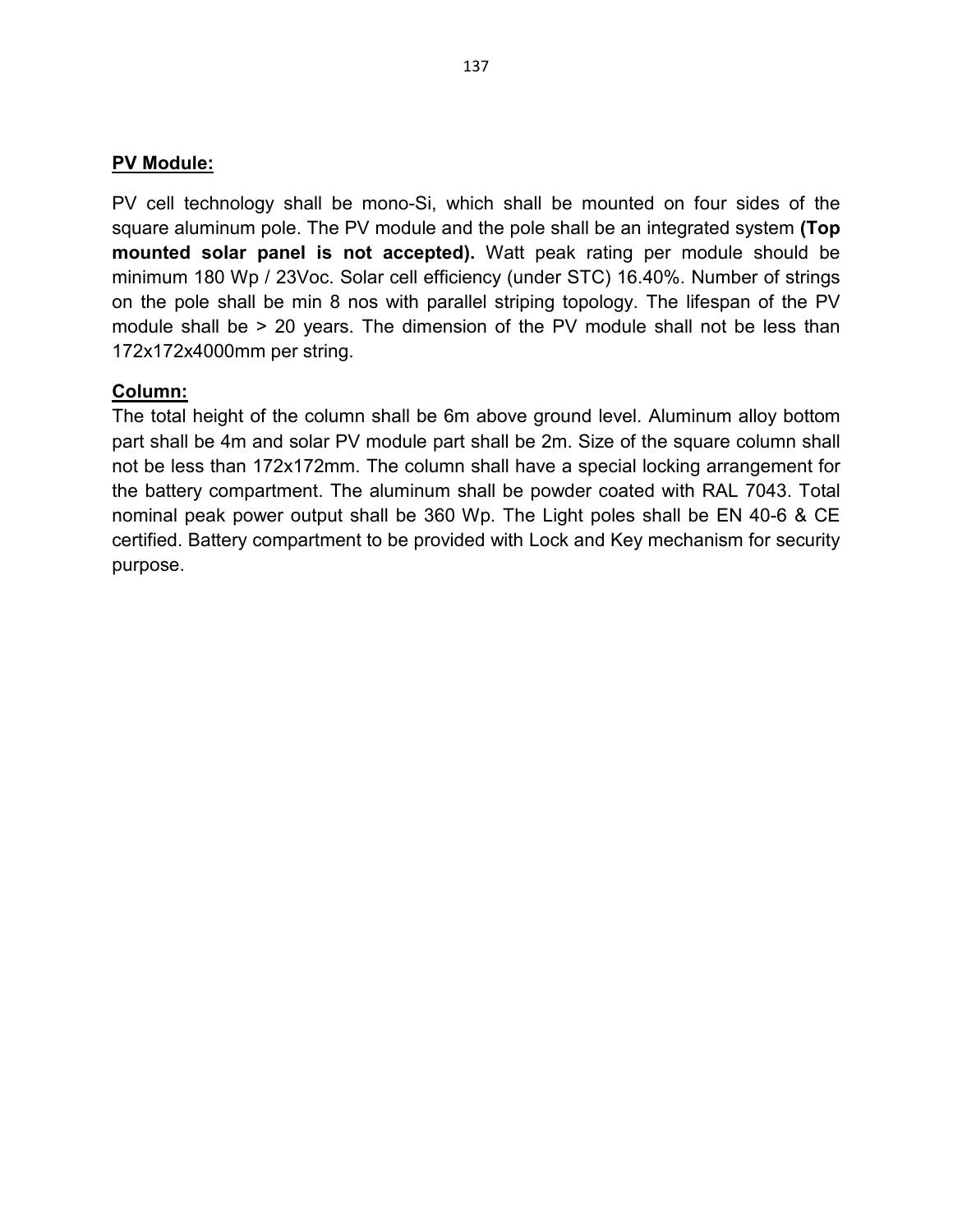**PV Module:**

PV cell technology shall be mono-Si, which shall be mounted on four sides of the square aluminum pole. The PV module and the pole shall be an integrated system **(Top mounted solar panel is not accepted).** Watt peak rating per module should be minimum 180 Wp / 23Voc. Solar cell efficiency (under STC) 16.40%. Number of strings on the pole shall be min 8 nos with parallel striping topology. The lifespan of the PV module shall be > 20 years. The dimension of the PV module shall not be less than 172x172x4000mm per string.

**Column:**

The total height of the column shall be 6m above ground level. Aluminum alloy bottom part shall be 4m and solar PV module part shall be 2m. Size of the square column shall not be less than 172x172mm. The column shall have a special locking arrangement for the battery compartment. The aluminum shall be powder coated with RAL 7043. Total nominal peak power output shall be 360 Wp. The Light poles shall be EN 40-6 & CE certified. Battery compartment to be provided with Lock and Key mechanism for security purpose.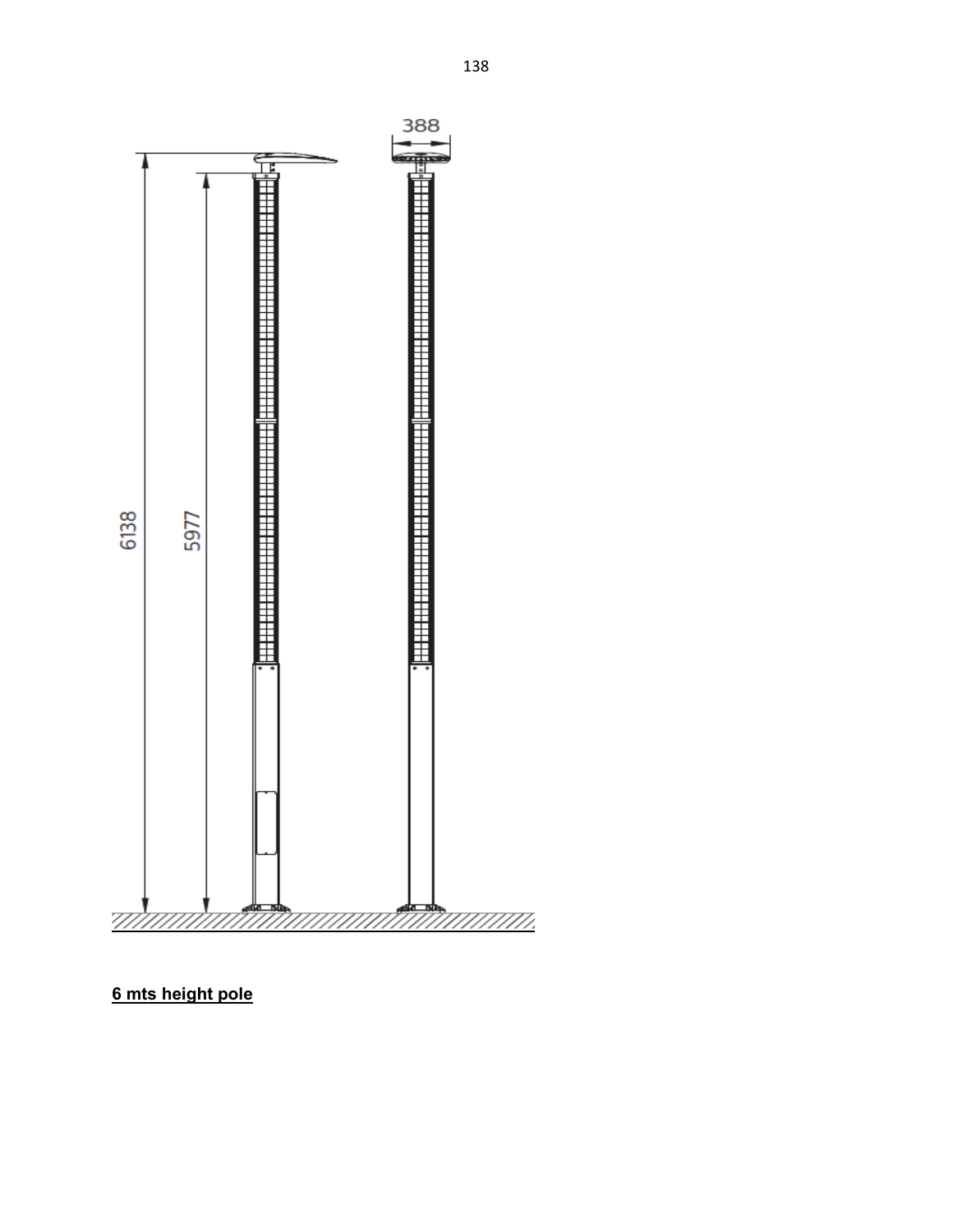388

6138

5977

**6 mts height pole**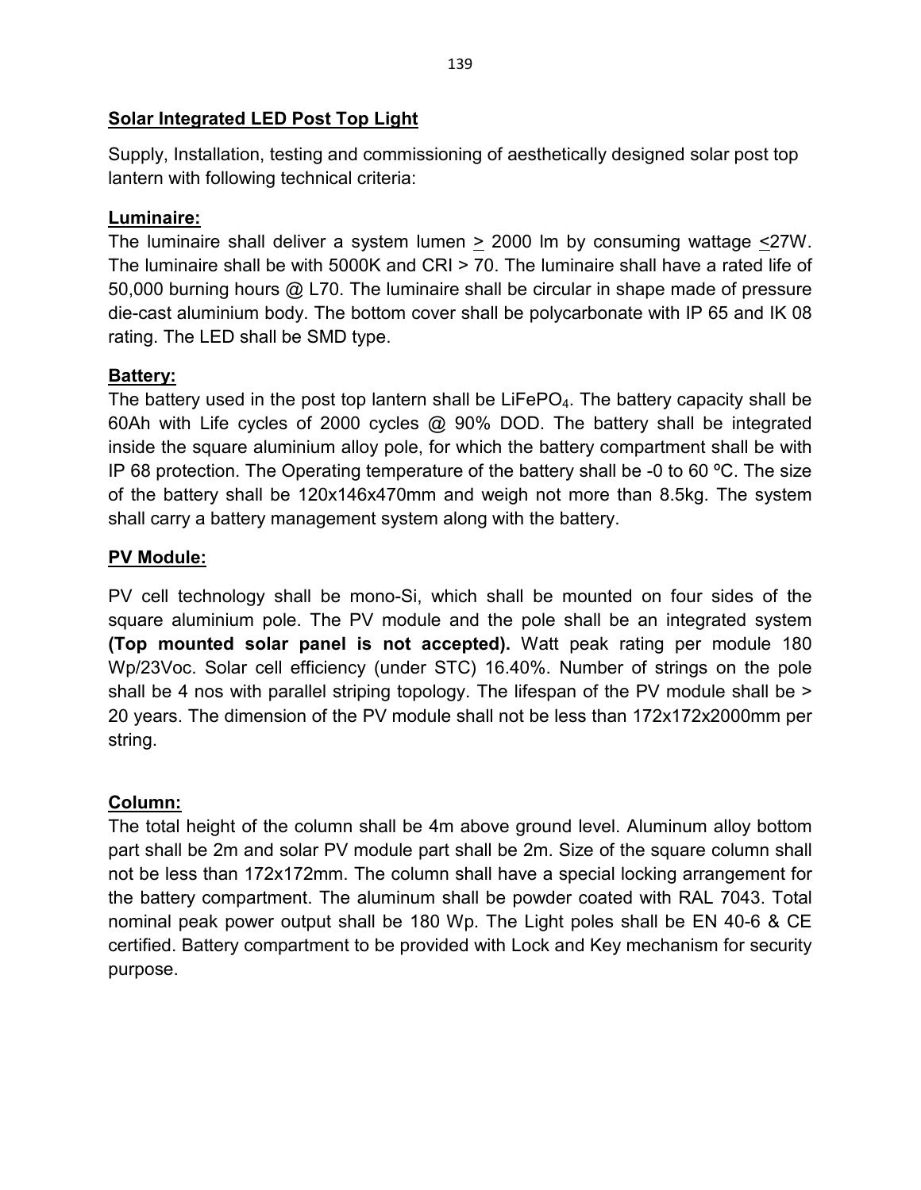**Solar Integrated LED Post Top Light**

Supply, Installation, testing and commissioning of aesthetically designed solar post top lantern with following technical criteria:

**Luminaire:**

The luminaire shall deliver a system lumen ≥ 2000 lm by consuming wattage ≤27W. The luminaire shall be with 5000K and CRI > 70. The luminaire shall have a rated life of 50,000 burning hours @ L70. The luminaire shall be circular in shape made of pressure die-cast aluminium body. The bottom cover shall be polycarbonate with IP 65 and IK 08 rating. The LED shall be SMD type.

**Battery:**

The battery used in the post top lantern shall be $LiFePO_4$. The battery capacity shall be 60Ah with Life cycles of 2000 cycles @ 90% DOD. The battery shall be integrated inside the square aluminium alloy pole, for which the battery compartment shall be with IP 68 protection. The Operating temperature of the battery shall be -0 to 60 ºC. The size of the battery shall be 120x146x470mm and weigh not more than 8.5kg. The system shall carry a battery management system along with the battery.

**PV Module:**

PV cell technology shall be mono-Si, which shall be mounted on four sides of the square aluminium pole. The PV module and the pole shall be an integrated system **(Top mounted solar panel is not accepted).** Watt peak rating per module 180 Wp/23Voc. Solar cell efficiency (under STC) 16.40%. Number of strings on the pole shall be 4 nos with parallel striping topology. The lifespan of the PV module shall be > 20 years. The dimension of the PV module shall not be less than 172x172x2000mm per string.

**Column:**

The total height of the column shall be 4m above ground level. Aluminum alloy bottom part shall be 2m and solar PV module part shall be 2m. Size of the square column shall not be less than 172x172mm. The column shall have a special locking arrangement for the battery compartment. The aluminum shall be powder coated with RAL 7043. Total nominal peak power output shall be 180 Wp. The Light poles shall be EN 40-6 & CE certified. Battery compartment to be provided with Lock and Key mechanism for security purpose.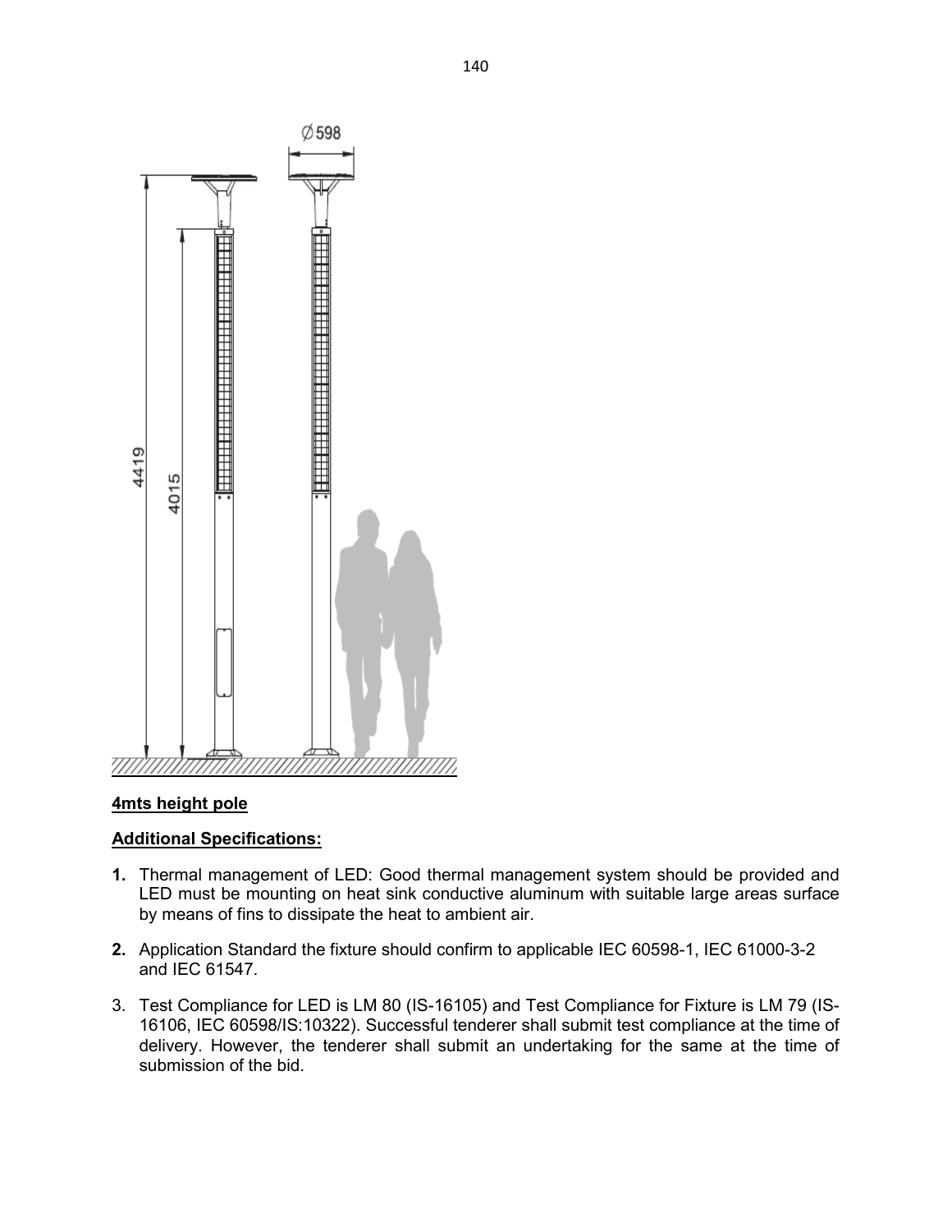**4mts height pole**

**Additional Specifications:**

1. Thermal management of LED: Good thermal management system should be provided and LED must be mounting on heat sink conductive aluminum with suitable large areas surface by means of fins to dissipate the heat to ambient air.

2. Application Standard the fixture should confirm to applicable IEC 60598-1, IEC 61000-3-2 and IEC 61547.

3. Test Compliance for LED is LM 80 (IS-16105) and Test Compliance for Fixture is LM 79 (IS-16106, IEC 60598/IS:10322). Successful tenderer shall submit test compliance at the time of delivery. However, the tenderer shall submit an undertaking for the same at the time of submission of the bid.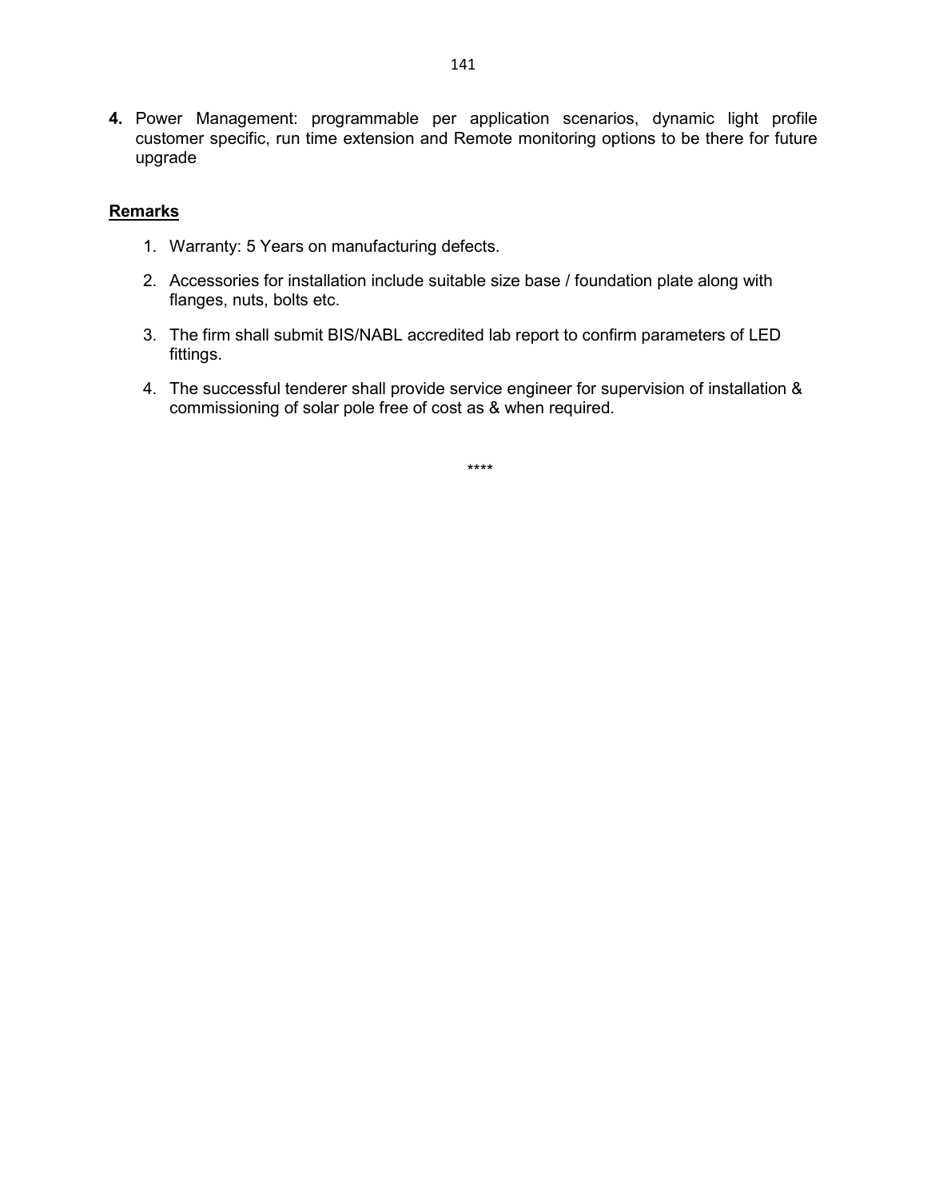**4.** Power Management: programmable per application scenarios, dynamic light profile customer specific, run time extension and Remote monitoring options to be there for future upgrade

**Remarks**

1. Warranty: 5 Years on manufacturing defects.
2. Accessories for installation include suitable size base / foundation plate along with flanges, nuts, bolts etc.
3. The firm shall submit BIS/NABL accredited lab report to confirm parameters of LED fittings.
4. The successful tenderer shall provide service engineer for supervision of installation & commissioning of solar pole free of cost as & when required.

****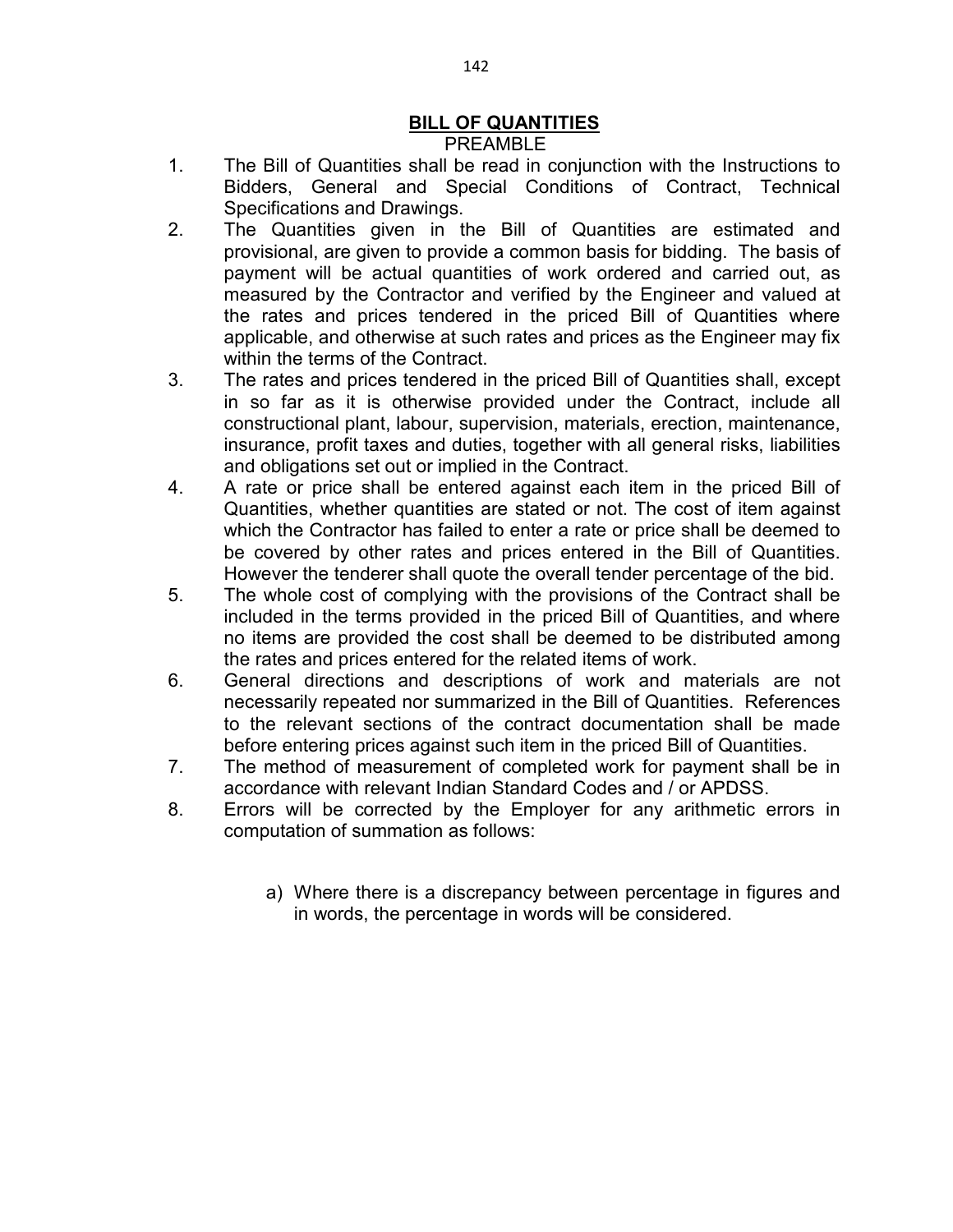## BILL OF QUANTITIES

PREAMBLE

1. The Bill of Quantities shall be read in conjunction with the Instructions to Bidders, General and Special Conditions of Contract, Technical Specifications and Drawings.
2. The Quantities given in the Bill of Quantities are estimated and provisional, are given to provide a common basis for bidding. The basis of payment will be actual quantities of work ordered and carried out, as measured by the Contractor and verified by the Engineer and valued at the rates and prices tendered in the priced Bill of Quantities where applicable, and otherwise at such rates and prices as the Engineer may fix within the terms of the Contract.
3. The rates and prices tendered in the priced Bill of Quantities shall, except in so far as it is otherwise provided under the Contract, include all constructional plant, labour, supervision, materials, erection, maintenance, insurance, profit taxes and duties, together with all general risks, liabilities and obligations set out or implied in the Contract.
4. A rate or price shall be entered against each item in the priced Bill of Quantities, whether quantities are stated or not. The cost of item against which the Contractor has failed to enter a rate or price shall be deemed to be covered by other rates and prices entered in the Bill of Quantities. However the tenderer shall quote the overall tender percentage of the bid.
5. The whole cost of complying with the provisions of the Contract shall be included in the terms provided in the priced Bill of Quantities, and where no items are provided the cost shall be deemed to be distributed among the rates and prices entered for the related items of work.
6. General directions and descriptions of work and materials are not necessarily repeated nor summarized in the Bill of Quantities. References to the relevant sections of the contract documentation shall be made before entering prices against such item in the priced Bill of Quantities.
7. The method of measurement of completed work for payment shall be in accordance with relevant Indian Standard Codes and / or APDSS.
8. Errors will be corrected by the Employer for any arithmetic errors in computation of summation as follows:

    a) Where there is a discrepancy between percentage in figures and in words, the percentage in words will be considered.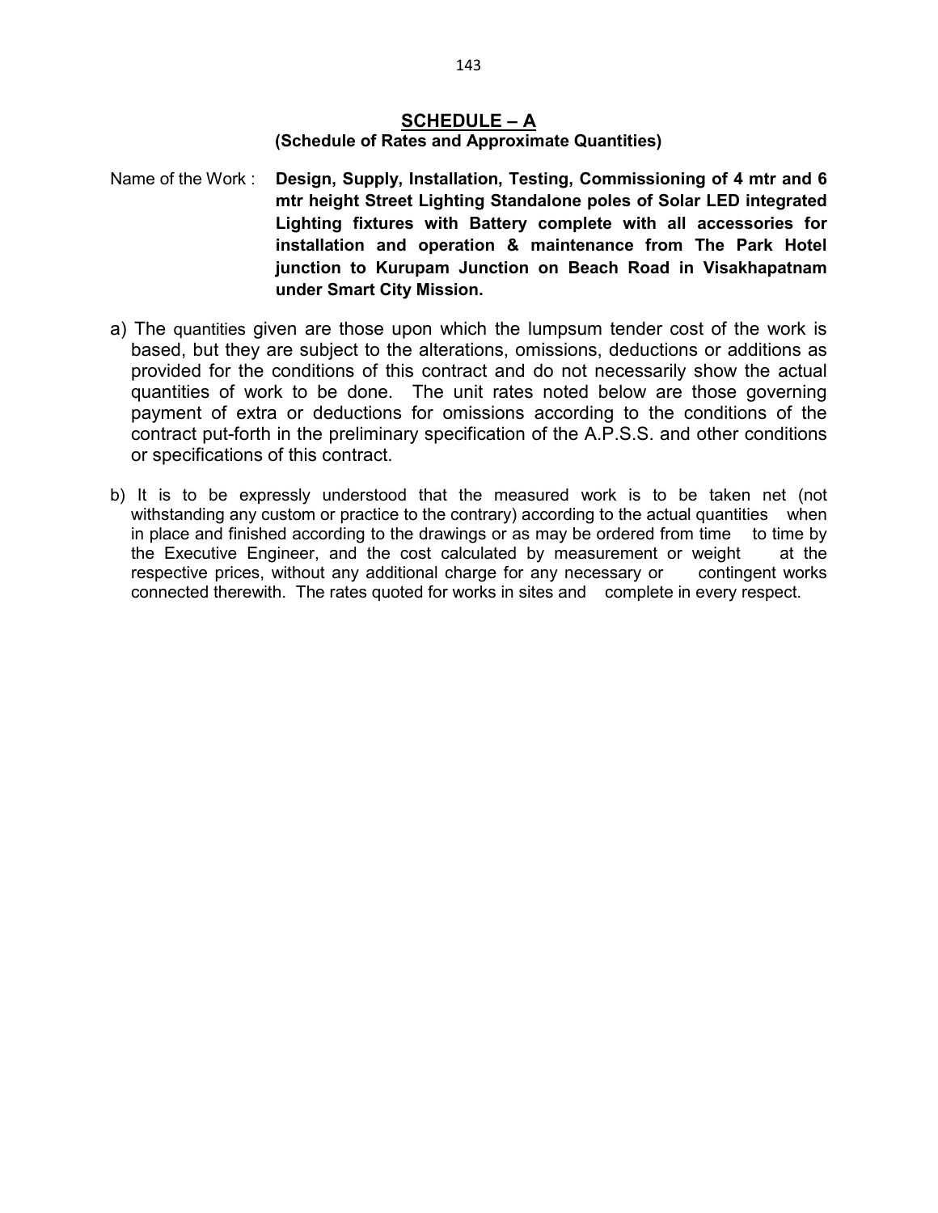## SCHEDULE – A

**(Schedule of Rates and Approximate Quantities)**

Name of the Work : **Design, Supply, Installation, Testing, Commissioning of 4 mtr and 6 mtr height Street Lighting Standalone poles of Solar LED integrated Lighting fixtures with Battery complete with all accessories for installation and operation & maintenance from The Park Hotel junction to Kurupam Junction on Beach Road in Visakhapatnam under Smart City Mission.**

a) The quantities given are those upon which the lumpsum tender cost of the work is based, but they are subject to the alterations, omissions, deductions or additions as provided for the conditions of this contract and do not necessarily show the actual quantities of work to be done. The unit rates noted below are those governing payment of extra or deductions for omissions according to the conditions of the contract put-forth in the preliminary specification of the A.P.S.S. and other conditions or specifications of this contract.

b) It is to be expressly understood that the measured work is to be taken net (not withstanding any custom or practice to the contrary) according to the actual quantities when in place and finished according to the drawings or as may be ordered from time to time by the Executive Engineer, and the cost calculated by measurement or weight at the respective prices, without any additional charge for any necessary or contingent works connected therewith. The rates quoted for works in sites and complete in every respect.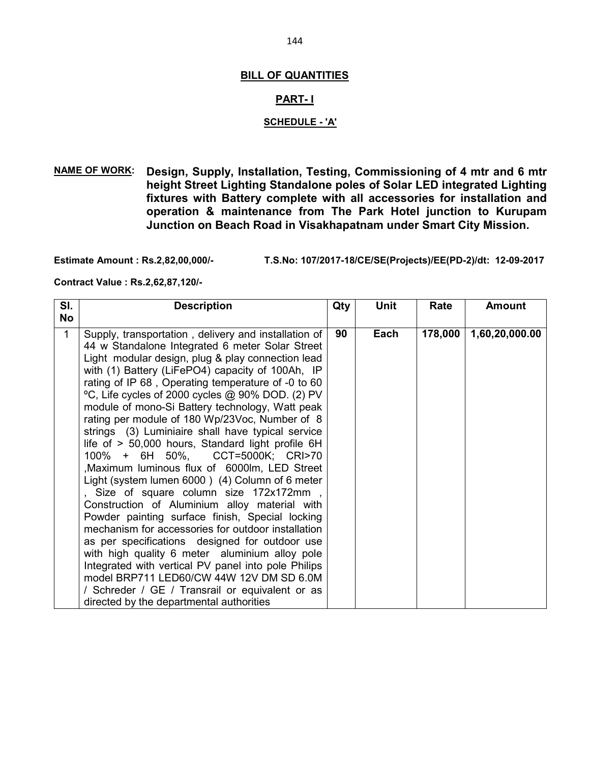## BILL OF QUANTITIES

## PART- I

### SCHEDULE - 'A'

**NAME OF WORK: Design, Supply, Installation, Testing, Commissioning of 4 mtr and 6 mtr height Street Lighting Standalone poles of Solar LED integrated Lighting fixtures with Battery complete with all accessories for installation and operation & maintenance from The Park Hotel junction to Kurupam Junction on Beach Road in Visakhapatnam under Smart City Mission.**

**Estimate Amount : Rs.2,82,00,000/-** **T.S.No: 107/2017-18/CE/SE(Projects)/EE(PD-2)/dt: 12-09-2017**

**Contract Value : Rs.2,62,87,120/-**

| Sl. No | Description | Qty | Unit | Rate | Amount |
|---|---|---|---|---|---|
| 1 | Supply, transportation , delivery and installation of 44 w Standalone Integrated 6 meter Solar Street Light modular design, plug & play connection lead with (1) Battery (LiFePO4) capacity of 100Ah, IP rating of IP 68 , Operating temperature of -0 to 60 ºC, Life cycles of 2000 cycles @ 90% DOD. (2) PV module of mono-Si Battery technology, Watt peak rating per module of 180 Wp/23Voc, Number of 8 strings (3) Luminiaire shall have typical service life of > 50,000 hours, Standard light profile 6H 100% + 6H 50%, CCT=5000K; CRI>70 ,Maximum luminous flux of 6000lm, LED Street Light (system lumen 6000 ) (4) Column of 6 meter , Size of square column size 172x172mm , Construction of Aluminium alloy material with Powder painting surface finish, Special locking mechanism for accessories for outdoor installation as per specifications designed for outdoor use with high quality 6 meter aluminium alloy pole Integrated with vertical PV panel into pole Philips model BRP711 LED60/CW 44W 12V DM SD 6.0M / Schreder / GE / Transrail or equivalent or as directed by the departmental authorities | 90 | Each | 178,000 | 1,60,20,000.00 |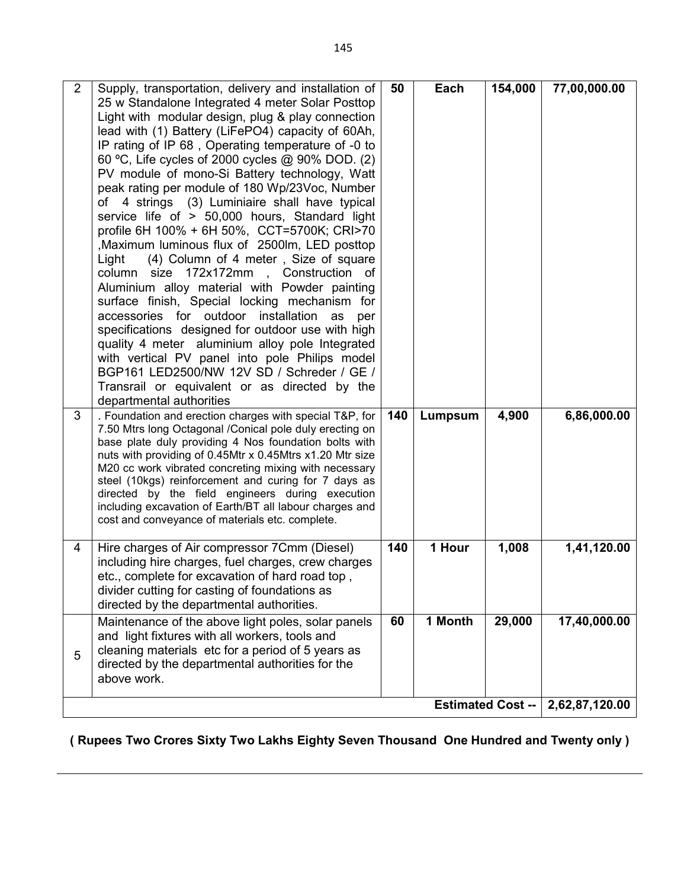| 2 | Supply, transportation, delivery and installation of 25 w Standalone Integrated 4 meter Solar Posttop Light with modular design, plug & play connection lead with (1) Battery (LiFePO4) capacity of 60Ah, IP rating of IP 68 , Operating temperature of -0 to 60 ºC, Life cycles of 2000 cycles @ 90% DOD. (2) PV module of mono-Si Battery technology, Watt peak rating per module of 180 Wp/23Voc, Number of 4 strings (3) Luminiaire shall have typical service life of > 50,000 hours, Standard light profile 6H 100% + 6H 50%, CCT=5700K; CRI>70 ,Maximum luminous flux of 2500lm, LED posttop Light (4) Column of 4 meter , Size of square column size 172x172mm , Construction of Aluminium alloy material with Powder painting surface finish, Special locking mechanism for accessories for outdoor installation as per specifications designed for outdoor use with high quality 4 meter aluminium alloy pole Integrated with vertical PV panel into pole Philips model BGP161 LED2500/NW 12V SD / Schreder / GE / Transrail or equivalent or as directed by the departmental authorities | 50 | Each | 154,000 | 77,00,000.00 |
|---|---|---|---|---|---|
| 3 | . Foundation and erection charges with special T&P, for 7.50 Mtrs long Octagonal /Conical pole duly erecting on base plate duly providing 4 Nos foundation bolts with nuts with providing of 0.45Mtr x 0.45Mtrs x1.20 Mtr size M20 cc work vibrated concreting mixing with necessary steel (10kgs) reinforcement and curing for 7 days as directed by the field engineers during execution including excavation of Earth/BT all labour charges and cost and conveyance of materials etc. complete. | 140 | Lumpsum | 4,900 | 6,86,000.00 |
| 4 | Hire charges of Air compressor 7Cmm (Diesel) including hire charges, fuel charges, crew charges etc., complete for excavation of hard road top , divider cutting for casting of foundations as directed by the departmental authorities. | 140 | 1 Hour | 1,008 | 1,41,120.00 |
| 5 | Maintenance of the above light poles, solar panels and light fixtures with all workers, tools and cleaning materials etc for a period of 5 years as directed by the departmental authorities for the above work. | 60 | 1 Month | 29,000 | 17,40,000.00 |
| | | | | **Estimated Cost --** | **2,62,87,120.00** |

**( Rupees Two Crores Sixty Two Lakhs Eighty Seven Thousand One Hundred and Twenty only )**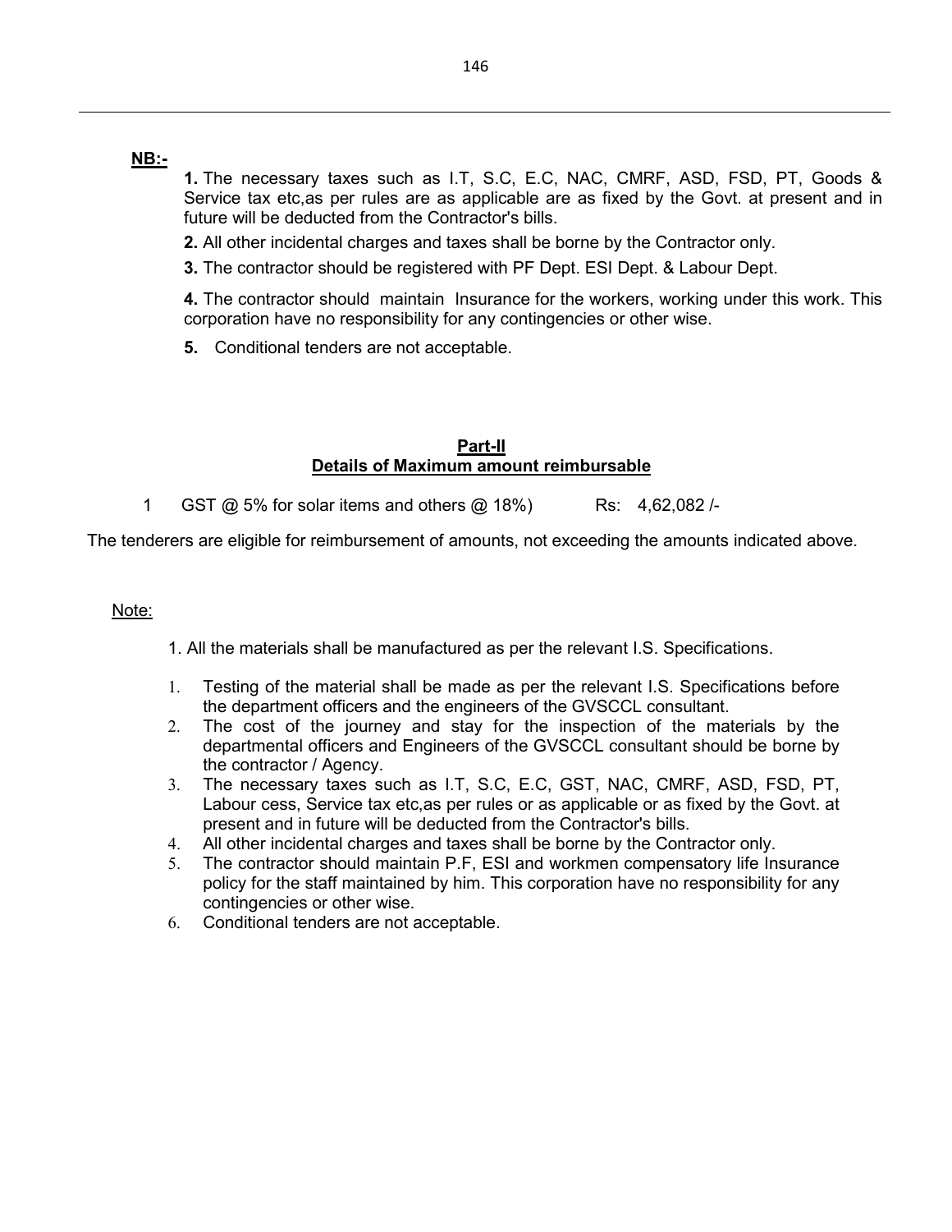**NB:-**

**1.** The necessary taxes such as I.T, S.C, E.C, NAC, CMRF, ASD, FSD, PT, Goods & Service tax etc,as per rules are as applicable are as fixed by the Govt. at present and in future will be deducted from the Contractor's bills.

**2.** All other incidental charges and taxes shall be borne by the Contractor only.

**3.** The contractor should be registered with PF Dept. ESI Dept. & Labour Dept.

**4.** The contractor should maintain Insurance for the workers, working under this work. This corporation have no responsibility for any contingencies or other wise.

**5.** Conditional tenders are not acceptable.

## Part-II
## Details of Maximum amount reimbursable

1 GST @ 5% for solar items and others @ 18%) Rs: 4,62,082 /-

The tenderers are eligible for reimbursement of amounts, not exceeding the amounts indicated above.

Note:

1. All the materials shall be manufactured as per the relevant I.S. Specifications.

1. Testing of the material shall be made as per the relevant I.S. Specifications before the department officers and the engineers of the GVSCCL consultant.
2. The cost of the journey and stay for the inspection of the materials by the departmental officers and Engineers of the GVSCCL consultant should be borne by the contractor / Agency.
3. The necessary taxes such as I.T, S.C, E.C, GST, NAC, CMRF, ASD, FSD, PT, Labour cess, Service tax etc,as per rules or as applicable or as fixed by the Govt. at present and in future will be deducted from the Contractor's bills.
4. All other incidental charges and taxes shall be borne by the Contractor only.
5. The contractor should maintain P.F, ESI and workmen compensatory life Insurance policy for the staff maintained by him. This corporation have no responsibility for any contingencies or other wise.
6. Conditional tenders are not acceptable.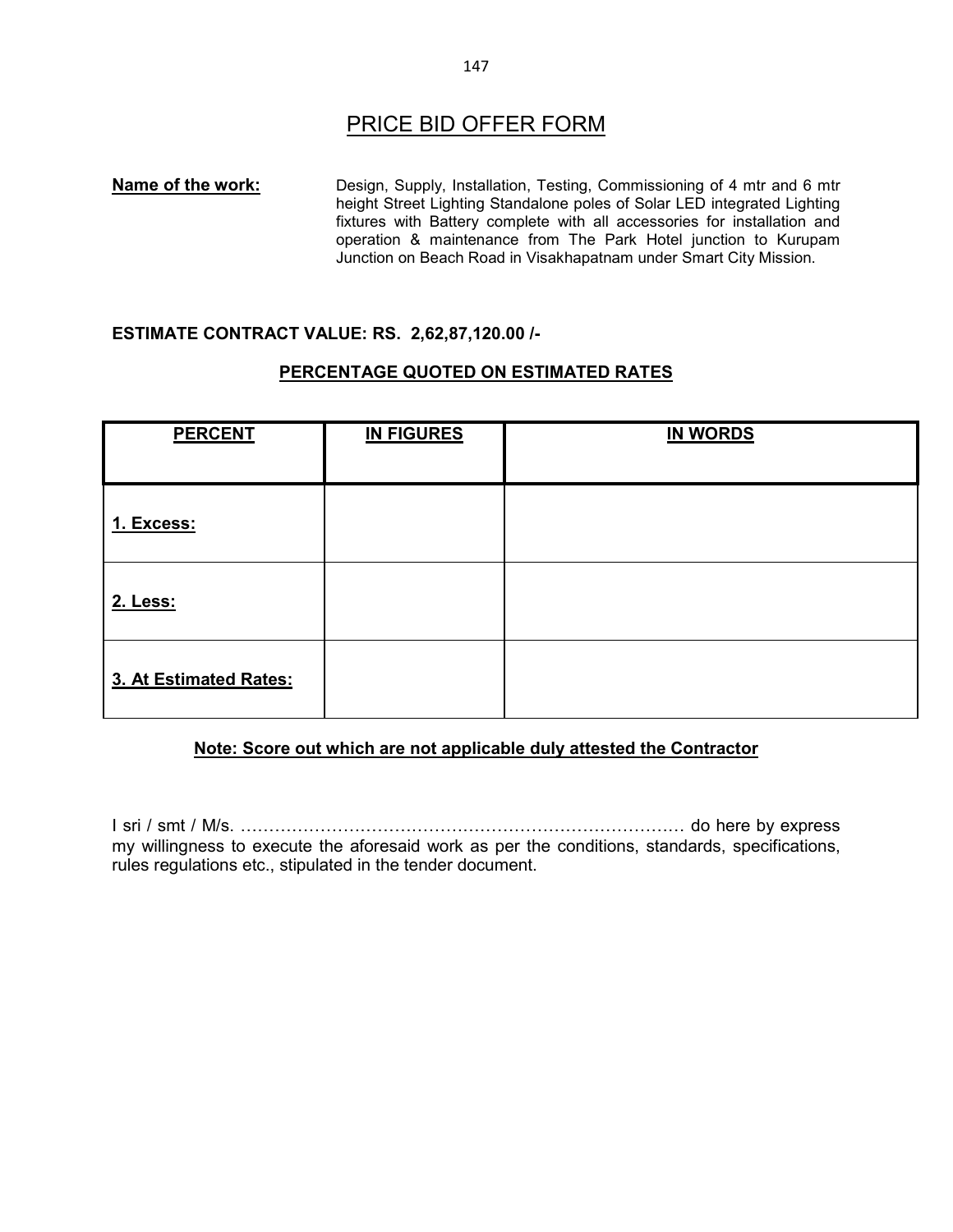# PRICE BID OFFER FORM

**Name of the work:** Design, Supply, Installation, Testing, Commissioning of 4 mtr and 6 mtr height Street Lighting Standalone poles of Solar LED integrated Lighting fixtures with Battery complete with all accessories for installation and operation & maintenance from The Park Hotel junction to Kurupam Junction on Beach Road in Visakhapatnam under Smart City Mission.

**ESTIMATE CONTRACT VALUE: RS. 2,62,87,120.00 /-**

**PERCENTAGE QUOTED ON ESTIMATED RATES**

| PERCENT | IN FIGURES | IN WORDS |
| --- | --- | --- |
| 1. Excess: | | |
| 2. Less: | | |
| 3. At Estimated Rates: | | |

**Note: Score out which are not applicable duly attested the Contractor**

I sri / smt / M/s. ……………………………………………………………………… do here by express my willingness to execute the aforesaid work as per the conditions, standards, specifications, rules regulations etc., stipulated in the tender document.